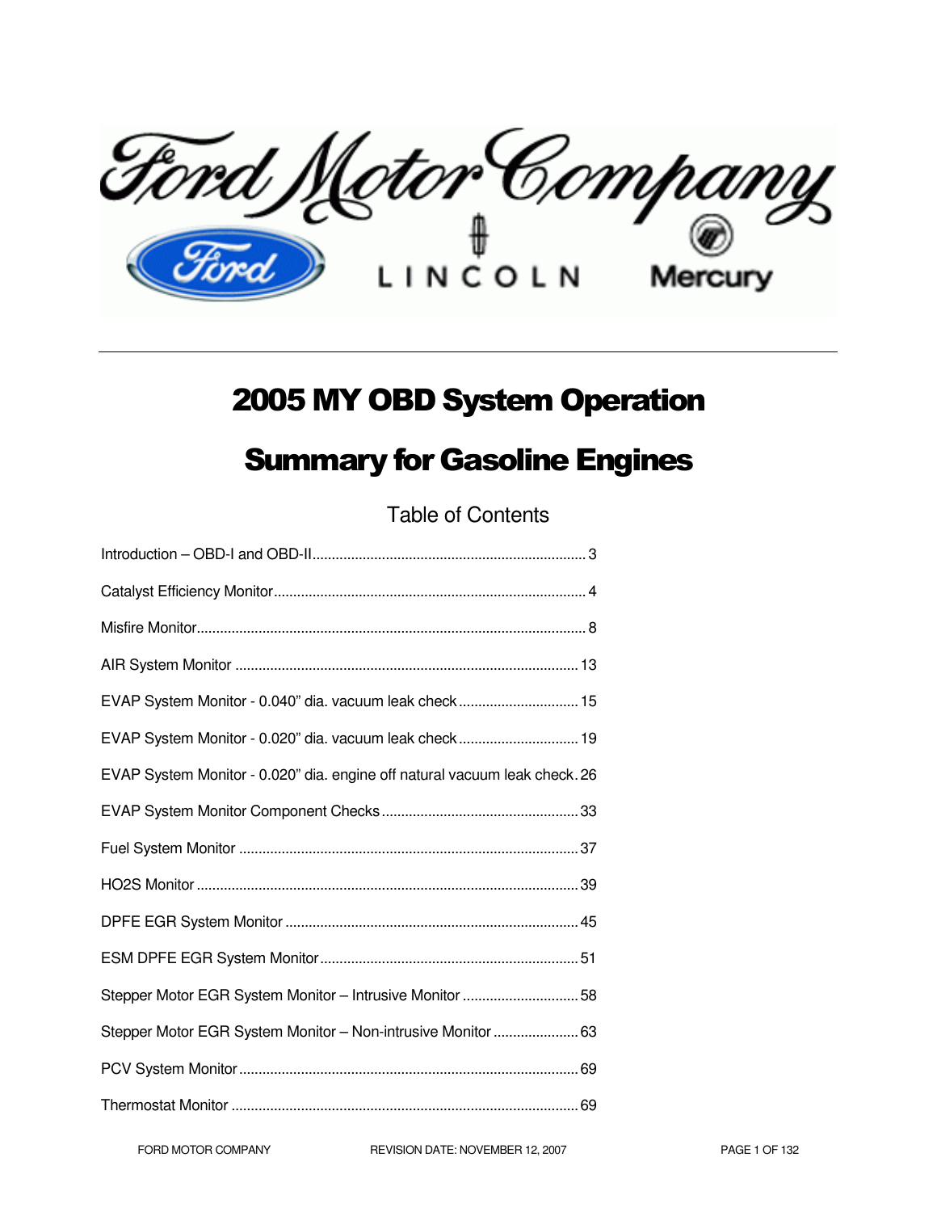# 2005 MY OBD System Operation

# Summary for Gasoline Engines

## Table of Contents

Introduction – OBD-I and OBD-II ........................................................................ 3

Catalyst Efficiency Monitor ................................................................................ 4

Misfire Monitor .................................................................................................... 8

AIR System Monitor ........................................................................................... 13

EVAP System Monitor - 0.040" dia. vacuum leak check ................................ 15

EVAP System Monitor - 0.020" dia. vacuum leak check ................................ 19

EVAP System Monitor - 0.020" dia. engine off natural vacuum leak check. 26

EVAP System Monitor Component Checks ..................................................... 33

Fuel System Monitor ......................................................................................... 37

HO2S Monitor .................................................................................................... 39

DPFE EGR System Monitor .............................................................................. 45

ESM DPFE EGR System Monitor ..................................................................... 51

Stepper Motor EGR System Monitor – Intrusive Monitor ............................... 58

Stepper Motor EGR System Monitor – Non-intrusive Monitor ....................... 63

PCV System Monitor ......................................................................................... 69

Thermostat Monitor ........................................................................................... 69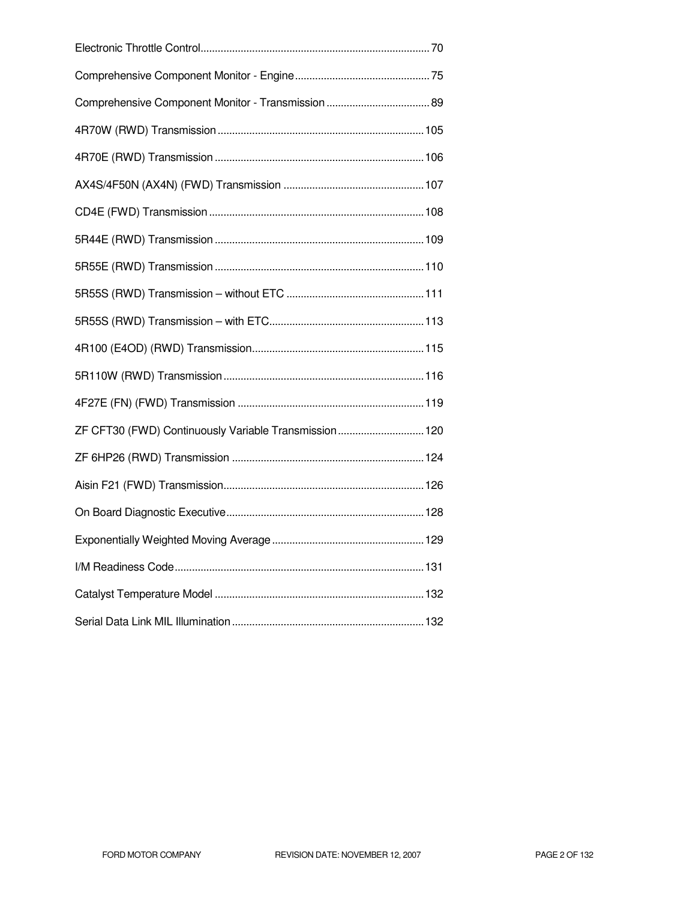Electronic Throttle Control ............................................................................... 70

Comprehensive Component Monitor - Engine ............................................... 75

Comprehensive Component Monitor - Transmission .................................... 89

4R70W (RWD) Transmission ....................................................................... 105

4R70E (RWD) Transmission ........................................................................ 106

AX4S/4F50N (AX4N) (FWD) Transmission ................................................ 107

CD4E (FWD) Transmission .......................................................................... 108

5R44E (RWD) Transmission ........................................................................ 109

5R55E (RWD) Transmission ........................................................................ 110

5R55S (RWD) Transmission – without ETC ............................................... 111

5R55S (RWD) Transmission – with ETC..................................................... 113

4R100 (E4OD) (RWD) Transmission........................................................... 115

5R110W (RWD) Transmission ..................................................................... 116

4F27E (FN) (FWD) Transmission ................................................................ 119

ZF CFT30 (FWD) Continuously Variable Transmission .............................. 120

ZF 6HP26 (RWD) Transmission .................................................................. 124

Aisin F21 (FWD) Transmission..................................................................... 126

On Board Diagnostic Executive .................................................................... 128

Exponentially Weighted Moving Average .................................................... 129

I/M Readiness Code ...................................................................................... 131

Catalyst Temperature Model ........................................................................ 132

Serial Data Link MIL Illumination .................................................................. 132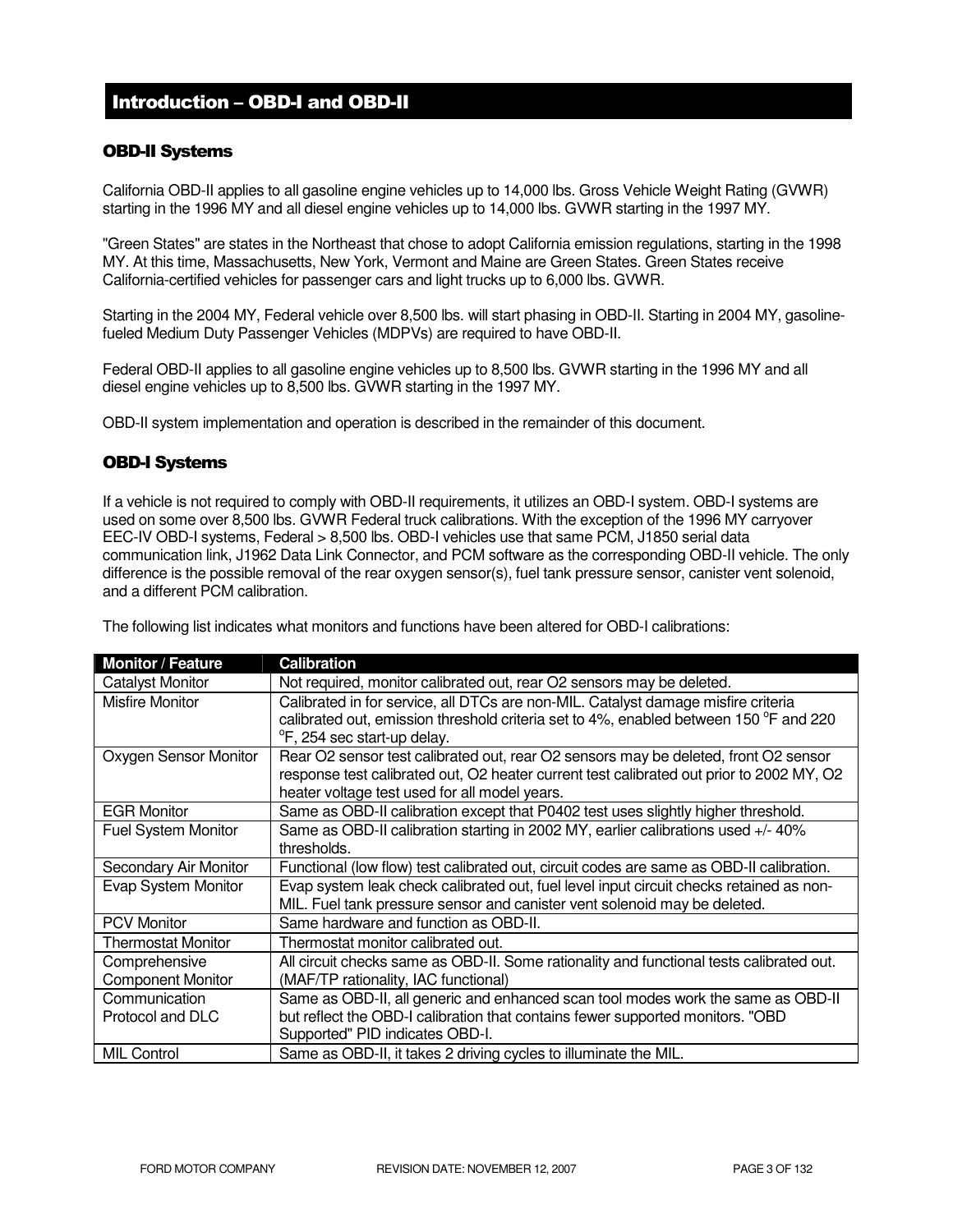# Introduction – OBD-I and OBD-II

## OBD-II Systems

California OBD-II applies to all gasoline engine vehicles up to 14,000 lbs. Gross Vehicle Weight Rating (GVWR) starting in the 1996 MY and all diesel engine vehicles up to 14,000 lbs. GVWR starting in the 1997 MY.

"Green States" are states in the Northeast that chose to adopt California emission regulations, starting in the 1998 MY. At this time, Massachusetts, New York, Vermont and Maine are Green States. Green States receive California-certified vehicles for passenger cars and light trucks up to 6,000 lbs. GVWR.

Starting in the 2004 MY, Federal vehicle over 8,500 lbs. will start phasing in OBD-II. Starting in 2004 MY, gasoline-fueled Medium Duty Passenger Vehicles (MDPVs) are required to have OBD-II.

Federal OBD-II applies to all gasoline engine vehicles up to 8,500 lbs. GVWR starting in the 1996 MY and all diesel engine vehicles up to 8,500 lbs. GVWR starting in the 1997 MY.

OBD-II system implementation and operation is described in the remainder of this document.

## OBD-I Systems

If a vehicle is not required to comply with OBD-II requirements, it utilizes an OBD-I system. OBD-I systems are used on some over 8,500 lbs. GVWR Federal truck calibrations. With the exception of the 1996 MY carryover EEC-IV OBD-I systems, Federal > 8,500 lbs. OBD-I vehicles use that same PCM, J1850 serial data communication link, J1962 Data Link Connector, and PCM software as the corresponding OBD-II vehicle. The only difference is the possible removal of the rear oxygen sensor(s), fuel tank pressure sensor, canister vent solenoid, and a different PCM calibration.

The following list indicates what monitors and functions have been altered for OBD-I calibrations:

| Monitor / Feature | Calibration |
|---|---|
| Catalyst Monitor | Not required, monitor calibrated out, rear O2 sensors may be deleted. |
| Misfire Monitor | Calibrated in for service, all DTCs are non-MIL. Catalyst damage misfire criteria calibrated out, emission threshold criteria set to 4%, enabled between 150 °F and 220 °F, 254 sec start-up delay. |
| Oxygen Sensor Monitor | Rear O2 sensor test calibrated out, rear O2 sensors may be deleted, front O2 sensor response test calibrated out, O2 heater current test calibrated out prior to 2002 MY, O2 heater voltage test used for all model years. |
| EGR Monitor | Same as OBD-II calibration except that P0402 test uses slightly higher threshold. |
| Fuel System Monitor | Same as OBD-II calibration starting in 2002 MY, earlier calibrations used +/- 40% thresholds. |
| Secondary Air Monitor | Functional (low flow) test calibrated out, circuit codes are same as OBD-II calibration. |
| Evap System Monitor | Evap system leak check calibrated out, fuel level input circuit checks retained as non-MIL. Fuel tank pressure sensor and canister vent solenoid may be deleted. |
| PCV Monitor | Same hardware and function as OBD-II. |
| Thermostat Monitor | Thermostat monitor calibrated out. |
| Comprehensive Component Monitor | All circuit checks same as OBD-II. Some rationality and functional tests calibrated out. (MAF/TP rationality, IAC functional) |
| Communication Protocol and DLC | Same as OBD-II, all generic and enhanced scan tool modes work the same as OBD-II but reflect the OBD-I calibration that contains fewer supported monitors. "OBD Supported" PID indicates OBD-I. |
| MIL Control | Same as OBD-II, it takes 2 driving cycles to illuminate the MIL. |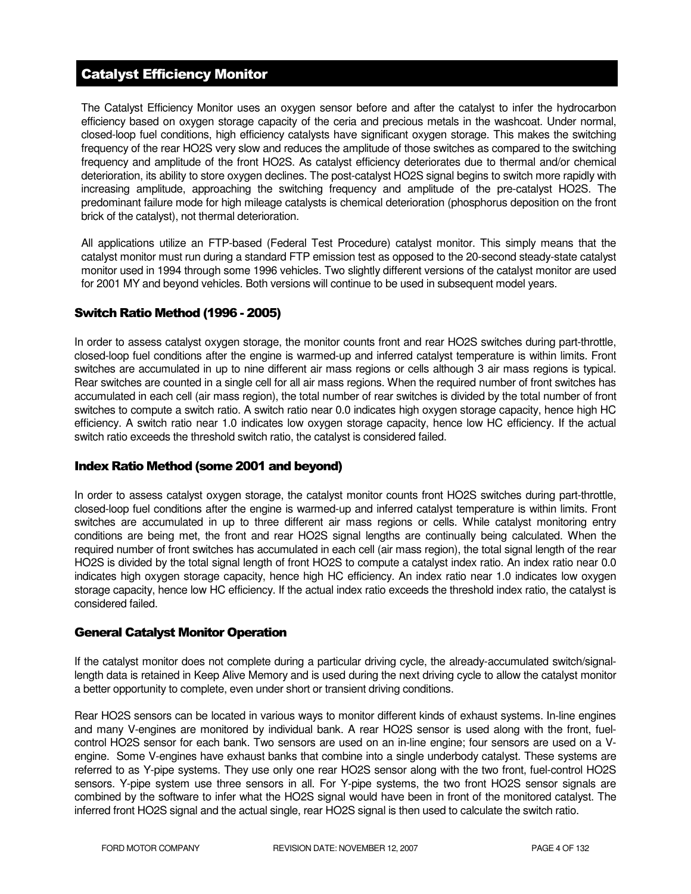## Catalyst Efficiency Monitor

The Catalyst Efficiency Monitor uses an oxygen sensor before and after the catalyst to infer the hydrocarbon efficiency based on oxygen storage capacity of the ceria and precious metals in the washcoat. Under normal, closed-loop fuel conditions, high efficiency catalysts have significant oxygen storage. This makes the switching frequency of the rear HO2S very slow and reduces the amplitude of those switches as compared to the switching frequency and amplitude of the front HO2S. As catalyst efficiency deteriorates due to thermal and/or chemical deterioration, its ability to store oxygen declines. The post-catalyst HO2S signal begins to switch more rapidly with increasing amplitude, approaching the switching frequency and amplitude of the pre-catalyst HO2S. The predominant failure mode for high mileage catalysts is chemical deterioration (phosphorus deposition on the front brick of the catalyst), not thermal deterioration.

All applications utilize an FTP-based (Federal Test Procedure) catalyst monitor. This simply means that the catalyst monitor must run during a standard FTP emission test as opposed to the 20-second steady-state catalyst monitor used in 1994 through some 1996 vehicles. Two slightly different versions of the catalyst monitor are used for 2001 MY and beyond vehicles. Both versions will continue to be used in subsequent model years.

### Switch Ratio Method (1996 - 2005)

In order to assess catalyst oxygen storage, the monitor counts front and rear HO2S switches during part-throttle, closed-loop fuel conditions after the engine is warmed-up and inferred catalyst temperature is within limits. Front switches are accumulated in up to nine different air mass regions or cells although 3 air mass regions is typical. Rear switches are counted in a single cell for all air mass regions. When the required number of front switches has accumulated in each cell (air mass region), the total number of rear switches is divided by the total number of front switches to compute a switch ratio. A switch ratio near 0.0 indicates high oxygen storage capacity, hence high HC efficiency. A switch ratio near 1.0 indicates low oxygen storage capacity, hence low HC efficiency. If the actual switch ratio exceeds the threshold switch ratio, the catalyst is considered failed.

### Index Ratio Method (some 2001 and beyond)

In order to assess catalyst oxygen storage, the catalyst monitor counts front HO2S switches during part-throttle, closed-loop fuel conditions after the engine is warmed-up and inferred catalyst temperature is within limits. Front switches are accumulated in up to three different air mass regions or cells. While catalyst monitoring entry conditions are being met, the front and rear HO2S signal lengths are continually being calculated. When the required number of front switches has accumulated in each cell (air mass region), the total signal length of the rear HO2S is divided by the total signal length of front HO2S to compute a catalyst index ratio. An index ratio near 0.0 indicates high oxygen storage capacity, hence high HC efficiency. An index ratio near 1.0 indicates low oxygen storage capacity, hence low HC efficiency. If the actual index ratio exceeds the threshold index ratio, the catalyst is considered failed.

### General Catalyst Monitor Operation

If the catalyst monitor does not complete during a particular driving cycle, the already-accumulated switch/signal-length data is retained in Keep Alive Memory and is used during the next driving cycle to allow the catalyst monitor a better opportunity to complete, even under short or transient driving conditions.

Rear HO2S sensors can be located in various ways to monitor different kinds of exhaust systems. In-line engines and many V-engines are monitored by individual bank. A rear HO2S sensor is used along with the front, fuel-control HO2S sensor for each bank. Two sensors are used on an in-line engine; four sensors are used on a V-engine. Some V-engines have exhaust banks that combine into a single underbody catalyst. These systems are referred to as Y-pipe systems. They use only one rear HO2S sensor along with the two front, fuel-control HO2S sensors. Y-pipe system use three sensors in all. For Y-pipe systems, the two front HO2S sensor signals are combined by the software to infer what the HO2S signal would have been in front of the monitored catalyst. The inferred front HO2S signal and the actual single, rear HO2S signal is then used to calculate the switch ratio.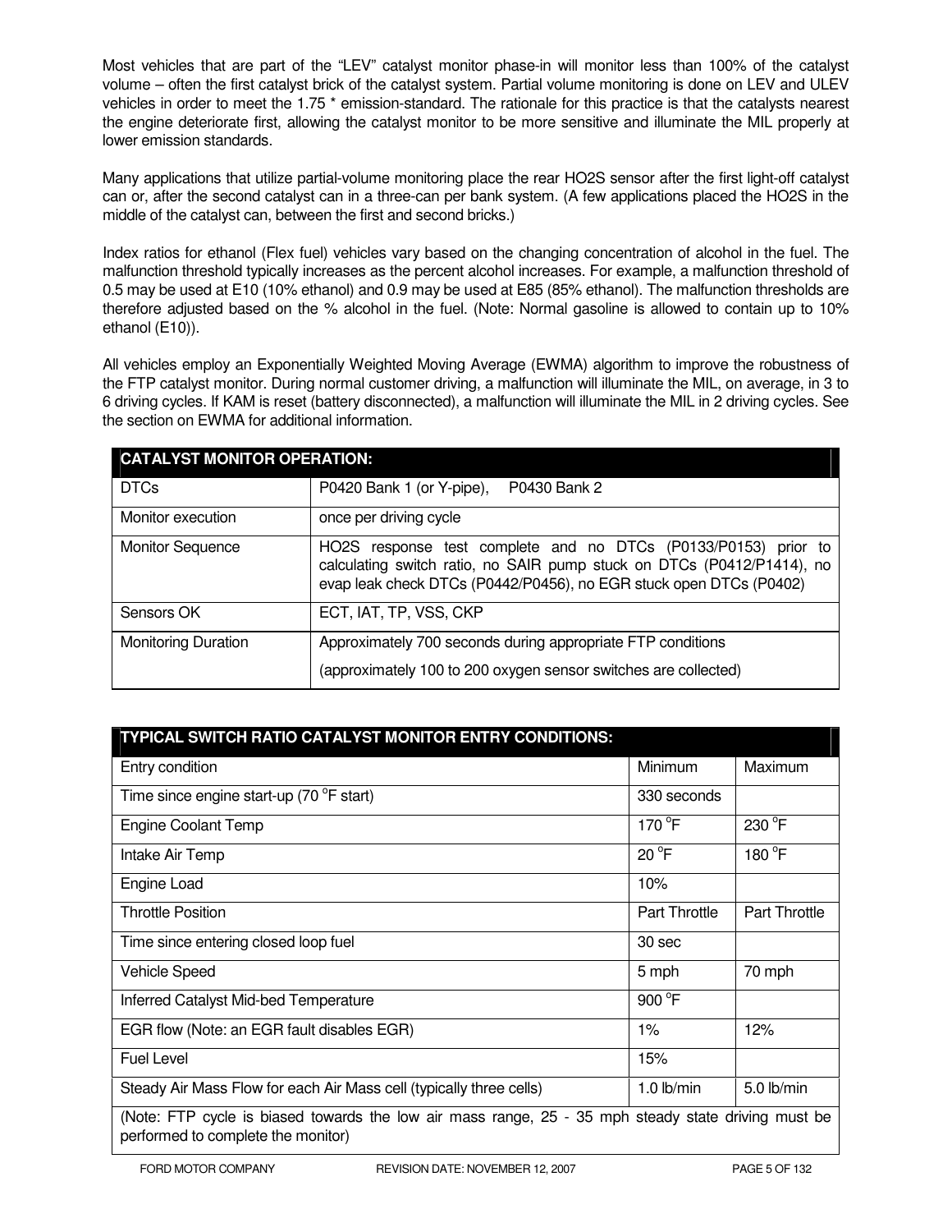Most vehicles that are part of the "LEV" catalyst monitor phase-in will monitor less than 100% of the catalyst volume – often the first catalyst brick of the catalyst system. Partial volume monitoring is done on LEV and ULEV vehicles in order to meet the 1.75 * emission-standard. The rationale for this practice is that the catalysts nearest the engine deteriorate first, allowing the catalyst monitor to be more sensitive and illuminate the MIL properly at lower emission standards.

Many applications that utilize partial-volume monitoring place the rear HO2S sensor after the first light-off catalyst can or, after the second catalyst can in a three-can per bank system. (A few applications placed the HO2S in the middle of the catalyst can, between the first and second bricks.)

Index ratios for ethanol (Flex fuel) vehicles vary based on the changing concentration of alcohol in the fuel. The malfunction threshold typically increases as the percent alcohol increases. For example, a malfunction threshold of 0.5 may be used at E10 (10% ethanol) and 0.9 may be used at E85 (85% ethanol). The malfunction thresholds are therefore adjusted based on the % alcohol in the fuel. (Note: Normal gasoline is allowed to contain up to 10% ethanol (E10)).

All vehicles employ an Exponentially Weighted Moving Average (EWMA) algorithm to improve the robustness of the FTP catalyst monitor. During normal customer driving, a malfunction will illuminate the MIL, on average, in 3 to 6 driving cycles. If KAM is reset (battery disconnected), a malfunction will illuminate the MIL in 2 driving cycles. See the section on EWMA for additional information.

| **CATALYST MONITOR OPERATION:** | |
|---|---|
| DTCs | P0420 Bank 1 (or Y-pipe), P0430 Bank 2 |
| Monitor execution | once per driving cycle |
| Monitor Sequence | HO2S response test complete and no DTCs (P0133/P0153) prior to calculating switch ratio, no SAIR pump stuck on DTCs (P0412/P1414), no evap leak check DTCs (P0442/P0456), no EGR stuck open DTCs (P0402) |
| Sensors OK | ECT, IAT, TP, VSS, CKP |
| Monitoring Duration | Approximately 700 seconds during appropriate FTP conditions<br>(approximately 100 to 200 oxygen sensor switches are collected) |

| **TYPICAL SWITCH RATIO CATALYST MONITOR ENTRY CONDITIONS:** | | |
|---|---|---|
| Entry condition | Minimum | Maximum |
| Time since engine start-up (70 °F start) | 330 seconds | |
| Engine Coolant Temp | 170 °F | 230 °F |
| Intake Air Temp | 20 °F | 180 °F |
| Engine Load | 10% | |
| Throttle Position | Part Throttle | Part Throttle |
| Time since entering closed loop fuel | 30 sec | |
| Vehicle Speed | 5 mph | 70 mph |
| Inferred Catalyst Mid-bed Temperature | 900 °F | |
| EGR flow (Note: an EGR fault disables EGR) | 1% | 12% |
| Fuel Level | 15% | |
| Steady Air Mass Flow for each Air Mass cell (typically three cells) | 1.0 lb/min | 5.0 lb/min |
| (Note: FTP cycle is biased towards the low air mass range, 25 - 35 mph steady state driving must be performed to complete the monitor) | | |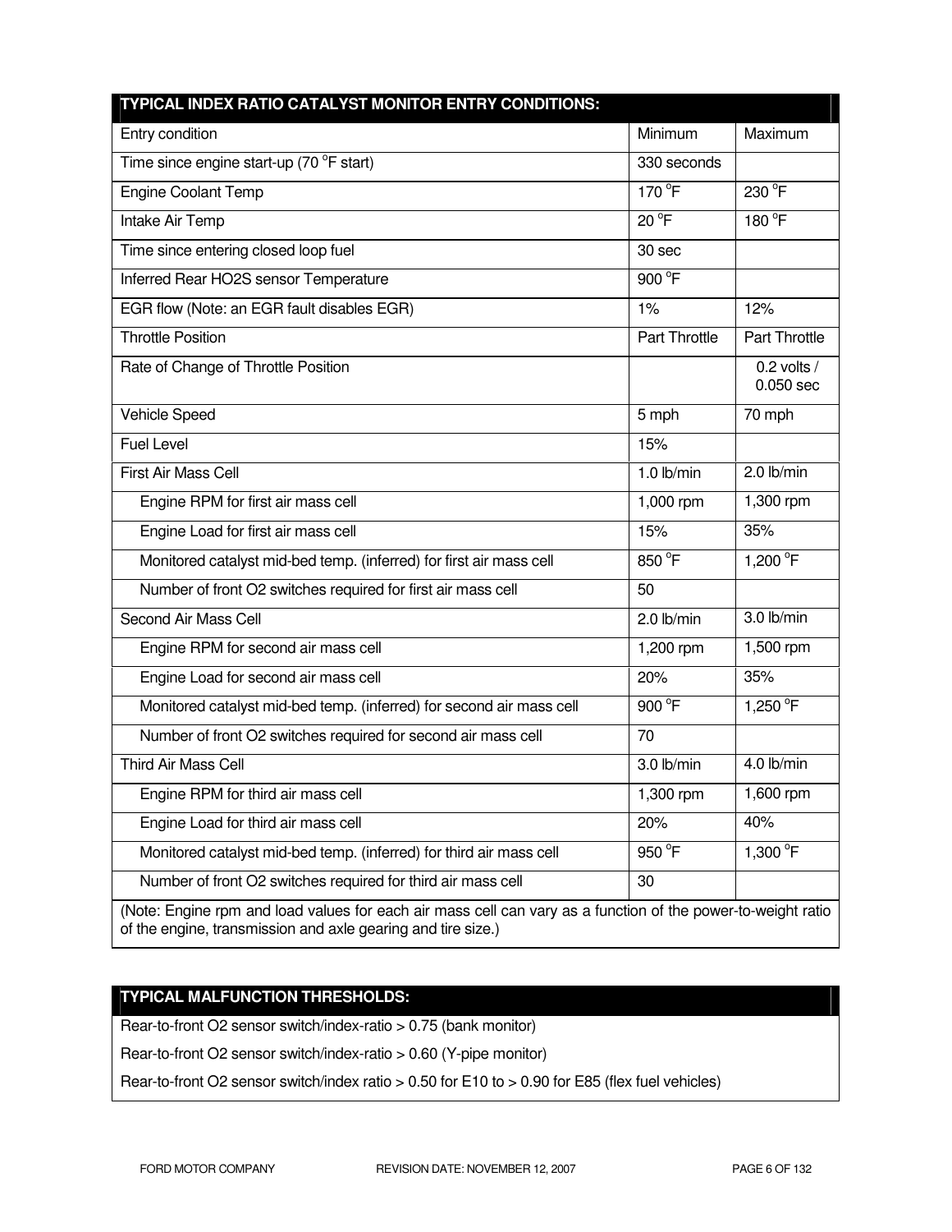| TYPICAL INDEX RATIO CATALYST MONITOR ENTRY CONDITIONS: | | |
|---|---|---|
| Entry condition | Minimum | Maximum |
| Time since engine start-up (70 °F start) | 330 seconds | |
| Engine Coolant Temp | 170 °F | 230 °F |
| Intake Air Temp | 20 °F | 180 °F |
| Time since entering closed loop fuel | 30 sec | |
| Inferred Rear HO2S sensor Temperature | 900 °F | |
| EGR flow (Note: an EGR fault disables EGR) | 1% | 12% |
| Throttle Position | Part Throttle | Part Throttle |
| Rate of Change of Throttle Position | | 0.2 volts / 0.050 sec |
| Vehicle Speed | 5 mph | 70 mph |
| Fuel Level | 15% | |
| First Air Mass Cell | 1.0 lb/min | 2.0 lb/min |
| Engine RPM for first air mass cell | 1,000 rpm | 1,300 rpm |
| Engine Load for first air mass cell | 15% | 35% |
| Monitored catalyst mid-bed temp. (inferred) for first air mass cell | 850 °F | 1,200 °F |
| Number of front O2 switches required for first air mass cell | 50 | |
| Second Air Mass Cell | 2.0 lb/min | 3.0 lb/min |
| Engine RPM for second air mass cell | 1,200 rpm | 1,500 rpm |
| Engine Load for second air mass cell | 20% | 35% |
| Monitored catalyst mid-bed temp. (inferred) for second air mass cell | 900 °F | 1,250 °F |
| Number of front O2 switches required for second air mass cell | 70 | |
| Third Air Mass Cell | 3.0 lb/min | 4.0 lb/min |
| Engine RPM for third air mass cell | 1,300 rpm | 1,600 rpm |
| Engine Load for third air mass cell | 20% | 40% |
| Monitored catalyst mid-bed temp. (inferred) for third air mass cell | 950 °F | 1,300 °F |
| Number of front O2 switches required for third air mass cell | 30 | |
| (Note: Engine rpm and load values for each air mass cell can vary as a function of the power-to-weight ratio of the engine, transmission and axle gearing and tire size.) | | |

| TYPICAL MALFUNCTION THRESHOLDS: |
|---|
| Rear-to-front O2 sensor switch/index-ratio > 0.75 (bank monitor) |
| Rear-to-front O2 sensor switch/index-ratio > 0.60 (Y-pipe monitor) |
| Rear-to-front O2 sensor switch/index ratio > 0.50 for E10 to > 0.90 for E85 (flex fuel vehicles) |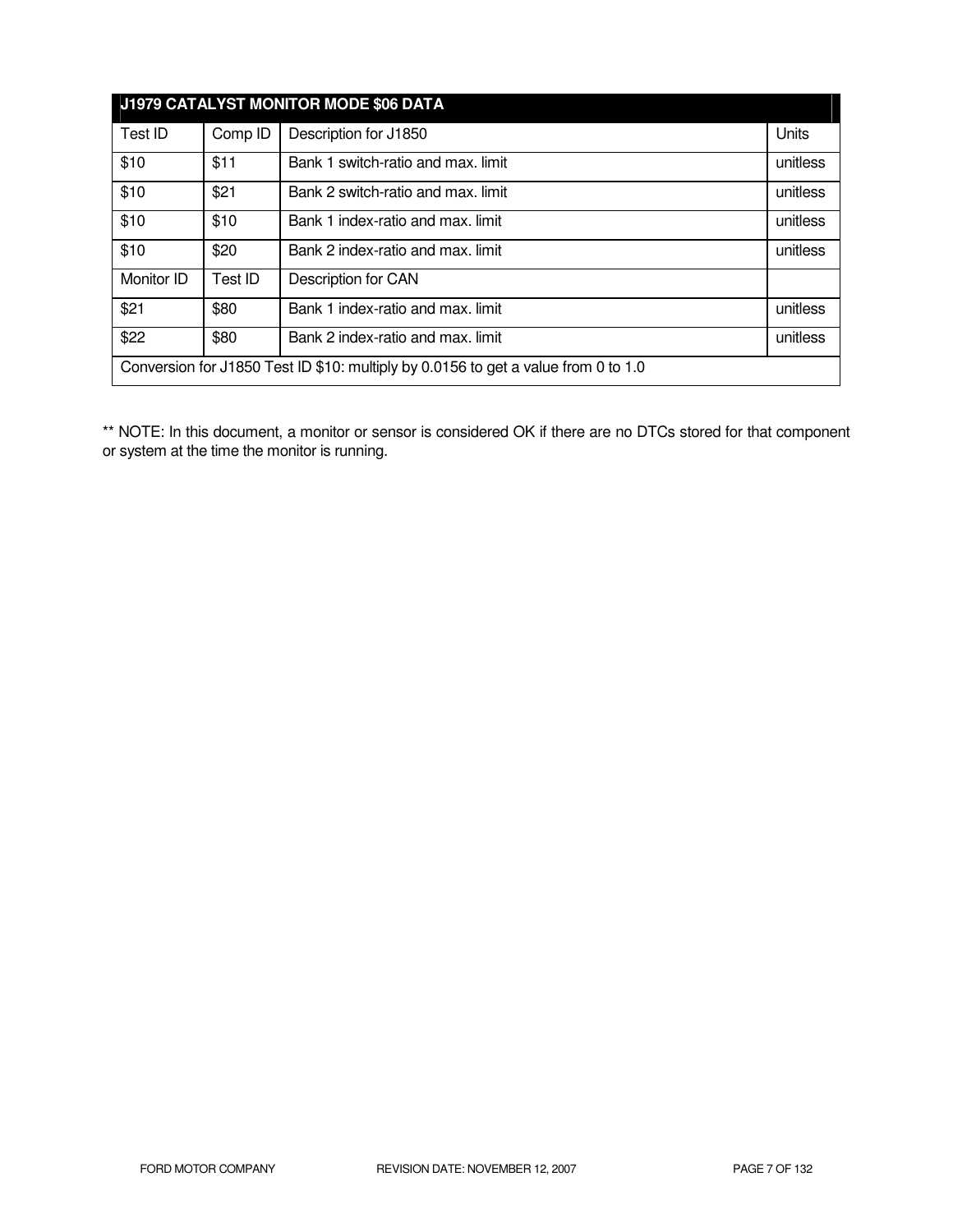| J1979 CATALYST MONITOR MODE $06 DATA | | | |
|---|---|---|---|
| Test ID | Comp ID | Description for J1850 | Units |
| $10 | $11 | Bank 1 switch-ratio and max. limit | unitless |
| $10 | $21 | Bank 2 switch-ratio and max. limit | unitless |
| $10 | $10 | Bank 1 index-ratio and max. limit | unitless |
| $10 | $20 | Bank 2 index-ratio and max. limit | unitless |
| Monitor ID | Test ID | Description for CAN | |
| $21 | $80 | Bank 1 index-ratio and max. limit | unitless |
| $22 | $80 | Bank 2 index-ratio and max. limit | unitless |
| Conversion for J1850 Test ID $10: multiply by 0.0156 to get a value from 0 to 1.0 | | | |

** NOTE: In this document, a monitor or sensor is considered OK if there are no DTCs stored for that component or system at the time the monitor is running.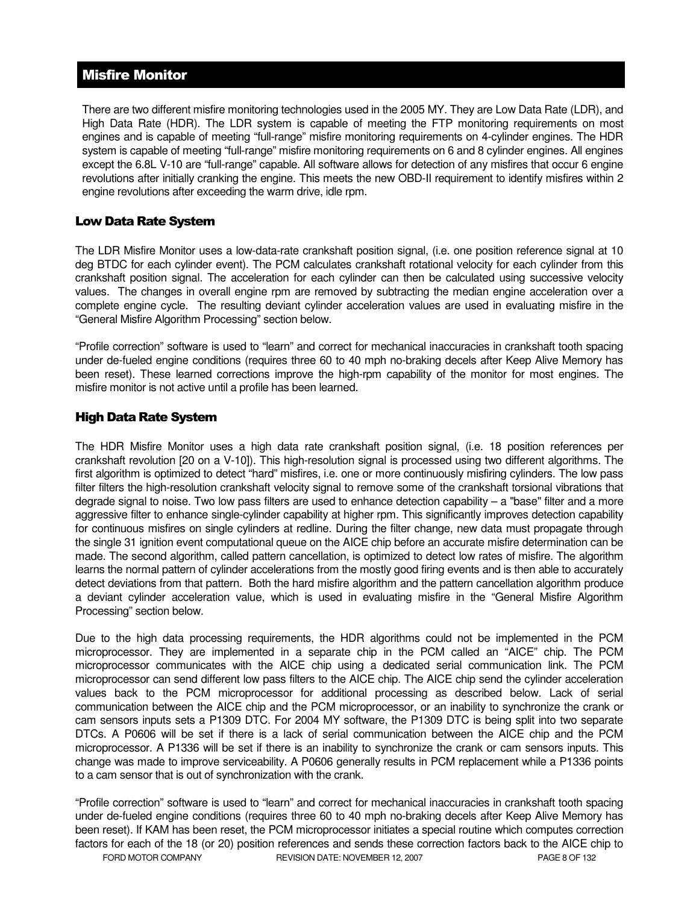## Misfire Monitor

There are two different misfire monitoring technologies used in the 2005 MY. They are Low Data Rate (LDR), and High Data Rate (HDR). The LDR system is capable of meeting the FTP monitoring requirements on most engines and is capable of meeting "full-range" misfire monitoring requirements on 4-cylinder engines. The HDR system is capable of meeting "full-range" misfire monitoring requirements on 6 and 8 cylinder engines. All engines except the 6.8L V-10 are "full-range" capable. All software allows for detection of any misfires that occur 6 engine revolutions after initially cranking the engine. This meets the new OBD-II requirement to identify misfires within 2 engine revolutions after exceeding the warm drive, idle rpm.

### Low Data Rate System

The LDR Misfire Monitor uses a low-data-rate crankshaft position signal, (i.e. one position reference signal at 10 deg BTDC for each cylinder event). The PCM calculates crankshaft rotational velocity for each cylinder from this crankshaft position signal. The acceleration for each cylinder can then be calculated using successive velocity values. The changes in overall engine rpm are removed by subtracting the median engine acceleration over a complete engine cycle. The resulting deviant cylinder acceleration values are used in evaluating misfire in the "General Misfire Algorithm Processing" section below.

"Profile correction" software is used to "learn" and correct for mechanical inaccuracies in crankshaft tooth spacing under de-fueled engine conditions (requires three 60 to 40 mph no-braking decels after Keep Alive Memory has been reset). These learned corrections improve the high-rpm capability of the monitor for most engines. The misfire monitor is not active until a profile has been learned.

### High Data Rate System

The HDR Misfire Monitor uses a high data rate crankshaft position signal, (i.e. 18 position references per crankshaft revolution [20 on a V-10]). This high-resolution signal is processed using two different algorithms. The first algorithm is optimized to detect "hard" misfires, i.e. one or more continuously misfiring cylinders. The low pass filter filters the high-resolution crankshaft velocity signal to remove some of the crankshaft torsional vibrations that degrade signal to noise. Two low pass filters are used to enhance detection capability – a "base" filter and a more aggressive filter to enhance single-cylinder capability at higher rpm. This significantly improves detection capability for continuous misfires on single cylinders at redline. During the filter change, new data must propagate through the single 31 ignition event computational queue on the AICE chip before an accurate misfire determination can be made. The second algorithm, called pattern cancellation, is optimized to detect low rates of misfire. The algorithm learns the normal pattern of cylinder accelerations from the mostly good firing events and is then able to accurately detect deviations from that pattern. Both the hard misfire algorithm and the pattern cancellation algorithm produce a deviant cylinder acceleration value, which is used in evaluating misfire in the "General Misfire Algorithm Processing" section below.

Due to the high data processing requirements, the HDR algorithms could not be implemented in the PCM microprocessor. They are implemented in a separate chip in the PCM called an "AICE" chip. The PCM microprocessor communicates with the AICE chip using a dedicated serial communication link. The PCM microprocessor can send different low pass filters to the AICE chip. The AICE chip send the cylinder acceleration values back to the PCM microprocessor for additional processing as described below. Lack of serial communication between the AICE chip and the PCM microprocessor, or an inability to synchronize the crank or cam sensors inputs sets a P1309 DTC. For 2004 MY software, the P1309 DTC is being split into two separate DTCs. A P0606 will be set if there is a lack of serial communication between the AICE chip and the PCM microprocessor. A P1336 will be set if there is an inability to synchronize the crank or cam sensors inputs. This change was made to improve serviceability. A P0606 generally results in PCM replacement while a P1336 points to a cam sensor that is out of synchronization with the crank.

"Profile correction" software is used to "learn" and correct for mechanical inaccuracies in crankshaft tooth spacing under de-fueled engine conditions (requires three 60 to 40 mph no-braking decels after Keep Alive Memory has been reset). If KAM has been reset, the PCM microprocessor initiates a special routine which computes correction factors for each of the 18 (or 20) position references and sends these correction factors back to the AICE chip to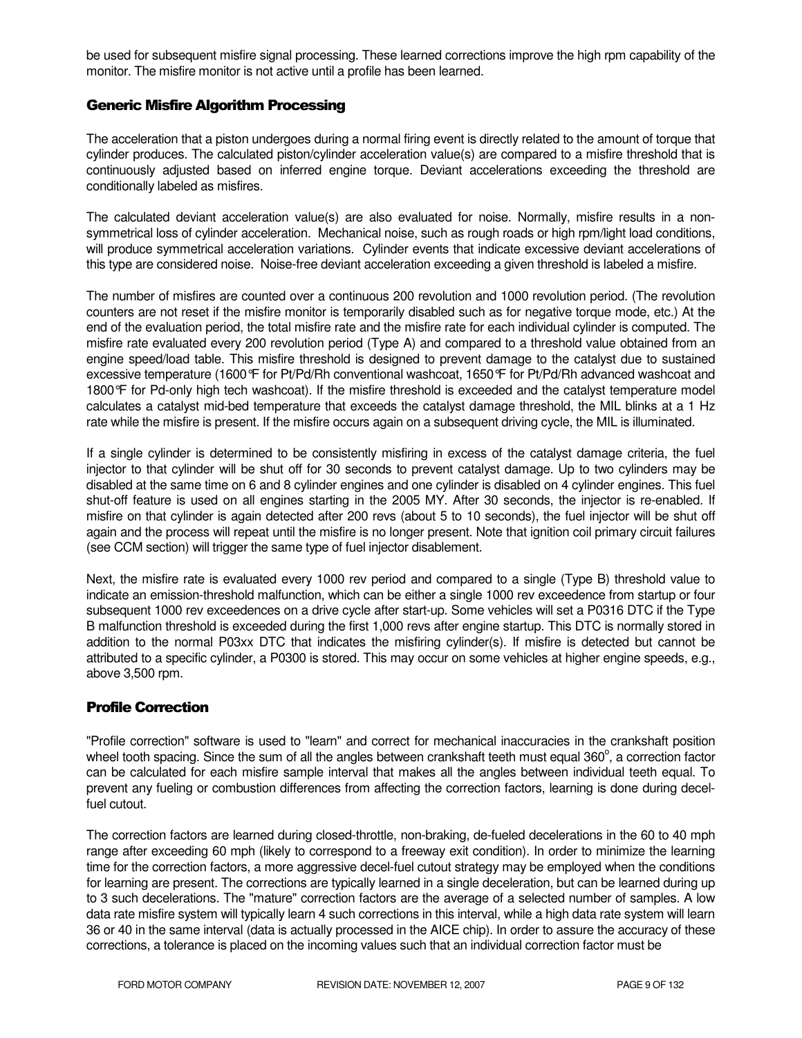be used for subsequent misfire signal processing. These learned corrections improve the high rpm capability of the monitor. The misfire monitor is not active until a profile has been learned.

### Generic Misfire Algorithm Processing

The acceleration that a piston undergoes during a normal firing event is directly related to the amount of torque that cylinder produces. The calculated piston/cylinder acceleration value(s) are compared to a misfire threshold that is continuously adjusted based on inferred engine torque. Deviant accelerations exceeding the threshold are conditionally labeled as misfires.

The calculated deviant acceleration value(s) are also evaluated for noise. Normally, misfire results in a non-symmetrical loss of cylinder acceleration. Mechanical noise, such as rough roads or high rpm/light load conditions, will produce symmetrical acceleration variations. Cylinder events that indicate excessive deviant accelerations of this type are considered noise. Noise-free deviant acceleration exceeding a given threshold is labeled a misfire.

The number of misfires are counted over a continuous 200 revolution and 1000 revolution period. (The revolution counters are not reset if the misfire monitor is temporarily disabled such as for negative torque mode, etc.) At the end of the evaluation period, the total misfire rate and the misfire rate for each individual cylinder is computed. The misfire rate evaluated every 200 revolution period (Type A) and compared to a threshold value obtained from an engine speed/load table. This misfire threshold is designed to prevent damage to the catalyst due to sustained excessive temperature (1600°F for Pt/Pd/Rh conventional washcoat, 1650°F for Pt/Pd/Rh advanced washcoat and 1800°F for Pd-only high tech washcoat). If the misfire threshold is exceeded and the catalyst temperature model calculates a catalyst mid-bed temperature that exceeds the catalyst damage threshold, the MIL blinks at a 1 Hz rate while the misfire is present. If the misfire occurs again on a subsequent driving cycle, the MIL is illuminated.

If a single cylinder is determined to be consistently misfiring in excess of the catalyst damage criteria, the fuel injector to that cylinder will be shut off for 30 seconds to prevent catalyst damage. Up to two cylinders may be disabled at the same time on 6 and 8 cylinder engines and one cylinder is disabled on 4 cylinder engines. This fuel shut-off feature is used on all engines starting in the 2005 MY. After 30 seconds, the injector is re-enabled. If misfire on that cylinder is again detected after 200 revs (about 5 to 10 seconds), the fuel injector will be shut off again and the process will repeat until the misfire is no longer present. Note that ignition coil primary circuit failures (see CCM section) will trigger the same type of fuel injector disablement.

Next, the misfire rate is evaluated every 1000 rev period and compared to a single (Type B) threshold value to indicate an emission-threshold malfunction, which can be either a single 1000 rev exceedence from startup or four subsequent 1000 rev exceedences on a drive cycle after start-up. Some vehicles will set a P0316 DTC if the Type B malfunction threshold is exceeded during the first 1,000 revs after engine startup. This DTC is normally stored in addition to the normal P03xx DTC that indicates the misfiring cylinder(s). If misfire is detected but cannot be attributed to a specific cylinder, a P0300 is stored. This may occur on some vehicles at higher engine speeds, e.g., above 3,500 rpm.

### Profile Correction

"Profile correction" software is used to "learn" and correct for mechanical inaccuracies in the crankshaft position wheel tooth spacing. Since the sum of all the angles between crankshaft teeth must equal $360^{\circ}$, a correction factor can be calculated for each misfire sample interval that makes all the angles between individual teeth equal. To prevent any fueling or combustion differences from affecting the correction factors, learning is done during decel-fuel cutout.

The correction factors are learned during closed-throttle, non-braking, de-fueled decelerations in the 60 to 40 mph range after exceeding 60 mph (likely to correspond to a freeway exit condition). In order to minimize the learning time for the correction factors, a more aggressive decel-fuel cutout strategy may be employed when the conditions for learning are present. The corrections are typically learned in a single deceleration, but can be learned during up to 3 such decelerations. The "mature" correction factors are the average of a selected number of samples. A low data rate misfire system will typically learn 4 such corrections in this interval, while a high data rate system will learn 36 or 40 in the same interval (data is actually processed in the AICE chip). In order to assure the accuracy of these corrections, a tolerance is placed on the incoming values such that an individual correction factor must be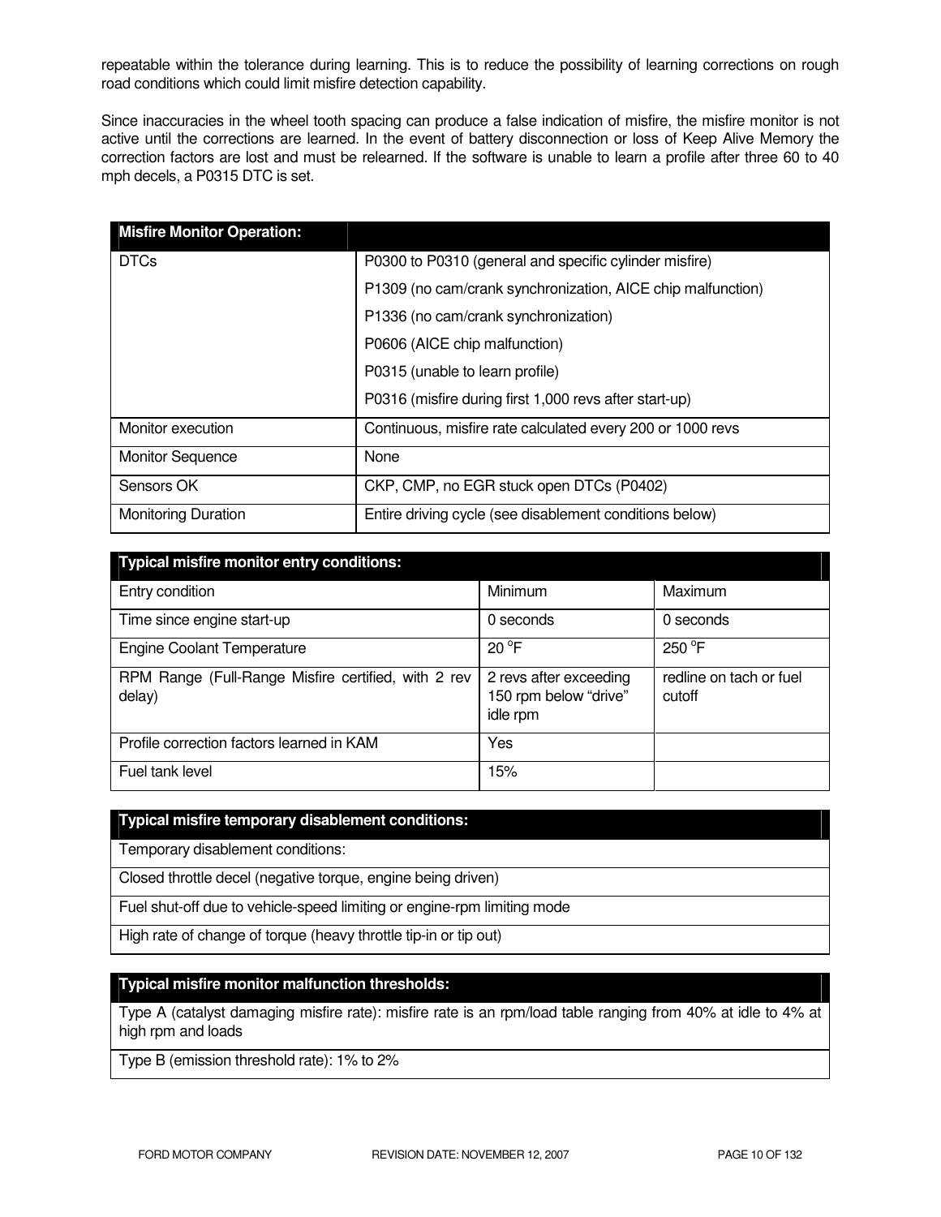repeatable within the tolerance during learning. This is to reduce the possibility of learning corrections on rough road conditions which could limit misfire detection capability.

Since inaccuracies in the wheel tooth spacing can produce a false indication of misfire, the misfire monitor is not active until the corrections are learned. In the event of battery disconnection or loss of Keep Alive Memory the correction factors are lost and must be relearned. If the software is unable to learn a profile after three 60 to 40 mph decels, a P0315 DTC is set.

| **Misfire Monitor Operation:** | |
|---|---|
| DTCs | P0300 to P0310 (general and specific cylinder misfire)<br>P1309 (no cam/crank synchronization, AICE chip malfunction)<br>P1336 (no cam/crank synchronization)<br>P0606 (AICE chip malfunction)<br>P0315 (unable to learn profile)<br>P0316 (misfire during first 1,000 revs after start-up) |
| Monitor execution | Continuous, misfire rate calculated every 200 or 1000 revs |
| Monitor Sequence | None |
| Sensors OK | CKP, CMP, no EGR stuck open DTCs (P0402) |
| Monitoring Duration | Entire driving cycle (see disablement conditions below) |

| **Typical misfire monitor entry conditions:** | | |
|---|---|---|
| Entry condition | Minimum | Maximum |
| Time since engine start-up | 0 seconds | 0 seconds |
| Engine Coolant Temperature | 20 °F | 250 °F |
| RPM Range (Full-Range Misfire certified, with 2 rev delay) | 2 revs after exceeding 150 rpm below "drive" idle rpm | redline on tach or fuel cutoff |
| Profile correction factors learned in KAM | Yes | |
| Fuel tank level | 15% | |

| **Typical misfire temporary disablement conditions:** |
|---|
| Temporary disablement conditions: |
| Closed throttle decel (negative torque, engine being driven) |
| Fuel shut-off due to vehicle-speed limiting or engine-rpm limiting mode |
| High rate of change of torque (heavy throttle tip-in or tip out) |

| **Typical misfire monitor malfunction thresholds:** |
|---|
| Type A (catalyst damaging misfire rate): misfire rate is an rpm/load table ranging from 40% at idle to 4% at high rpm and loads |
| Type B (emission threshold rate): 1% to 2% |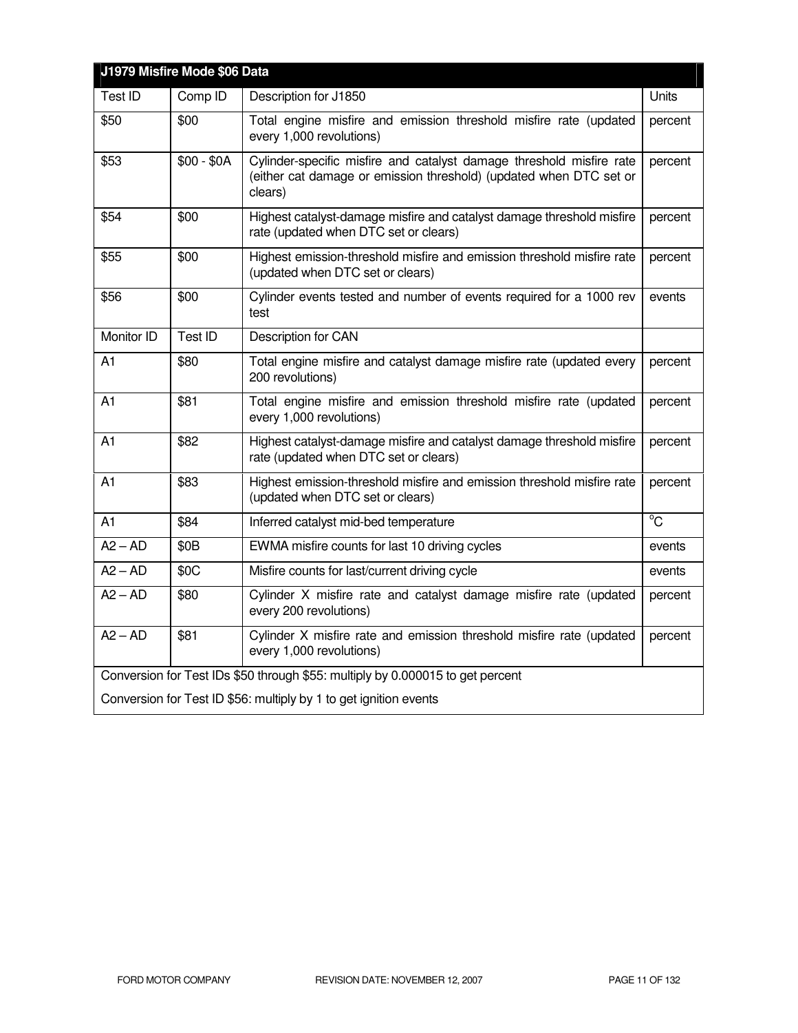| J1979 Misfire Mode $06 Data | | | |
|---|---|---|---|
| Test ID | Comp ID | Description for J1850 | Units |
| $50 | $00 | Total engine misfire and emission threshold misfire rate (updated every 1,000 revolutions) | percent |
| $53 | $00 - $0A | Cylinder-specific misfire and catalyst damage threshold misfire rate (either cat damage or emission threshold) (updated when DTC set or clears) | percent |
| $54 | $00 | Highest catalyst-damage misfire and catalyst damage threshold misfire rate (updated when DTC set or clears) | percent |
| $55 | $00 | Highest emission-threshold misfire and emission threshold misfire rate (updated when DTC set or clears) | percent |
| $56 | $00 | Cylinder events tested and number of events required for a 1000 rev test | events |
| Monitor ID | Test ID | Description for CAN | |
| A1 | $80 | Total engine misfire and catalyst damage misfire rate (updated every 200 revolutions) | percent |
| A1 | $81 | Total engine misfire and emission threshold misfire rate (updated every 1,000 revolutions) | percent |
| A1 | $82 | Highest catalyst-damage misfire and catalyst damage threshold misfire rate (updated when DTC set or clears) | percent |
| A1 | $83 | Highest emission-threshold misfire and emission threshold misfire rate (updated when DTC set or clears) | percent |
| A1 | $84 | Inferred catalyst mid-bed temperature | $^{o}$C |
| A2 – AD | $0B | EWMA misfire counts for last 10 driving cycles | events |
| A2 – AD | $0C | Misfire counts for last/current driving cycle | events |
| A2 – AD | $80 | Cylinder X misfire rate and catalyst damage misfire rate (updated every 200 revolutions) | percent |
| A2 – AD | $81 | Cylinder X misfire rate and emission threshold misfire rate (updated every 1,000 revolutions) | percent |
| Conversion for Test IDs $50 through $55: multiply by 0.000015 to get percent | | | |
| Conversion for Test ID $56: multiply by 1 to get ignition events | | | |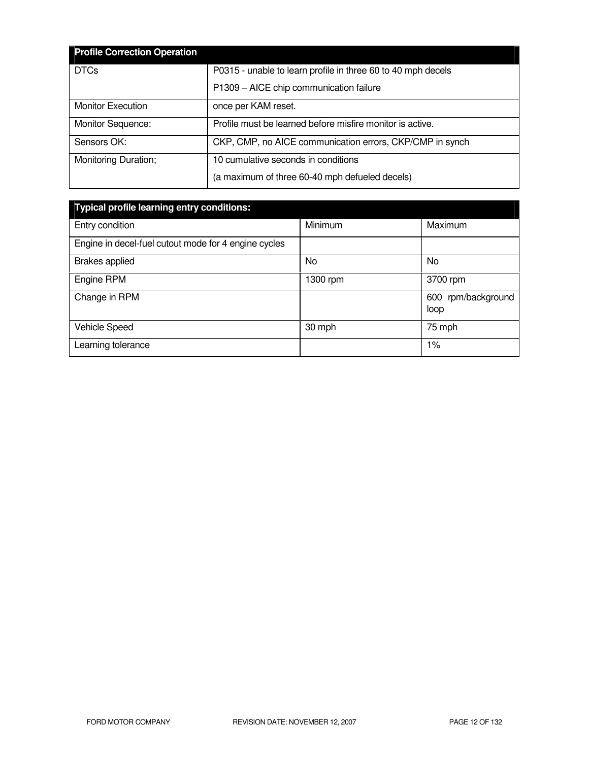| Profile Correction Operation | |
|---|---|
| DTCs | P0315 - unable to learn profile in three 60 to 40 mph decels<br>P1309 – AICE chip communication failure |
| Monitor Execution | once per KAM reset. |
| Monitor Sequence: | Profile must be learned before misfire monitor is active. |
| Sensors OK: | CKP, CMP, no AICE communication errors, CKP/CMP in synch |
| Monitoring Duration; | 10 cumulative seconds in conditions<br>(a maximum of three 60-40 mph defueled decels) |

| Typical profile learning entry conditions: | | |
|---|---|---|
| Entry condition | Minimum | Maximum |
| Engine in decel-fuel cutout mode for 4 engine cycles | | |
| Brakes applied | No | No |
| Engine RPM | 1300 rpm | 3700 rpm |
| Change in RPM | | 600 rpm/background loop |
| Vehicle Speed | 30 mph | 75 mph |
| Learning tolerance | | 1% |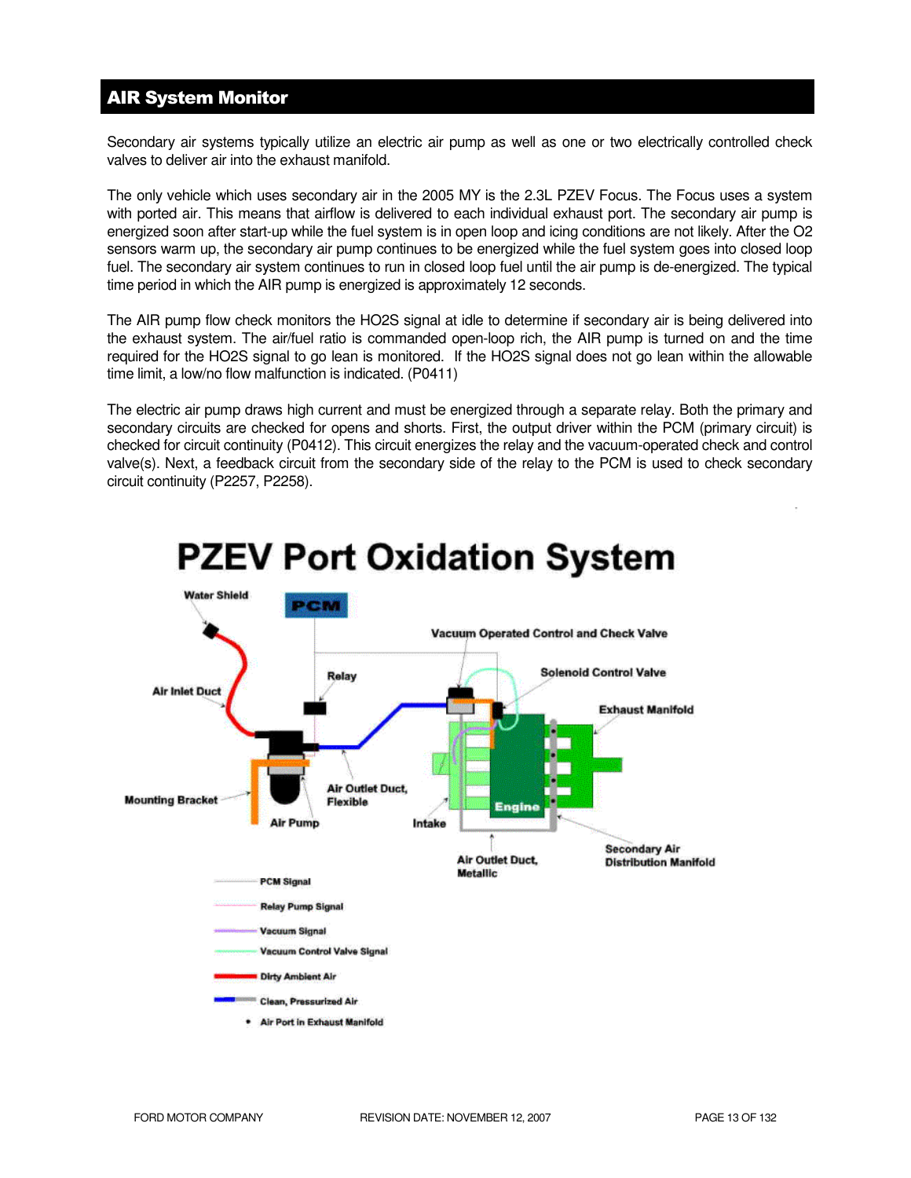## AIR System Monitor

Secondary air systems typically utilize an electric air pump as well as one or two electrically controlled check valves to deliver air into the exhaust manifold.

The only vehicle which uses secondary air in the 2005 MY is the 2.3L PZEV Focus. The Focus uses a system with ported air. This means that airflow is delivered to each individual exhaust port. The secondary air pump is energized soon after start-up while the fuel system is in open loop and icing conditions are not likely. After the O2 sensors warm up, the secondary air pump continues to be energized while the fuel system goes into closed loop fuel. The secondary air system continues to run in closed loop fuel until the air pump is de-energized. The typical time period in which the AIR pump is energized is approximately 12 seconds.

The AIR pump flow check monitors the HO2S signal at idle to determine if secondary air is being delivered into the exhaust system. The air/fuel ratio is commanded open-loop rich, the AIR pump is turned on and the time required for the HO2S signal to go lean is monitored. If the HO2S signal does not go lean within the allowable time limit, a low/no flow malfunction is indicated. (P0411)

The electric air pump draws high current and must be energized through a separate relay. Both the primary and secondary circuits are checked for opens and shorts. First, the output driver within the PCM (primary circuit) is checked for circuit continuity (P0412). This circuit energizes the relay and the vacuum-operated check and control valve(s). Next, a feedback circuit from the secondary side of the relay to the PCM is used to check secondary circuit continuity (P2257, P2258).

**PZEV Port Oxidation System**

Water Shield, PCM, Vacuum Operated Control and Check Valve, Relay, Solenoid Control Valve, Air Inlet Duct, Exhaust Manifold, Mounting Bracket, Air Outlet Duct, Flexible, Air Pump, Intake, Engine, Air Outlet Duct, Metallic, Secondary Air Distribution Manifold

- PCM Signal
- Relay Pump Signal
- Vacuum Signal
- Vacuum Control Valve Signal
- Dirty Ambient Air
- Clean, Pressurized Air
- • Air Port in Exhaust Manifold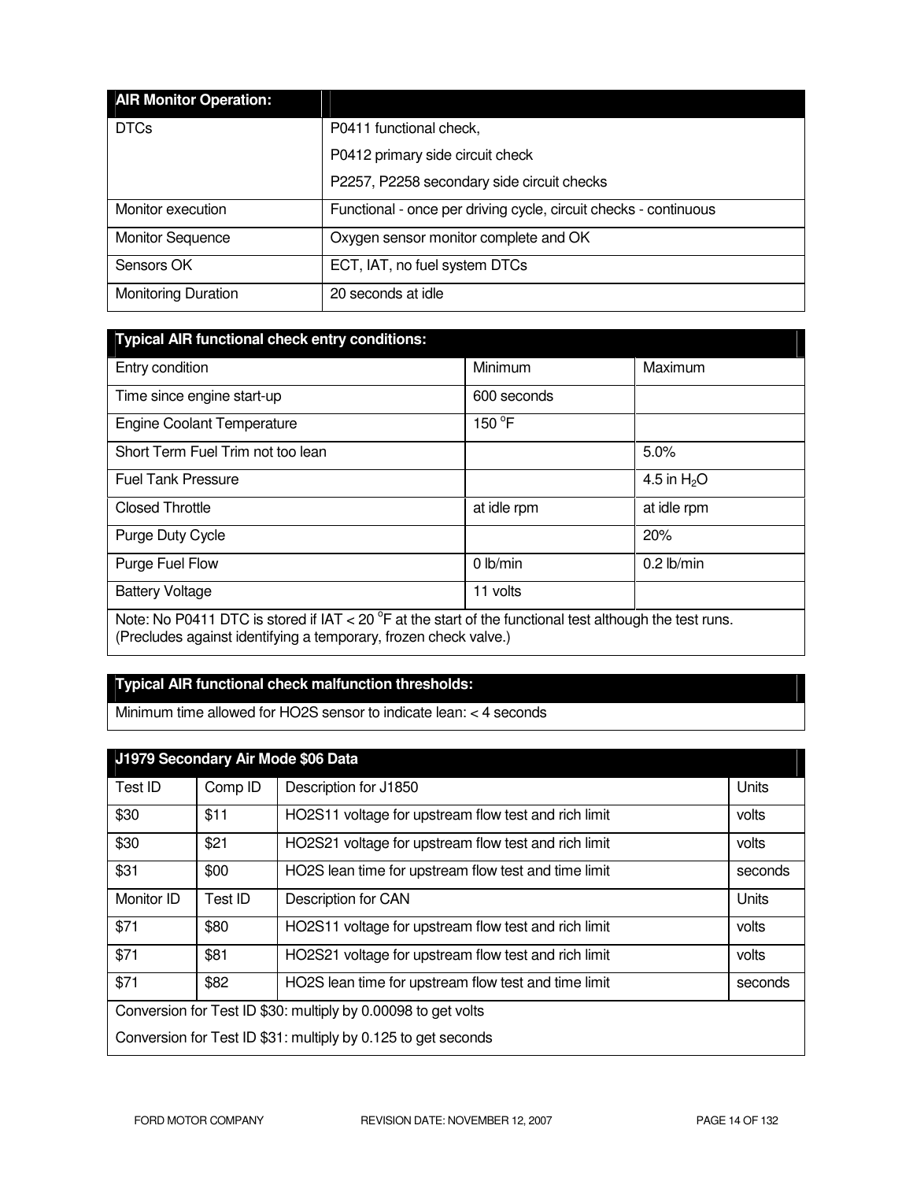| AIR Monitor Operation: | |
|---|---|
| DTCs | P0411 functional check,<br>P0412 primary side circuit check<br>P2257, P2258 secondary side circuit checks |
| Monitor execution | Functional - once per driving cycle, circuit checks - continuous |
| Monitor Sequence | Oxygen sensor monitor complete and OK |
| Sensors OK | ECT, IAT, no fuel system DTCs |
| Monitoring Duration | 20 seconds at idle |

| Typical AIR functional check entry conditions: | | |
|---|---|---|
| Entry condition | Minimum | Maximum |
| Time since engine start-up | 600 seconds | |
| Engine Coolant Temperature | 150 °F | |
| Short Term Fuel Trim not too lean | | 5.0% |
| Fuel Tank Pressure | | 4.5 in $H_2O$ |
| Closed Throttle | at idle rpm | at idle rpm |
| Purge Duty Cycle | | 20% |
| Purge Fuel Flow | 0 lb/min | 0.2 lb/min |
| Battery Voltage | 11 volts | |
| Note: No P0411 DTC is stored if IAT < 20 °F at the start of the functional test although the test runs. (Precludes against identifying a temporary, frozen check valve.) | | |

| Typical AIR functional check malfunction thresholds: |
|---|
| Minimum time allowed for HO2S sensor to indicate lean: < 4 seconds |

| J1979 Secondary Air Mode $06 Data | | | |
|---|---|---|---|
| Test ID | Comp ID | Description for J1850 | Units |
| $30 | $11 | HO2S11 voltage for upstream flow test and rich limit | volts |
| $30 | $21 | HO2S21 voltage for upstream flow test and rich limit | volts |
| $31 | $00 | HO2S lean time for upstream flow test and time limit | seconds |
| Monitor ID | Test ID | Description for CAN | Units |
| $71 | $80 | HO2S11 voltage for upstream flow test and rich limit | volts |
| $71 | $81 | HO2S21 voltage for upstream flow test and rich limit | volts |
| $71 | $82 | HO2S lean time for upstream flow test and time limit | seconds |
| Conversion for Test ID $30: multiply by 0.00098 to get volts<br>Conversion for Test ID $31: multiply by 0.125 to get seconds | | | |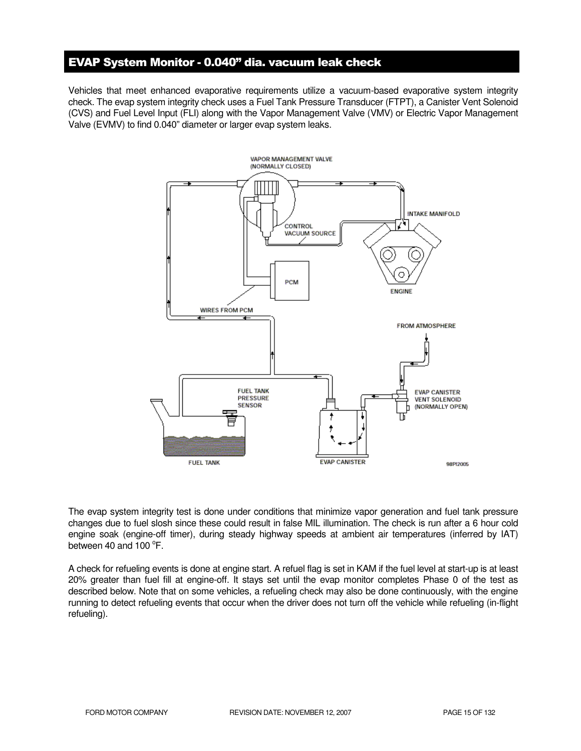## EVAP System Monitor - 0.040” dia. vacuum leak check

Vehicles that meet enhanced evaporative requirements utilize a vacuum-based evaporative system integrity check. The evap system integrity check uses a Fuel Tank Pressure Transducer (FTPT), a Canister Vent Solenoid (CVS) and Fuel Level Input (FLI) along with the Vapor Management Valve (VMV) or Electric Vapor Management Valve (EVMV) to find 0.040” diameter or larger evap system leaks.

The evap system integrity test is done under conditions that minimize vapor generation and fuel tank pressure changes due to fuel slosh since these could result in false MIL illumination. The check is run after a 6 hour cold engine soak (engine-off timer), during steady highway speeds at ambient air temperatures (inferred by IAT) between 40 and 100 °F.

A check for refueling events is done at engine start. A refuel flag is set in KAM if the fuel level at start-up is at least 20% greater than fuel fill at engine-off. It stays set until the evap monitor completes Phase 0 of the test as described below. Note that on some vehicles, a refueling check may also be done continuously, with the engine running to detect refueling events that occur when the driver does not turn off the vehicle while refueling (in-flight refueling).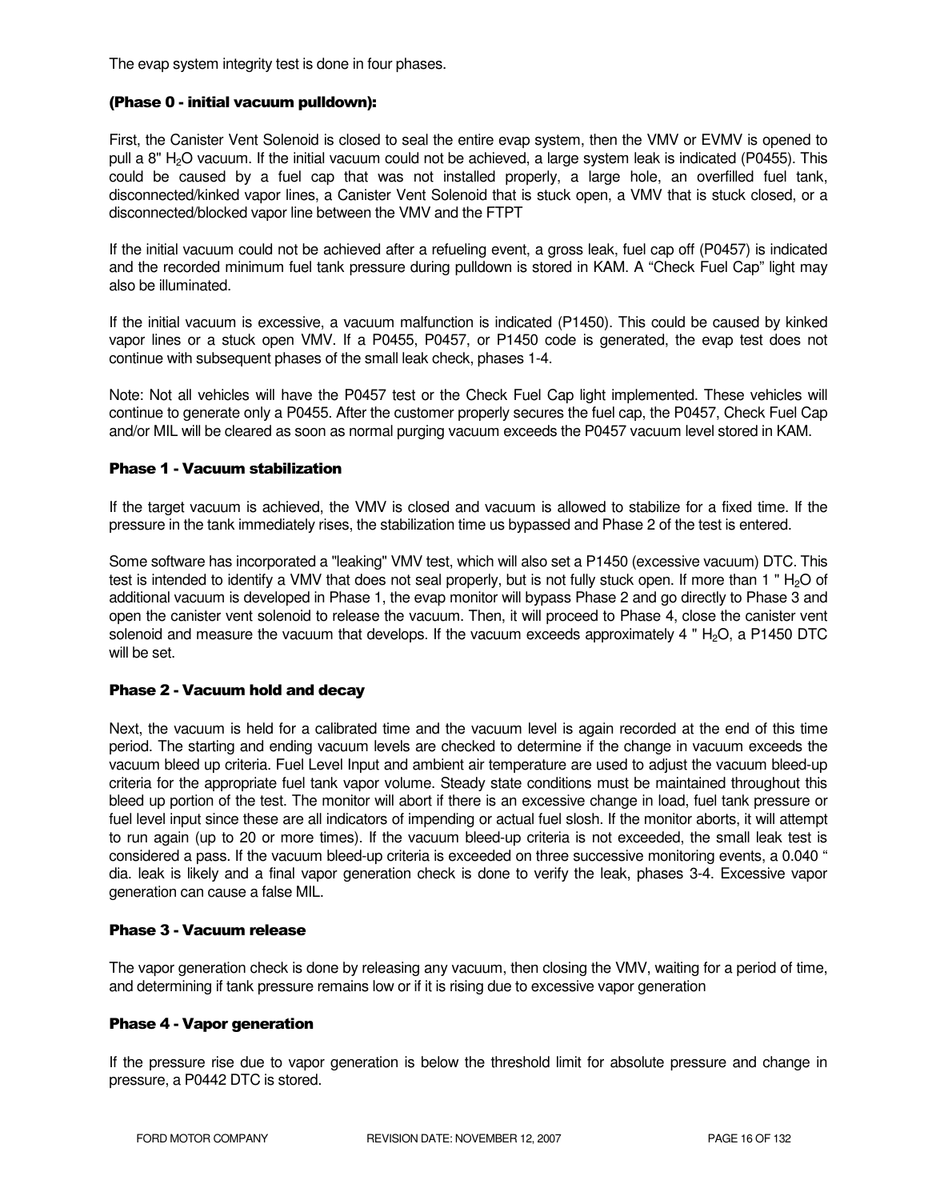The evap system integrity test is done in four phases.

### (Phase 0 - initial vacuum pulldown):

First, the Canister Vent Solenoid is closed to seal the entire evap system, then the VMV or EVMV is opened to pull a 8" $H_2O$ vacuum. If the initial vacuum could not be achieved, a large system leak is indicated (P0455). This could be caused by a fuel cap that was not installed properly, a large hole, an overfilled fuel tank, disconnected/kinked vapor lines, a Canister Vent Solenoid that is stuck open, a VMV that is stuck closed, or a disconnected/blocked vapor line between the VMV and the FTPT

If the initial vacuum could not be achieved after a refueling event, a gross leak, fuel cap off (P0457) is indicated and the recorded minimum fuel tank pressure during pulldown is stored in KAM. A "Check Fuel Cap" light may also be illuminated.

If the initial vacuum is excessive, a vacuum malfunction is indicated (P1450). This could be caused by kinked vapor lines or a stuck open VMV. If a P0455, P0457, or P1450 code is generated, the evap test does not continue with subsequent phases of the small leak check, phases 1-4.

Note: Not all vehicles will have the P0457 test or the Check Fuel Cap light implemented. These vehicles will continue to generate only a P0455. After the customer properly secures the fuel cap, the P0457, Check Fuel Cap and/or MIL will be cleared as soon as normal purging vacuum exceeds the P0457 vacuum level stored in KAM.

### Phase 1 - Vacuum stabilization

If the target vacuum is achieved, the VMV is closed and vacuum is allowed to stabilize for a fixed time. If the pressure in the tank immediately rises, the stabilization time us bypassed and Phase 2 of the test is entered.

Some software has incorporated a "leaking" VMV test, which will also set a P1450 (excessive vacuum) DTC. This test is intended to identify a VMV that does not seal properly, but is not fully stuck open. If more than 1 " $H_2O$ of additional vacuum is developed in Phase 1, the evap monitor will bypass Phase 2 and go directly to Phase 3 and open the canister vent solenoid to release the vacuum. Then, it will proceed to Phase 4, close the canister vent solenoid and measure the vacuum that develops. If the vacuum exceeds approximately 4 " $H_2O$, a P1450 DTC will be set.

### Phase 2 - Vacuum hold and decay

Next, the vacuum is held for a calibrated time and the vacuum level is again recorded at the end of this time period. The starting and ending vacuum levels are checked to determine if the change in vacuum exceeds the vacuum bleed up criteria. Fuel Level Input and ambient air temperature are used to adjust the vacuum bleed-up criteria for the appropriate fuel tank vapor volume. Steady state conditions must be maintained throughout this bleed up portion of the test. The monitor will abort if there is an excessive change in load, fuel tank pressure or fuel level input since these are all indicators of impending or actual fuel slosh. If the monitor aborts, it will attempt to run again (up to 20 or more times). If the vacuum bleed-up criteria is not exceeded, the small leak test is considered a pass. If the vacuum bleed-up criteria is exceeded on three successive monitoring events, a 0.040 " dia. leak is likely and a final vapor generation check is done to verify the leak, phases 3-4. Excessive vapor generation can cause a false MIL.

### Phase 3 - Vacuum release

The vapor generation check is done by releasing any vacuum, then closing the VMV, waiting for a period of time, and determining if tank pressure remains low or if it is rising due to excessive vapor generation

### Phase 4 - Vapor generation

If the pressure rise due to vapor generation is below the threshold limit for absolute pressure and change in pressure, a P0442 DTC is stored.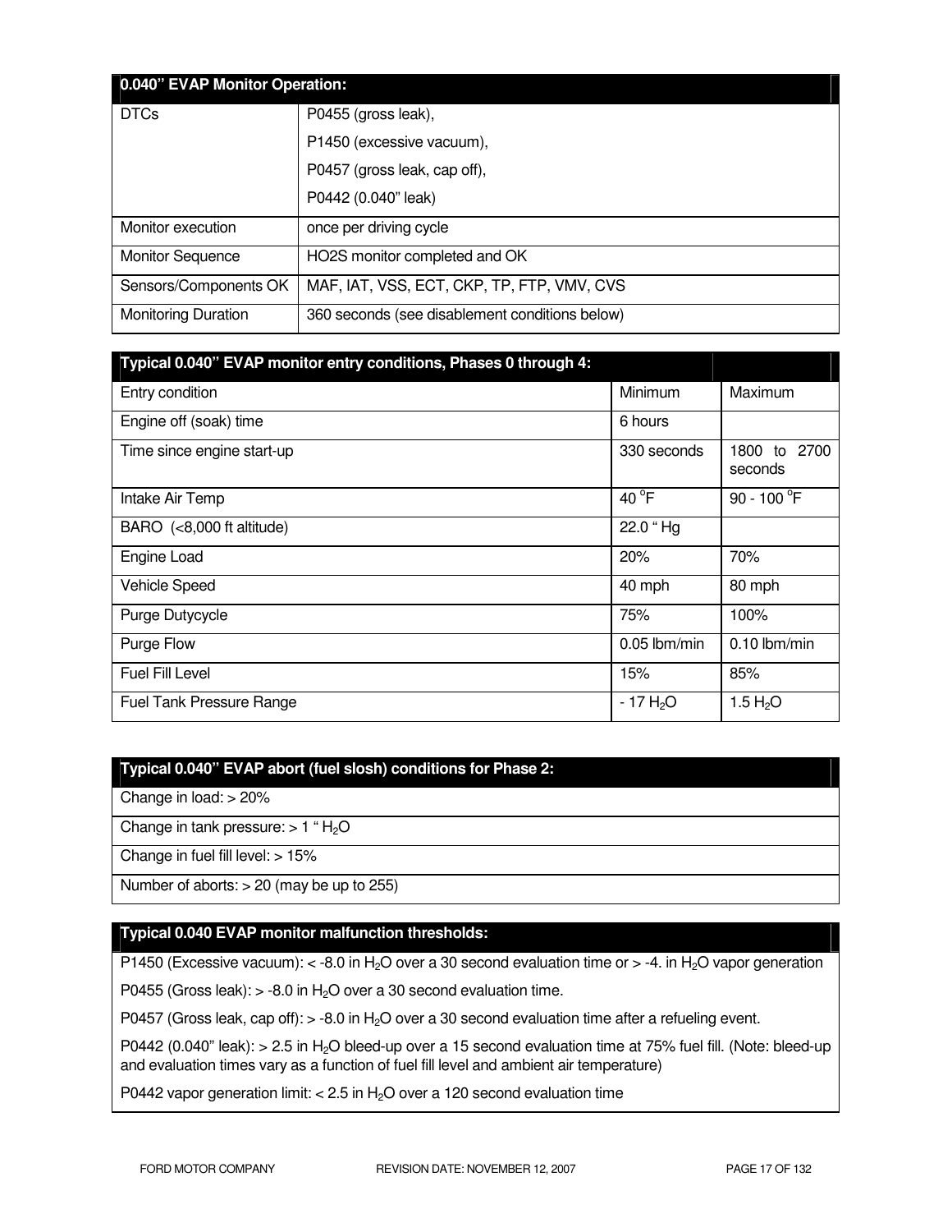| 0.040" EVAP Monitor Operation: | |
|---|---|
| DTCs | P0455 (gross leak),<br>P1450 (excessive vacuum),<br>P0457 (gross leak, cap off),<br>P0442 (0.040" leak) |
| Monitor execution | once per driving cycle |
| Monitor Sequence | HO2S monitor completed and OK |
| Sensors/Components OK | MAF, IAT, VSS, ECT, CKP, TP, FTP, VMV, CVS |
| Monitoring Duration | 360 seconds (see disablement conditions below) |

| Typical 0.040" EVAP monitor entry conditions, Phases 0 through 4: | | |
|---|---|---|
| Entry condition | Minimum | Maximum |
| Engine off (soak) time | 6 hours | |
| Time since engine start-up | 330 seconds | 1800 to 2700 seconds |
| Intake Air Temp | 40 °F | 90 - 100 °F |
| BARO (<8,000 ft altitude) | 22.0 " Hg | |
| Engine Load | 20% | 70% |
| Vehicle Speed | 40 mph | 80 mph |
| Purge Dutycycle | 75% | 100% |
| Purge Flow | 0.05 lbm/min | 0.10 lbm/min |
| Fuel Fill Level | 15% | 85% |
| Fuel Tank Pressure Range | - 17 $H_2O$ | 1.5 $H_2O$ |

| Typical 0.040" EVAP abort (fuel slosh) conditions for Phase 2: |
|---|
| Change in load: > 20% |
| Change in tank pressure: > 1 " $H_2O$ |
| Change in fuel fill level: > 15% |
| Number of aborts: > 20 (may be up to 255) |

| Typical 0.040 EVAP monitor malfunction thresholds: |
|---|
| P1450 (Excessive vacuum): < -8.0 in $H_2O$ over a 30 second evaluation time or > -4. in $H_2O$ vapor generation |
| P0455 (Gross leak): > -8.0 in $H_2O$ over a 30 second evaluation time. |
| P0457 (Gross leak, cap off): > -8.0 in $H_2O$ over a 30 second evaluation time after a refueling event. |
| P0442 (0.040" leak): > 2.5 in $H_2O$ bleed-up over a 15 second evaluation time at 75% fuel fill. (Note: bleed-up and evaluation times vary as a function of fuel fill level and ambient air temperature) |
| P0442 vapor generation limit: < 2.5 in $H_2O$ over a 120 second evaluation time |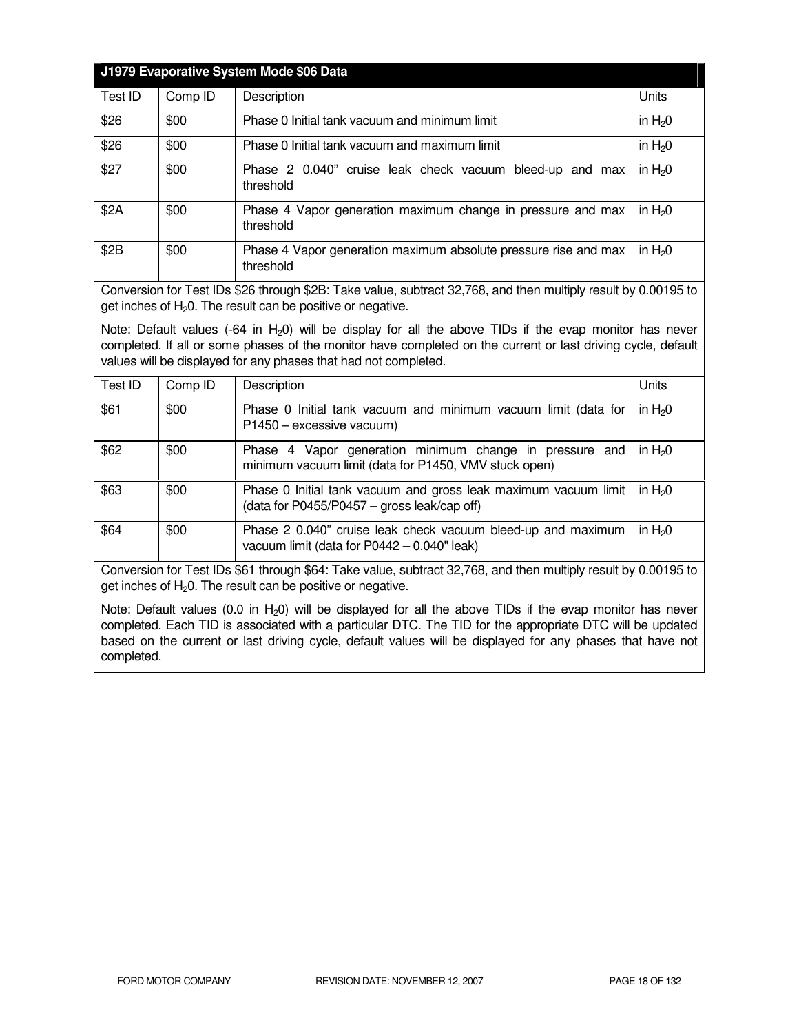## J1979 Evaporative System Mode $06 Data

| Test ID | Comp ID | Description | Units |
|---|---|---|---|
| $26 | $00 | Phase 0 Initial tank vacuum and minimum limit | in $H_20$ |
| $26 | $00 | Phase 0 Initial tank vacuum and maximum limit | in $H_20$ |
| $27 | $00 | Phase 2 0.040" cruise leak check vacuum bleed-up and max threshold | in $H_20$ |
| $2A | $00 | Phase 4 Vapor generation maximum change in pressure and max threshold | in $H_20$ |
| $2B | $00 | Phase 4 Vapor generation maximum absolute pressure rise and max threshold | in $H_20$ |

Conversion for Test IDs $26 through $2B: Take value, subtract 32,768, and then multiply result by 0.00195 to get inches of $H_20$. The result can be positive or negative.

Note: Default values (-64 in $H_20$) will be display for all the above TIDs if the evap monitor has never completed. If all or some phases of the monitor have completed on the current or last driving cycle, default values will be displayed for any phases that had not completed.

| Test ID | Comp ID | Description | Units |
|---|---|---|---|
| $61 | $00 | Phase 0 Initial tank vacuum and minimum vacuum limit (data for P1450 – excessive vacuum) | in $H_20$ |
| $62 | $00 | Phase 4 Vapor generation minimum change in pressure and minimum vacuum limit (data for P1450, VMV stuck open) | in $H_20$ |
| $63 | $00 | Phase 0 Initial tank vacuum and gross leak maximum vacuum limit (data for P0455/P0457 – gross leak/cap off) | in $H_20$ |
| $64 | $00 | Phase 2 0.040" cruise leak check vacuum bleed-up and maximum vacuum limit (data for P0442 – 0.040" leak) | in $H_20$ |

Conversion for Test IDs $61 through $64: Take value, subtract 32,768, and then multiply result by 0.00195 to get inches of $H_20$. The result can be positive or negative.

Note: Default values (0.0 in $H_20$) will be displayed for all the above TIDs if the evap monitor has never completed. Each TID is associated with a particular DTC. The TID for the appropriate DTC will be updated based on the current or last driving cycle, default values will be displayed for any phases that have not completed.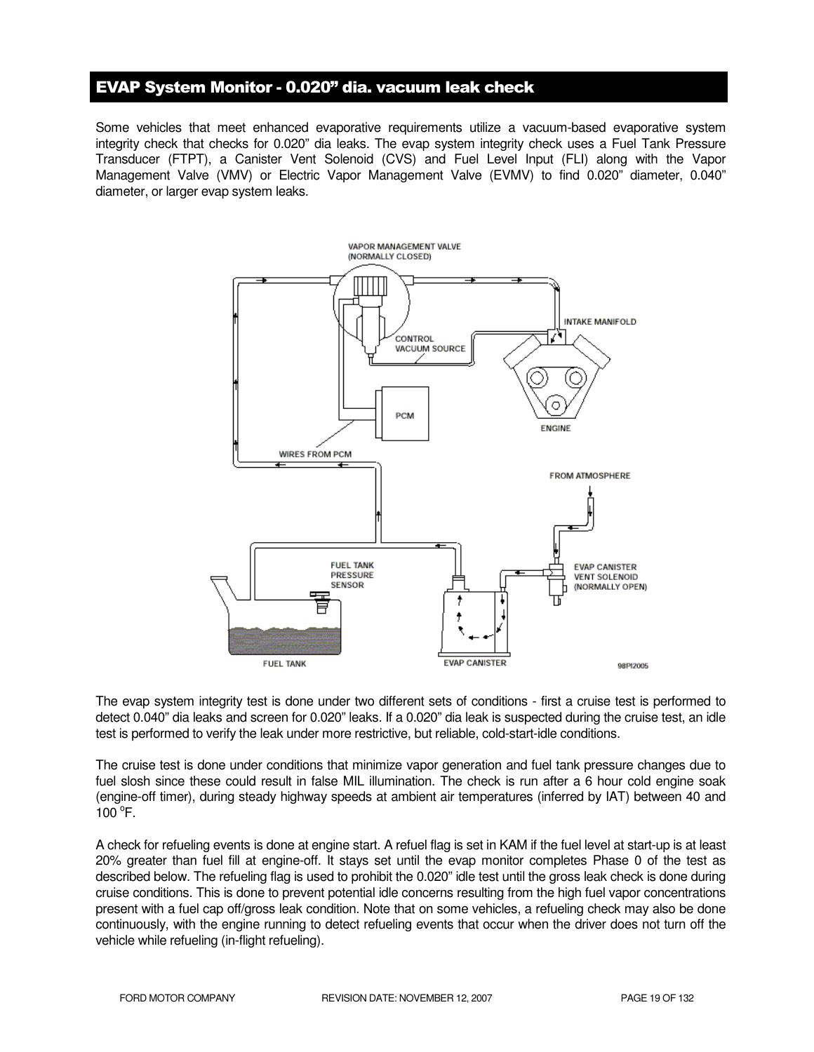## EVAP System Monitor - 0.020" dia. vacuum leak check

Some vehicles that meet enhanced evaporative requirements utilize a vacuum-based evaporative system integrity check that checks for 0.020" dia leaks. The evap system integrity check uses a Fuel Tank Pressure Transducer (FTPT), a Canister Vent Solenoid (CVS) and Fuel Level Input (FLI) along with the Vapor Management Valve (VMV) or Electric Vapor Management Valve (EVMV) to find 0.020" diameter, 0.040" diameter, or larger evap system leaks.

The evap system integrity test is done under two different sets of conditions - first a cruise test is performed to detect 0.040" dia leaks and screen for 0.020" leaks. If a 0.020" dia leak is suspected during the cruise test, an idle test is performed to verify the leak under more restrictive, but reliable, cold-start-idle conditions.

The cruise test is done under conditions that minimize vapor generation and fuel tank pressure changes due to fuel slosh since these could result in false MIL illumination. The check is run after a 6 hour cold engine soak (engine-off timer), during steady highway speeds at ambient air temperatures (inferred by IAT) between 40 and 100 °F.

A check for refueling events is done at engine start. A refuel flag is set in KAM if the fuel level at start-up is at least 20% greater than fuel fill at engine-off. It stays set until the evap monitor completes Phase 0 of the test as described below. The refueling flag is used to prohibit the 0.020" idle test until the gross leak check is done during cruise conditions. This is done to prevent potential idle concerns resulting from the high fuel vapor concentrations present with a fuel cap off/gross leak condition. Note that on some vehicles, a refueling check may also be done continuously, with the engine running to detect refueling events that occur when the driver does not turn off the vehicle while refueling (in-flight refueling).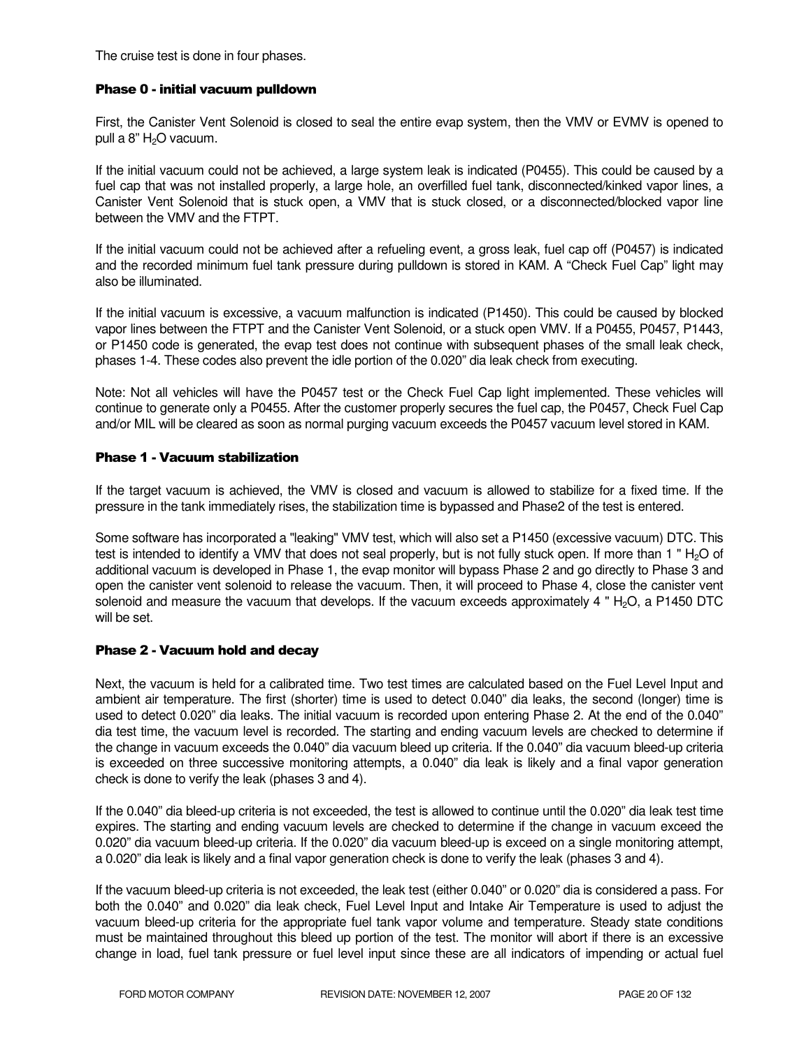The cruise test is done in four phases.

### Phase 0 - initial vacuum pulldown

First, the Canister Vent Solenoid is closed to seal the entire evap system, then the VMV or EVMV is opened to pull a 8" $H_2O$ vacuum.

If the initial vacuum could not be achieved, a large system leak is indicated (P0455). This could be caused by a fuel cap that was not installed properly, a large hole, an overfilled fuel tank, disconnected/kinked vapor lines, a Canister Vent Solenoid that is stuck open, a VMV that is stuck closed, or a disconnected/blocked vapor line between the VMV and the FTPT.

If the initial vacuum could not be achieved after a refueling event, a gross leak, fuel cap off (P0457) is indicated and the recorded minimum fuel tank pressure during pulldown is stored in KAM. A "Check Fuel Cap" light may also be illuminated.

If the initial vacuum is excessive, a vacuum malfunction is indicated (P1450). This could be caused by blocked vapor lines between the FTPT and the Canister Vent Solenoid, or a stuck open VMV. If a P0455, P0457, P1443, or P1450 code is generated, the evap test does not continue with subsequent phases of the small leak check, phases 1-4. These codes also prevent the idle portion of the 0.020" dia leak check from executing.

Note: Not all vehicles will have the P0457 test or the Check Fuel Cap light implemented. These vehicles will continue to generate only a P0455. After the customer properly secures the fuel cap, the P0457, Check Fuel Cap and/or MIL will be cleared as soon as normal purging vacuum exceeds the P0457 vacuum level stored in KAM.

### Phase 1 - Vacuum stabilization

If the target vacuum is achieved, the VMV is closed and vacuum is allowed to stabilize for a fixed time. If the pressure in the tank immediately rises, the stabilization time is bypassed and Phase2 of the test is entered.

Some software has incorporated a "leaking" VMV test, which will also set a P1450 (excessive vacuum) DTC. This test is intended to identify a VMV that does not seal properly, but is not fully stuck open. If more than 1 " $H_2O$ of additional vacuum is developed in Phase 1, the evap monitor will bypass Phase 2 and go directly to Phase 3 and open the canister vent solenoid to release the vacuum. Then, it will proceed to Phase 4, close the canister vent solenoid and measure the vacuum that develops. If the vacuum exceeds approximately 4 " $H_2O$, a P1450 DTC will be set.

### Phase 2 - Vacuum hold and decay

Next, the vacuum is held for a calibrated time. Two test times are calculated based on the Fuel Level Input and ambient air temperature. The first (shorter) time is used to detect 0.040" dia leaks, the second (longer) time is used to detect 0.020" dia leaks. The initial vacuum is recorded upon entering Phase 2. At the end of the 0.040" dia test time, the vacuum level is recorded. The starting and ending vacuum levels are checked to determine if the change in vacuum exceeds the 0.040" dia vacuum bleed up criteria. If the 0.040" dia vacuum bleed-up criteria is exceeded on three successive monitoring attempts, a 0.040" dia leak is likely and a final vapor generation check is done to verify the leak (phases 3 and 4).

If the 0.040" dia bleed-up criteria is not exceeded, the test is allowed to continue until the 0.020" dia leak test time expires. The starting and ending vacuum levels are checked to determine if the change in vacuum exceed the 0.020" dia vacuum bleed-up criteria. If the 0.020" dia vacuum bleed-up is exceed on a single monitoring attempt, a 0.020" dia leak is likely and a final vapor generation check is done to verify the leak (phases 3 and 4).

If the vacuum bleed-up criteria is not exceeded, the leak test (either 0.040" or 0.020" dia is considered a pass. For both the 0.040" and 0.020" dia leak check, Fuel Level Input and Intake Air Temperature is used to adjust the vacuum bleed-up criteria for the appropriate fuel tank vapor volume and temperature. Steady state conditions must be maintained throughout this bleed up portion of the test. The monitor will abort if there is an excessive change in load, fuel tank pressure or fuel level input since these are all indicators of impending or actual fuel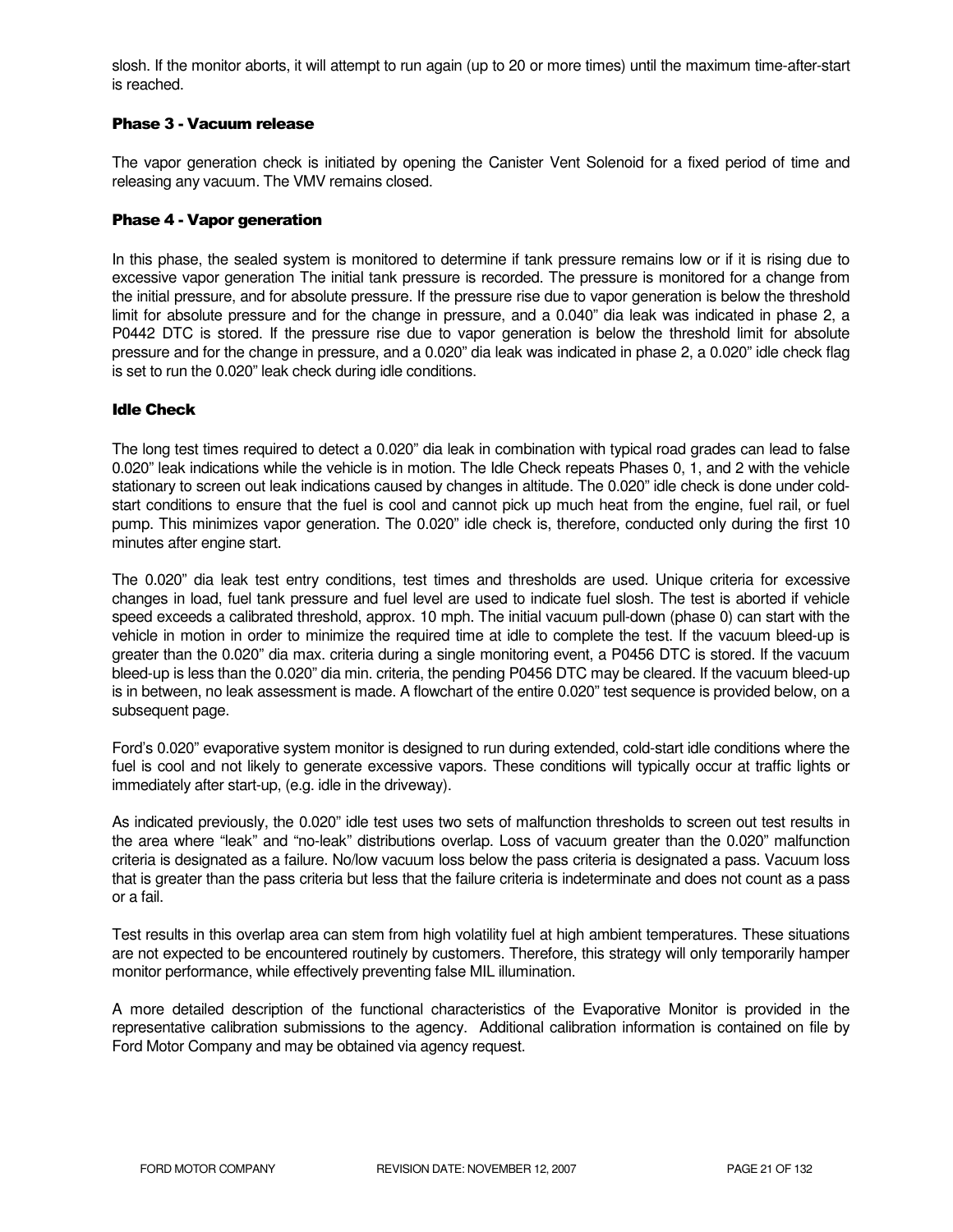slosh. If the monitor aborts, it will attempt to run again (up to 20 or more times) until the maximum time-after-start is reached.

### Phase 3 - Vacuum release

The vapor generation check is initiated by opening the Canister Vent Solenoid for a fixed period of time and releasing any vacuum. The VMV remains closed.

### Phase 4 - Vapor generation

In this phase, the sealed system is monitored to determine if tank pressure remains low or if it is rising due to excessive vapor generation The initial tank pressure is recorded. The pressure is monitored for a change from the initial pressure, and for absolute pressure. If the pressure rise due to vapor generation is below the threshold limit for absolute pressure and for the change in pressure, and a 0.040" dia leak was indicated in phase 2, a P0442 DTC is stored. If the pressure rise due to vapor generation is below the threshold limit for absolute pressure and for the change in pressure, and a 0.020" dia leak was indicated in phase 2, a 0.020" idle check flag is set to run the 0.020" leak check during idle conditions.

### Idle Check

The long test times required to detect a 0.020" dia leak in combination with typical road grades can lead to false 0.020" leak indications while the vehicle is in motion. The Idle Check repeats Phases 0, 1, and 2 with the vehicle stationary to screen out leak indications caused by changes in altitude. The 0.020" idle check is done under cold-start conditions to ensure that the fuel is cool and cannot pick up much heat from the engine, fuel rail, or fuel pump. This minimizes vapor generation. The 0.020" idle check is, therefore, conducted only during the first 10 minutes after engine start.

The 0.020" dia leak test entry conditions, test times and thresholds are used. Unique criteria for excessive changes in load, fuel tank pressure and fuel level are used to indicate fuel slosh. The test is aborted if vehicle speed exceeds a calibrated threshold, approx. 10 mph. The initial vacuum pull-down (phase 0) can start with the vehicle in motion in order to minimize the required time at idle to complete the test. If the vacuum bleed-up is greater than the 0.020" dia max. criteria during a single monitoring event, a P0456 DTC is stored. If the vacuum bleed-up is less than the 0.020" dia min. criteria, the pending P0456 DTC may be cleared. If the vacuum bleed-up is in between, no leak assessment is made. A flowchart of the entire 0.020" test sequence is provided below, on a subsequent page.

Ford's 0.020" evaporative system monitor is designed to run during extended, cold-start idle conditions where the fuel is cool and not likely to generate excessive vapors. These conditions will typically occur at traffic lights or immediately after start-up, (e.g. idle in the driveway).

As indicated previously, the 0.020" idle test uses two sets of malfunction thresholds to screen out test results in the area where "leak" and "no-leak" distributions overlap. Loss of vacuum greater than the 0.020" malfunction criteria is designated as a failure. No/low vacuum loss below the pass criteria is designated a pass. Vacuum loss that is greater than the pass criteria but less that the failure criteria is indeterminate and does not count as a pass or a fail.

Test results in this overlap area can stem from high volatility fuel at high ambient temperatures. These situations are not expected to be encountered routinely by customers. Therefore, this strategy will only temporarily hamper monitor performance, while effectively preventing false MIL illumination.

A more detailed description of the functional characteristics of the Evaporative Monitor is provided in the representative calibration submissions to the agency. Additional calibration information is contained on file by Ford Motor Company and may be obtained via agency request.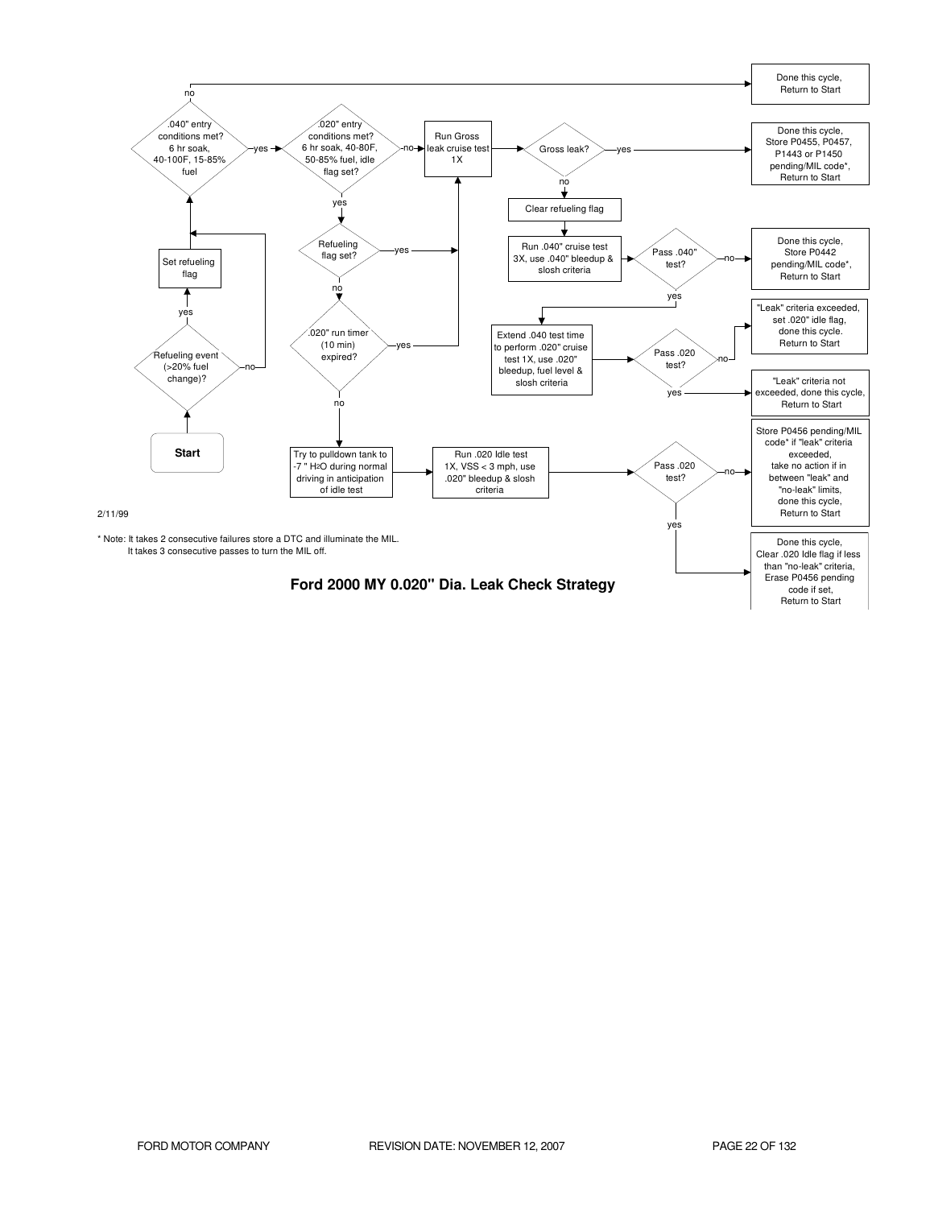Start

Refueling event (>20% fuel change)?

- yes → Set refueling flag
- no →

.040" entry conditions met? 6 hr soak, 40-100F, 15-85% fuel

- no → Done this cycle, Return to Start
- yes →

.020" entry conditions met? 6 hr soak, 40-80F, 50-85% fuel, idle flag set?

- no → Run Gross leak cruise test 1X
- yes →

Refueling flag set?

- yes → Run Gross leak cruise test 1X
- no →

.020" run timer (10 min) expired?

- yes → Run Gross leak cruise test 1X
- no → Try to pulldown tank to -7 " $H_2O$ during normal driving in anticipation of idle test → Run .020 Idle test 1X, VSS < 3 mph, use .020" bleedup & slosh criteria → Pass .020 test?
  - no → Store P0456 pending/MIL code* if "leak" criteria exceeded, take no action if in between "leak" and "no-leak" limits, done this cycle, Return to Start
  - yes → Done this cycle, Clear .020 Idle flag if less than "no-leak" criteria, Erase P0456 pending code if set, Return to Start

Run Gross leak cruise test 1X → Gross leak?

- yes → Done this cycle, Store P0455, P0457, P1443 or P1450 pending/MIL code*, Return to Start
- no → Clear refueling flag → Run .040" cruise test 3X, use .040" bleedup & slosh criteria → Pass .040" test?
  - no → Done this cycle, Store P0442 pending/MIL code*, Return to Start
  - yes → Extend .040 test time to perform .020" cruise test 1X, use .020" bleedup, fuel level & slosh criteria → Pass .020 test?
    - no → "Leak" criteria exceeded, set .020" idle flag, done this cycle. Return to Start
    - yes → "Leak" criteria not exceeded, done this cycle, Return to Start

2/11/99

* Note: It takes 2 consecutive failures store a DTC and illuminate the MIL.
  It takes 3 consecutive passes to turn the MIL off.

**Ford 2000 MY 0.020" Dia. Leak Check Strategy**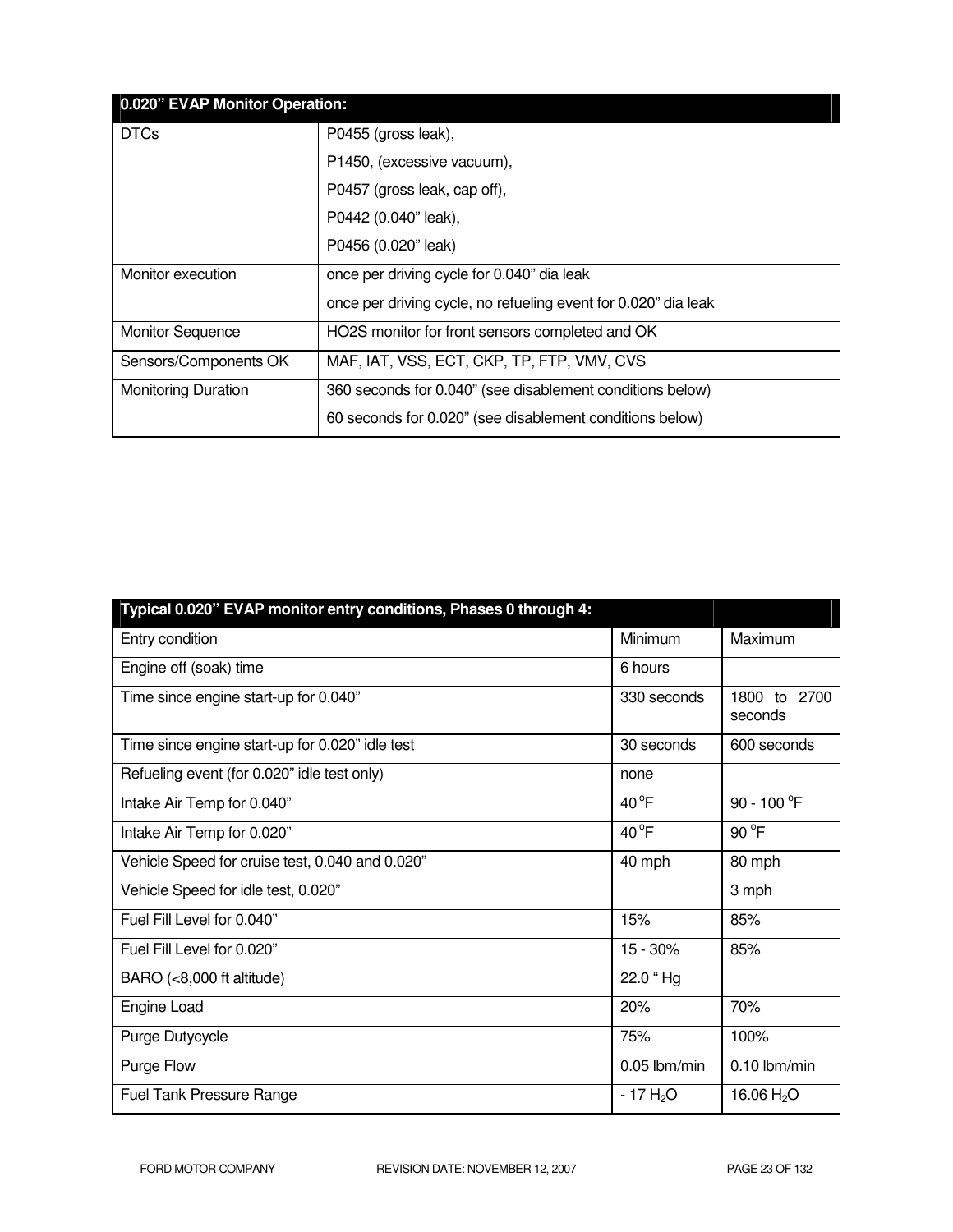| 0.020" EVAP Monitor Operation: | |
|---|---|
| DTCs | P0455 (gross leak),<br>P1450, (excessive vacuum),<br>P0457 (gross leak, cap off),<br>P0442 (0.040" leak),<br>P0456 (0.020" leak) |
| Monitor execution | once per driving cycle for 0.040" dia leak<br>once per driving cycle, no refueling event for 0.020" dia leak |
| Monitor Sequence | HO2S monitor for front sensors completed and OK |
| Sensors/Components OK | MAF, IAT, VSS, ECT, CKP, TP, FTP, VMV, CVS |
| Monitoring Duration | 360 seconds for 0.040" (see disablement conditions below)<br>60 seconds for 0.020" (see disablement conditions below) |

| Typical 0.020" EVAP monitor entry conditions, Phases 0 through 4: | | |
|---|---|---|
| Entry condition | Minimum | Maximum |
| Engine off (soak) time | 6 hours | |
| Time since engine start-up for 0.040" | 330 seconds | 1800 to 2700 seconds |
| Time since engine start-up for 0.020" idle test | 30 seconds | 600 seconds |
| Refueling event (for 0.020" idle test only) | none | |
| Intake Air Temp for 0.040" | 40 °F | 90 - 100 °F |
| Intake Air Temp for 0.020" | 40 °F | 90 °F |
| Vehicle Speed for cruise test, 0.040 and 0.020" | 40 mph | 80 mph |
| Vehicle Speed for idle test, 0.020" | | 3 mph |
| Fuel Fill Level for 0.040" | 15% | 85% |
| Fuel Fill Level for 0.020" | 15 - 30% | 85% |
| BARO (<8,000 ft altitude) | 22.0 " Hg | |
| Engine Load | 20% | 70% |
| Purge Dutycycle | 75% | 100% |
| Purge Flow | 0.05 lbm/min | 0.10 lbm/min |
| Fuel Tank Pressure Range | - 17 $H_2O$ | 16.06 $H_2O$ |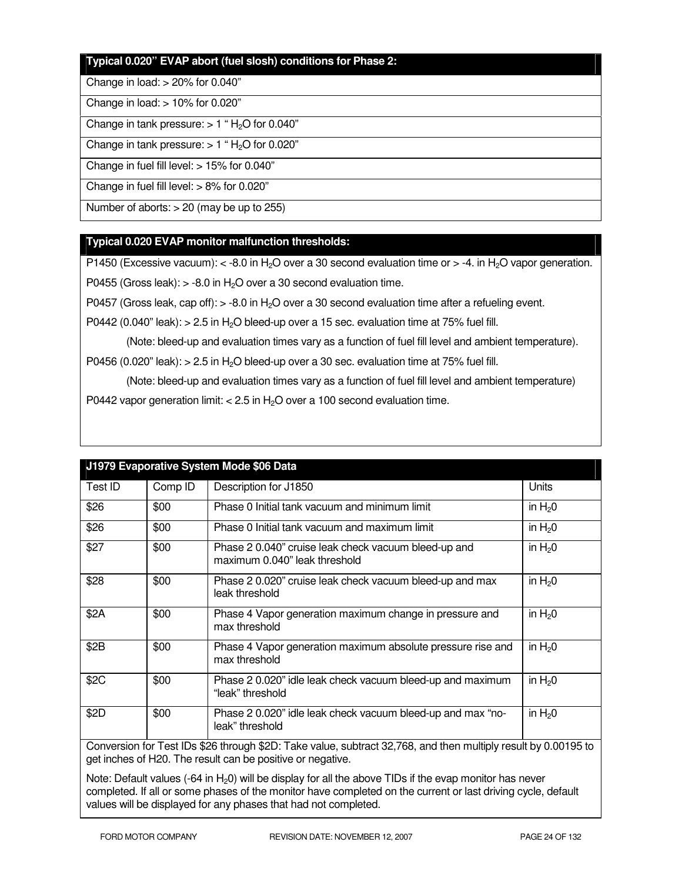| Typical 0.020" EVAP abort (fuel slosh) conditions for Phase 2: |
|---|
| Change in load: > 20% for 0.040" |
| Change in load: > 10% for 0.020" |
| Change in tank pressure: > 1 " $H_2O$ for 0.040" |
| Change in tank pressure: > 1 " $H_2O$ for 0.020" |
| Change in fuel fill level: > 15% for 0.040" |
| Change in fuel fill level: > 8% for 0.020" |
| Number of aborts: > 20 (may be up to 255) |

| Typical 0.020 EVAP monitor malfunction thresholds: |
|---|
| P1450 (Excessive vacuum): < -8.0 in $H_2O$ over a 30 second evaluation time or > -4. in $H_2O$ vapor generation. |
| P0455 (Gross leak): > -8.0 in $H_2O$ over a 30 second evaluation time. |
| P0457 (Gross leak, cap off): > -8.0 in $H_2O$ over a 30 second evaluation time after a refueling event. |
| P0442 (0.040" leak): > 2.5 in $H_2O$ bleed-up over a 15 sec. evaluation time at 75% fuel fill. |
| (Note: bleed-up and evaluation times vary as a function of fuel fill level and ambient temperature). |
| P0456 (0.020" leak): > 2.5 in $H_2O$ bleed-up over a 30 sec. evaluation time at 75% fuel fill. |
| (Note: bleed-up and evaluation times vary as a function of fuel fill level and ambient temperature) |
| P0442 vapor generation limit: < 2.5 in $H_2O$ over a 100 second evaluation time. |

**J1979 Evaporative System Mode $06 Data**

| Test ID | Comp ID | Description for J1850 | Units |
|---|---|---|---|
| $26 | $00 | Phase 0 Initial tank vacuum and minimum limit | in $H_20$ |
| $26 | $00 | Phase 0 Initial tank vacuum and maximum limit | in $H_20$ |
| $27 | $00 | Phase 2 0.040" cruise leak check vacuum bleed-up and maximum 0.040" leak threshold | in $H_20$ |
| $28 | $00 | Phase 2 0.020" cruise leak check vacuum bleed-up and max leak threshold | in $H_20$ |
| $2A | $00 | Phase 4 Vapor generation maximum change in pressure and max threshold | in $H_20$ |
| $2B | $00 | Phase 4 Vapor generation maximum absolute pressure rise and max threshold | in $H_20$ |
| $2C | $00 | Phase 2 0.020" idle leak check vacuum bleed-up and maximum "leak" threshold | in $H_20$ |
| $2D | $00 | Phase 2 0.020" idle leak check vacuum bleed-up and max "no-leak" threshold | in $H_20$ |

Conversion for Test IDs $26 through $2D: Take value, subtract 32,768, and then multiply result by 0.00195 to get inches of H20. The result can be positive or negative.

Note: Default values (-64 in $H_20$) will be display for all the above TIDs if the evap monitor has never completed. If all or some phases of the monitor have completed on the current or last driving cycle, default values will be displayed for any phases that had not completed.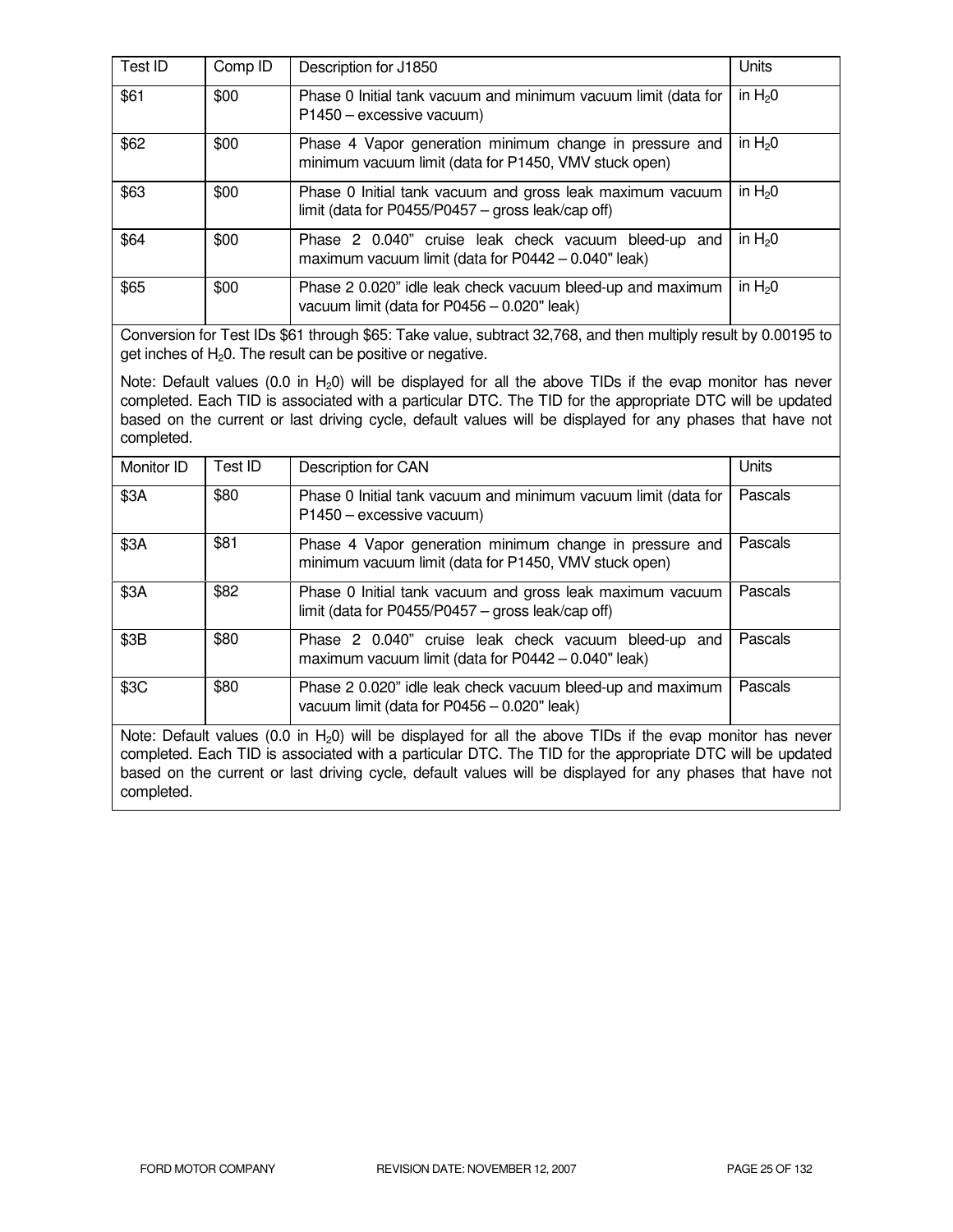| Test ID | Comp ID | Description for J1850 | Units |
|---|---|---|---|
| $61 | $00 | Phase 0 Initial tank vacuum and minimum vacuum limit (data for P1450 – excessive vacuum) | in $H_20$ |
| $62 | $00 | Phase 4 Vapor generation minimum change in pressure and minimum vacuum limit (data for P1450, VMV stuck open) | in $H_20$ |
| $63 | $00 | Phase 0 Initial tank vacuum and gross leak maximum vacuum limit (data for P0455/P0457 – gross leak/cap off) | in $H_20$ |
| $64 | $00 | Phase 2 0.040" cruise leak check vacuum bleed-up and maximum vacuum limit (data for P0442 – 0.040" leak) | in $H_20$ |
| $65 | $00 | Phase 2 0.020" idle leak check vacuum bleed-up and maximum vacuum limit (data for P0456 – 0.020" leak) | in $H_20$ |

Conversion for Test IDs $61 through $65: Take value, subtract 32,768, and then multiply result by 0.00195 to get inches of $H_20$. The result can be positive or negative.

Note: Default values (0.0 in $H_20$) will be displayed for all the above TIDs if the evap monitor has never completed. Each TID is associated with a particular DTC. The TID for the appropriate DTC will be updated based on the current or last driving cycle, default values will be displayed for any phases that have not completed.

| Monitor ID | Test ID | Description for CAN | Units |
|---|---|---|---|
| $3A | $80 | Phase 0 Initial tank vacuum and minimum vacuum limit (data for P1450 – excessive vacuum) | Pascals |
| $3A | $81 | Phase 4 Vapor generation minimum change in pressure and minimum vacuum limit (data for P1450, VMV stuck open) | Pascals |
| $3A | $82 | Phase 0 Initial tank vacuum and gross leak maximum vacuum limit (data for P0455/P0457 – gross leak/cap off) | Pascals |
| $3B | $80 | Phase 2 0.040" cruise leak check vacuum bleed-up and maximum vacuum limit (data for P0442 – 0.040" leak) | Pascals |
| $3C | $80 | Phase 2 0.020" idle leak check vacuum bleed-up and maximum vacuum limit (data for P0456 – 0.020" leak) | Pascals |

Note: Default values (0.0 in $H_20$) will be displayed for all the above TIDs if the evap monitor has never completed. Each TID is associated with a particular DTC. The TID for the appropriate DTC will be updated based on the current or last driving cycle, default values will be displayed for any phases that have not completed.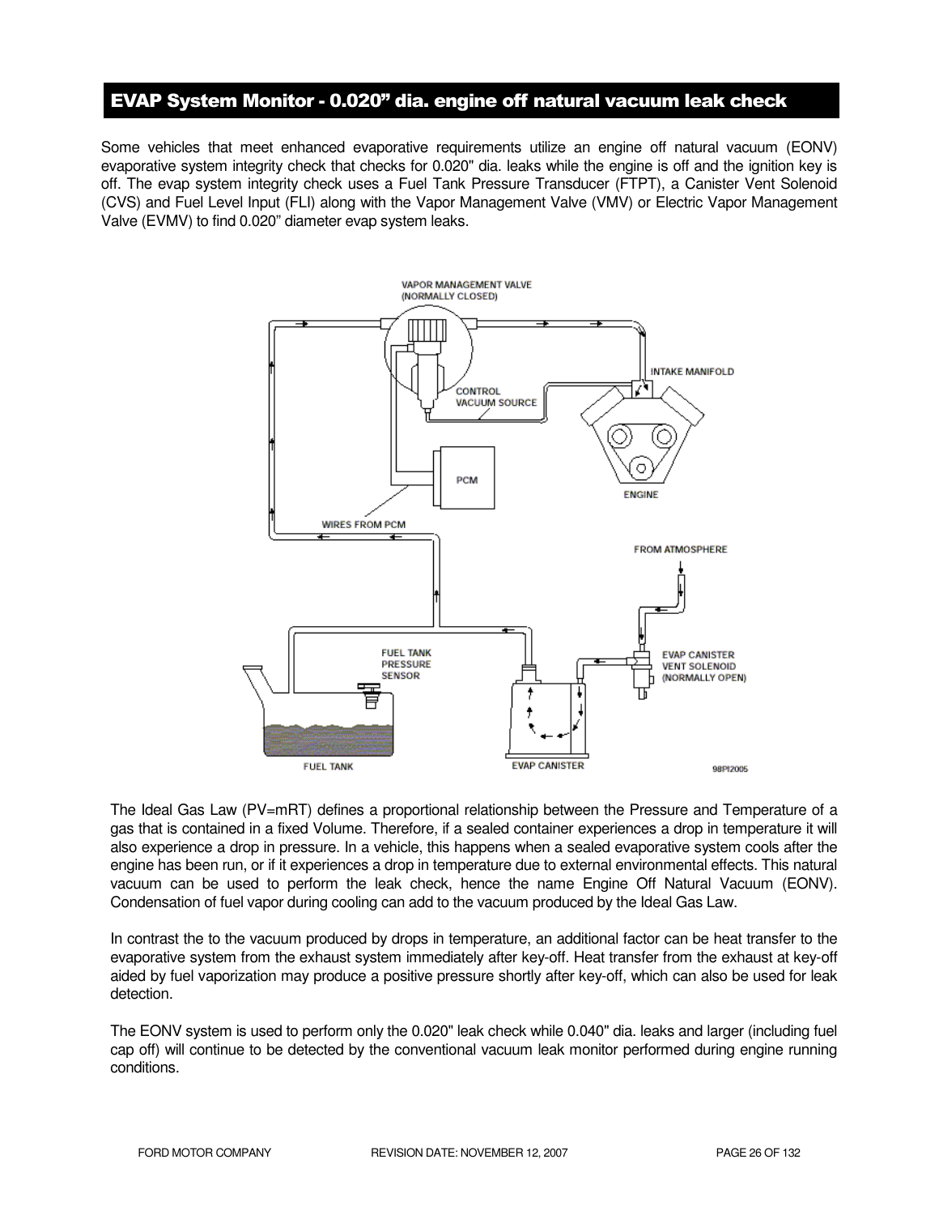## EVAP System Monitor - 0.020" dia. engine off natural vacuum leak check

Some vehicles that meet enhanced evaporative requirements utilize an engine off natural vacuum (EONV) evaporative system integrity check that checks for 0.020" dia. leaks while the engine is off and the ignition key is off. The evap system integrity check uses a Fuel Tank Pressure Transducer (FTPT), a Canister Vent Solenoid (CVS) and Fuel Level Input (FLI) along with the Vapor Management Valve (VMV) or Electric Vapor Management Valve (EVMV) to find 0.020" diameter evap system leaks.

The Ideal Gas Law (PV=mRT) defines a proportional relationship between the Pressure and Temperature of a gas that is contained in a fixed Volume. Therefore, if a sealed container experiences a drop in temperature it will also experience a drop in pressure. In a vehicle, this happens when a sealed evaporative system cools after the engine has been run, or if it experiences a drop in temperature due to external environmental effects. This natural vacuum can be used to perform the leak check, hence the name Engine Off Natural Vacuum (EONV). Condensation of fuel vapor during cooling can add to the vacuum produced by the Ideal Gas Law.

In contrast the to the vacuum produced by drops in temperature, an additional factor can be heat transfer to the evaporative system from the exhaust system immediately after key-off. Heat transfer from the exhaust at key-off aided by fuel vaporization may produce a positive pressure shortly after key-off, which can also be used for leak detection.

The EONV system is used to perform only the 0.020" leak check while 0.040" dia. leaks and larger (including fuel cap off) will continue to be detected by the conventional vacuum leak monitor performed during engine running conditions.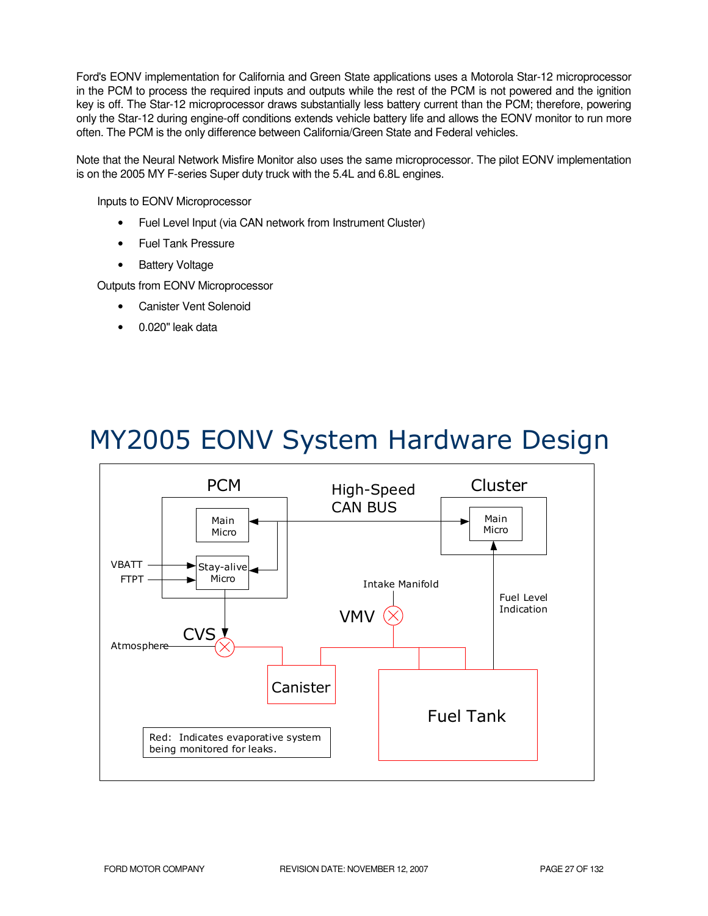Ford's EONV implementation for California and Green State applications uses a Motorola Star-12 microprocessor in the PCM to process the required inputs and outputs while the rest of the PCM is not powered and the ignition key is off. The Star-12 microprocessor draws substantially less battery current than the PCM; therefore, powering only the Star-12 during engine-off conditions extends vehicle battery life and allows the EONV monitor to run more often. The PCM is the only difference between California/Green State and Federal vehicles.

Note that the Neural Network Misfire Monitor also uses the same microprocessor. The pilot EONV implementation is on the 2005 MY F-series Super duty truck with the 5.4L and 6.8L engines.

Inputs to EONV Microprocessor

- Fuel Level Input (via CAN network from Instrument Cluster)
- Fuel Tank Pressure
- Battery Voltage

Outputs from EONV Microprocessor

- Canister Vent Solenoid
- 0.020" leak data

# MY2005 EONV System Hardware Design

PCM | Main Micro | Stay-alive Micro | VBATT | FTPT | High-Speed CAN BUS | Cluster | Main Micro | Intake Manifold | VMV | Fuel Level Indication | CVS | Atmosphere | Canister | Fuel Tank

Red: Indicates evaporative system being monitored for leaks.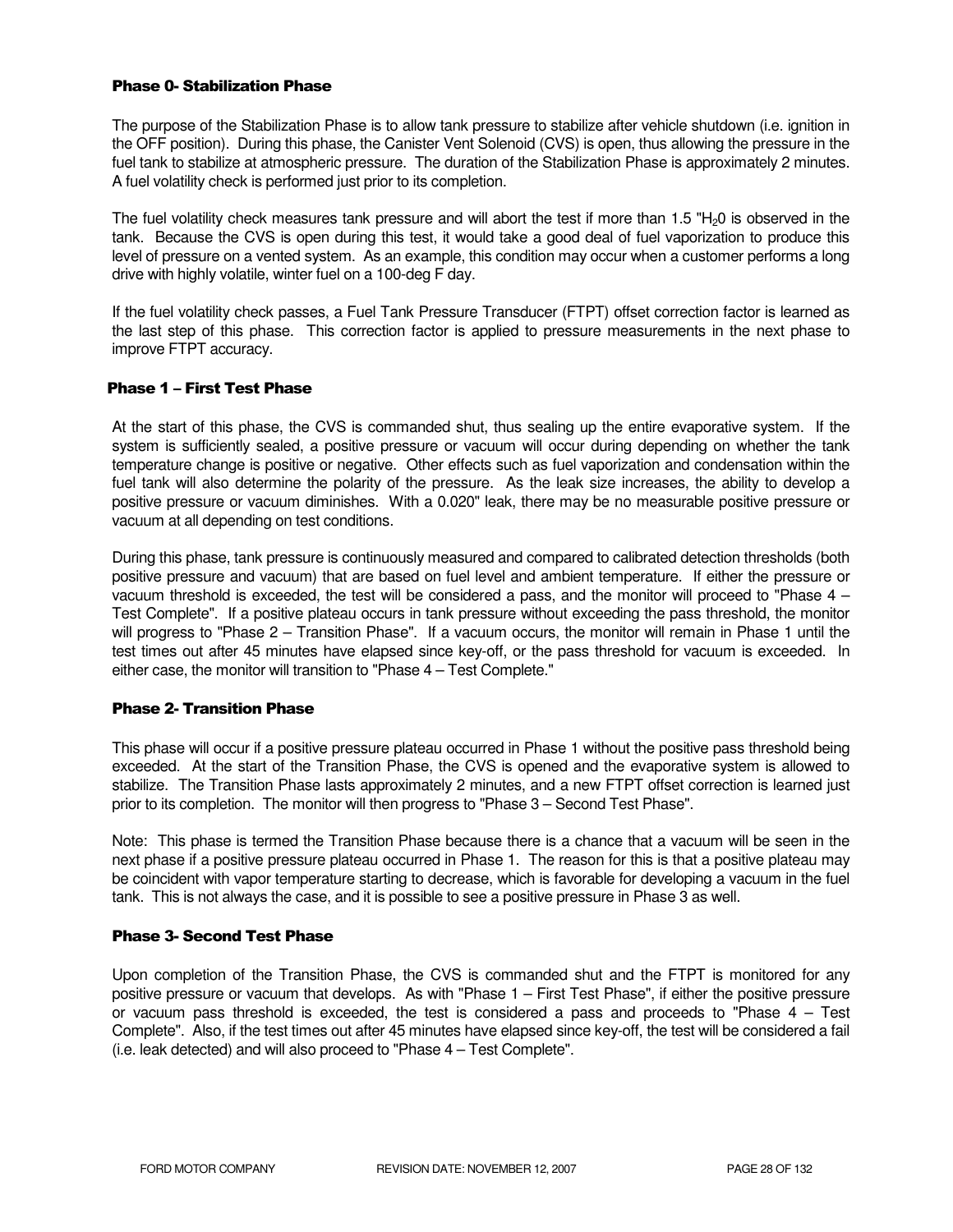#### Phase 0- Stabilization Phase

The purpose of the Stabilization Phase is to allow tank pressure to stabilize after vehicle shutdown (i.e. ignition in the OFF position). During this phase, the Canister Vent Solenoid (CVS) is open, thus allowing the pressure in the fuel tank to stabilize at atmospheric pressure. The duration of the Stabilization Phase is approximately 2 minutes. A fuel volatility check is performed just prior to its completion.

The fuel volatility check measures tank pressure and will abort the test if more than 1.5 "$H_2$0 is observed in the tank. Because the CVS is open during this test, it would take a good deal of fuel vaporization to produce this level of pressure on a vented system. As an example, this condition may occur when a customer performs a long drive with highly volatile, winter fuel on a 100-deg F day.

If the fuel volatility check passes, a Fuel Tank Pressure Transducer (FTPT) offset correction factor is learned as the last step of this phase. This correction factor is applied to pressure measurements in the next phase to improve FTPT accuracy.

#### Phase 1 – First Test Phase

At the start of this phase, the CVS is commanded shut, thus sealing up the entire evaporative system. If the system is sufficiently sealed, a positive pressure or vacuum will occur during depending on whether the tank temperature change is positive or negative. Other effects such as fuel vaporization and condensation within the fuel tank will also determine the polarity of the pressure. As the leak size increases, the ability to develop a positive pressure or vacuum diminishes. With a 0.020" leak, there may be no measurable positive pressure or vacuum at all depending on test conditions.

During this phase, tank pressure is continuously measured and compared to calibrated detection thresholds (both positive pressure and vacuum) that are based on fuel level and ambient temperature. If either the pressure or vacuum threshold is exceeded, the test will be considered a pass, and the monitor will proceed to "Phase 4 – Test Complete". If a positive plateau occurs in tank pressure without exceeding the pass threshold, the monitor will progress to "Phase 2 – Transition Phase". If a vacuum occurs, the monitor will remain in Phase 1 until the test times out after 45 minutes have elapsed since key-off, or the pass threshold for vacuum is exceeded. In either case, the monitor will transition to "Phase 4 – Test Complete."

#### Phase 2- Transition Phase

This phase will occur if a positive pressure plateau occurred in Phase 1 without the positive pass threshold being exceeded. At the start of the Transition Phase, the CVS is opened and the evaporative system is allowed to stabilize. The Transition Phase lasts approximately 2 minutes, and a new FTPT offset correction is learned just prior to its completion. The monitor will then progress to "Phase 3 – Second Test Phase".

Note: This phase is termed the Transition Phase because there is a chance that a vacuum will be seen in the next phase if a positive pressure plateau occurred in Phase 1. The reason for this is that a positive plateau may be coincident with vapor temperature starting to decrease, which is favorable for developing a vacuum in the fuel tank. This is not always the case, and it is possible to see a positive pressure in Phase 3 as well.

#### Phase 3- Second Test Phase

Upon completion of the Transition Phase, the CVS is commanded shut and the FTPT is monitored for any positive pressure or vacuum that develops. As with "Phase 1 – First Test Phase", if either the positive pressure or vacuum pass threshold is exceeded, the test is considered a pass and proceeds to "Phase 4 – Test Complete". Also, if the test times out after 45 minutes have elapsed since key-off, the test will be considered a fail (i.e. leak detected) and will also proceed to "Phase 4 – Test Complete".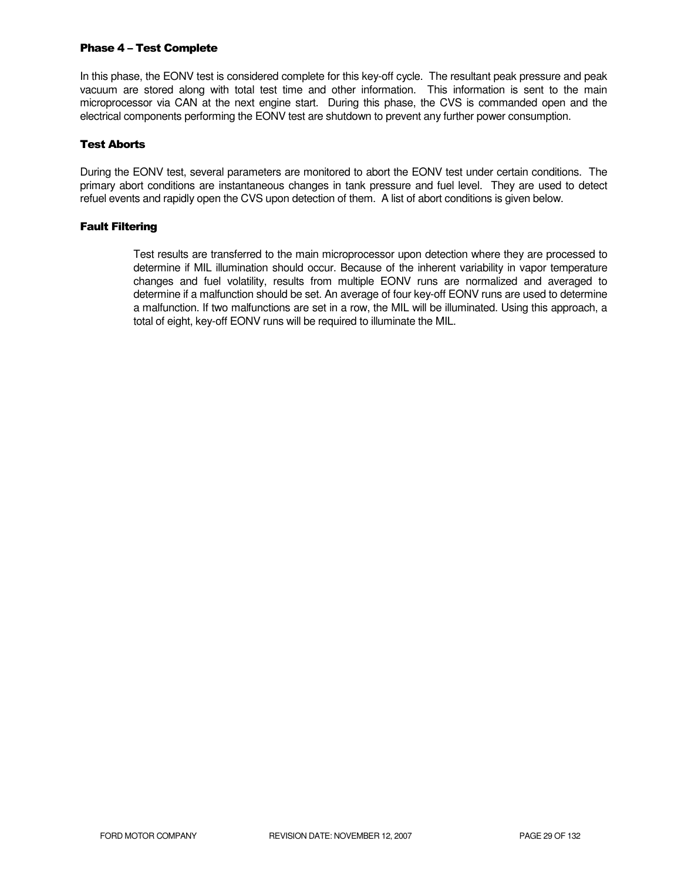### Phase 4 – Test Complete

In this phase, the EONV test is considered complete for this key-off cycle. The resultant peak pressure and peak vacuum are stored along with total test time and other information. This information is sent to the main microprocessor via CAN at the next engine start. During this phase, the CVS is commanded open and the electrical components performing the EONV test are shutdown to prevent any further power consumption.

### Test Aborts

During the EONV test, several parameters are monitored to abort the EONV test under certain conditions. The primary abort conditions are instantaneous changes in tank pressure and fuel level. They are used to detect refuel events and rapidly open the CVS upon detection of them. A list of abort conditions is given below.

### Fault Filtering

Test results are transferred to the main microprocessor upon detection where they are processed to determine if MIL illumination should occur. Because of the inherent variability in vapor temperature changes and fuel volatility, results from multiple EONV runs are normalized and averaged to determine if a malfunction should be set. An average of four key-off EONV runs are used to determine a malfunction. If two malfunctions are set in a row, the MIL will be illuminated. Using this approach, a total of eight, key-off EONV runs will be required to illuminate the MIL.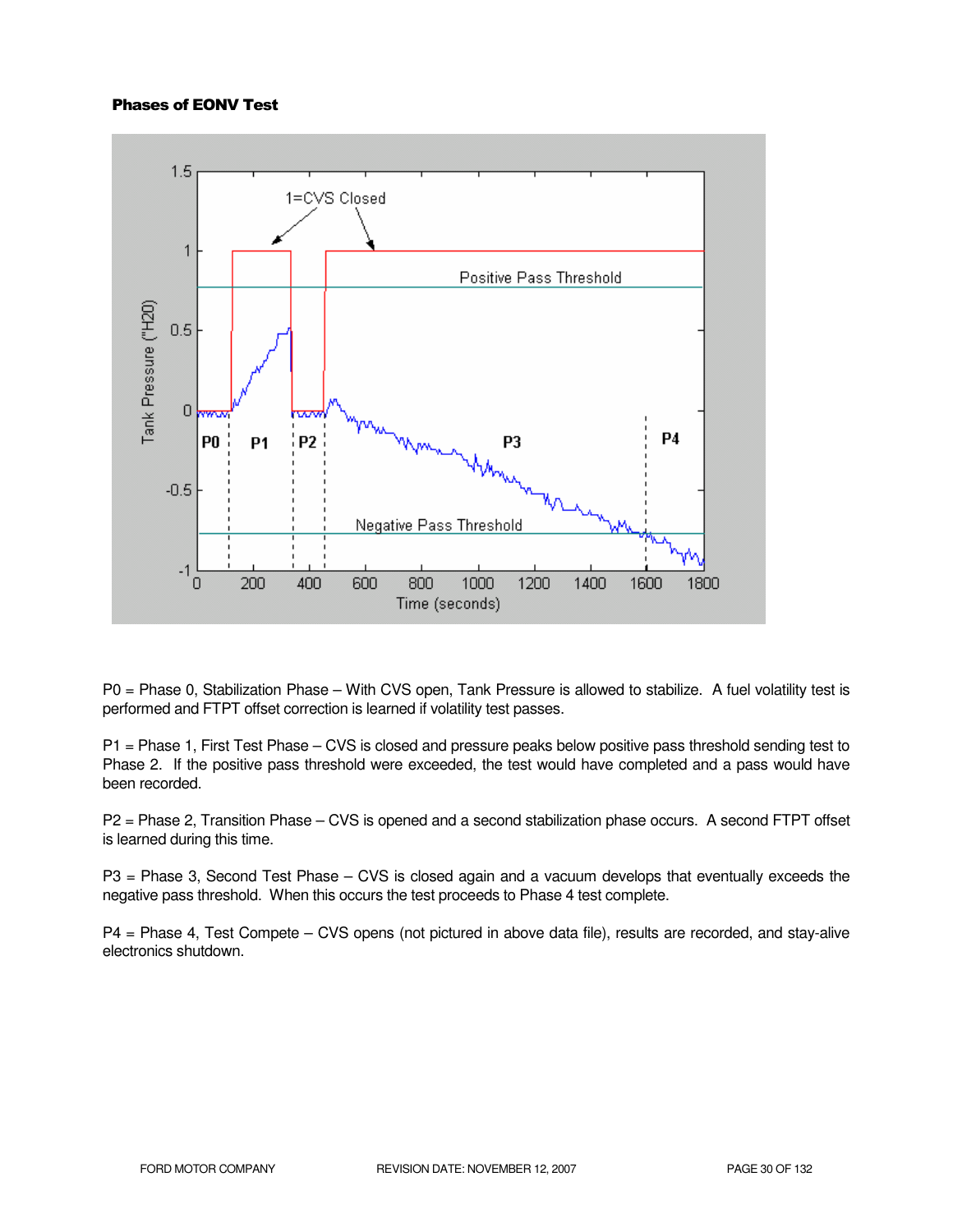**Phases of EONV Test**

P0 = Phase 0, Stabilization Phase – With CVS open, Tank Pressure is allowed to stabilize. A fuel volatility test is performed and FTPT offset correction is learned if volatility test passes.

P1 = Phase 1, First Test Phase – CVS is closed and pressure peaks below positive pass threshold sending test to Phase 2. If the positive pass threshold were exceeded, the test would have completed and a pass would have been recorded.

P2 = Phase 2, Transition Phase – CVS is opened and a second stabilization phase occurs. A second FTPT offset is learned during this time.

P3 = Phase 3, Second Test Phase – CVS is closed again and a vacuum develops that eventually exceeds the negative pass threshold. When this occurs the test proceeds to Phase 4 test complete.

P4 = Phase 4, Test Compete – CVS opens (not pictured in above data file), results are recorded, and stay-alive electronics shutdown.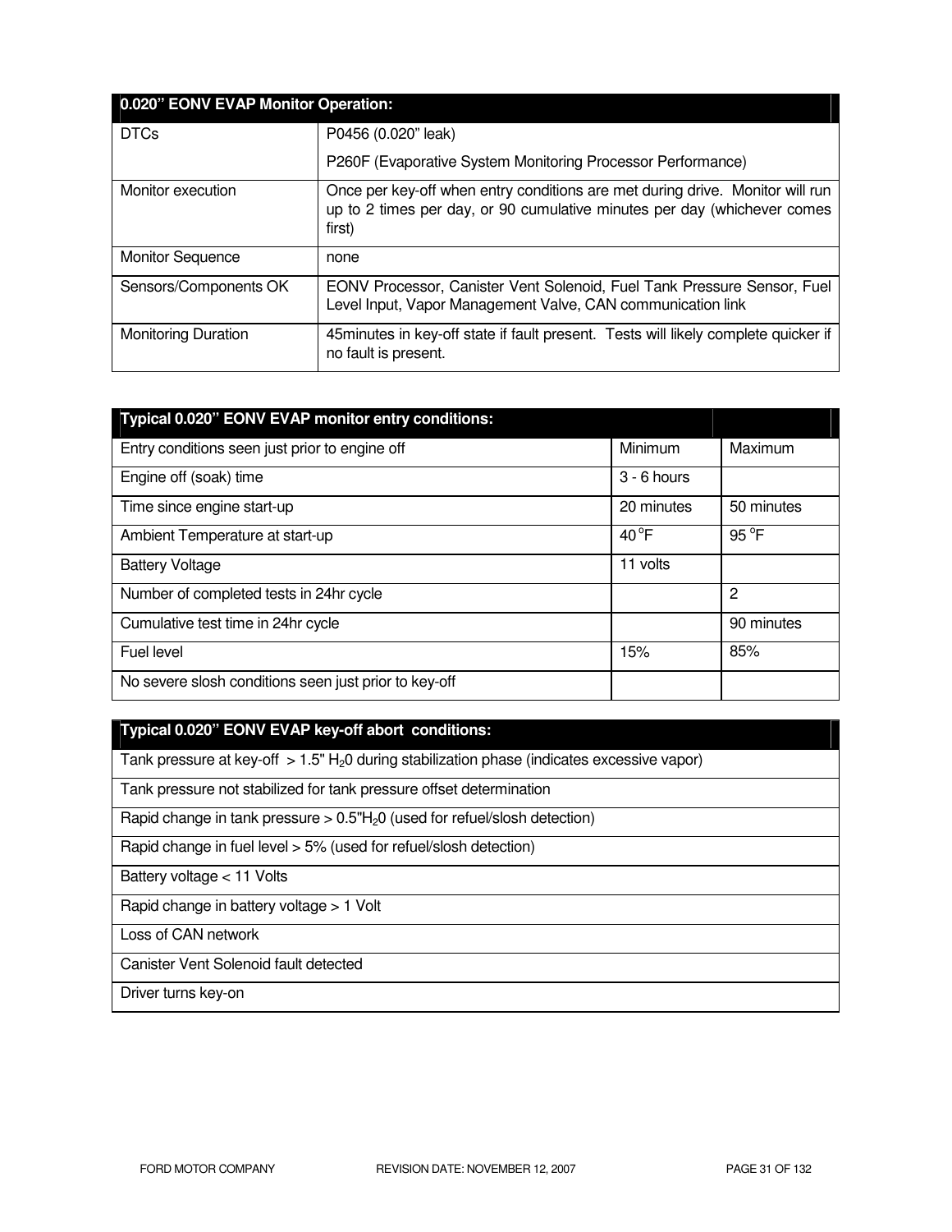| 0.020" EONV EVAP Monitor Operation: | |
|---|---|
| DTCs | P0456 (0.020" leak)<br><br>P260F (Evaporative System Monitoring Processor Performance) |
| Monitor execution | Once per key-off when entry conditions are met during drive. Monitor will run up to 2 times per day, or 90 cumulative minutes per day (whichever comes first) |
| Monitor Sequence | none |
| Sensors/Components OK | EONV Processor, Canister Vent Solenoid, Fuel Tank Pressure Sensor, Fuel Level Input, Vapor Management Valve, CAN communication link |
| Monitoring Duration | 45minutes in key-off state if fault present. Tests will likely complete quicker if no fault is present. |

| Typical 0.020" EONV EVAP monitor entry conditions: | | |
|---|---|---|
| Entry conditions seen just prior to engine off | Minimum | Maximum |
| Engine off (soak) time | 3 - 6 hours | |
| Time since engine start-up | 20 minutes | 50 minutes |
| Ambient Temperature at start-up | 40 °F | 95 °F |
| Battery Voltage | 11 volts | |
| Number of completed tests in 24hr cycle | | 2 |
| Cumulative test time in 24hr cycle | | 90 minutes |
| Fuel level | 15% | 85% |
| No severe slosh conditions seen just prior to key-off | | |

| Typical 0.020" EONV EVAP key-off abort conditions: |
|---|
| Tank pressure at key-off > 1.5" $H_2O$ during stabilization phase (indicates excessive vapor) |
| Tank pressure not stabilized for tank pressure offset determination |
| Rapid change in tank pressure > 0.5"$H_2O$ (used for refuel/slosh detection) |
| Rapid change in fuel level > 5% (used for refuel/slosh detection) |
| Battery voltage < 11 Volts |
| Rapid change in battery voltage > 1 Volt |
| Loss of CAN network |
| Canister Vent Solenoid fault detected |
| Driver turns key-on |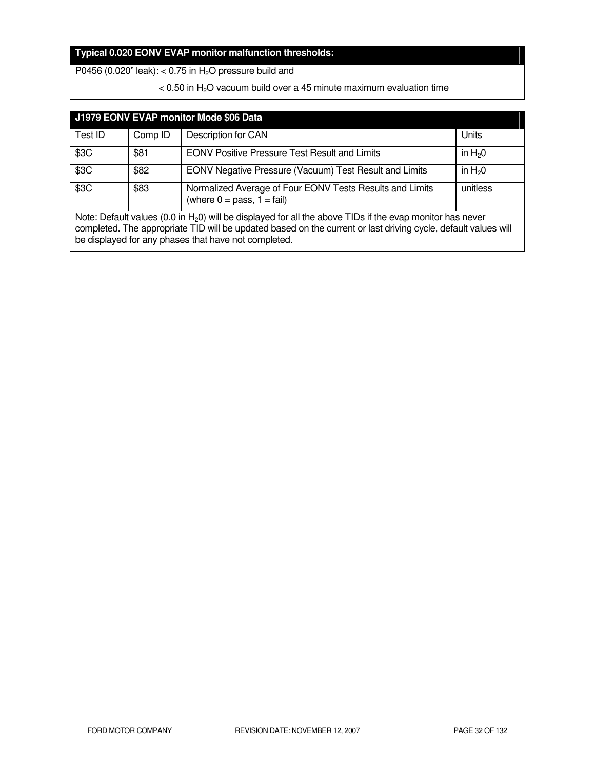| Typical 0.020 EONV EVAP monitor malfunction thresholds: |
|---|
| P0456 (0.020" leak): < 0.75 in $H_2O$ pressure build and < 0.50 in $H_2O$ vacuum build over a 45 minute maximum evaluation time |

| J1979 EONV EVAP monitor Mode $06 Data | | | |
|---|---|---|---|
| Test ID | Comp ID | Description for CAN | Units |
| $3C | $81 | EONV Positive Pressure Test Result and Limits | in $H_20$ |
| $3C | $82 | EONV Negative Pressure (Vacuum) Test Result and Limits | in $H_20$ |
| $3C | $83 | Normalized Average of Four EONV Tests Results and Limits (where 0 = pass, 1 = fail) | unitless |
| Note: Default values (0.0 in $H_20$) will be displayed for all the above TIDs if the evap monitor has never completed. The appropriate TID will be updated based on the current or last driving cycle, default values will be displayed for any phases that have not completed. | | | |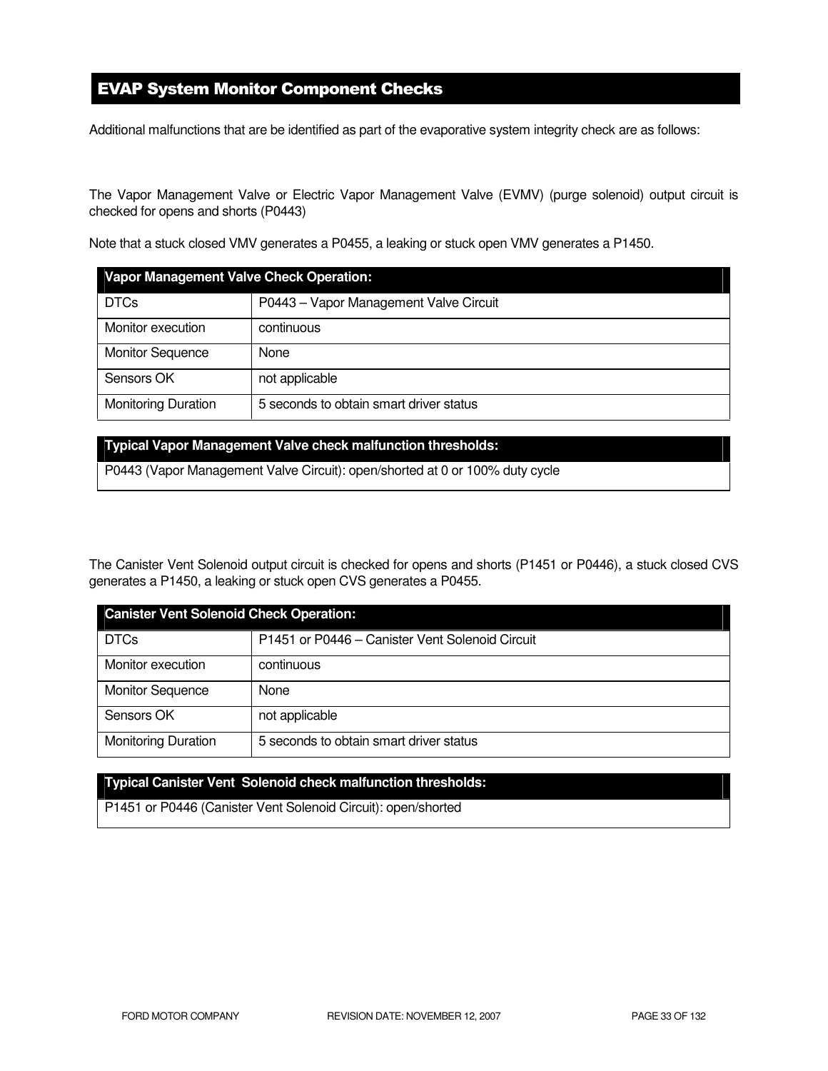## EVAP System Monitor Component Checks

Additional malfunctions that are be identified as part of the evaporative system integrity check are as follows:

The Vapor Management Valve or Electric Vapor Management Valve (EVMV) (purge solenoid) output circuit is checked for opens and shorts (P0443)

Note that a stuck closed VMV generates a P0455, a leaking or stuck open VMV generates a P1450.

| Vapor Management Valve Check Operation: | |
|---|---|
| DTCs | P0443 – Vapor Management Valve Circuit |
| Monitor execution | continuous |
| Monitor Sequence | None |
| Sensors OK | not applicable |
| Monitoring Duration | 5 seconds to obtain smart driver status |

| Typical Vapor Management Valve check malfunction thresholds: |
|---|
| P0443 (Vapor Management Valve Circuit): open/shorted at 0 or 100% duty cycle |

The Canister Vent Solenoid output circuit is checked for opens and shorts (P1451 or P0446), a stuck closed CVS generates a P1450, a leaking or stuck open CVS generates a P0455.

| Canister Vent Solenoid Check Operation: | |
|---|---|
| DTCs | P1451 or P0446 – Canister Vent Solenoid Circuit |
| Monitor execution | continuous |
| Monitor Sequence | None |
| Sensors OK | not applicable |
| Monitoring Duration | 5 seconds to obtain smart driver status |

| Typical Canister Vent Solenoid check malfunction thresholds: |
|---|
| P1451 or P0446 (Canister Vent Solenoid Circuit): open/shorted |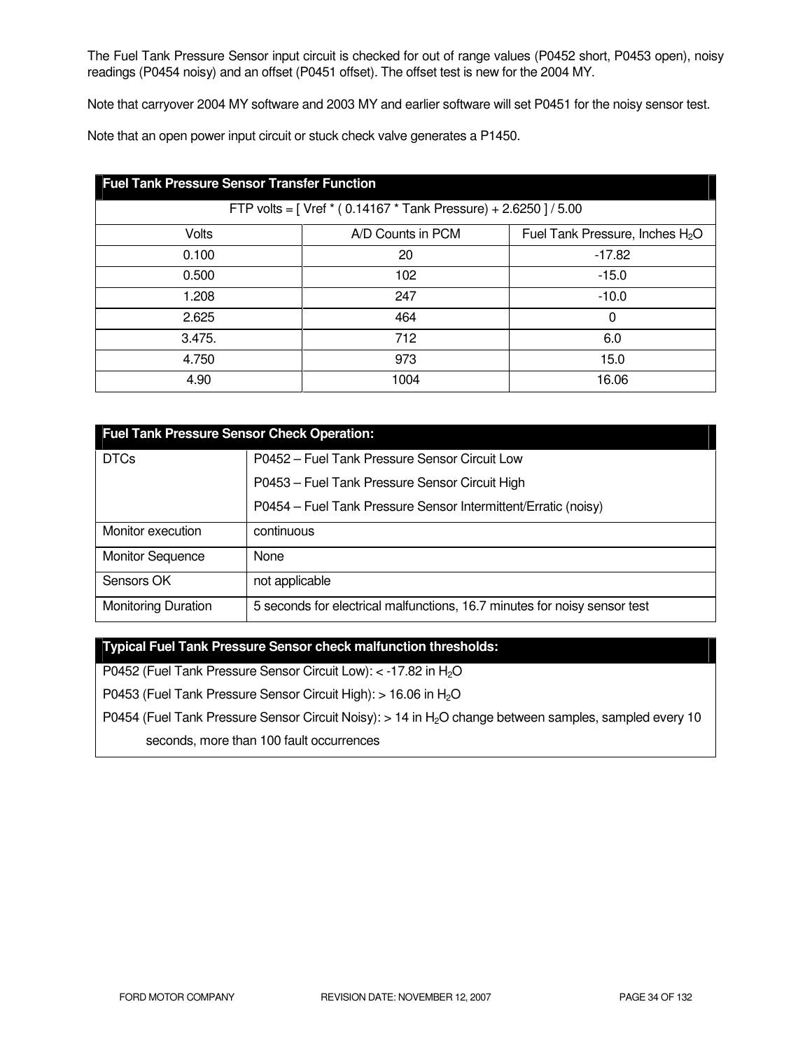The Fuel Tank Pressure Sensor input circuit is checked for out of range values (P0452 short, P0453 open), noisy readings (P0454 noisy) and an offset (P0451 offset). The offset test is new for the 2004 MY.

Note that carryover 2004 MY software and 2003 MY and earlier software will set P0451 for the noisy sensor test.

Note that an open power input circuit or stuck check valve generates a P1450.

| **Fuel Tank Pressure Sensor Transfer Function** | | |
|---|---|---|
| FTP volts = [ Vref * ( 0.14167 * Tank Pressure) + 2.6250 ] / 5.00 | | |
| Volts | A/D Counts in PCM | Fuel Tank Pressure, Inches $H_2O$ |
| 0.100 | 20 | -17.82 |
| 0.500 | 102 | -15.0 |
| 1.208 | 247 | -10.0 |
| 2.625 | 464 | 0 |
| 3.475. | 712 | 6.0 |
| 4.750 | 973 | 15.0 |
| 4.90 | 1004 | 16.06 |

| **Fuel Tank Pressure Sensor Check Operation:** | |
|---|---|
| DTCs | P0452 – Fuel Tank Pressure Sensor Circuit Low<br>P0453 – Fuel Tank Pressure Sensor Circuit High<br>P0454 – Fuel Tank Pressure Sensor Intermittent/Erratic (noisy) |
| Monitor execution | continuous |
| Monitor Sequence | None |
| Sensors OK | not applicable |
| Monitoring Duration | 5 seconds for electrical malfunctions, 16.7 minutes for noisy sensor test |

| **Typical Fuel Tank Pressure Sensor check malfunction thresholds:** |
|---|
| P0452 (Fuel Tank Pressure Sensor Circuit Low): < -17.82 in $H_2O$ |
| P0453 (Fuel Tank Pressure Sensor Circuit High): > 16.06 in $H_2O$ |
| P0454 (Fuel Tank Pressure Sensor Circuit Noisy): > 14 in $H_2O$ change between samples, sampled every 10 seconds, more than 100 fault occurrences |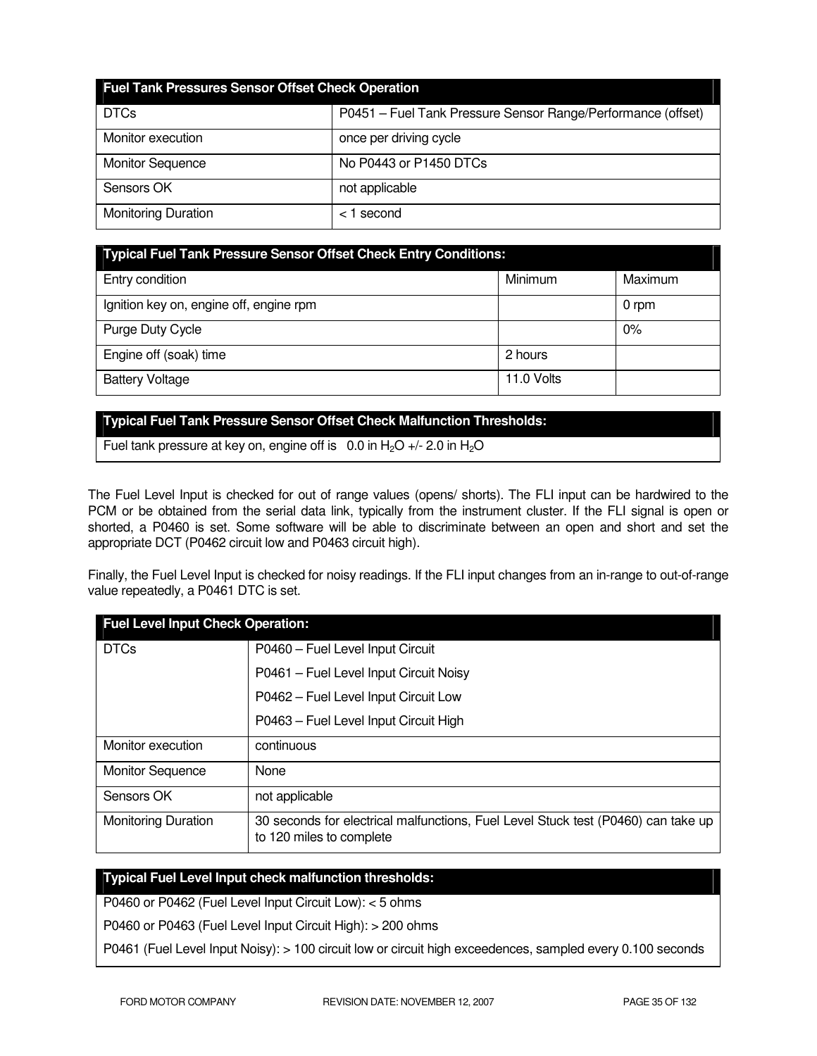| Fuel Tank Pressures Sensor Offset Check Operation | |
| --- | --- |
| DTCs | P0451 – Fuel Tank Pressure Sensor Range/Performance (offset) |
| Monitor execution | once per driving cycle |
| Monitor Sequence | No P0443 or P1450 DTCs |
| Sensors OK | not applicable |
| Monitoring Duration | < 1 second |

| Typical Fuel Tank Pressure Sensor Offset Check Entry Conditions: | | |
| --- | --- | --- |
| Entry condition | Minimum | Maximum |
| Ignition key on, engine off, engine rpm | | 0 rpm |
| Purge Duty Cycle | | 0% |
| Engine off (soak) time | 2 hours | |
| Battery Voltage | 11.0 Volts | |

| Typical Fuel Tank Pressure Sensor Offset Check Malfunction Thresholds: |
| --- |
| Fuel tank pressure at key on, engine off is 0.0 in $H_2O$ +/- 2.0 in $H_2O$ |

The Fuel Level Input is checked for out of range values (opens/ shorts). The FLI input can be hardwired to the PCM or be obtained from the serial data link, typically from the instrument cluster. If the FLI signal is open or shorted, a P0460 is set. Some software will be able to discriminate between an open and short and set the appropriate DCT (P0462 circuit low and P0463 circuit high).

Finally, the Fuel Level Input is checked for noisy readings. If the FLI input changes from an in-range to out-of-range value repeatedly, a P0461 DTC is set.

| Fuel Level Input Check Operation: | |
| --- | --- |
| DTCs | P0460 – Fuel Level Input Circuit<br>P0461 – Fuel Level Input Circuit Noisy<br>P0462 – Fuel Level Input Circuit Low<br>P0463 – Fuel Level Input Circuit High |
| Monitor execution | continuous |
| Monitor Sequence | None |
| Sensors OK | not applicable |
| Monitoring Duration | 30 seconds for electrical malfunctions, Fuel Level Stuck test (P0460) can take up to 120 miles to complete |

| Typical Fuel Level Input check malfunction thresholds: |
| --- |
| P0460 or P0462 (Fuel Level Input Circuit Low): < 5 ohms |
| P0460 or P0463 (Fuel Level Input Circuit High): > 200 ohms |
| P0461 (Fuel Level Input Noisy): > 100 circuit low or circuit high exceedences, sampled every 0.100 seconds |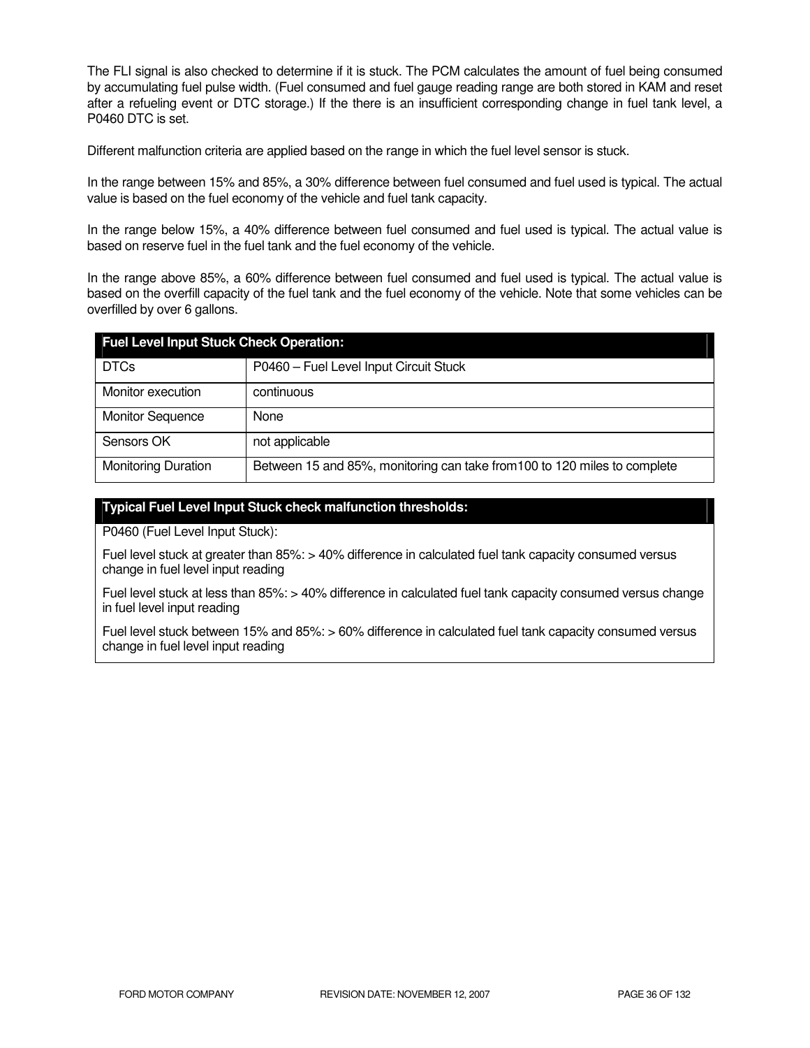The FLI signal is also checked to determine if it is stuck. The PCM calculates the amount of fuel being consumed by accumulating fuel pulse width. (Fuel consumed and fuel gauge reading range are both stored in KAM and reset after a refueling event or DTC storage.) If the there is an insufficient corresponding change in fuel tank level, a P0460 DTC is set.

Different malfunction criteria are applied based on the range in which the fuel level sensor is stuck.

In the range between 15% and 85%, a 30% difference between fuel consumed and fuel used is typical. The actual value is based on the fuel economy of the vehicle and fuel tank capacity.

In the range below 15%, a 40% difference between fuel consumed and fuel used is typical. The actual value is based on reserve fuel in the fuel tank and the fuel economy of the vehicle.

In the range above 85%, a 60% difference between fuel consumed and fuel used is typical. The actual value is based on the overfill capacity of the fuel tank and the fuel economy of the vehicle. Note that some vehicles can be overfilled by over 6 gallons.

| **Fuel Level Input Stuck Check Operation:** | |
|---|---|
| DTCs | P0460 – Fuel Level Input Circuit Stuck |
| Monitor execution | continuous |
| Monitor Sequence | None |
| Sensors OK | not applicable |
| Monitoring Duration | Between 15 and 85%, monitoring can take from100 to 120 miles to complete |

| **Typical Fuel Level Input Stuck check malfunction thresholds:** |
|---|
| P0460 (Fuel Level Input Stuck): |
| Fuel level stuck at greater than 85%: > 40% difference in calculated fuel tank capacity consumed versus change in fuel level input reading |
| Fuel level stuck at less than 85%: > 40% difference in calculated fuel tank capacity consumed versus change in fuel level input reading |
| Fuel level stuck between 15% and 85%: > 60% difference in calculated fuel tank capacity consumed versus change in fuel level input reading |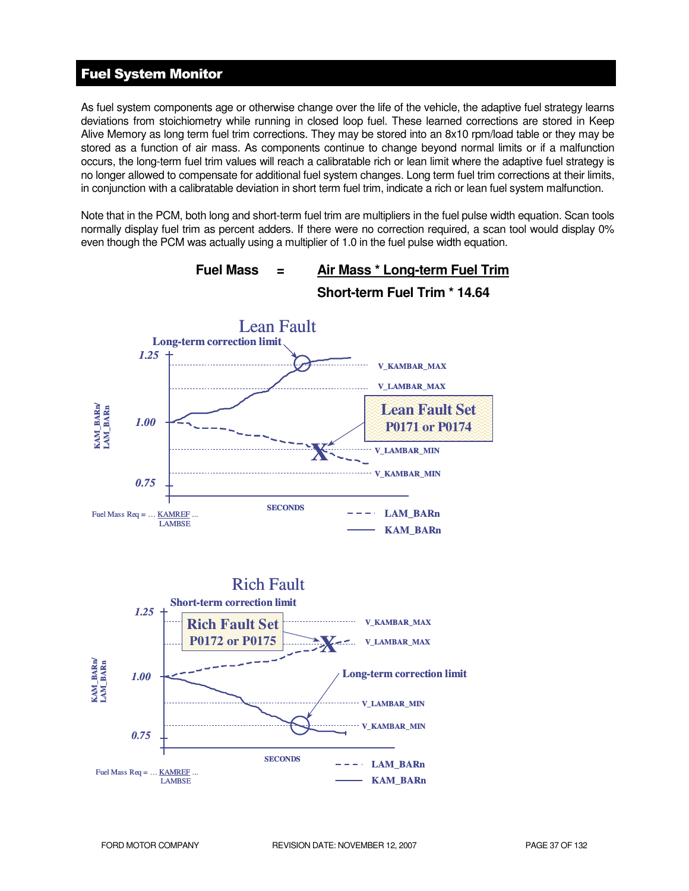## Fuel System Monitor

As fuel system components age or otherwise change over the life of the vehicle, the adaptive fuel strategy learns deviations from stoichiometry while running in closed loop fuel. These learned corrections are stored in Keep Alive Memory as long term fuel trim corrections. They may be stored into an 8x10 rpm/load table or they may be stored as a function of air mass. As components continue to change beyond normal limits or if a malfunction occurs, the long-term fuel trim values will reach a calibratable rich or lean limit where the adaptive fuel strategy is no longer allowed to compensate for additional fuel system changes. Long term fuel trim corrections at their limits, in conjunction with a calibratable deviation in short term fuel trim, indicate a rich or lean fuel system malfunction.

Note that in the PCM, both long and short-term fuel trim are multipliers in the fuel pulse width equation. Scan tools normally display fuel trim as percent adders. If there were no correction required, a scan tool would display 0% even though the PCM was actually using a multiplier of 1.0 in the fuel pulse width equation.

$$\text{Fuel Mass} = \frac{\text{Air Mass} * \text{Long-term Fuel Trim}}{\text{Short-term Fuel Trim} * 14.64}$$

**Lean Fault**

Long-term correction limit

Lean Fault Set P0171 or P0174

V_KAMBAR_MAX, V_LAMBAR_MAX, V_LAMBAR_MIN, V_KAMBAR_MIN

KAM_BARn/LAM_BARn: 1.25, 1.00, 0.75 — SECONDS

$\text{Fuel Mass Req} = \ldots \frac{\text{KAMREF}}{\text{LAMBSE}} \ldots$

- - - LAM_BARn
—— KAM_BARn

**Rich Fault**

Short-term correction limit

Rich Fault Set P0172 or P0175

Long-term correction limit

V_KAMBAR_MAX, V_LAMBAR_MAX, V_LAMBAR_MIN, V_KAMBAR_MIN

KAM_BARn/LAM_BARn: 1.25, 1.00, 0.75 — SECONDS

$\text{Fuel Mass Req} = \ldots \frac{\text{KAMREF}}{\text{LAMBSE}} \ldots$

- - - LAM_BARn
—— KAM_BARn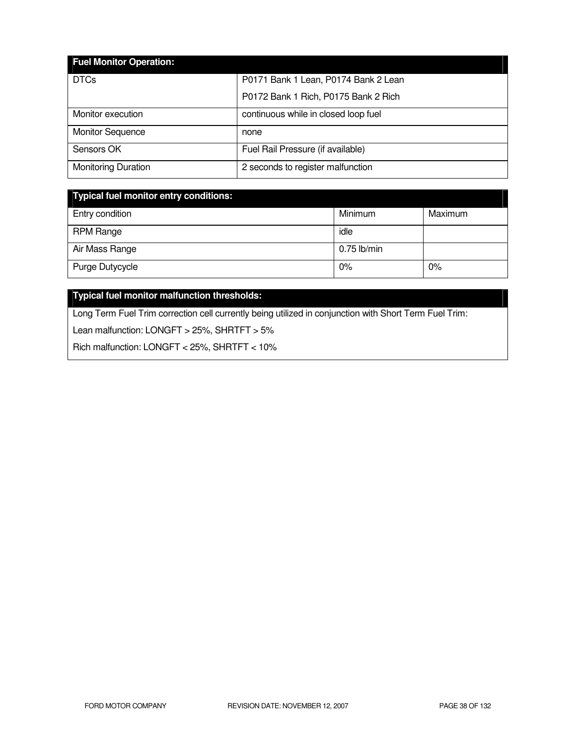| Fuel Monitor Operation: | |
|---|---|
| DTCs | P0171 Bank 1 Lean, P0174 Bank 2 Lean<br>P0172 Bank 1 Rich, P0175 Bank 2 Rich |
| Monitor execution | continuous while in closed loop fuel |
| Monitor Sequence | none |
| Sensors OK | Fuel Rail Pressure (if available) |
| Monitoring Duration | 2 seconds to register malfunction |

| Typical fuel monitor entry conditions: | | |
|---|---|---|
| Entry condition | Minimum | Maximum |
| RPM Range | idle | |
| Air Mass Range | 0.75 lb/min | |
| Purge Dutycycle | 0% | 0% |

| Typical fuel monitor malfunction thresholds: |
|---|
| Long Term Fuel Trim correction cell currently being utilized in conjunction with Short Term Fuel Trim:<br>Lean malfunction: LONGFT > 25%, SHRTFT > 5%<br>Rich malfunction: LONGFT < 25%, SHRTFT < 10% |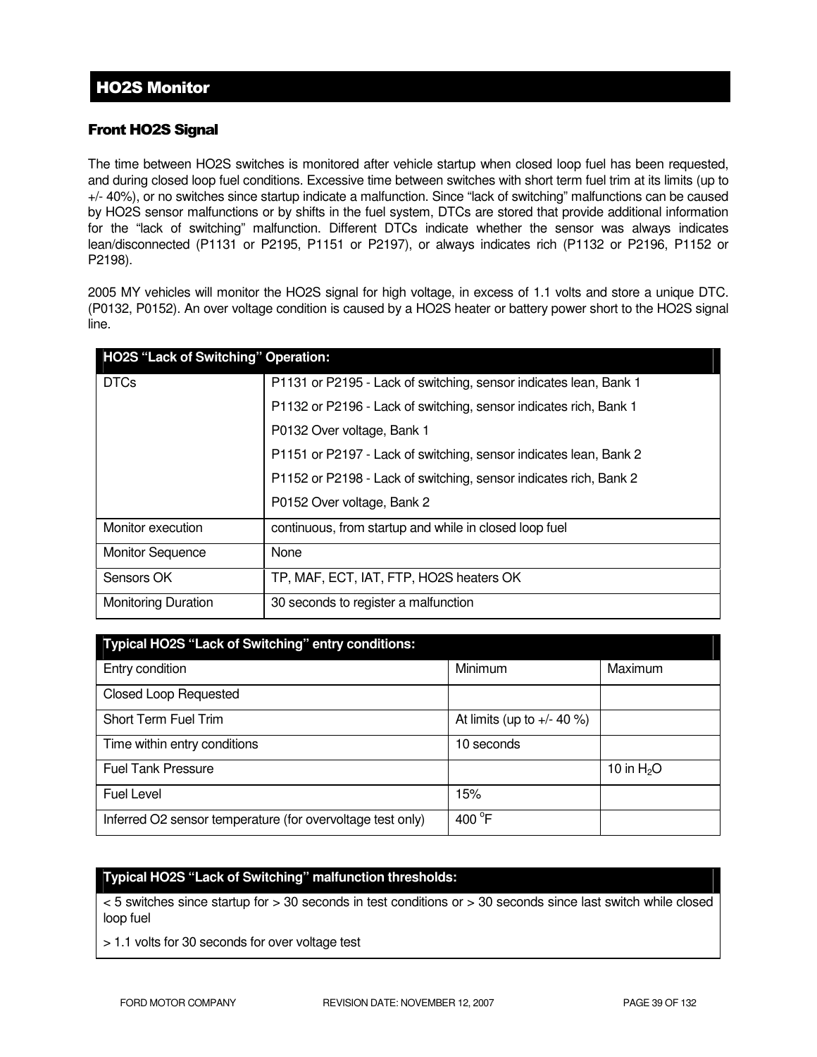## HO2S Monitor

### Front HO2S Signal

The time between HO2S switches is monitored after vehicle startup when closed loop fuel has been requested, and during closed loop fuel conditions. Excessive time between switches with short term fuel trim at its limits (up to +/- 40%), or no switches since startup indicate a malfunction. Since "lack of switching" malfunctions can be caused by HO2S sensor malfunctions or by shifts in the fuel system, DTCs are stored that provide additional information for the "lack of switching" malfunction. Different DTCs indicate whether the sensor was always indicates lean/disconnected (P1131 or P2195, P1151 or P2197), or always indicates rich (P1132 or P2196, P1152 or P2198).

2005 MY vehicles will monitor the HO2S signal for high voltage, in excess of 1.1 volts and store a unique DTC. (P0132, P0152). An over voltage condition is caused by a HO2S heater or battery power short to the HO2S signal line.

| HO2S "Lack of Switching" Operation: | |
|---|---|
| DTCs | P1131 or P2195 - Lack of switching, sensor indicates lean, Bank 1<br>P1132 or P2196 - Lack of switching, sensor indicates rich, Bank 1<br>P0132 Over voltage, Bank 1<br>P1151 or P2197 - Lack of switching, sensor indicates lean, Bank 2<br>P1152 or P2198 - Lack of switching, sensor indicates rich, Bank 2<br>P0152 Over voltage, Bank 2 |
| Monitor execution | continuous, from startup and while in closed loop fuel |
| Monitor Sequence | None |
| Sensors OK | TP, MAF, ECT, IAT, FTP, HO2S heaters OK |
| Monitoring Duration | 30 seconds to register a malfunction |

| Typical HO2S "Lack of Switching" entry conditions: | | |
|---|---|---|
| Entry condition | Minimum | Maximum |
| Closed Loop Requested | | |
| Short Term Fuel Trim | At limits (up to +/- 40 %) | |
| Time within entry conditions | 10 seconds | |
| Fuel Tank Pressure | | 10 in $H_2O$ |
| Fuel Level | 15% | |
| Inferred O2 sensor temperature (for overvoltage test only) | 400 $^oF$ | |

| Typical HO2S "Lack of Switching" malfunction thresholds: |
|---|
| < 5 switches since startup for > 30 seconds in test conditions or > 30 seconds since last switch while closed loop fuel<br>> 1.1 volts for 30 seconds for over voltage test |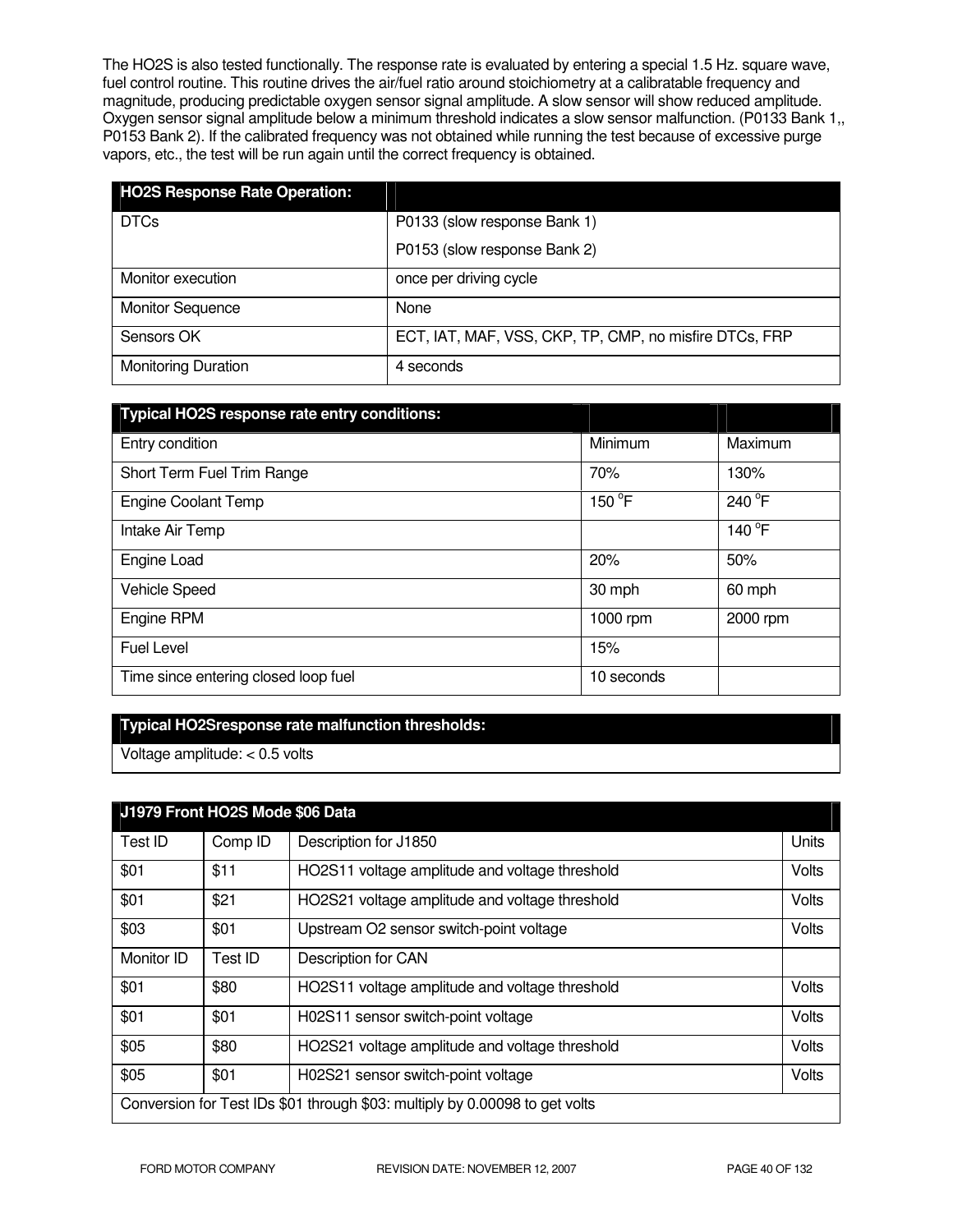The HO2S is also tested functionally. The response rate is evaluated by entering a special 1.5 Hz. square wave, fuel control routine. This routine drives the air/fuel ratio around stoichiometry at a calibratable frequency and magnitude, producing predictable oxygen sensor signal amplitude. A slow sensor will show reduced amplitude. Oxygen sensor signal amplitude below a minimum threshold indicates a slow sensor malfunction. (P0133 Bank 1,, P0153 Bank 2). If the calibrated frequency was not obtained while running the test because of excessive purge vapors, etc., the test will be run again until the correct frequency is obtained.

| HO2S Response Rate Operation: | |
|---|---|
| DTCs | P0133 (slow response Bank 1)<br>P0153 (slow response Bank 2) |
| Monitor execution | once per driving cycle |
| Monitor Sequence | None |
| Sensors OK | ECT, IAT, MAF, VSS, CKP, TP, CMP, no misfire DTCs, FRP |
| Monitoring Duration | 4 seconds |

| Typical HO2S response rate entry conditions: | | |
|---|---|---|
| Entry condition | Minimum | Maximum |
| Short Term Fuel Trim Range | 70% | 130% |
| Engine Coolant Temp | 150 °F | 240 °F |
| Intake Air Temp | | 140 °F |
| Engine Load | 20% | 50% |
| Vehicle Speed | 30 mph | 60 mph |
| Engine RPM | 1000 rpm | 2000 rpm |
| Fuel Level | 15% | |
| Time since entering closed loop fuel | 10 seconds | |

| Typical HO2Sresponse rate malfunction thresholds: |
|---|
| Voltage amplitude: < 0.5 volts |

| J1979 Front HO2S Mode $06 Data | | | |
|---|---|---|---|
| Test ID | Comp ID | Description for J1850 | Units |
| $01 | $11 | HO2S11 voltage amplitude and voltage threshold | Volts |
| $01 | $21 | HO2S21 voltage amplitude and voltage threshold | Volts |
| $03 | $01 | Upstream O2 sensor switch-point voltage | Volts |
| Monitor ID | Test ID | Description for CAN | |
| $01 | $80 | HO2S11 voltage amplitude and voltage threshold | Volts |
| $01 | $01 | H02S11 sensor switch-point voltage | Volts |
| $05 | $80 | HO2S21 voltage amplitude and voltage threshold | Volts |
| $05 | $01 | H02S21 sensor switch-point voltage | Volts |
| Conversion for Test IDs $01 through $03: multiply by 0.00098 to get volts | | | |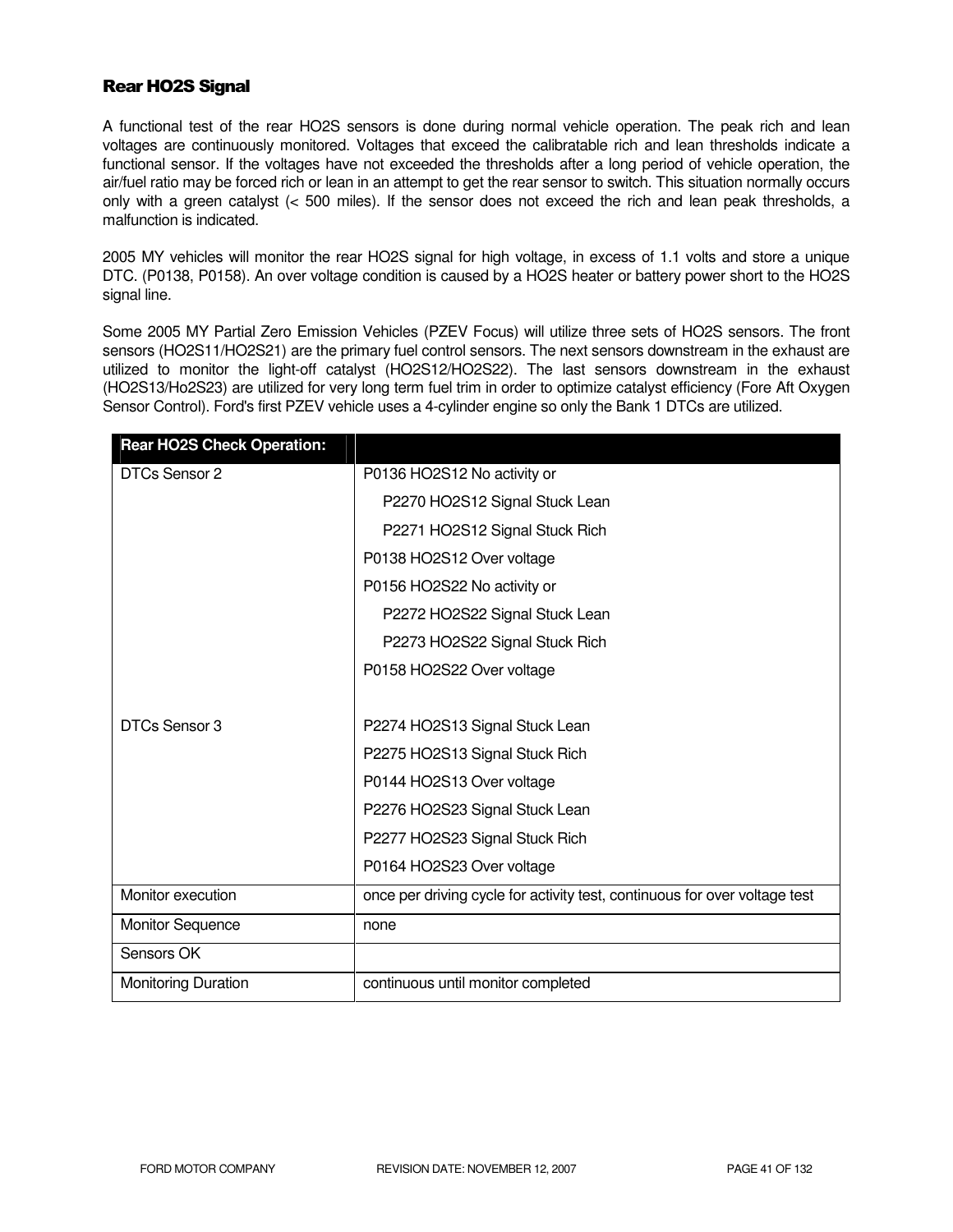### Rear HO2S Signal

A functional test of the rear HO2S sensors is done during normal vehicle operation. The peak rich and lean voltages are continuously monitored. Voltages that exceed the calibratable rich and lean thresholds indicate a functional sensor. If the voltages have not exceeded the thresholds after a long period of vehicle operation, the air/fuel ratio may be forced rich or lean in an attempt to get the rear sensor to switch. This situation normally occurs only with a green catalyst (< 500 miles). If the sensor does not exceed the rich and lean peak thresholds, a malfunction is indicated.

2005 MY vehicles will monitor the rear HO2S signal for high voltage, in excess of 1.1 volts and store a unique DTC. (P0138, P0158). An over voltage condition is caused by a HO2S heater or battery power short to the HO2S signal line.

Some 2005 MY Partial Zero Emission Vehicles (PZEV Focus) will utilize three sets of HO2S sensors. The front sensors (HO2S11/HO2S21) are the primary fuel control sensors. The next sensors downstream in the exhaust are utilized to monitor the light-off catalyst (HO2S12/HO2S22). The last sensors downstream in the exhaust (HO2S13/Ho2S23) are utilized for very long term fuel trim in order to optimize catalyst efficiency (Fore Aft Oxygen Sensor Control). Ford's first PZEV vehicle uses a 4-cylinder engine so only the Bank 1 DTCs are utilized.

| Rear HO2S Check Operation: | |
|---|---|
| DTCs Sensor 2 | P0136 HO2S12 No activity or<br>P2270 HO2S12 Signal Stuck Lean<br>P2271 HO2S12 Signal Stuck Rich<br>P0138 HO2S12 Over voltage<br>P0156 HO2S22 No activity or<br>P2272 HO2S22 Signal Stuck Lean<br>P2273 HO2S22 Signal Stuck Rich<br>P0158 HO2S22 Over voltage |
| DTCs Sensor 3 | P2274 HO2S13 Signal Stuck Lean<br>P2275 HO2S13 Signal Stuck Rich<br>P0144 HO2S13 Over voltage<br>P2276 HO2S23 Signal Stuck Lean<br>P2277 HO2S23 Signal Stuck Rich<br>P0164 HO2S23 Over voltage |
| Monitor execution | once per driving cycle for activity test, continuous for over voltage test |
| Monitor Sequence | none |
| Sensors OK | |
| Monitoring Duration | continuous until monitor completed |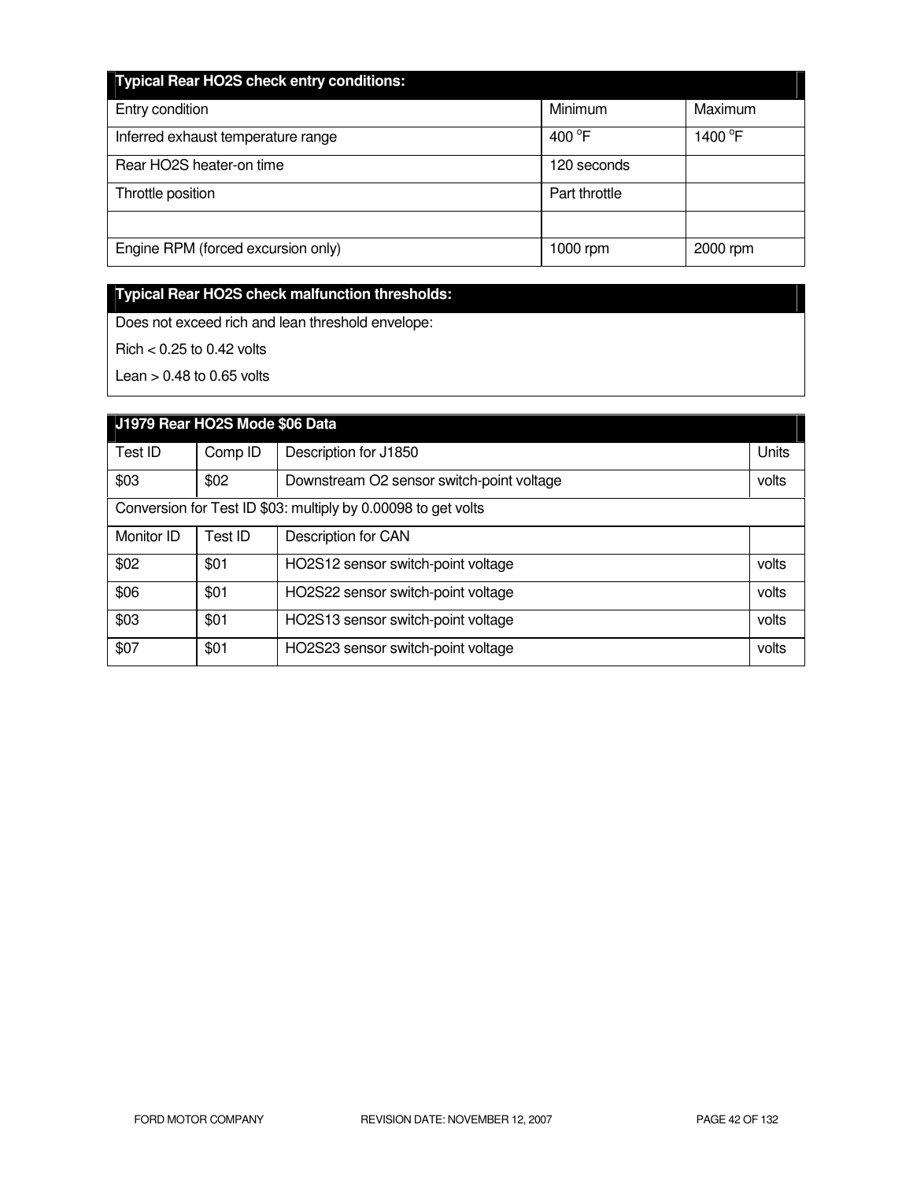| Typical Rear HO2S check entry conditions: | | |
|---|---|---|
| Entry condition | Minimum | Maximum |
| Inferred exhaust temperature range | 400 °F | 1400 °F |
| Rear HO2S heater-on time | 120 seconds | |
| Throttle position | Part throttle | |
| | | |
| Engine RPM (forced excursion only) | 1000 rpm | 2000 rpm |

**Typical Rear HO2S check malfunction thresholds:**

Does not exceed rich and lean threshold envelope:

Rich < 0.25 to 0.42 volts

Lean > 0.48 to 0.65 volts

| J1979 Rear HO2S Mode $06 Data | | | |
|---|---|---|---|
| Test ID | Comp ID | Description for J1850 | Units |
| $03 | $02 | Downstream O2 sensor switch-point voltage | volts |
| Conversion for Test ID $03: multiply by 0.00098 to get volts | | | |
| Monitor ID | Test ID | Description for CAN | |
| $02 | $01 | HO2S12 sensor switch-point voltage | volts |
| $06 | $01 | HO2S22 sensor switch-point voltage | volts |
| $03 | $01 | HO2S13 sensor switch-point voltage | volts |
| $07 | $01 | HO2S23 sensor switch-point voltage | volts |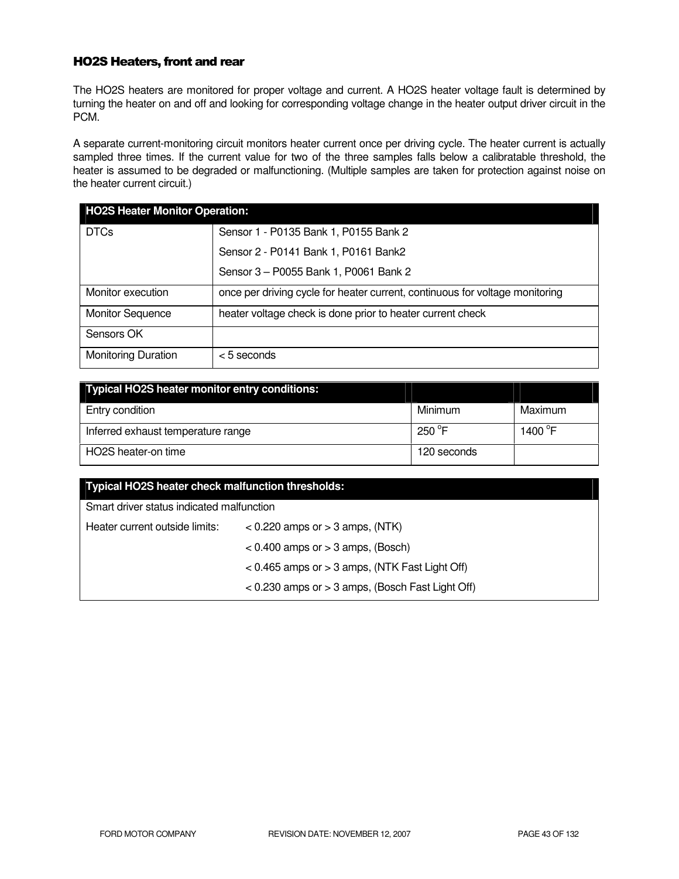### HO2S Heaters, front and rear

The HO2S heaters are monitored for proper voltage and current. A HO2S heater voltage fault is determined by turning the heater on and off and looking for corresponding voltage change in the heater output driver circuit in the PCM.

A separate current-monitoring circuit monitors heater current once per driving cycle. The heater current is actually sampled three times. If the current value for two of the three samples falls below a calibratable threshold, the heater is assumed to be degraded or malfunctioning. (Multiple samples are taken for protection against noise on the heater current circuit.)

| HO2S Heater Monitor Operation: | |
|---|---|
| DTCs | Sensor 1 - P0135 Bank 1, P0155 Bank 2<br>Sensor 2 - P0141 Bank 1, P0161 Bank2<br>Sensor 3 – P0055 Bank 1, P0061 Bank 2 |
| Monitor execution | once per driving cycle for heater current, continuous for voltage monitoring |
| Monitor Sequence | heater voltage check is done prior to heater current check |
| Sensors OK | |
| Monitoring Duration | < 5 seconds |

| Typical HO2S heater monitor entry conditions: | | |
|---|---|---|
| Entry condition | Minimum | Maximum |
| Inferred exhaust temperature range | 250 °F | 1400 °F |
| HO2S heater-on time | 120 seconds | |

| Typical HO2S heater check malfunction thresholds: | |
|---|---|
| Smart driver status indicated malfunction | |
| Heater current outside limits: | < 0.220 amps or > 3 amps, (NTK) |
| | < 0.400 amps or > 3 amps, (Bosch) |
| | < 0.465 amps or > 3 amps, (NTK Fast Light Off) |
| | < 0.230 amps or > 3 amps, (Bosch Fast Light Off) |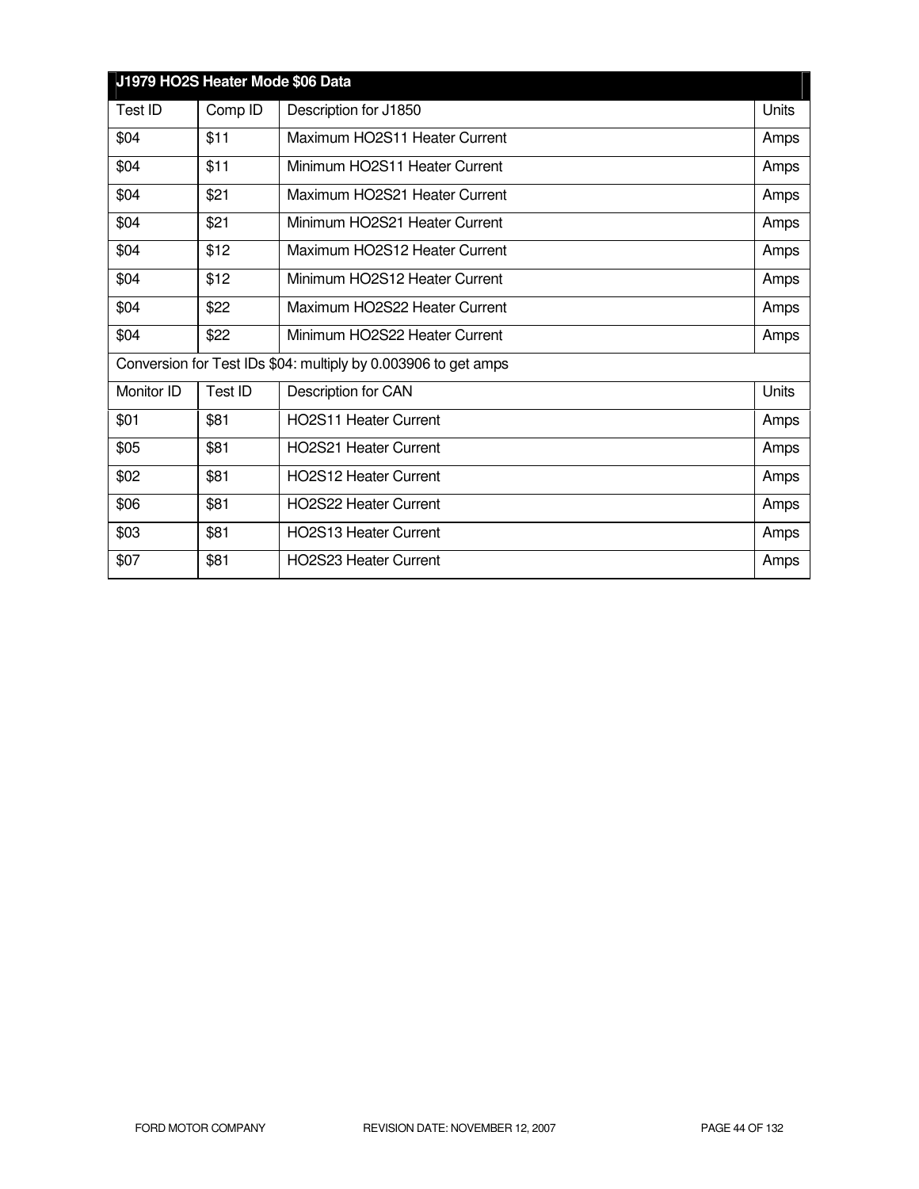| J1979 HO2S Heater Mode $06 Data | | | |
|---|---|---|---|
| Test ID | Comp ID | Description for J1850 | Units |
| $04 | $11 | Maximum HO2S11 Heater Current | Amps |
| $04 | $11 | Minimum HO2S11 Heater Current | Amps |
| $04 | $21 | Maximum HO2S21 Heater Current | Amps |
| $04 | $21 | Minimum HO2S21 Heater Current | Amps |
| $04 | $12 | Maximum HO2S12 Heater Current | Amps |
| $04 | $12 | Minimum HO2S12 Heater Current | Amps |
| $04 | $22 | Maximum HO2S22 Heater Current | Amps |
| $04 | $22 | Minimum HO2S22 Heater Current | Amps |
| Conversion for Test IDs $04: multiply by 0.003906 to get amps | | | |
| Monitor ID | Test ID | Description for CAN | Units |
| $01 | $81 | HO2S11 Heater Current | Amps |
| $05 | $81 | HO2S21 Heater Current | Amps |
| $02 | $81 | HO2S12 Heater Current | Amps |
| $06 | $81 | HO2S22 Heater Current | Amps |
| $03 | $81 | HO2S13 Heater Current | Amps |
| $07 | $81 | HO2S23 Heater Current | Amps |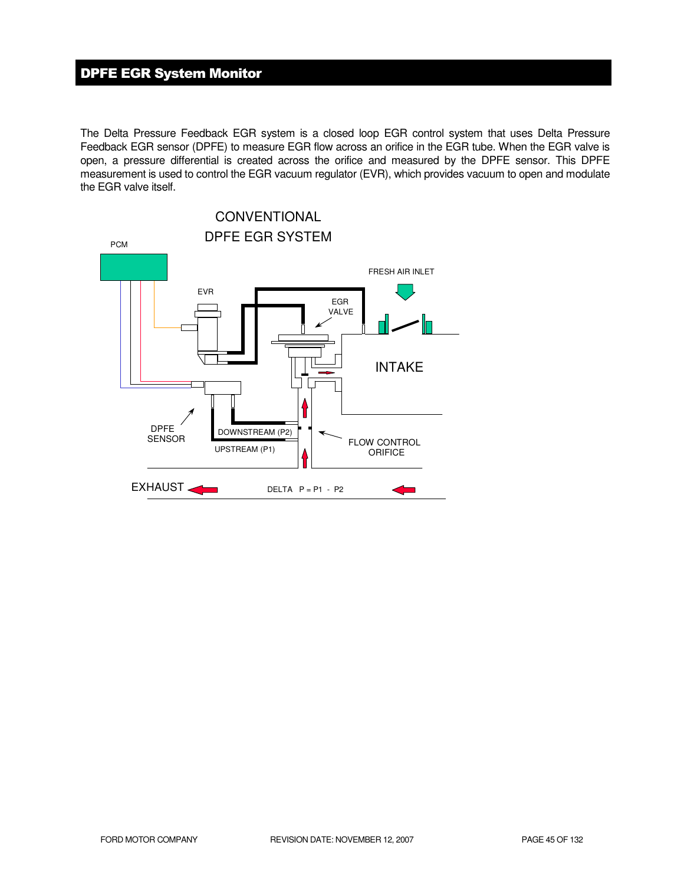## DPFE EGR System Monitor

The Delta Pressure Feedback EGR system is a closed loop EGR control system that uses Delta Pressure Feedback EGR sensor (DPFE) to measure EGR flow across an orifice in the EGR tube. When the EGR valve is open, a pressure differential is created across the orifice and measured by the DPFE sensor. This DPFE measurement is used to control the EGR vacuum regulator (EVR), which provides vacuum to open and modulate the EGR valve itself.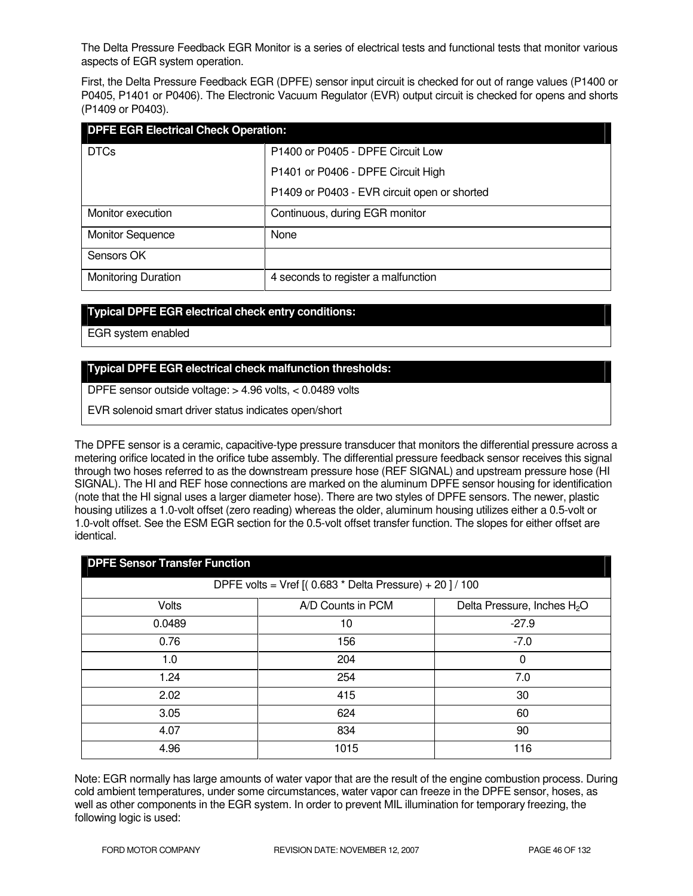The Delta Pressure Feedback EGR Monitor is a series of electrical tests and functional tests that monitor various aspects of EGR system operation.

First, the Delta Pressure Feedback EGR (DPFE) sensor input circuit is checked for out of range values (P1400 or P0405, P1401 or P0406). The Electronic Vacuum Regulator (EVR) output circuit is checked for opens and shorts (P1409 or P0403).

| **DPFE EGR Electrical Check Operation:** | |
|---|---|
| DTCs | P1400 or P0405 - DPFE Circuit Low<br>P1401 or P0406 - DPFE Circuit High<br>P1409 or P0403 - EVR circuit open or shorted |
| Monitor execution | Continuous, during EGR monitor |
| Monitor Sequence | None |
| Sensors OK | |
| Monitoring Duration | 4 seconds to register a malfunction |

| **Typical DPFE EGR electrical check entry conditions:** |
|---|
| EGR system enabled |

| **Typical DPFE EGR electrical check malfunction thresholds:** |
|---|
| DPFE sensor outside voltage: > 4.96 volts, < 0.0489 volts |
| EVR solenoid smart driver status indicates open/short |

The DPFE sensor is a ceramic, capacitive-type pressure transducer that monitors the differential pressure across a metering orifice located in the orifice tube assembly. The differential pressure feedback sensor receives this signal through two hoses referred to as the downstream pressure hose (REF SIGNAL) and upstream pressure hose (HI SIGNAL). The HI and REF hose connections are marked on the aluminum DPFE sensor housing for identification (note that the HI signal uses a larger diameter hose). There are two styles of DPFE sensors. The newer, plastic housing utilizes a 1.0-volt offset (zero reading) whereas the older, aluminum housing utilizes either a 0.5-volt or 1.0-volt offset. See the ESM EGR section for the 0.5-volt offset transfer function. The slopes for either offset are identical.

| **DPFE Sensor Transfer Function** | | |
|---|---|---|
| DPFE volts = Vref [( 0.683 * Delta Pressure) + 20 ] / 100 | | |
| Volts | A/D Counts in PCM | Delta Pressure, Inches $H_2O$ |
| 0.0489 | 10 | -27.9 |
| 0.76 | 156 | -7.0 |
| 1.0 | 204 | 0 |
| 1.24 | 254 | 7.0 |
| 2.02 | 415 | 30 |
| 3.05 | 624 | 60 |
| 4.07 | 834 | 90 |
| 4.96 | 1015 | 116 |

Note: EGR normally has large amounts of water vapor that are the result of the engine combustion process. During cold ambient temperatures, under some circumstances, water vapor can freeze in the DPFE sensor, hoses, as well as other components in the EGR system. In order to prevent MIL illumination for temporary freezing, the following logic is used: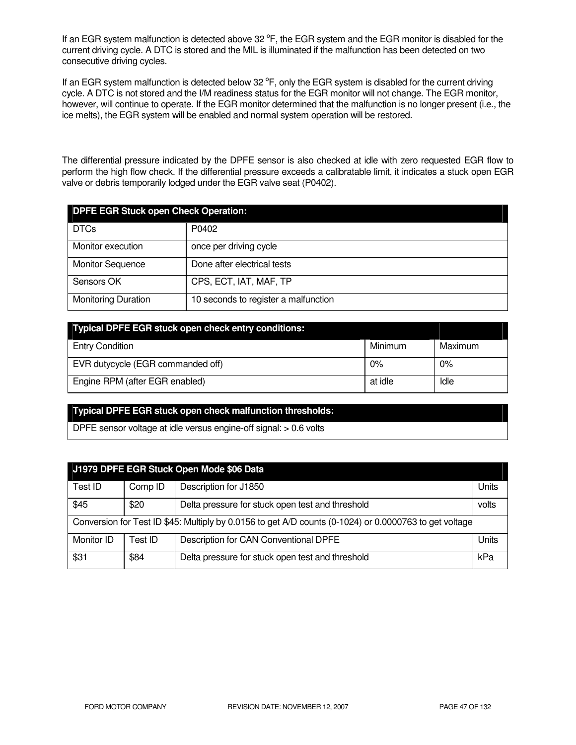If an EGR system malfunction is detected above 32 °F, the EGR system and the EGR monitor is disabled for the current driving cycle. A DTC is stored and the MIL is illuminated if the malfunction has been detected on two consecutive driving cycles.

If an EGR system malfunction is detected below 32 °F, only the EGR system is disabled for the current driving cycle. A DTC is not stored and the I/M readiness status for the EGR monitor will not change. The EGR monitor, however, will continue to operate. If the EGR monitor determined that the malfunction is no longer present (i.e., the ice melts), the EGR system will be enabled and normal system operation will be restored.

The differential pressure indicated by the DPFE sensor is also checked at idle with zero requested EGR flow to perform the high flow check. If the differential pressure exceeds a calibratable limit, it indicates a stuck open EGR valve or debris temporarily lodged under the EGR valve seat (P0402).

| DPFE EGR Stuck open Check Operation: | |
|---|---|
| DTCs | P0402 |
| Monitor execution | once per driving cycle |
| Monitor Sequence | Done after electrical tests |
| Sensors OK | CPS, ECT, IAT, MAF, TP |
| Monitoring Duration | 10 seconds to register a malfunction |

| Typical DPFE EGR stuck open check entry conditions: | | |
|---|---|---|
| Entry Condition | Minimum | Maximum |
| EVR dutycycle (EGR commanded off) | 0% | 0% |
| Engine RPM (after EGR enabled) | at idle | Idle |

| Typical DPFE EGR stuck open check malfunction thresholds: |
|---|
| DPFE sensor voltage at idle versus engine-off signal: > 0.6 volts |

| J1979 DPFE EGR Stuck Open Mode $06 Data | | | |
|---|---|---|---|
| Test ID | Comp ID | Description for J1850 | Units |
| $45 | $20 | Delta pressure for stuck open test and threshold | volts |
| Conversion for Test ID $45: Multiply by 0.0156 to get A/D counts (0-1024) or 0.0000763 to get voltage | | | |
| Monitor ID | Test ID | Description for CAN Conventional DPFE | Units |
| $31 | $84 | Delta pressure for stuck open test and threshold | kPa |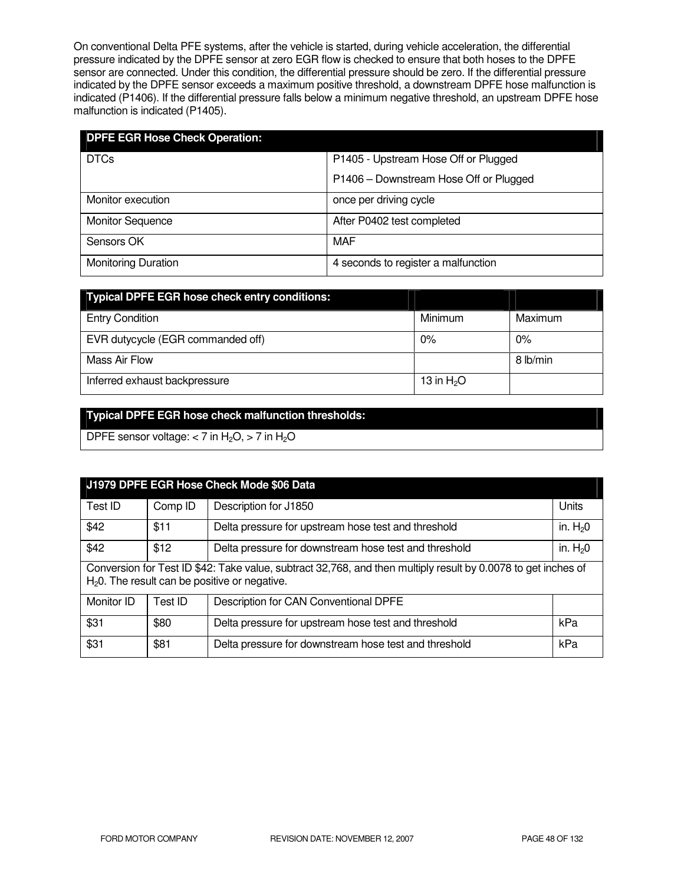On conventional Delta PFE systems, after the vehicle is started, during vehicle acceleration, the differential pressure indicated by the DPFE sensor at zero EGR flow is checked to ensure that both hoses to the DPFE sensor are connected. Under this condition, the differential pressure should be zero. If the differential pressure indicated by the DPFE sensor exceeds a maximum positive threshold, a downstream DPFE hose malfunction is indicated (P1406). If the differential pressure falls below a minimum negative threshold, an upstream DPFE hose malfunction is indicated (P1405).

| DPFE EGR Hose Check Operation: | |
|---|---|
| DTCs | P1405 - Upstream Hose Off or Plugged<br>P1406 – Downstream Hose Off or Plugged |
| Monitor execution | once per driving cycle |
| Monitor Sequence | After P0402 test completed |
| Sensors OK | MAF |
| Monitoring Duration | 4 seconds to register a malfunction |

| Typical DPFE EGR hose check entry conditions: | | |
|---|---|---|
| Entry Condition | Minimum | Maximum |
| EVR dutycycle (EGR commanded off) | 0% | 0% |
| Mass Air Flow | | 8 lb/min |
| Inferred exhaust backpressure | 13 in $H_2O$ | |

| Typical DPFE EGR hose check malfunction thresholds: |
|---|
| DPFE sensor voltage: < 7 in $H_2O$, > 7 in $H_2O$ |

| J1979 DPFE EGR Hose Check Mode $06 Data | | | |
|---|---|---|---|
| Test ID | Comp ID | Description for J1850 | Units |
| $42 | $11 | Delta pressure for upstream hose test and threshold | in. $H_20$ |
| $42 | $12 | Delta pressure for downstream hose test and threshold | in. $H_20$ |
| Conversion for Test ID $42: Take value, subtract 32,768, and then multiply result by 0.0078 to get inches of $H_20$. The result can be positive or negative. | | | |
| Monitor ID | Test ID | Description for CAN Conventional DPFE | |
| $31 | $80 | Delta pressure for upstream hose test and threshold | kPa |
| $31 | $81 | Delta pressure for downstream hose test and threshold | kPa |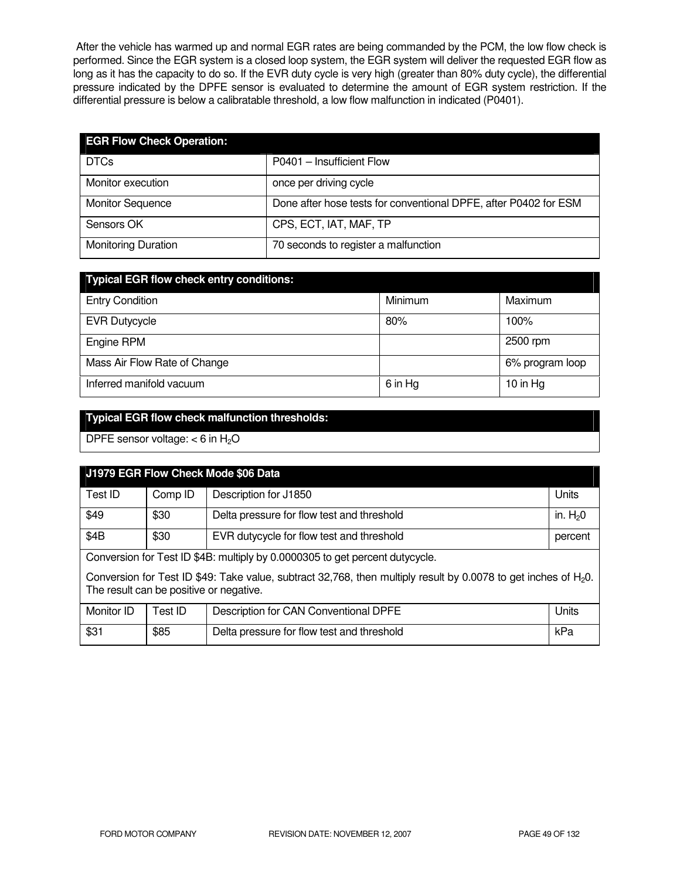After the vehicle has warmed up and normal EGR rates are being commanded by the PCM, the low flow check is performed. Since the EGR system is a closed loop system, the EGR system will deliver the requested EGR flow as long as it has the capacity to do so. If the EVR duty cycle is very high (greater than 80% duty cycle), the differential pressure indicated by the DPFE sensor is evaluated to determine the amount of EGR system restriction. If the differential pressure is below a calibratable threshold, a low flow malfunction in indicated (P0401).

| EGR Flow Check Operation: | |
|---|---|
| DTCs | P0401 – Insufficient Flow |
| Monitor execution | once per driving cycle |
| Monitor Sequence | Done after hose tests for conventional DPFE, after P0402 for ESM |
| Sensors OK | CPS, ECT, IAT, MAF, TP |
| Monitoring Duration | 70 seconds to register a malfunction |

| Typical EGR flow check entry conditions: | | |
|---|---|---|
| Entry Condition | Minimum | Maximum |
| EVR Dutycycle | 80% | 100% |
| Engine RPM | | 2500 rpm |
| Mass Air Flow Rate of Change | | 6% program loop |
| Inferred manifold vacuum | 6 in Hg | 10 in Hg |

| Typical EGR flow check malfunction thresholds: |
|---|
| DPFE sensor voltage: < 6 in $H_2O$ |

| J1979 EGR Flow Check Mode $06 Data | | | |
|---|---|---|---|
| Test ID | Comp ID | Description for J1850 | Units |
| $49 | $30 | Delta pressure for flow test and threshold | in. $H_20$ |
| $4B | $30 | EVR dutycycle for flow test and threshold | percent |
| Conversion for Test ID $4B: multiply by 0.0000305 to get percent dutycycle.<br>Conversion for Test ID $49: Take value, subtract 32,768, then multiply result by 0.0078 to get inches of $H_20$. The result can be positive or negative. | | | |
| Monitor ID | Test ID | Description for CAN Conventional DPFE | Units |
| $31 | $85 | Delta pressure for flow test and threshold | kPa |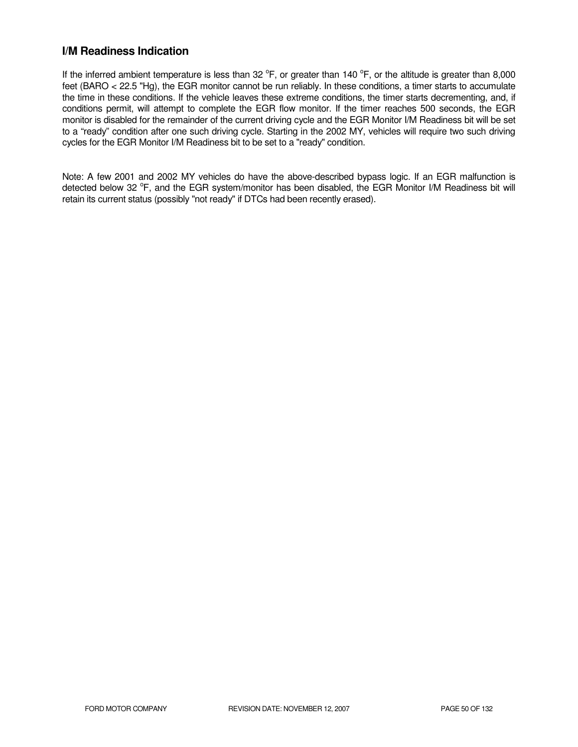### I/M Readiness Indication

If the inferred ambient temperature is less than 32 °F, or greater than 140 °F, or the altitude is greater than 8,000 feet (BARO < 22.5 "Hg), the EGR monitor cannot be run reliably. In these conditions, a timer starts to accumulate the time in these conditions. If the vehicle leaves these extreme conditions, the timer starts decrementing, and, if conditions permit, will attempt to complete the EGR flow monitor. If the timer reaches 500 seconds, the EGR monitor is disabled for the remainder of the current driving cycle and the EGR Monitor I/M Readiness bit will be set to a “ready” condition after one such driving cycle. Starting in the 2002 MY, vehicles will require two such driving cycles for the EGR Monitor I/M Readiness bit to be set to a "ready" condition.

Note: A few 2001 and 2002 MY vehicles do have the above-described bypass logic. If an EGR malfunction is detected below 32 °F, and the EGR system/monitor has been disabled, the EGR Monitor I/M Readiness bit will retain its current status (possibly "not ready" if DTCs had been recently erased).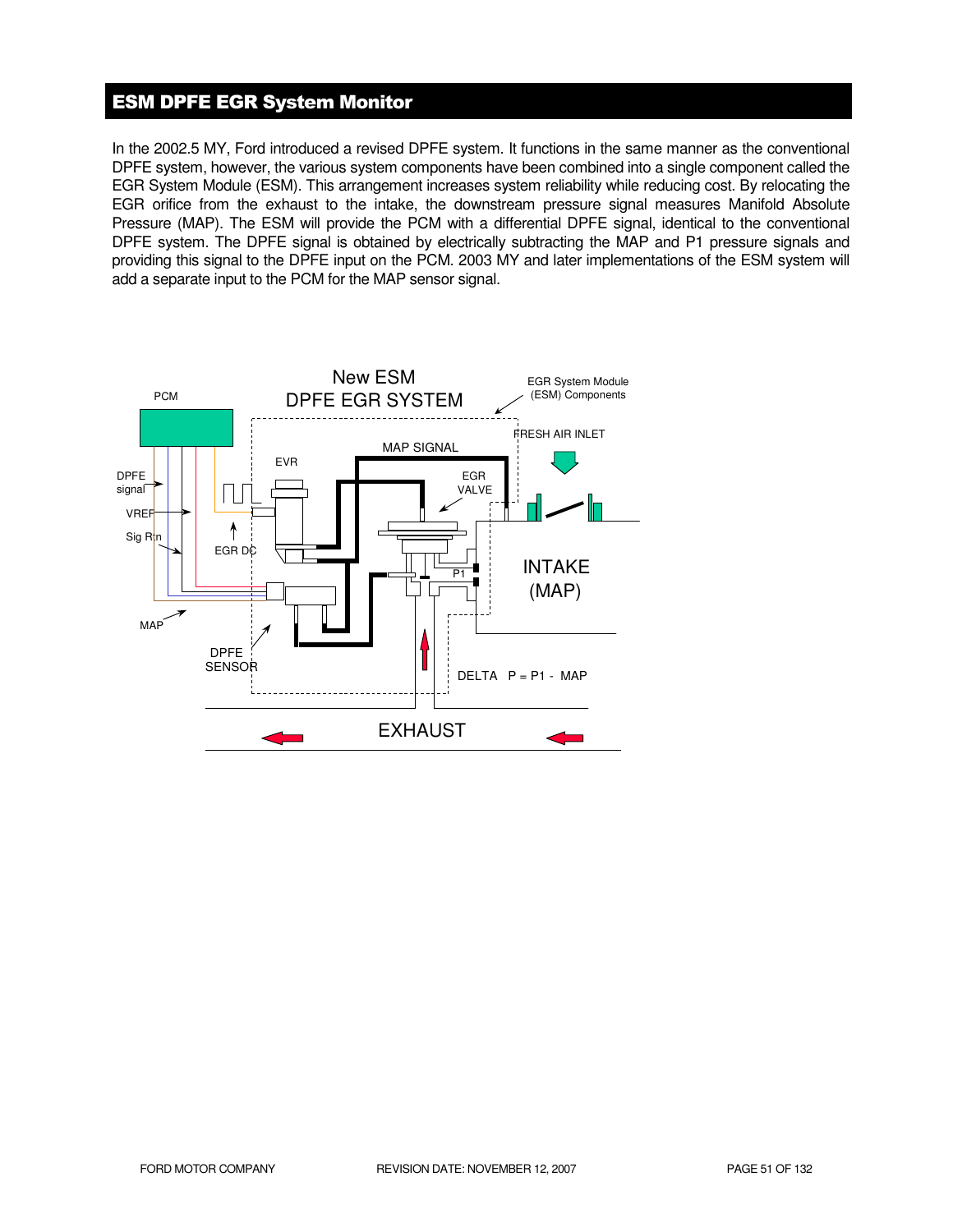## ESM DPFE EGR System Monitor

In the 2002.5 MY, Ford introduced a revised DPFE system. It functions in the same manner as the conventional DPFE system, however, the various system components have been combined into a single component called the EGR System Module (ESM). This arrangement increases system reliability while reducing cost. By relocating the EGR orifice from the exhaust to the intake, the downstream pressure signal measures Manifold Absolute Pressure (MAP). The ESM will provide the PCM with a differential DPFE signal, identical to the conventional DPFE system. The DPFE signal is obtained by electrically subtracting the MAP and P1 pressure signals and providing this signal to the DPFE input on the PCM. 2003 MY and later implementations of the ESM system will add a separate input to the PCM for the MAP sensor signal.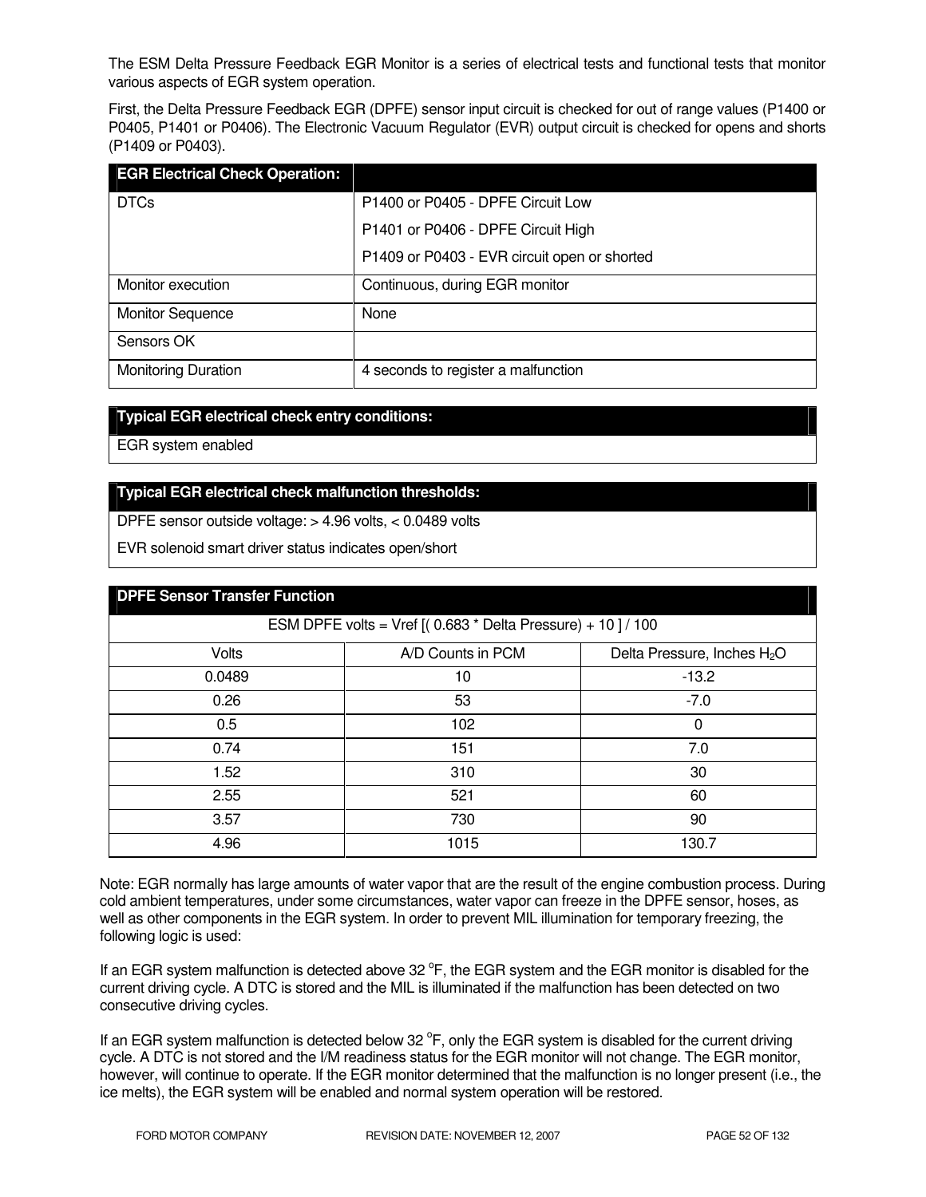The ESM Delta Pressure Feedback EGR Monitor is a series of electrical tests and functional tests that monitor various aspects of EGR system operation.

First, the Delta Pressure Feedback EGR (DPFE) sensor input circuit is checked for out of range values (P1400 or P0405, P1401 or P0406). The Electronic Vacuum Regulator (EVR) output circuit is checked for opens and shorts (P1409 or P0403).

| **EGR Electrical Check Operation:** | |
|---|---|
| DTCs | P1400 or P0405 - DPFE Circuit Low<br>P1401 or P0406 - DPFE Circuit High<br>P1409 or P0403 - EVR circuit open or shorted |
| Monitor execution | Continuous, during EGR monitor |
| Monitor Sequence | None |
| Sensors OK | |
| Monitoring Duration | 4 seconds to register a malfunction |

| **Typical EGR electrical check entry conditions:** |
|---|
| EGR system enabled |

| **Typical EGR electrical check malfunction thresholds:** |
|---|
| DPFE sensor outside voltage: > 4.96 volts, < 0.0489 volts<br>EVR solenoid smart driver status indicates open/short |

| **DPFE Sensor Transfer Function** | | |
|---|---|---|
| ESM DPFE volts = Vref [( 0.683 * Delta Pressure) + 10 ] / 100 | | |
| Volts | A/D Counts in PCM | Delta Pressure, Inches $H_2O$ |
| 0.0489 | 10 | -13.2 |
| 0.26 | 53 | -7.0 |
| 0.5 | 102 | 0 |
| 0.74 | 151 | 7.0 |
| 1.52 | 310 | 30 |
| 2.55 | 521 | 60 |
| 3.57 | 730 | 90 |
| 4.96 | 1015 | 130.7 |

Note: EGR normally has large amounts of water vapor that are the result of the engine combustion process. During cold ambient temperatures, under some circumstances, water vapor can freeze in the DPFE sensor, hoses, as well as other components in the EGR system. In order to prevent MIL illumination for temporary freezing, the following logic is used:

If an EGR system malfunction is detected above 32 °F, the EGR system and the EGR monitor is disabled for the current driving cycle. A DTC is stored and the MIL is illuminated if the malfunction has been detected on two consecutive driving cycles.

If an EGR system malfunction is detected below 32 °F, only the EGR system is disabled for the current driving cycle. A DTC is not stored and the I/M readiness status for the EGR monitor will not change. The EGR monitor, however, will continue to operate. If the EGR monitor determined that the malfunction is no longer present (i.e., the ice melts), the EGR system will be enabled and normal system operation will be restored.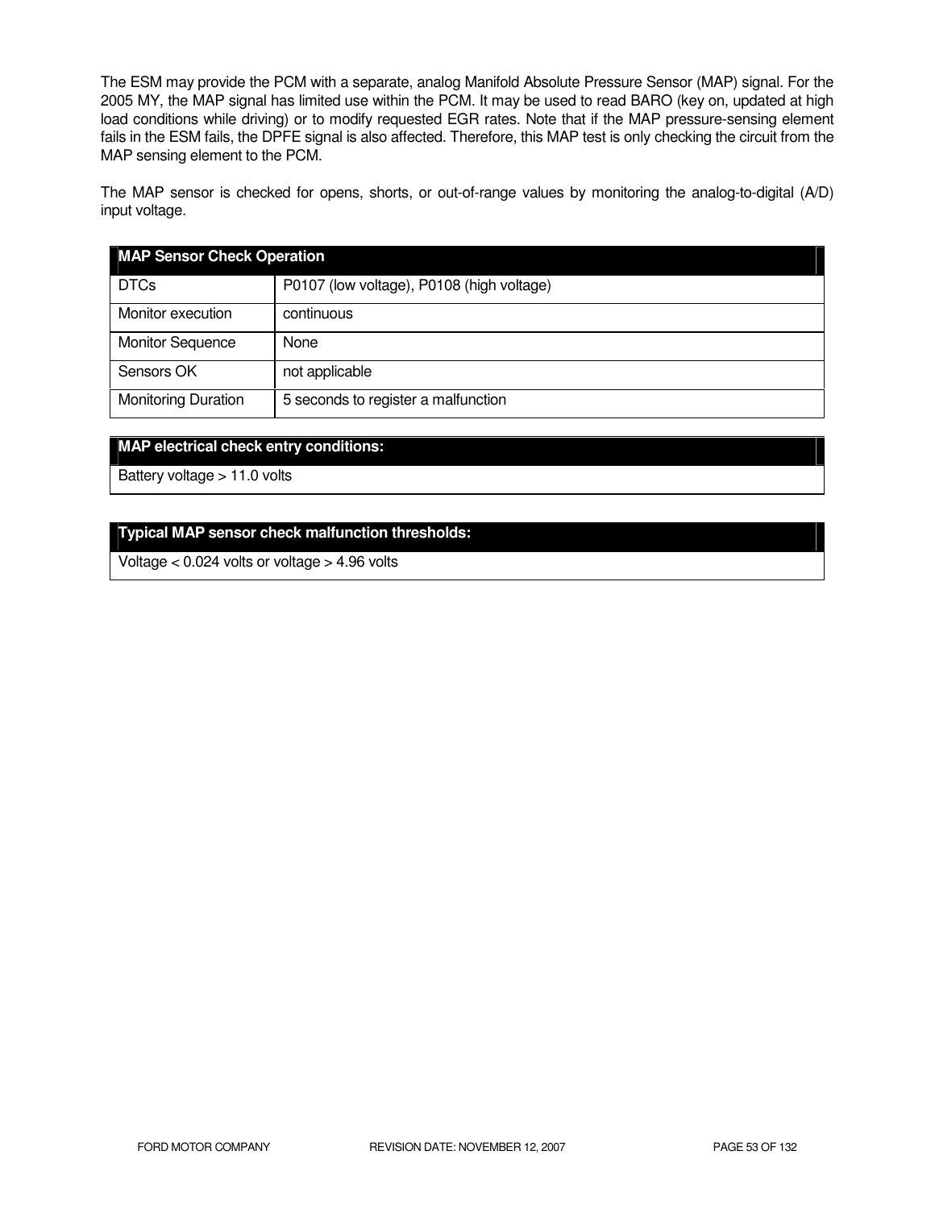The ESM may provide the PCM with a separate, analog Manifold Absolute Pressure Sensor (MAP) signal. For the 2005 MY, the MAP signal has limited use within the PCM. It may be used to read BARO (key on, updated at high load conditions while driving) or to modify requested EGR rates. Note that if the MAP pressure-sensing element fails in the ESM fails, the DPFE signal is also affected. Therefore, this MAP test is only checking the circuit from the MAP sensing element to the PCM.

The MAP sensor is checked for opens, shorts, or out-of-range values by monitoring the analog-to-digital (A/D) input voltage.

| MAP Sensor Check Operation | |
|---|---|
| DTCs | P0107 (low voltage), P0108 (high voltage) |
| Monitor execution | continuous |
| Monitor Sequence | None |
| Sensors OK | not applicable |
| Monitoring Duration | 5 seconds to register a malfunction |

| MAP electrical check entry conditions: |
|---|
| Battery voltage > 11.0 volts |

| Typical MAP sensor check malfunction thresholds: |
|---|
| Voltage < 0.024 volts or voltage > 4.96 volts |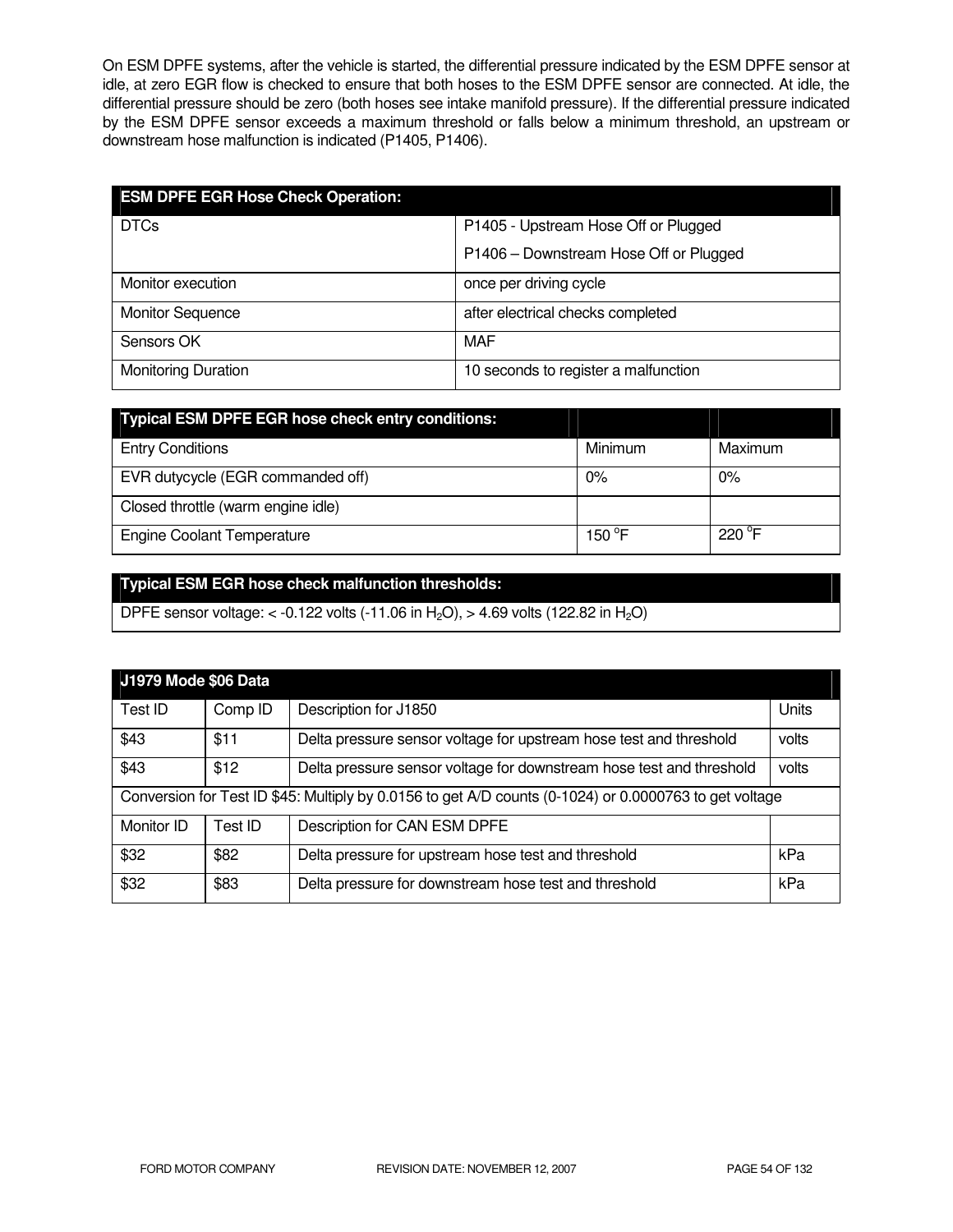On ESM DPFE systems, after the vehicle is started, the differential pressure indicated by the ESM DPFE sensor at idle, at zero EGR flow is checked to ensure that both hoses to the ESM DPFE sensor are connected. At idle, the differential pressure should be zero (both hoses see intake manifold pressure). If the differential pressure indicated by the ESM DPFE sensor exceeds a maximum threshold or falls below a minimum threshold, an upstream or downstream hose malfunction is indicated (P1405, P1406).

| ESM DPFE EGR Hose Check Operation: | |
|---|---|
| DTCs | P1405 - Upstream Hose Off or Plugged<br>P1406 – Downstream Hose Off or Plugged |
| Monitor execution | once per driving cycle |
| Monitor Sequence | after electrical checks completed |
| Sensors OK | MAF |
| Monitoring Duration | 10 seconds to register a malfunction |

| Typical ESM DPFE EGR hose check entry conditions: | | |
|---|---|---|
| Entry Conditions | Minimum | Maximum |
| EVR dutycycle (EGR commanded off) | 0% | 0% |
| Closed throttle (warm engine idle) | | |
| Engine Coolant Temperature | 150 °F | 220 °F |

| Typical ESM EGR hose check malfunction thresholds: |
|---|
| DPFE sensor voltage: < -0.122 volts (-11.06 in $H_2O$), > 4.69 volts (122.82 in $H_2O$) |

| J1979 Mode $06 Data | | | |
|---|---|---|---|
| Test ID | Comp ID | Description for J1850 | Units |
| $43 | $11 | Delta pressure sensor voltage for upstream hose test and threshold | volts |
| $43 | $12 | Delta pressure sensor voltage for downstream hose test and threshold | volts |
| Conversion for Test ID $45: Multiply by 0.0156 to get A/D counts (0-1024) or 0.0000763 to get voltage | | | |
| Monitor ID | Test ID | Description for CAN ESM DPFE | |
| $32 | $82 | Delta pressure for upstream hose test and threshold | kPa |
| $32 | $83 | Delta pressure for downstream hose test and threshold | kPa |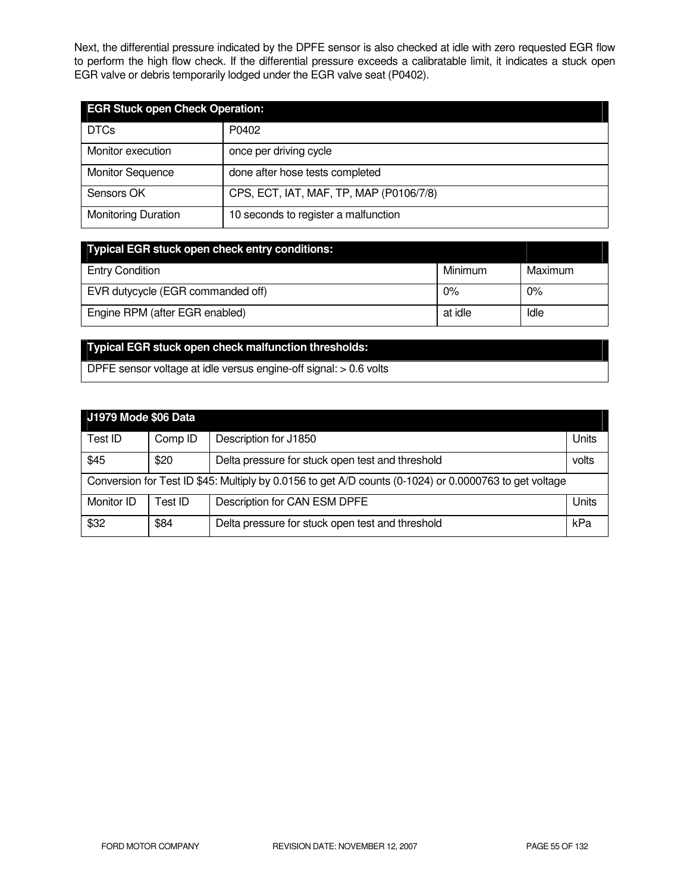Next, the differential pressure indicated by the DPFE sensor is also checked at idle with zero requested EGR flow to perform the high flow check. If the differential pressure exceeds a calibratable limit, it indicates a stuck open EGR valve or debris temporarily lodged under the EGR valve seat (P0402).

| **EGR Stuck open Check Operation:** | |
|---|---|
| DTCs | P0402 |
| Monitor execution | once per driving cycle |
| Monitor Sequence | done after hose tests completed |
| Sensors OK | CPS, ECT, IAT, MAF, TP, MAP (P0106/7/8) |
| Monitoring Duration | 10 seconds to register a malfunction |

| **Typical EGR stuck open check entry conditions:** | | |
|---|---|---|
| Entry Condition | Minimum | Maximum |
| EVR dutycycle (EGR commanded off) | 0% | 0% |
| Engine RPM (after EGR enabled) | at idle | Idle |

| **Typical EGR stuck open check malfunction thresholds:** |
|---|
| DPFE sensor voltage at idle versus engine-off signal: > 0.6 volts |

| **J1979 Mode $06 Data** | | | |
|---|---|---|---|
| Test ID | Comp ID | Description for J1850 | Units |
| $45 | $20 | Delta pressure for stuck open test and threshold | volts |
| Conversion for Test ID $45: Multiply by 0.0156 to get A/D counts (0-1024) or 0.0000763 to get voltage | | | |
| Monitor ID | Test ID | Description for CAN ESM DPFE | Units |
| $32 | $84 | Delta pressure for stuck open test and threshold | kPa |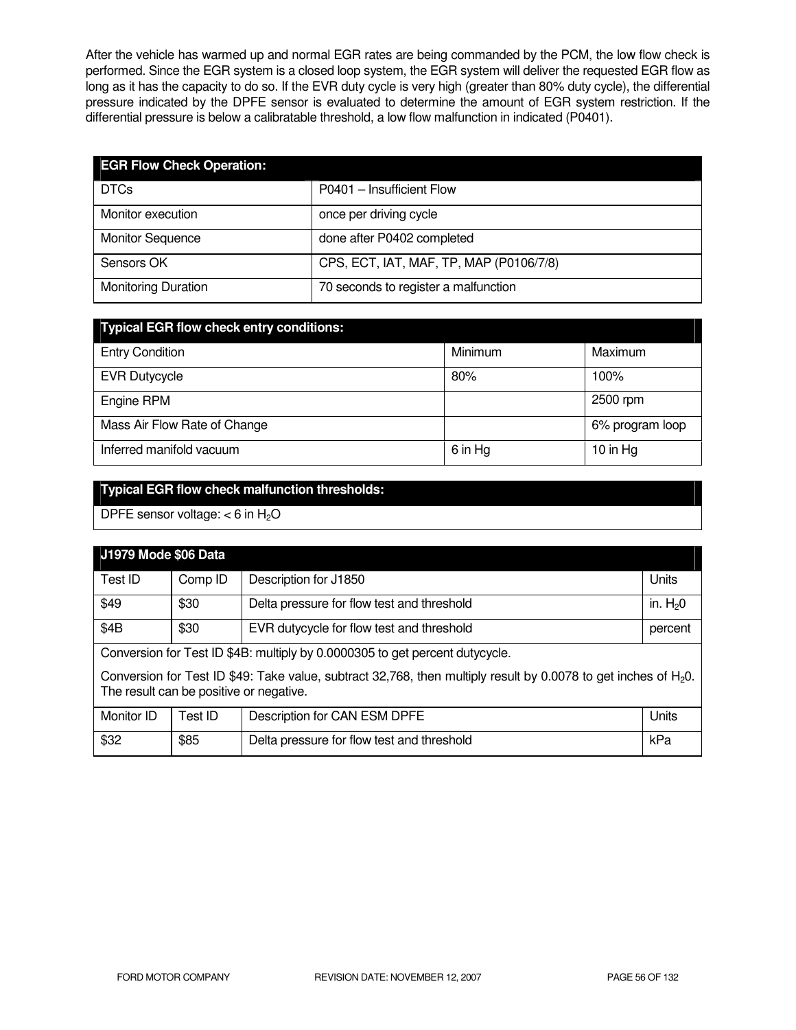After the vehicle has warmed up and normal EGR rates are being commanded by the PCM, the low flow check is performed. Since the EGR system is a closed loop system, the EGR system will deliver the requested EGR flow as long as it has the capacity to do so. If the EVR duty cycle is very high (greater than 80% duty cycle), the differential pressure indicated by the DPFE sensor is evaluated to determine the amount of EGR system restriction. If the differential pressure is below a calibratable threshold, a low flow malfunction in indicated (P0401).

| **EGR Flow Check Operation:** | |
|---|---|
| DTCs | P0401 – Insufficient Flow |
| Monitor execution | once per driving cycle |
| Monitor Sequence | done after P0402 completed |
| Sensors OK | CPS, ECT, IAT, MAF, TP, MAP (P0106/7/8) |
| Monitoring Duration | 70 seconds to register a malfunction |

| **Typical EGR flow check entry conditions:** | | |
|---|---|---|
| Entry Condition | Minimum | Maximum |
| EVR Dutycycle | 80% | 100% |
| Engine RPM | | 2500 rpm |
| Mass Air Flow Rate of Change | | 6% program loop |
| Inferred manifold vacuum | 6 in Hg | 10 in Hg |

| **Typical EGR flow check malfunction thresholds:** |
|---|
| DPFE sensor voltage: < 6 in $H_2O$ |

| **J1979 Mode $06 Data** | | | |
|---|---|---|---|
| Test ID | Comp ID | Description for J1850 | Units |
| $49 | $30 | Delta pressure for flow test and threshold | in. $H_2O$ |
| $4B | $30 | EVR dutycycle for flow test and threshold | percent |
| Conversion for Test ID $4B: multiply by 0.0000305 to get percent dutycycle. | | | |
| Conversion for Test ID $49: Take value, subtract 32,768, then multiply result by 0.0078 to get inches of $H_2O$. The result can be positive or negative. | | | |
| Monitor ID | Test ID | Description for CAN ESM DPFE | Units |
| $32 | $85 | Delta pressure for flow test and threshold | kPa |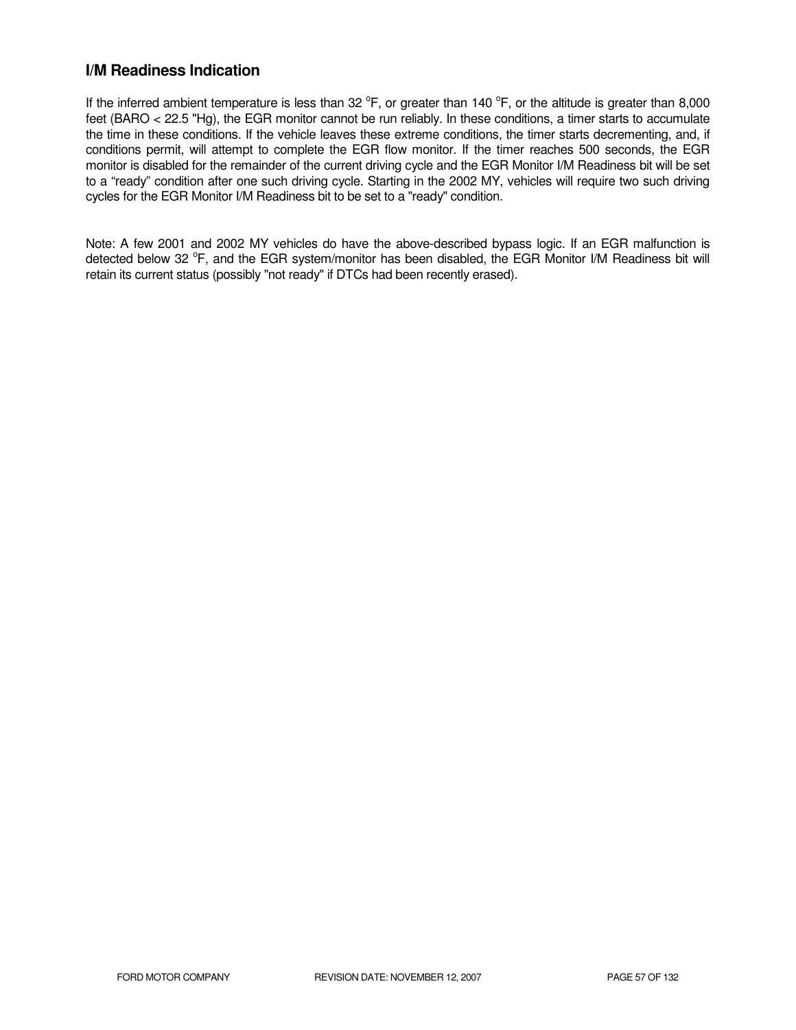## I/M Readiness Indication

If the inferred ambient temperature is less than 32 $^{o}$F, or greater than 140 $^{o}$F, or the altitude is greater than 8,000 feet (BARO < 22.5 "Hg), the EGR monitor cannot be run reliably. In these conditions, a timer starts to accumulate the time in these conditions. If the vehicle leaves these extreme conditions, the timer starts decrementing, and, if conditions permit, will attempt to complete the EGR flow monitor. If the timer reaches 500 seconds, the EGR monitor is disabled for the remainder of the current driving cycle and the EGR Monitor I/M Readiness bit will be set to a “ready” condition after one such driving cycle. Starting in the 2002 MY, vehicles will require two such driving cycles for the EGR Monitor I/M Readiness bit to be set to a "ready" condition.

Note: A few 2001 and 2002 MY vehicles do have the above-described bypass logic. If an EGR malfunction is detected below 32 $^{o}$F, and the EGR system/monitor has been disabled, the EGR Monitor I/M Readiness bit will retain its current status (possibly "not ready" if DTCs had been recently erased).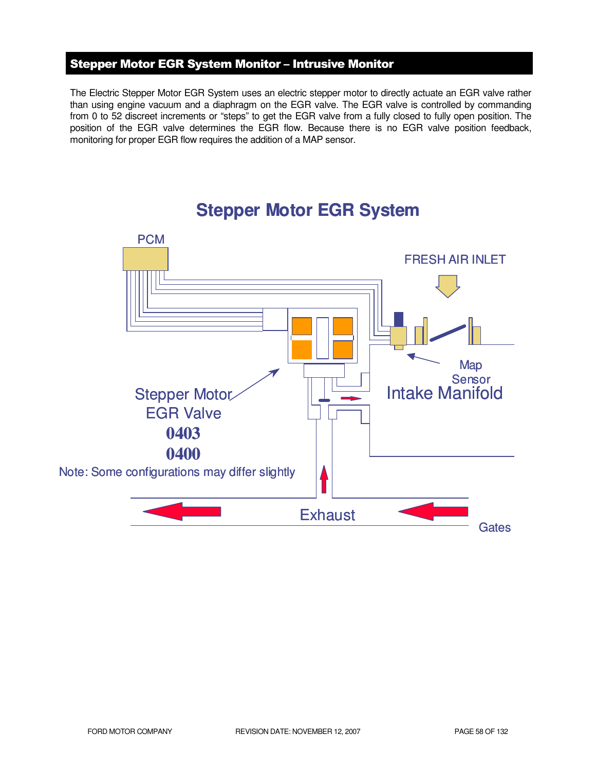## Stepper Motor EGR System Monitor – Intrusive Monitor

The Electric Stepper Motor EGR System uses an electric stepper motor to directly actuate an EGR valve rather than using engine vacuum and a diaphragm on the EGR valve. The EGR valve is controlled by commanding from 0 to 52 discreet increments or "steps" to get the EGR valve from a fully closed to fully open position. The position of the EGR valve determines the EGR flow. Because there is no EGR valve position feedback, monitoring for proper EGR flow requires the addition of a MAP sensor.

**Stepper Motor EGR System**

PCM

FRESH AIR INLET

Map Sensor

Intake Manifold

Stepper Motor EGR Valve

0403

0400

Note: Some configurations may differ slightly

Exhaust

Gates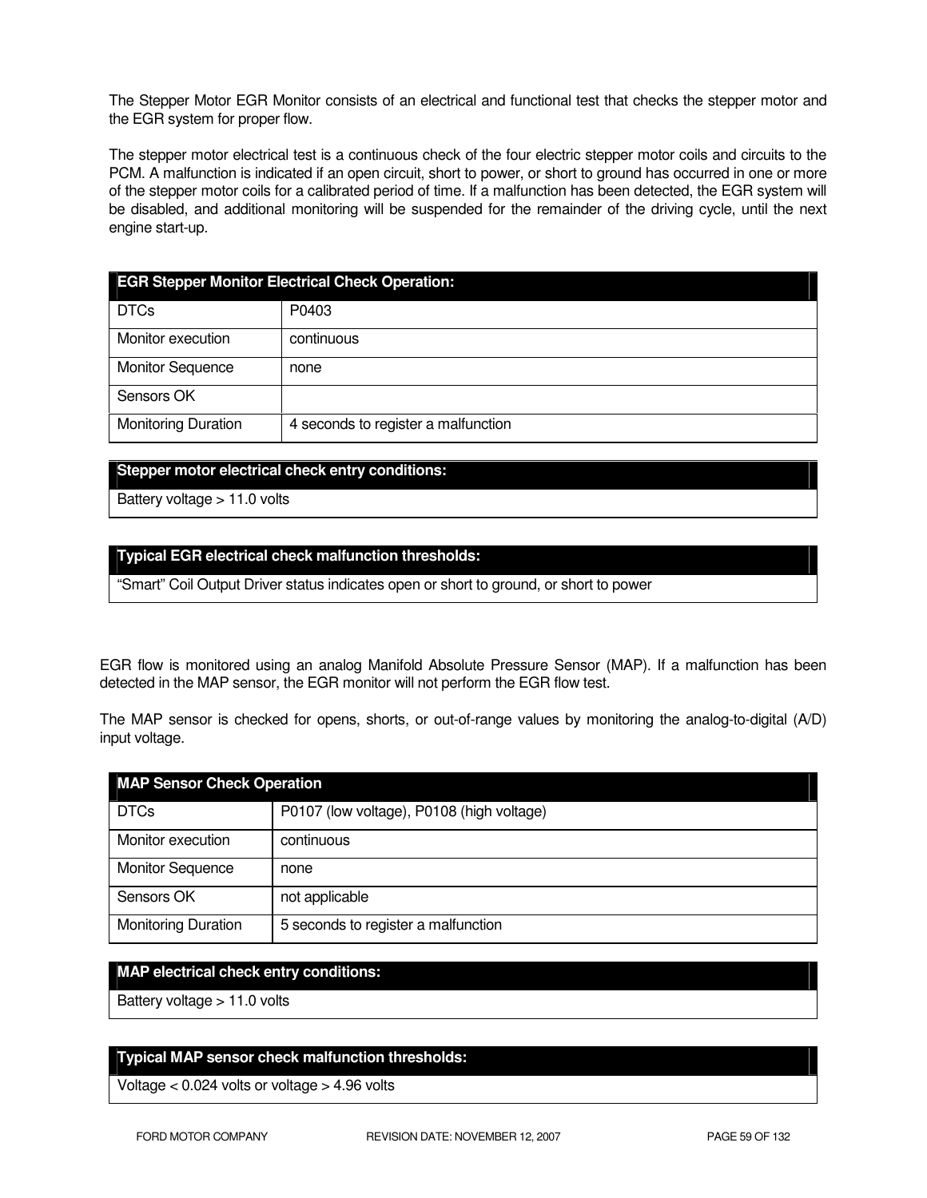The Stepper Motor EGR Monitor consists of an electrical and functional test that checks the stepper motor and the EGR system for proper flow.

The stepper motor electrical test is a continuous check of the four electric stepper motor coils and circuits to the PCM. A malfunction is indicated if an open circuit, short to power, or short to ground has occurred in one or more of the stepper motor coils for a calibrated period of time. If a malfunction has been detected, the EGR system will be disabled, and additional monitoring will be suspended for the remainder of the driving cycle, until the next engine start-up.

| **EGR Stepper Monitor Electrical Check Operation:** | |
|---|---|
| DTCs | P0403 |
| Monitor execution | continuous |
| Monitor Sequence | none |
| Sensors OK | |
| Monitoring Duration | 4 seconds to register a malfunction |

| **Stepper motor electrical check entry conditions:** |
|---|
| Battery voltage > 11.0 volts |

| **Typical EGR electrical check malfunction thresholds:** |
|---|
| “Smart” Coil Output Driver status indicates open or short to ground, or short to power |

EGR flow is monitored using an analog Manifold Absolute Pressure Sensor (MAP). If a malfunction has been detected in the MAP sensor, the EGR monitor will not perform the EGR flow test.

The MAP sensor is checked for opens, shorts, or out-of-range values by monitoring the analog-to-digital (A/D) input voltage.

| **MAP Sensor Check Operation** | |
|---|---|
| DTCs | P0107 (low voltage), P0108 (high voltage) |
| Monitor execution | continuous |
| Monitor Sequence | none |
| Sensors OK | not applicable |
| Monitoring Duration | 5 seconds to register a malfunction |

| **MAP electrical check entry conditions:** |
|---|
| Battery voltage > 11.0 volts |

| **Typical MAP sensor check malfunction thresholds:** |
|---|
| Voltage < 0.024 volts or voltage > 4.96 volts |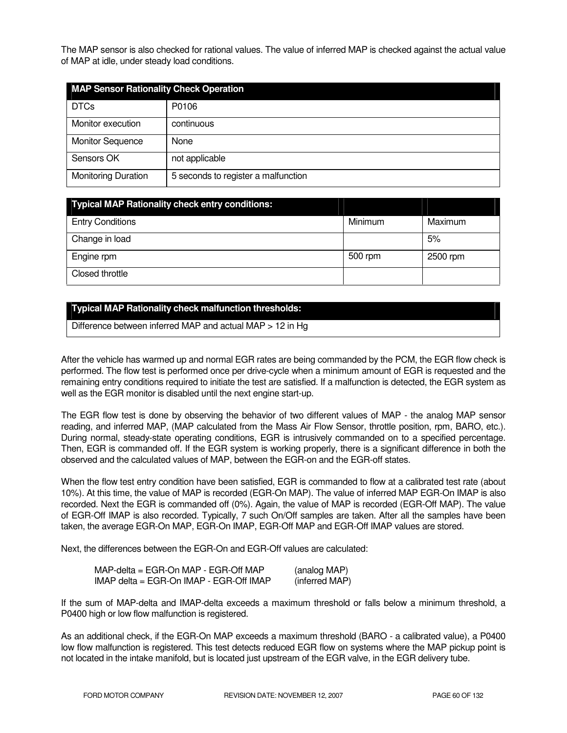The MAP sensor is also checked for rational values. The value of inferred MAP is checked against the actual value of MAP at idle, under steady load conditions.

| MAP Sensor Rationality Check Operation | |
|---|---|
| DTCs | P0106 |
| Monitor execution | continuous |
| Monitor Sequence | None |
| Sensors OK | not applicable |
| Monitoring Duration | 5 seconds to register a malfunction |

| Typical MAP Rationality check entry conditions: | | |
|---|---|---|
| Entry Conditions | Minimum | Maximum |
| Change in load | | 5% |
| Engine rpm | 500 rpm | 2500 rpm |
| Closed throttle | | |

| Typical MAP Rationality check malfunction thresholds: |
|---|
| Difference between inferred MAP and actual MAP > 12 in Hg |

After the vehicle has warmed up and normal EGR rates are being commanded by the PCM, the EGR flow check is performed. The flow test is performed once per drive-cycle when a minimum amount of EGR is requested and the remaining entry conditions required to initiate the test are satisfied. If a malfunction is detected, the EGR system as well as the EGR monitor is disabled until the next engine start-up.

The EGR flow test is done by observing the behavior of two different values of MAP - the analog MAP sensor reading, and inferred MAP, (MAP calculated from the Mass Air Flow Sensor, throttle position, rpm, BARO, etc.). During normal, steady-state operating conditions, EGR is intrusively commanded on to a specified percentage. Then, EGR is commanded off. If the EGR system is working properly, there is a significant difference in both the observed and the calculated values of MAP, between the EGR-on and the EGR-off states.

When the flow test entry condition have been satisfied, EGR is commanded to flow at a calibrated test rate (about 10%). At this time, the value of MAP is recorded (EGR-On MAP). The value of inferred MAP EGR-On IMAP is also recorded. Next the EGR is commanded off (0%). Again, the value of MAP is recorded (EGR-Off MAP). The value of EGR-Off IMAP is also recorded. Typically, 7 such On/Off samples are taken. After all the samples have been taken, the average EGR-On MAP, EGR-On IMAP, EGR-Off MAP and EGR-Off IMAP values are stored.

Next, the differences between the EGR-On and EGR-Off values are calculated:

MAP-delta = EGR-On MAP - EGR-Off MAP (analog MAP)
IMAP delta = EGR-On IMAP - EGR-Off IMAP (inferred MAP)

If the sum of MAP-delta and IMAP-delta exceeds a maximum threshold or falls below a minimum threshold, a P0400 high or low flow malfunction is registered.

As an additional check, if the EGR-On MAP exceeds a maximum threshold (BARO - a calibrated value), a P0400 low flow malfunction is registered. This test detects reduced EGR flow on systems where the MAP pickup point is not located in the intake manifold, but is located just upstream of the EGR valve, in the EGR delivery tube.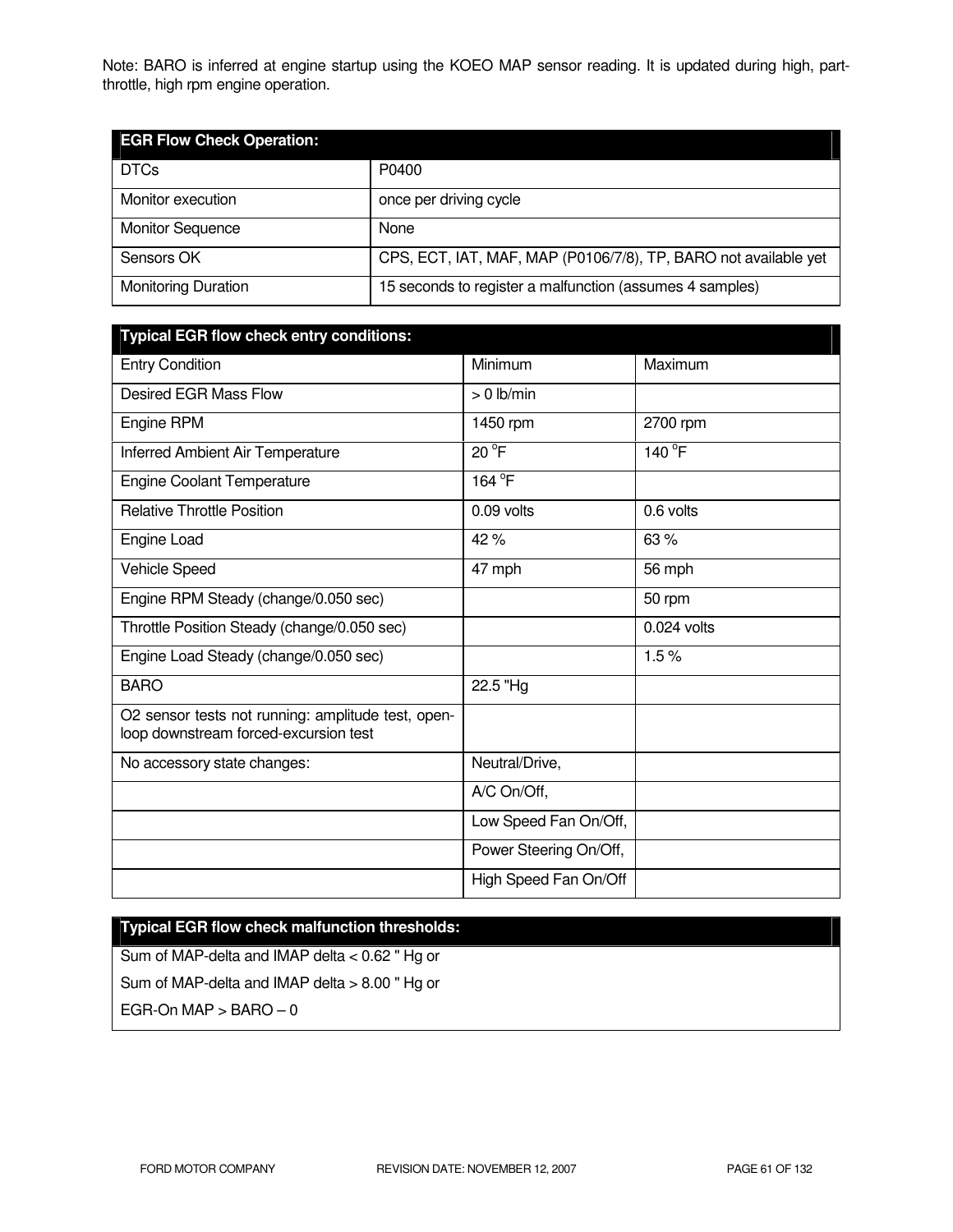Note: BARO is inferred at engine startup using the KOEO MAP sensor reading. It is updated during high, part-throttle, high rpm engine operation.

| EGR Flow Check Operation: | |
|---|---|
| DTCs | P0400 |
| Monitor execution | once per driving cycle |
| Monitor Sequence | None |
| Sensors OK | CPS, ECT, IAT, MAF, MAP (P0106/7/8), TP, BARO not available yet |
| Monitoring Duration | 15 seconds to register a malfunction (assumes 4 samples) |

| Typical EGR flow check entry conditions: | | |
|---|---|---|
| Entry Condition | Minimum | Maximum |
| Desired EGR Mass Flow | > 0 lb/min | |
| Engine RPM | 1450 rpm | 2700 rpm |
| Inferred Ambient Air Temperature | 20 °F | 140 °F |
| Engine Coolant Temperature | 164 °F | |
| Relative Throttle Position | 0.09 volts | 0.6 volts |
| Engine Load | 42 % | 63 % |
| Vehicle Speed | 47 mph | 56 mph |
| Engine RPM Steady (change/0.050 sec) | | 50 rpm |
| Throttle Position Steady (change/0.050 sec) | | 0.024 volts |
| Engine Load Steady (change/0.050 sec) | | 1.5 % |
| BARO | 22.5 "Hg | |
| O2 sensor tests not running: amplitude test, open-loop downstream forced-excursion test | | |
| No accessory state changes: | Neutral/Drive, | |
| | A/C On/Off, | |
| | Low Speed Fan On/Off, | |
| | Power Steering On/Off, | |
| | High Speed Fan On/Off | |

| Typical EGR flow check malfunction thresholds: |
|---|
| Sum of MAP-delta and IMAP delta < 0.62 " Hg or |
| Sum of MAP-delta and IMAP delta > 8.00 " Hg or |
| EGR-On MAP > BARO – 0 |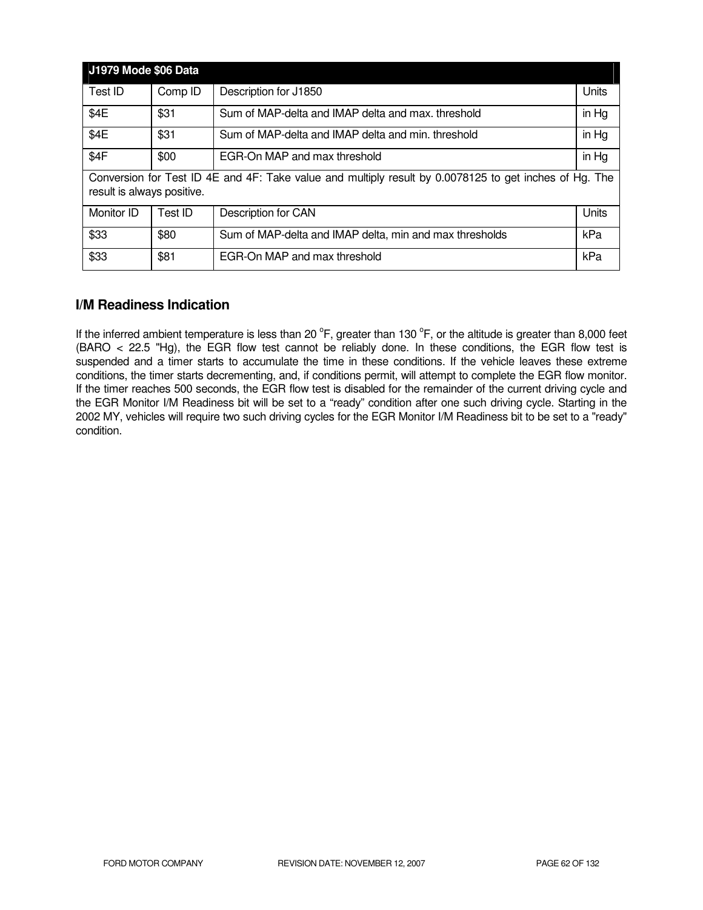| J1979 Mode $06 Data | | | |
|---|---|---|---|
| Test ID | Comp ID | Description for J1850 | Units |
| $4E | $31 | Sum of MAP-delta and IMAP delta and max. threshold | in Hg |
| $4E | $31 | Sum of MAP-delta and IMAP delta and min. threshold | in Hg |
| $4F | $00 | EGR-On MAP and max threshold | in Hg |
| Conversion for Test ID 4E and 4F: Take value and multiply result by 0.0078125 to get inches of Hg. The result is always positive. | | | |
| Monitor ID | Test ID | Description for CAN | Units |
| $33 | $80 | Sum of MAP-delta and IMAP delta, min and max thresholds | kPa |
| $33 | $81 | EGR-On MAP and max threshold | kPa |

## I/M Readiness Indication

If the inferred ambient temperature is less than 20 °F, greater than 130 °F, or the altitude is greater than 8,000 feet (BARO < 22.5 "Hg), the EGR flow test cannot be reliably done. In these conditions, the EGR flow test is suspended and a timer starts to accumulate the time in these conditions. If the vehicle leaves these extreme conditions, the timer starts decrementing, and, if conditions permit, will attempt to complete the EGR flow monitor. If the timer reaches 500 seconds, the EGR flow test is disabled for the remainder of the current driving cycle and the EGR Monitor I/M Readiness bit will be set to a "ready" condition after one such driving cycle. Starting in the 2002 MY, vehicles will require two such driving cycles for the EGR Monitor I/M Readiness bit to be set to a "ready" condition.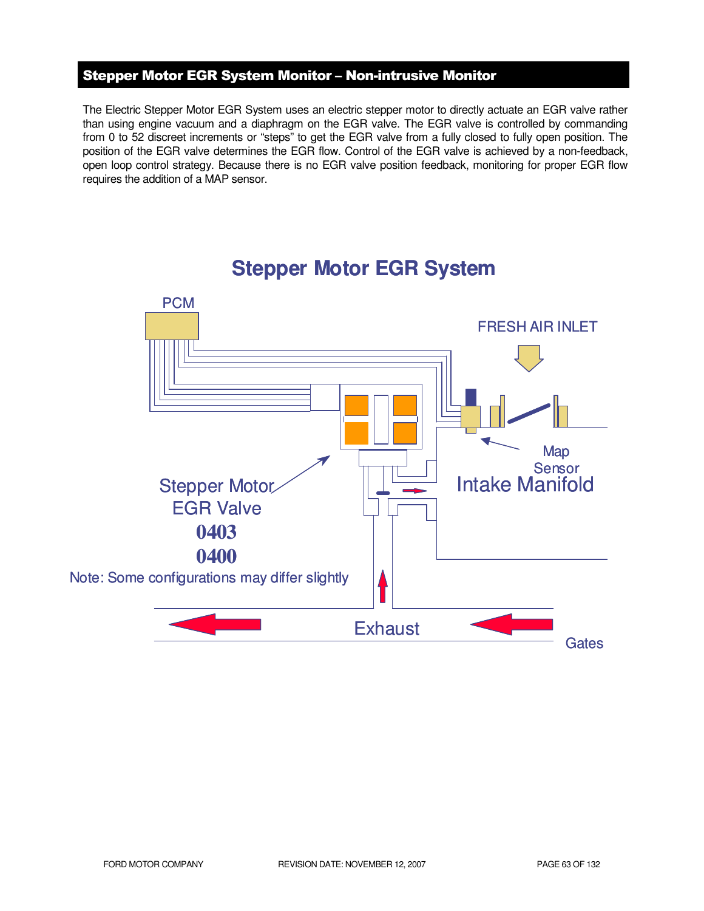## Stepper Motor EGR System Monitor – Non-intrusive Monitor

The Electric Stepper Motor EGR System uses an electric stepper motor to directly actuate an EGR valve rather than using engine vacuum and a diaphragm on the EGR valve. The EGR valve is controlled by commanding from 0 to 52 discreet increments or "steps" to get the EGR valve from a fully closed to fully open position. The position of the EGR valve determines the EGR flow. Control of the EGR valve is achieved by a non-feedback, open loop control strategy. Because there is no EGR valve position feedback, monitoring for proper EGR flow requires the addition of a MAP sensor.

### Stepper Motor EGR System

PCM

FRESH AIR INLET

Map Sensor

Intake Manifold

Stepper Motor EGR Valve

**0403**

**0400**

Note: Some configurations may differ slightly

Exhaust

Gates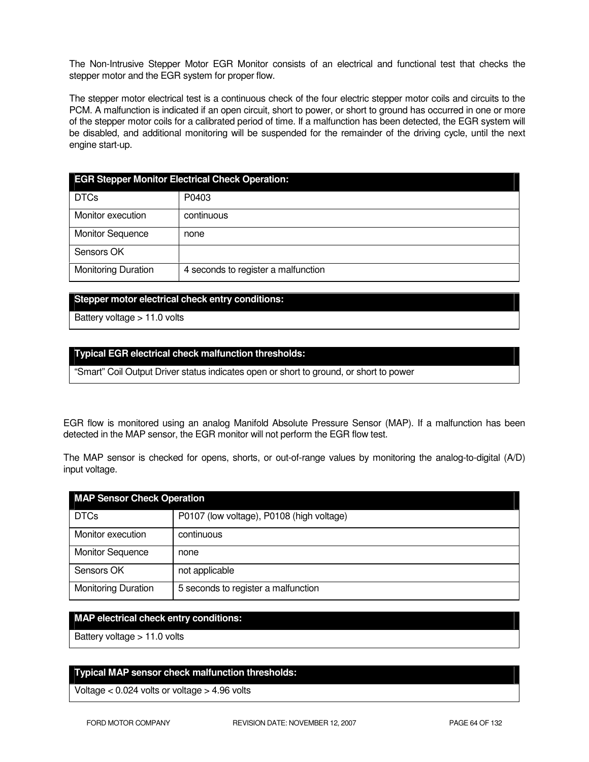The Non-Intrusive Stepper Motor EGR Monitor consists of an electrical and functional test that checks the stepper motor and the EGR system for proper flow.

The stepper motor electrical test is a continuous check of the four electric stepper motor coils and circuits to the PCM. A malfunction is indicated if an open circuit, short to power, or short to ground has occurred in one or more of the stepper motor coils for a calibrated period of time. If a malfunction has been detected, the EGR system will be disabled, and additional monitoring will be suspended for the remainder of the driving cycle, until the next engine start-up.

| **EGR Stepper Monitor Electrical Check Operation:** | |
|---|---|
| DTCs | P0403 |
| Monitor execution | continuous |
| Monitor Sequence | none |
| Sensors OK | |
| Monitoring Duration | 4 seconds to register a malfunction |

| **Stepper motor electrical check entry conditions:** |
|---|
| Battery voltage > 11.0 volts |

| **Typical EGR electrical check malfunction thresholds:** |
|---|
| “Smart” Coil Output Driver status indicates open or short to ground, or short to power |

EGR flow is monitored using an analog Manifold Absolute Pressure Sensor (MAP). If a malfunction has been detected in the MAP sensor, the EGR monitor will not perform the EGR flow test.

The MAP sensor is checked for opens, shorts, or out-of-range values by monitoring the analog-to-digital (A/D) input voltage.

| **MAP Sensor Check Operation** | |
|---|---|
| DTCs | P0107 (low voltage), P0108 (high voltage) |
| Monitor execution | continuous |
| Monitor Sequence | none |
| Sensors OK | not applicable |
| Monitoring Duration | 5 seconds to register a malfunction |

| **MAP electrical check entry conditions:** |
|---|
| Battery voltage > 11.0 volts |

| **Typical MAP sensor check malfunction thresholds:** |
|---|
| Voltage < 0.024 volts or voltage > 4.96 volts |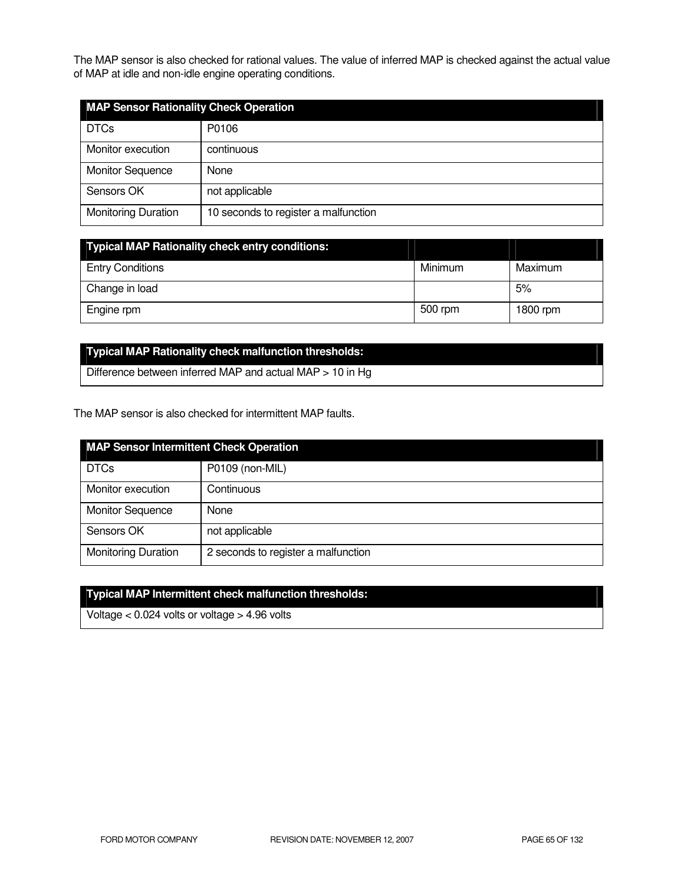The MAP sensor is also checked for rational values. The value of inferred MAP is checked against the actual value of MAP at idle and non-idle engine operating conditions.

| MAP Sensor Rationality Check Operation | |
|---|---|
| DTCs | P0106 |
| Monitor execution | continuous |
| Monitor Sequence | None |
| Sensors OK | not applicable |
| Monitoring Duration | 10 seconds to register a malfunction |

| Typical MAP Rationality check entry conditions: | | |
|---|---|---|
| Entry Conditions | Minimum | Maximum |
| Change in load | | 5% |
| Engine rpm | 500 rpm | 1800 rpm |

| Typical MAP Rationality check malfunction thresholds: |
|---|
| Difference between inferred MAP and actual MAP > 10 in Hg |

The MAP sensor is also checked for intermittent MAP faults.

| MAP Sensor Intermittent Check Operation | |
|---|---|
| DTCs | P0109 (non-MIL) |
| Monitor execution | Continuous |
| Monitor Sequence | None |
| Sensors OK | not applicable |
| Monitoring Duration | 2 seconds to register a malfunction |

| Typical MAP Intermittent check malfunction thresholds: |
|---|
| Voltage < 0.024 volts or voltage > 4.96 volts |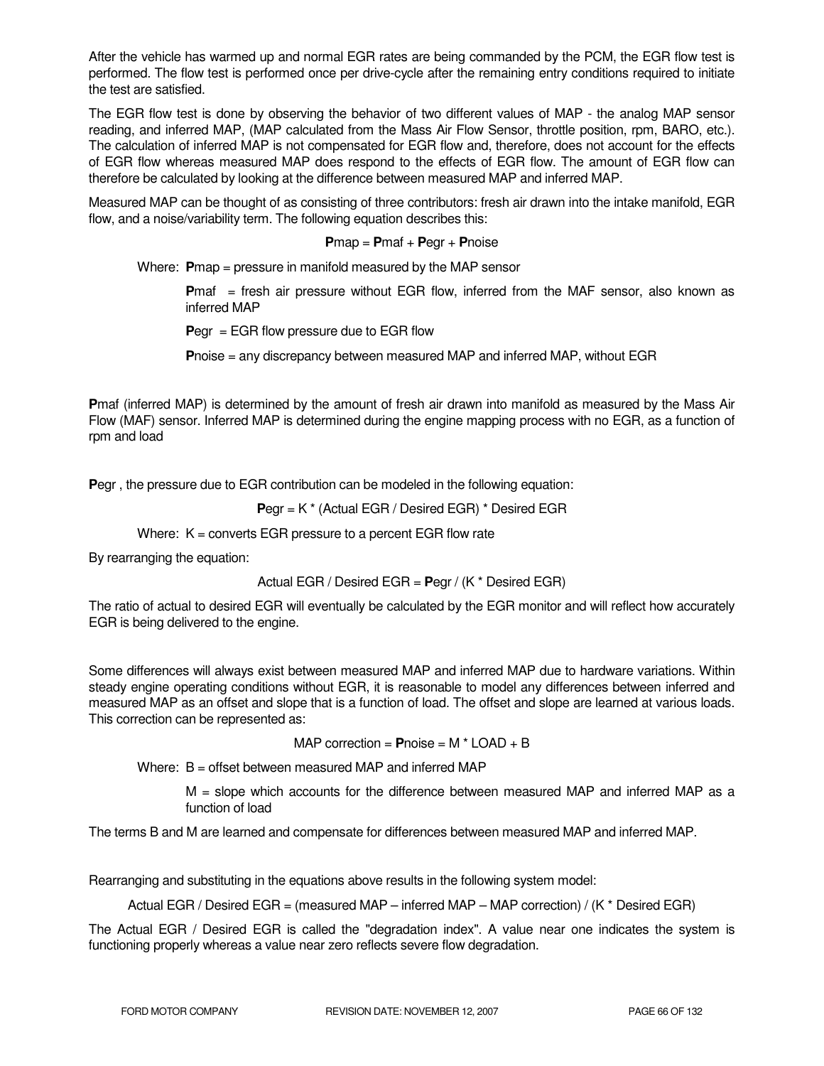After the vehicle has warmed up and normal EGR rates are being commanded by the PCM, the EGR flow test is performed. The flow test is performed once per drive-cycle after the remaining entry conditions required to initiate the test are satisfied.

The EGR flow test is done by observing the behavior of two different values of MAP - the analog MAP sensor reading, and inferred MAP, (MAP calculated from the Mass Air Flow Sensor, throttle position, rpm, BARO, etc.). The calculation of inferred MAP is not compensated for EGR flow and, therefore, does not account for the effects of EGR flow whereas measured MAP does respond to the effects of EGR flow. The amount of EGR flow can therefore be calculated by looking at the difference between measured MAP and inferred MAP.

Measured MAP can be thought of as consisting of three contributors: fresh air drawn into the intake manifold, EGR flow, and a noise/variability term. The following equation describes this:

$$\mathbf{P}\text{map} = \mathbf{P}\text{maf} + \mathbf{P}\text{egr} + \mathbf{P}\text{noise}$$

Where: **P**map = pressure in manifold measured by the MAP sensor

**P**maf = fresh air pressure without EGR flow, inferred from the MAF sensor, also known as inferred MAP

**P**egr = EGR flow pressure due to EGR flow

**P**noise = any discrepancy between measured MAP and inferred MAP, without EGR

**P**maf (inferred MAP) is determined by the amount of fresh air drawn into manifold as measured by the Mass Air Flow (MAF) sensor. Inferred MAP is determined during the engine mapping process with no EGR, as a function of rpm and load

**P**egr , the pressure due to EGR contribution can be modeled in the following equation:

$$\mathbf{P}\text{egr} = K * (\text{Actual EGR} / \text{Desired EGR}) * \text{Desired EGR}$$

Where: K = converts EGR pressure to a percent EGR flow rate

By rearranging the equation:

$$\text{Actual EGR} / \text{Desired EGR} = \mathbf{P}\text{egr} / (K * \text{Desired EGR})$$

The ratio of actual to desired EGR will eventually be calculated by the EGR monitor and will reflect how accurately EGR is being delivered to the engine.

Some differences will always exist between measured MAP and inferred MAP due to hardware variations. Within steady engine operating conditions without EGR, it is reasonable to model any differences between inferred and measured MAP as an offset and slope that is a function of load. The offset and slope are learned at various loads. This correction can be represented as:

$$\text{MAP correction} = \mathbf{P}\text{noise} = M * \text{LOAD} + B$$

Where: B = offset between measured MAP and inferred MAP

M = slope which accounts for the difference between measured MAP and inferred MAP as a function of load

The terms B and M are learned and compensate for differences between measured MAP and inferred MAP.

Rearranging and substituting in the equations above results in the following system model:

$$\text{Actual EGR} / \text{Desired EGR} = (\text{measured MAP} - \text{inferred MAP} - \text{MAP correction}) / (K * \text{Desired EGR})$$

The Actual EGR / Desired EGR is called the "degradation index". A value near one indicates the system is functioning properly whereas a value near zero reflects severe flow degradation.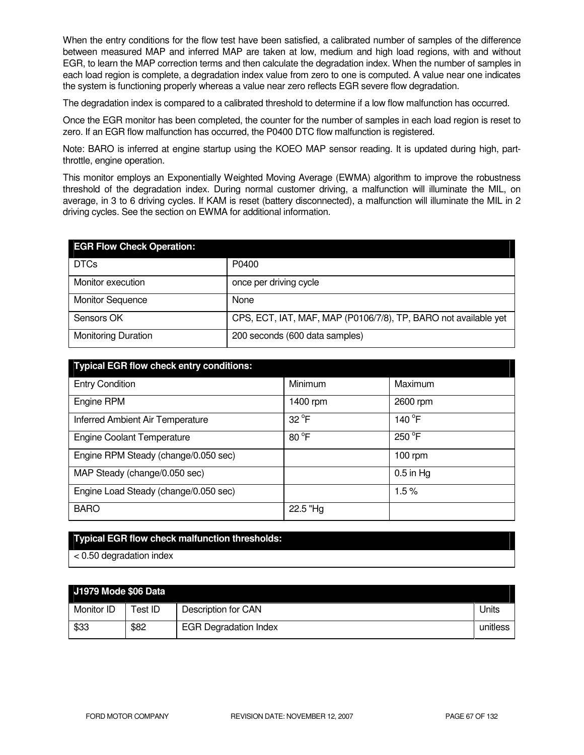When the entry conditions for the flow test have been satisfied, a calibrated number of samples of the difference between measured MAP and inferred MAP are taken at low, medium and high load regions, with and without EGR, to learn the MAP correction terms and then calculate the degradation index. When the number of samples in each load region is complete, a degradation index value from zero to one is computed. A value near one indicates the system is functioning properly whereas a value near zero reflects EGR severe flow degradation.

The degradation index is compared to a calibrated threshold to determine if a low flow malfunction has occurred.

Once the EGR monitor has been completed, the counter for the number of samples in each load region is reset to zero. If an EGR flow malfunction has occurred, the P0400 DTC flow malfunction is registered.

Note: BARO is inferred at engine startup using the KOEO MAP sensor reading. It is updated during high, part-throttle, engine operation.

This monitor employs an Exponentially Weighted Moving Average (EWMA) algorithm to improve the robustness threshold of the degradation index. During normal customer driving, a malfunction will illuminate the MIL, on average, in 3 to 6 driving cycles. If KAM is reset (battery disconnected), a malfunction will illuminate the MIL in 2 driving cycles. See the section on EWMA for additional information.

| **EGR Flow Check Operation:** | |
|---|---|
| DTCs | P0400 |
| Monitor execution | once per driving cycle |
| Monitor Sequence | None |
| Sensors OK | CPS, ECT, IAT, MAF, MAP (P0106/7/8), TP, BARO not available yet |
| Monitoring Duration | 200 seconds (600 data samples) |

| **Typical EGR flow check entry conditions:** | | |
|---|---|---|
| Entry Condition | Minimum | Maximum |
| Engine RPM | 1400 rpm | 2600 rpm |
| Inferred Ambient Air Temperature | 32 °F | 140 °F |
| Engine Coolant Temperature | 80 °F | 250 °F |
| Engine RPM Steady (change/0.050 sec) | | 100 rpm |
| MAP Steady (change/0.050 sec) | | 0.5 in Hg |
| Engine Load Steady (change/0.050 sec) | | 1.5 % |
| BARO | 22.5 "Hg | |

| **Typical EGR flow check malfunction thresholds:** |
|---|
| < 0.50 degradation index |

| **J1979 Mode $06 Data** | | | |
|---|---|---|---|
| Monitor ID | Test ID | Description for CAN | Units |
| $33 | $82 | EGR Degradation Index | unitless |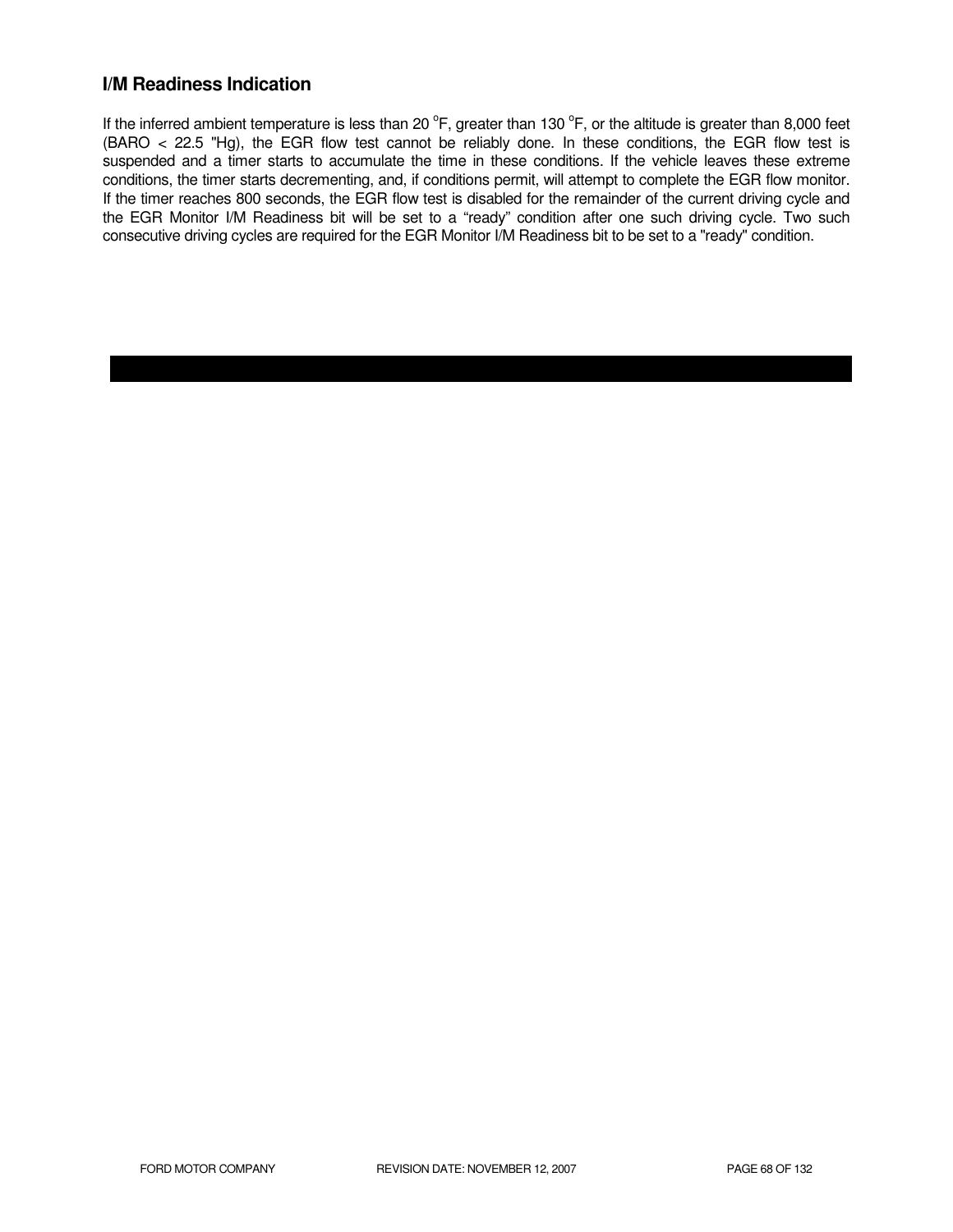## I/M Readiness Indication

If the inferred ambient temperature is less than 20 $^{o}$F, greater than 130 $^{o}$F, or the altitude is greater than 8,000 feet (BARO < 22.5 "Hg), the EGR flow test cannot be reliably done. In these conditions, the EGR flow test is suspended and a timer starts to accumulate the time in these conditions. If the vehicle leaves these extreme conditions, the timer starts decrementing, and, if conditions permit, will attempt to complete the EGR flow monitor. If the timer reaches 800 seconds, the EGR flow test is disabled for the remainder of the current driving cycle and the EGR Monitor I/M Readiness bit will be set to a “ready” condition after one such driving cycle. Two such consecutive driving cycles are required for the EGR Monitor I/M Readiness bit to be set to a "ready" condition.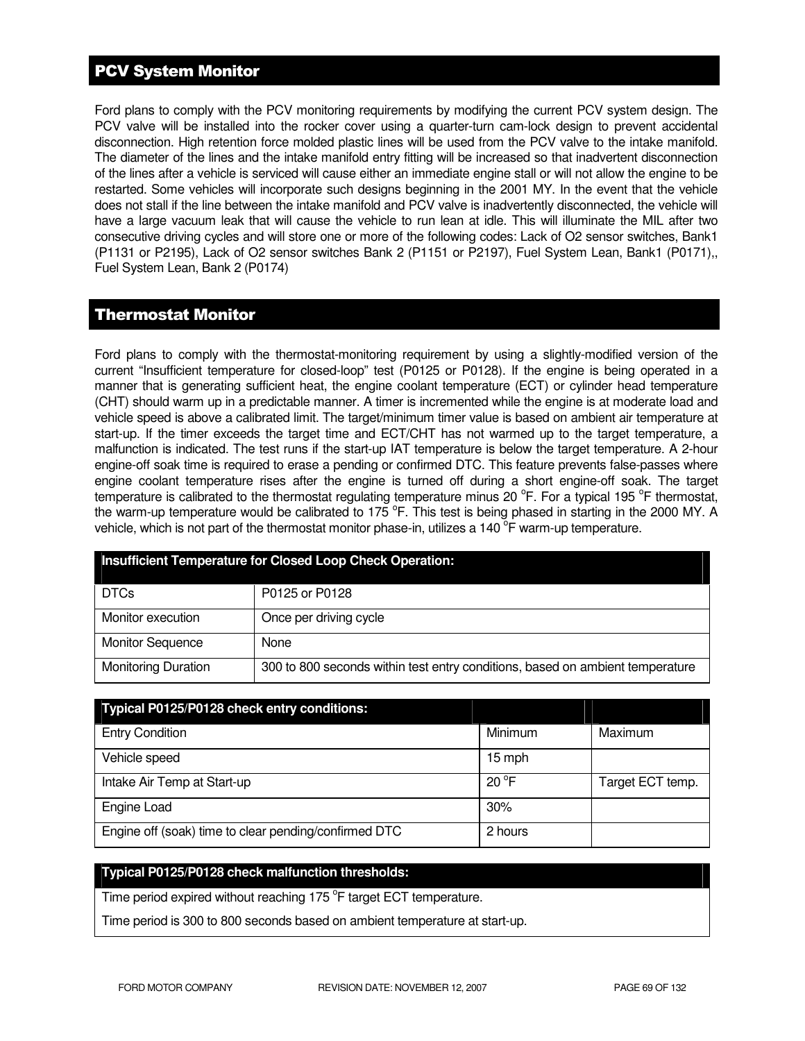## PCV System Monitor

Ford plans to comply with the PCV monitoring requirements by modifying the current PCV system design. The PCV valve will be installed into the rocker cover using a quarter-turn cam-lock design to prevent accidental disconnection. High retention force molded plastic lines will be used from the PCV valve to the intake manifold. The diameter of the lines and the intake manifold entry fitting will be increased so that inadvertent disconnection of the lines after a vehicle is serviced will cause either an immediate engine stall or will not allow the engine to be restarted. Some vehicles will incorporate such designs beginning in the 2001 MY. In the event that the vehicle does not stall if the line between the intake manifold and PCV valve is inadvertently disconnected, the vehicle will have a large vacuum leak that will cause the vehicle to run lean at idle. This will illuminate the MIL after two consecutive driving cycles and will store one or more of the following codes: Lack of O2 sensor switches, Bank1 (P1131 or P2195), Lack of O2 sensor switches Bank 2 (P1151 or P2197), Fuel System Lean, Bank1 (P0171),, Fuel System Lean, Bank 2 (P0174)

## Thermostat Monitor

Ford plans to comply with the thermostat-monitoring requirement by using a slightly-modified version of the current "Insufficient temperature for closed-loop" test (P0125 or P0128). If the engine is being operated in a manner that is generating sufficient heat, the engine coolant temperature (ECT) or cylinder head temperature (CHT) should warm up in a predictable manner. A timer is incremented while the engine is at moderate load and vehicle speed is above a calibrated limit. The target/minimum timer value is based on ambient air temperature at start-up. If the timer exceeds the target time and ECT/CHT has not warmed up to the target temperature, a malfunction is indicated. The test runs if the start-up IAT temperature is below the target temperature. A 2-hour engine-off soak time is required to erase a pending or confirmed DTC. This feature prevents false-passes where engine coolant temperature rises after the engine is turned off during a short engine-off soak. The target temperature is calibrated to the thermostat regulating temperature minus 20 $^{o}$F. For a typical 195 $^{o}$F thermostat, the warm-up temperature would be calibrated to 175 $^{o}$F. This test is being phased in starting in the 2000 MY. A vehicle, which is not part of the thermostat monitor phase-in, utilizes a 140 $^{o}$F warm-up temperature.

| Insufficient Temperature for Closed Loop Check Operation: | |
|---|---|
| DTCs | P0125 or P0128 |
| Monitor execution | Once per driving cycle |
| Monitor Sequence | None |
| Monitoring Duration | 300 to 800 seconds within test entry conditions, based on ambient temperature |

| Typical P0125/P0128 check entry conditions: | | |
|---|---|---|
| Entry Condition | Minimum | Maximum |
| Vehicle speed | 15 mph | |
| Intake Air Temp at Start-up | 20 $^{o}$F | Target ECT temp. |
| Engine Load | 30% | |
| Engine off (soak) time to clear pending/confirmed DTC | 2 hours | |

| Typical P0125/P0128 check malfunction thresholds: |
|---|
| Time period expired without reaching 175 $^{o}$F target ECT temperature. |
| Time period is 300 to 800 seconds based on ambient temperature at start-up. |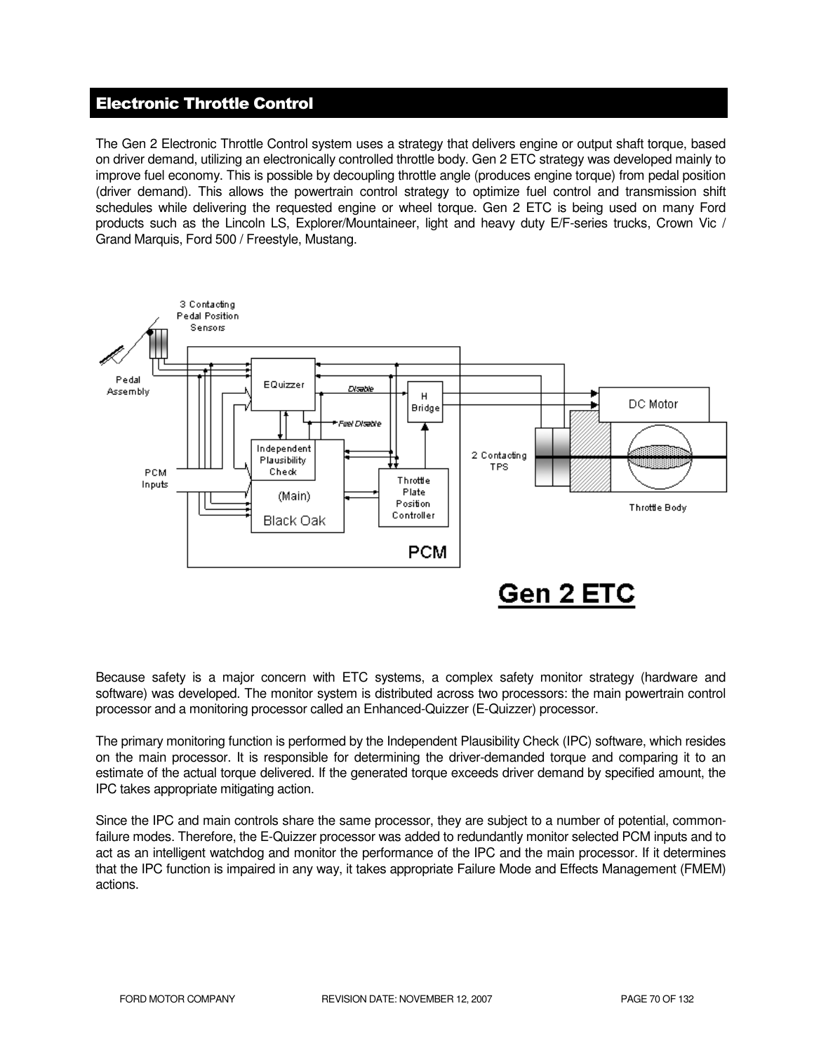## Electronic Throttle Control

The Gen 2 Electronic Throttle Control system uses a strategy that delivers engine or output shaft torque, based on driver demand, utilizing an electronically controlled throttle body. Gen 2 ETC strategy was developed mainly to improve fuel economy. This is possible by decoupling throttle angle (produces engine torque) from pedal position (driver demand). This allows the powertrain control strategy to optimize fuel control and transmission shift schedules while delivering the requested engine or wheel torque. Gen 2 ETC is being used on many Ford products such as the Lincoln LS, Explorer/Mountaineer, light and heavy duty E/F-series trucks, Crown Vic / Grand Marquis, Ford 500 / Freestyle, Mustang.

Because safety is a major concern with ETC systems, a complex safety monitor strategy (hardware and software) was developed. The monitor system is distributed across two processors: the main powertrain control processor and a monitoring processor called an Enhanced-Quizzer (E-Quizzer) processor.

The primary monitoring function is performed by the Independent Plausibility Check (IPC) software, which resides on the main processor. It is responsible for determining the driver-demanded torque and comparing it to an estimate of the actual torque delivered. If the generated torque exceeds driver demand by specified amount, the IPC takes appropriate mitigating action.

Since the IPC and main controls share the same processor, they are subject to a number of potential, common-failure modes. Therefore, the E-Quizzer processor was added to redundantly monitor selected PCM inputs and to act as an intelligent watchdog and monitor the performance of the IPC and the main processor. If it determines that the IPC function is impaired in any way, it takes appropriate Failure Mode and Effects Management (FMEM) actions.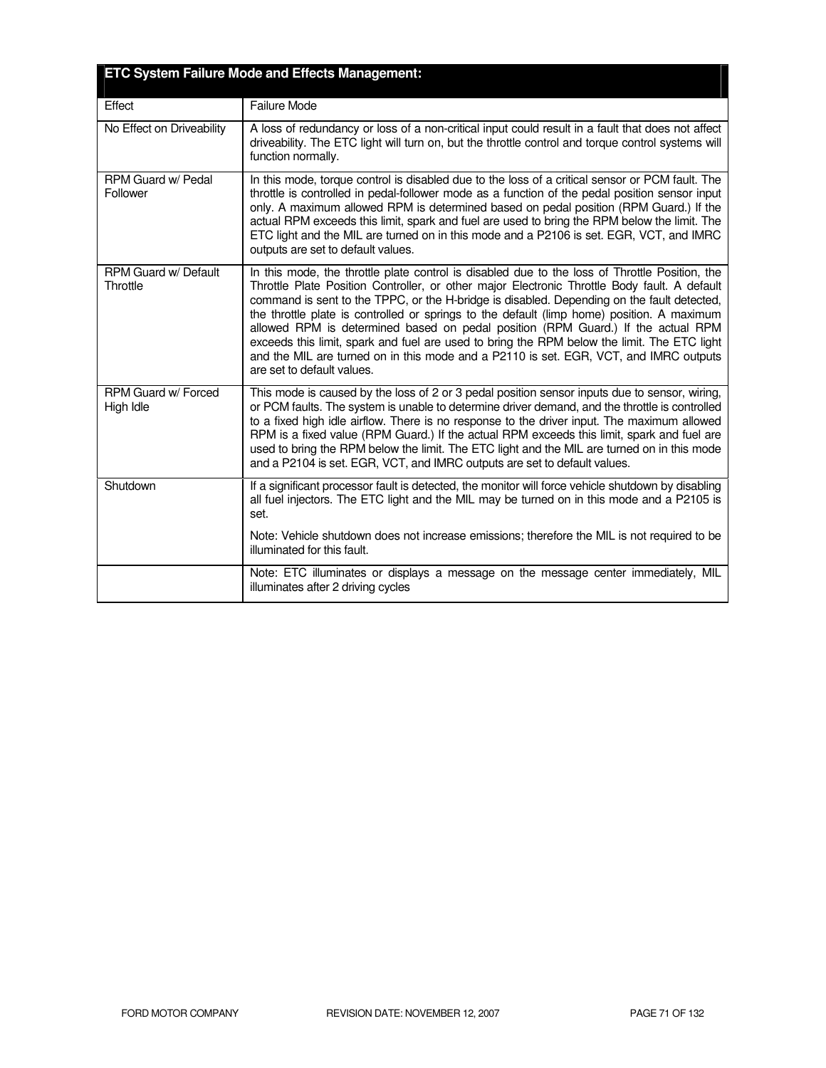| ETC System Failure Mode and Effects Management: | |
|---|---|
| Effect | Failure Mode |
| No Effect on Driveability | A loss of redundancy or loss of a non-critical input could result in a fault that does not affect driveability. The ETC light will turn on, but the throttle control and torque control systems will function normally. |
| RPM Guard w/ Pedal Follower | In this mode, torque control is disabled due to the loss of a critical sensor or PCM fault. The throttle is controlled in pedal-follower mode as a function of the pedal position sensor input only. A maximum allowed RPM is determined based on pedal position (RPM Guard.) If the actual RPM exceeds this limit, spark and fuel are used to bring the RPM below the limit. The ETC light and the MIL are turned on in this mode and a P2106 is set. EGR, VCT, and IMRC outputs are set to default values. |
| RPM Guard w/ Default Throttle | In this mode, the throttle plate control is disabled due to the loss of Throttle Position, the Throttle Plate Position Controller, or other major Electronic Throttle Body fault. A default command is sent to the TPPC, or the H-bridge is disabled. Depending on the fault detected, the throttle plate is controlled or springs to the default (limp home) position. A maximum allowed RPM is determined based on pedal position (RPM Guard.) If the actual RPM exceeds this limit, spark and fuel are used to bring the RPM below the limit. The ETC light and the MIL are turned on in this mode and a P2110 is set. EGR, VCT, and IMRC outputs are set to default values. |
| RPM Guard w/ Forced High Idle | This mode is caused by the loss of 2 or 3 pedal position sensor inputs due to sensor, wiring, or PCM faults. The system is unable to determine driver demand, and the throttle is controlled to a fixed high idle airflow. There is no response to the driver input. The maximum allowed RPM is a fixed value (RPM Guard.) If the actual RPM exceeds this limit, spark and fuel are used to bring the RPM below the limit. The ETC light and the MIL are turned on in this mode and a P2104 is set. EGR, VCT, and IMRC outputs are set to default values. |
| Shutdown | If a significant processor fault is detected, the monitor will force vehicle shutdown by disabling all fuel injectors. The ETC light and the MIL may be turned on in this mode and a P2105 is set.<br><br>Note: Vehicle shutdown does not increase emissions; therefore the MIL is not required to be illuminated for this fault. |
| | Note: ETC illuminates or displays a message on the message center immediately, MIL illuminates after 2 driving cycles |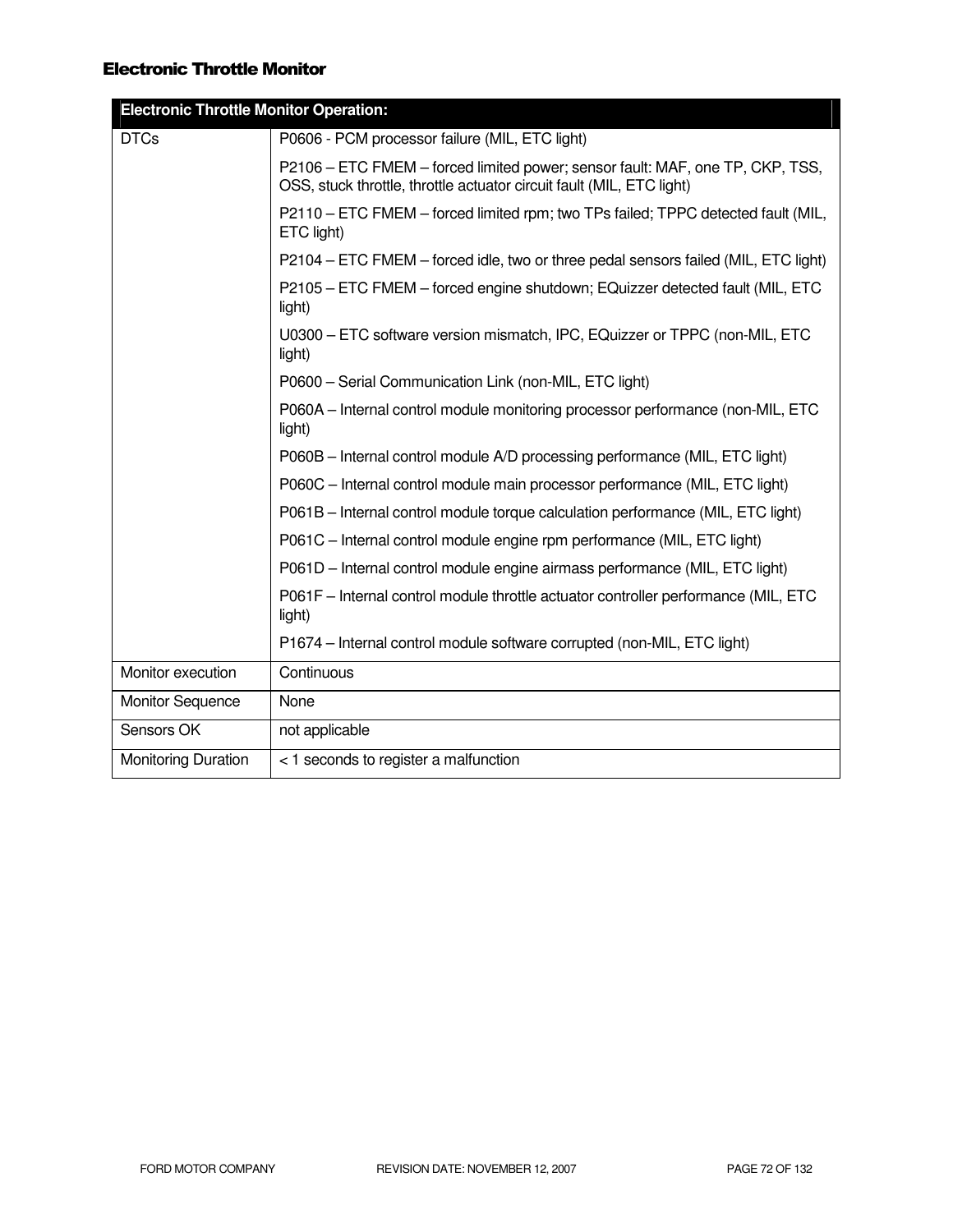## Electronic Throttle Monitor

| Electronic Throttle Monitor Operation: | |
|---|---|
| DTCs | P0606 - PCM processor failure (MIL, ETC light)<br><br>P2106 – ETC FMEM – forced limited power; sensor fault: MAF, one TP, CKP, TSS, OSS, stuck throttle, throttle actuator circuit fault (MIL, ETC light)<br><br>P2110 – ETC FMEM – forced limited rpm; two TPs failed; TPPC detected fault (MIL, ETC light)<br><br>P2104 – ETC FMEM – forced idle, two or three pedal sensors failed (MIL, ETC light)<br><br>P2105 – ETC FMEM – forced engine shutdown; EQuizzer detected fault (MIL, ETC light)<br><br>U0300 – ETC software version mismatch, IPC, EQuizzer or TPPC (non-MIL, ETC light)<br><br>P0600 – Serial Communication Link (non-MIL, ETC light)<br><br>P060A – Internal control module monitoring processor performance (non-MIL, ETC light)<br><br>P060B – Internal control module A/D processing performance (MIL, ETC light)<br><br>P060C – Internal control module main processor performance (MIL, ETC light)<br><br>P061B – Internal control module torque calculation performance (MIL, ETC light)<br><br>P061C – Internal control module engine rpm performance (MIL, ETC light)<br><br>P061D – Internal control module engine airmass performance (MIL, ETC light)<br><br>P061F – Internal control module throttle actuator controller performance (MIL, ETC light)<br><br>P1674 – Internal control module software corrupted (non-MIL, ETC light) |
| Monitor execution | Continuous |
| Monitor Sequence | None |
| Sensors OK | not applicable |
| Monitoring Duration | < 1 seconds to register a malfunction |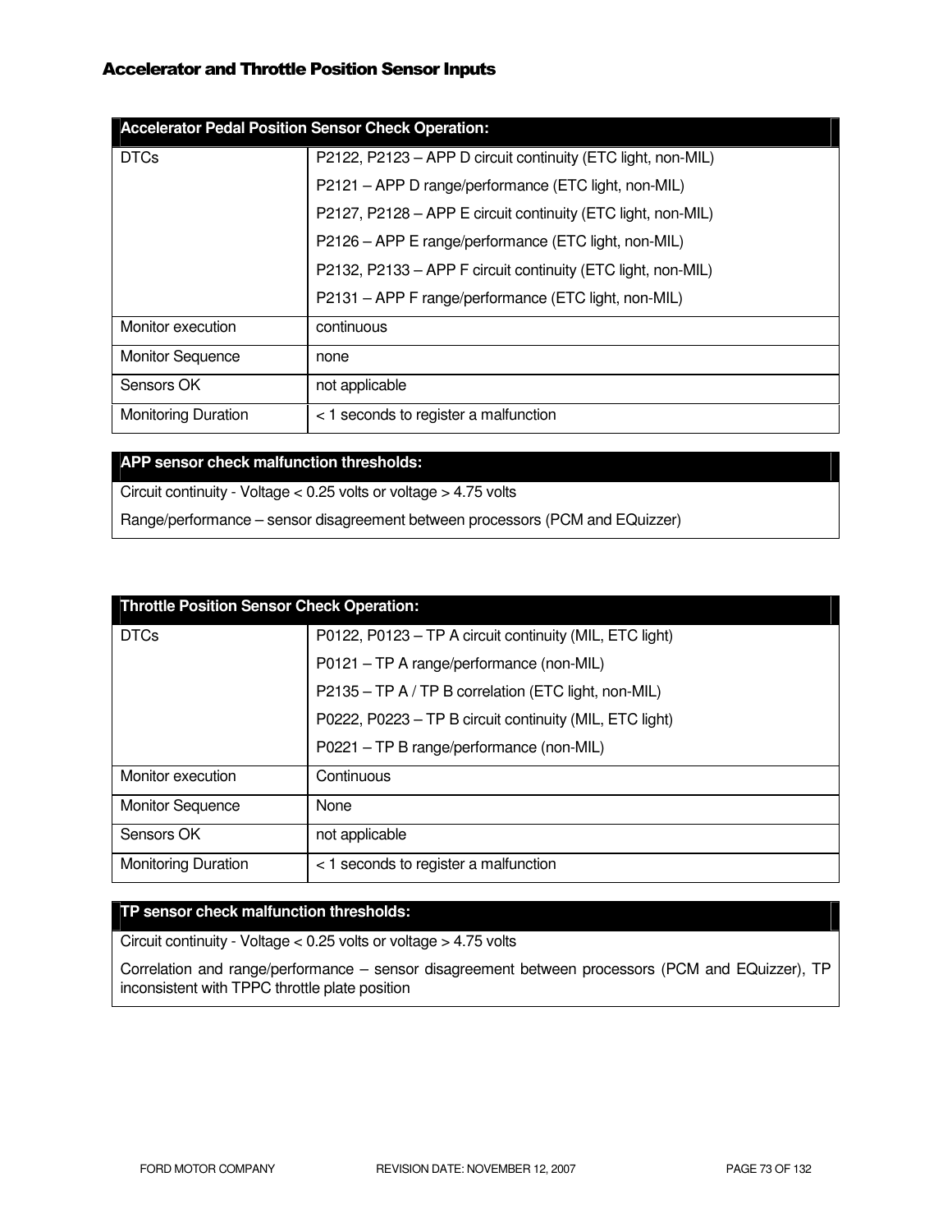## Accelerator and Throttle Position Sensor Inputs

| Accelerator Pedal Position Sensor Check Operation: | |
|---|---|
| DTCs | P2122, P2123 – APP D circuit continuity (ETC light, non-MIL)<br>P2121 – APP D range/performance (ETC light, non-MIL)<br>P2127, P2128 – APP E circuit continuity (ETC light, non-MIL)<br>P2126 – APP E range/performance (ETC light, non-MIL)<br>P2132, P2133 – APP F circuit continuity (ETC light, non-MIL)<br>P2131 – APP F range/performance (ETC light, non-MIL) |
| Monitor execution | continuous |
| Monitor Sequence | none |
| Sensors OK | not applicable |
| Monitoring Duration | < 1 seconds to register a malfunction |

| APP sensor check malfunction thresholds: |
|---|
| Circuit continuity - Voltage < 0.25 volts or voltage > 4.75 volts<br>Range/performance – sensor disagreement between processors (PCM and EQuizzer) |

| Throttle Position Sensor Check Operation: | |
|---|---|
| DTCs | P0122, P0123 – TP A circuit continuity (MIL, ETC light)<br>P0121 – TP A range/performance (non-MIL)<br>P2135 – TP A / TP B correlation (ETC light, non-MIL)<br>P0222, P0223 – TP B circuit continuity (MIL, ETC light)<br>P0221 – TP B range/performance (non-MIL) |
| Monitor execution | Continuous |
| Monitor Sequence | None |
| Sensors OK | not applicable |
| Monitoring Duration | < 1 seconds to register a malfunction |

| TP sensor check malfunction thresholds: |
|---|
| Circuit continuity - Voltage < 0.25 volts or voltage > 4.75 volts<br>Correlation and range/performance – sensor disagreement between processors (PCM and EQuizzer), TP inconsistent with TPPC throttle plate position |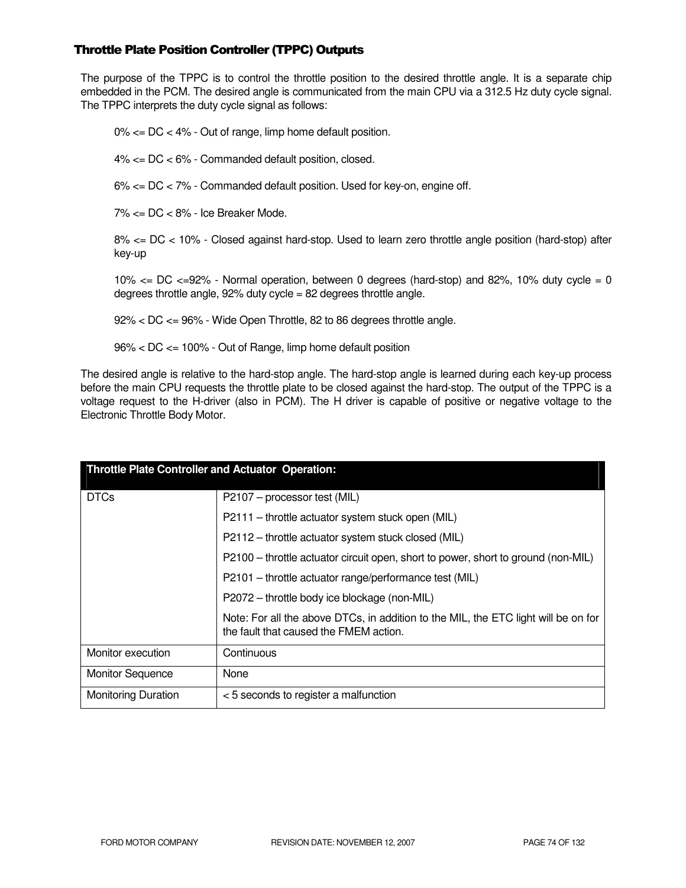### Throttle Plate Position Controller (TPPC) Outputs

The purpose of the TPPC is to control the throttle position to the desired throttle angle. It is a separate chip embedded in the PCM. The desired angle is communicated from the main CPU via a 312.5 Hz duty cycle signal. The TPPC interprets the duty cycle signal as follows:

0% <= DC < 4% - Out of range, limp home default position.

4% <= DC < 6% - Commanded default position, closed.

6% <= DC < 7% - Commanded default position. Used for key-on, engine off.

7% <= DC < 8% - Ice Breaker Mode.

8% <= DC < 10% - Closed against hard-stop. Used to learn zero throttle angle position (hard-stop) after key-up

10% <= DC <=92% - Normal operation, between 0 degrees (hard-stop) and 82%, 10% duty cycle = 0 degrees throttle angle, 92% duty cycle = 82 degrees throttle angle.

92% < DC <= 96% - Wide Open Throttle, 82 to 86 degrees throttle angle.

96% < DC <= 100% - Out of Range, limp home default position

The desired angle is relative to the hard-stop angle. The hard-stop angle is learned during each key-up process before the main CPU requests the throttle plate to be closed against the hard-stop. The output of the TPPC is a voltage request to the H-driver (also in PCM). The H driver is capable of positive or negative voltage to the Electronic Throttle Body Motor.

| Throttle Plate Controller and Actuator Operation: | |
|---|---|
| DTCs | P2107 – processor test (MIL)<br>P2111 – throttle actuator system stuck open (MIL)<br>P2112 – throttle actuator system stuck closed (MIL)<br>P2100 – throttle actuator circuit open, short to power, short to ground (non-MIL)<br>P2101 – throttle actuator range/performance test (MIL)<br>P2072 – throttle body ice blockage (non-MIL)<br>Note: For all the above DTCs, in addition to the MIL, the ETC light will be on for the fault that caused the FMEM action. |
| Monitor execution | Continuous |
| Monitor Sequence | None |
| Monitoring Duration | < 5 seconds to register a malfunction |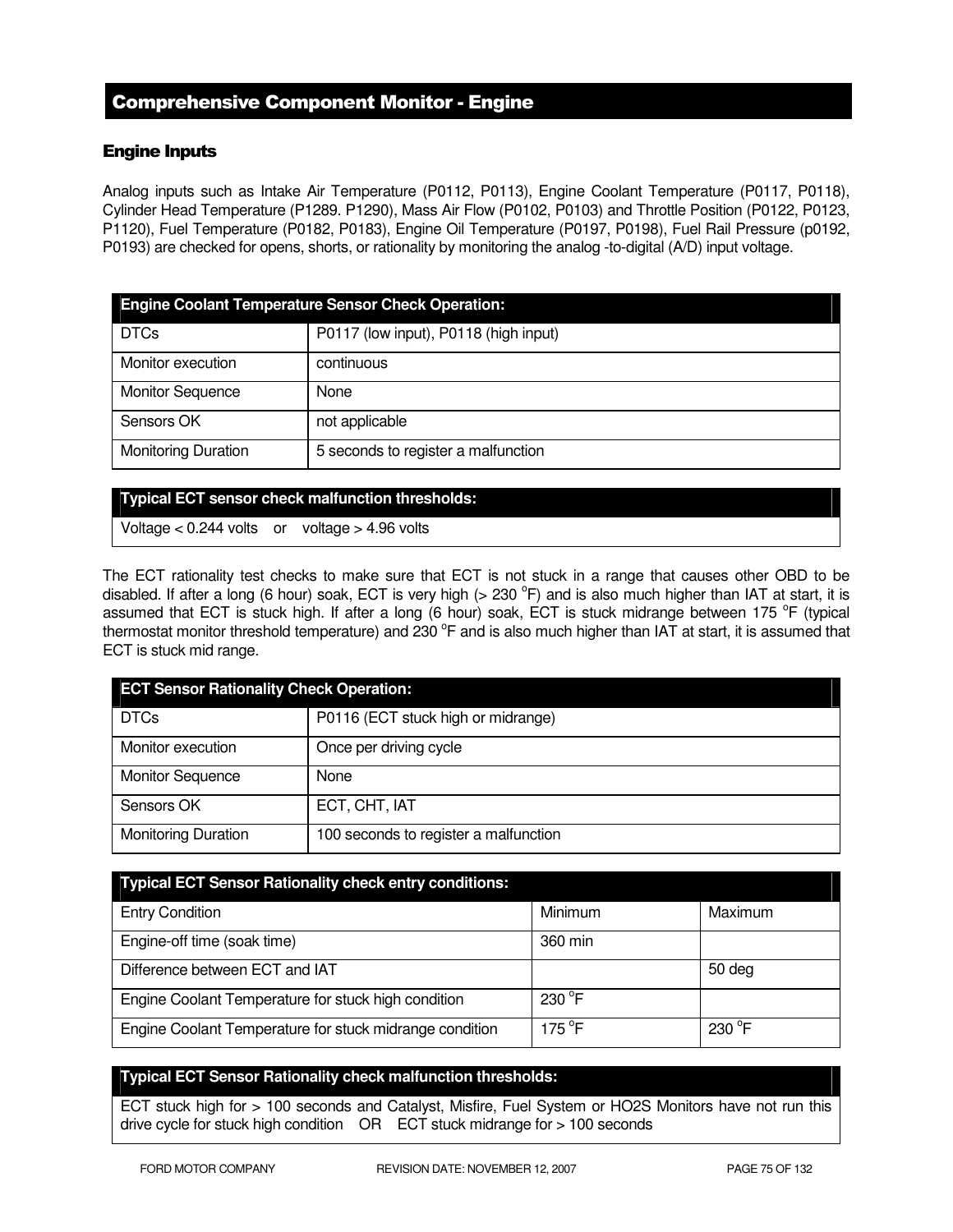## Comprehensive Component Monitor - Engine

### Engine Inputs

Analog inputs such as Intake Air Temperature (P0112, P0113), Engine Coolant Temperature (P0117, P0118), Cylinder Head Temperature (P1289. P1290), Mass Air Flow (P0102, P0103) and Throttle Position (P0122, P0123, P1120), Fuel Temperature (P0182, P0183), Engine Oil Temperature (P0197, P0198), Fuel Rail Pressure (p0192, P0193) are checked for opens, shorts, or rationality by monitoring the analog -to-digital (A/D) input voltage.

| Engine Coolant Temperature Sensor Check Operation: | |
|---|---|
| DTCs | P0117 (low input), P0118 (high input) |
| Monitor execution | continuous |
| Monitor Sequence | None |
| Sensors OK | not applicable |
| Monitoring Duration | 5 seconds to register a malfunction |

| Typical ECT sensor check malfunction thresholds: |
|---|
| Voltage < 0.244 volts or voltage > 4.96 volts |

The ECT rationality test checks to make sure that ECT is not stuck in a range that causes other OBD to be disabled. If after a long (6 hour) soak, ECT is very high (> 230 °F) and is also much higher than IAT at start, it is assumed that ECT is stuck high. If after a long (6 hour) soak, ECT is stuck midrange between 175 °F (typical thermostat monitor threshold temperature) and 230 °F and is also much higher than IAT at start, it is assumed that ECT is stuck mid range.

| ECT Sensor Rationality Check Operation: | |
|---|---|
| DTCs | P0116 (ECT stuck high or midrange) |
| Monitor execution | Once per driving cycle |
| Monitor Sequence | None |
| Sensors OK | ECT, CHT, IAT |
| Monitoring Duration | 100 seconds to register a malfunction |

| Typical ECT Sensor Rationality check entry conditions: | | |
|---|---|---|
| Entry Condition | Minimum | Maximum |
| Engine-off time (soak time) | 360 min | |
| Difference between ECT and IAT | | 50 deg |
| Engine Coolant Temperature for stuck high condition | 230 °F | |
| Engine Coolant Temperature for stuck midrange condition | 175 °F | 230 °F |

| Typical ECT Sensor Rationality check malfunction thresholds: |
|---|
| ECT stuck high for > 100 seconds and Catalyst, Misfire, Fuel System or HO2S Monitors have not run this drive cycle for stuck high condition OR ECT stuck midrange for > 100 seconds |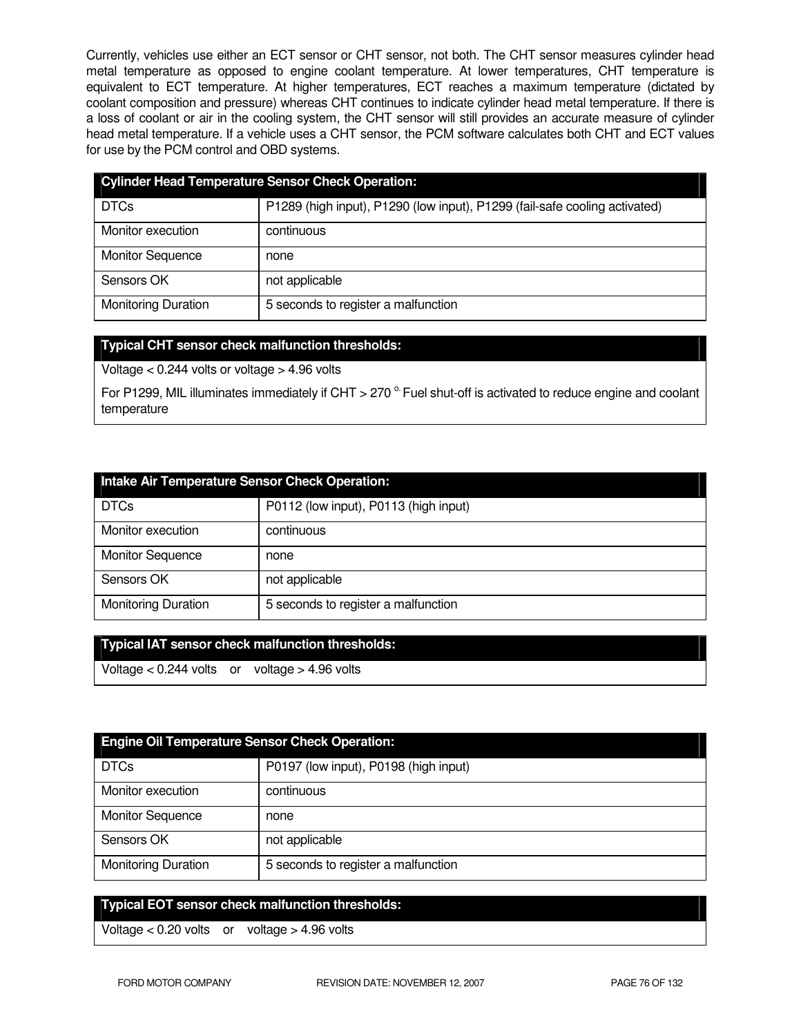Currently, vehicles use either an ECT sensor or CHT sensor, not both. The CHT sensor measures cylinder head metal temperature as opposed to engine coolant temperature. At lower temperatures, CHT temperature is equivalent to ECT temperature. At higher temperatures, ECT reaches a maximum temperature (dictated by coolant composition and pressure) whereas CHT continues to indicate cylinder head metal temperature. If there is a loss of coolant or air in the cooling system, the CHT sensor will still provides an accurate measure of cylinder head metal temperature. If a vehicle uses a CHT sensor, the PCM software calculates both CHT and ECT values for use by the PCM control and OBD systems.

| **Cylinder Head Temperature Sensor Check Operation:** | |
|---|---|
| DTCs | P1289 (high input), P1290 (low input), P1299 (fail-safe cooling activated) |
| Monitor execution | continuous |
| Monitor Sequence | none |
| Sensors OK | not applicable |
| Monitoring Duration | 5 seconds to register a malfunction |

| **Typical CHT sensor check malfunction thresholds:** |
|---|
| Voltage < 0.244 volts or voltage > 4.96 volts |
| For P1299, MIL illuminates immediately if CHT > 270 $^{o.}$ Fuel shut-off is activated to reduce engine and coolant temperature |

| **Intake Air Temperature Sensor Check Operation:** | |
|---|---|
| DTCs | P0112 (low input), P0113 (high input) |
| Monitor execution | continuous |
| Monitor Sequence | none |
| Sensors OK | not applicable |
| Monitoring Duration | 5 seconds to register a malfunction |

| **Typical IAT sensor check malfunction thresholds:** |
|---|
| Voltage < 0.244 volts or voltage > 4.96 volts |

| **Engine Oil Temperature Sensor Check Operation:** | |
|---|---|
| DTCs | P0197 (low input), P0198 (high input) |
| Monitor execution | continuous |
| Monitor Sequence | none |
| Sensors OK | not applicable |
| Monitoring Duration | 5 seconds to register a malfunction |

| **Typical EOT sensor check malfunction thresholds:** |
|---|
| Voltage < 0.20 volts or voltage > 4.96 volts |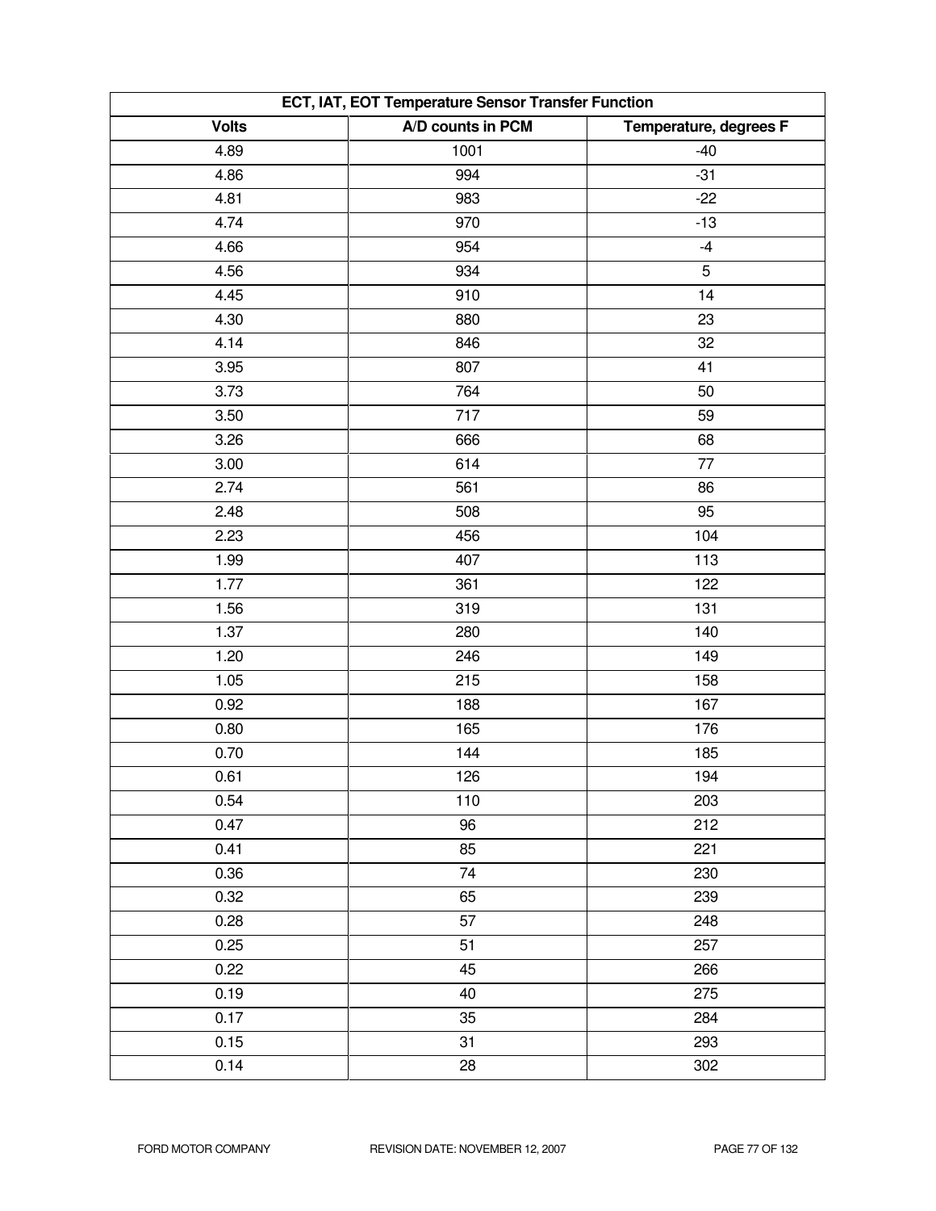| ECT, IAT, EOT Temperature Sensor Transfer Function | | |
|---|---|---|
| **Volts** | **A/D counts in PCM** | **Temperature, degrees F** |
| 4.89 | 1001 | -40 |
| 4.86 | 994 | -31 |
| 4.81 | 983 | -22 |
| 4.74 | 970 | -13 |
| 4.66 | 954 | -4 |
| 4.56 | 934 | 5 |
| 4.45 | 910 | 14 |
| 4.30 | 880 | 23 |
| 4.14 | 846 | 32 |
| 3.95 | 807 | 41 |
| 3.73 | 764 | 50 |
| 3.50 | 717 | 59 |
| 3.26 | 666 | 68 |
| 3.00 | 614 | 77 |
| 2.74 | 561 | 86 |
| 2.48 | 508 | 95 |
| 2.23 | 456 | 104 |
| 1.99 | 407 | 113 |
| 1.77 | 361 | 122 |
| 1.56 | 319 | 131 |
| 1.37 | 280 | 140 |
| 1.20 | 246 | 149 |
| 1.05 | 215 | 158 |
| 0.92 | 188 | 167 |
| 0.80 | 165 | 176 |
| 0.70 | 144 | 185 |
| 0.61 | 126 | 194 |
| 0.54 | 110 | 203 |
| 0.47 | 96 | 212 |
| 0.41 | 85 | 221 |
| 0.36 | 74 | 230 |
| 0.32 | 65 | 239 |
| 0.28 | 57 | 248 |
| 0.25 | 51 | 257 |
| 0.22 | 45 | 266 |
| 0.19 | 40 | 275 |
| 0.17 | 35 | 284 |
| 0.15 | 31 | 293 |
| 0.14 | 28 | 302 |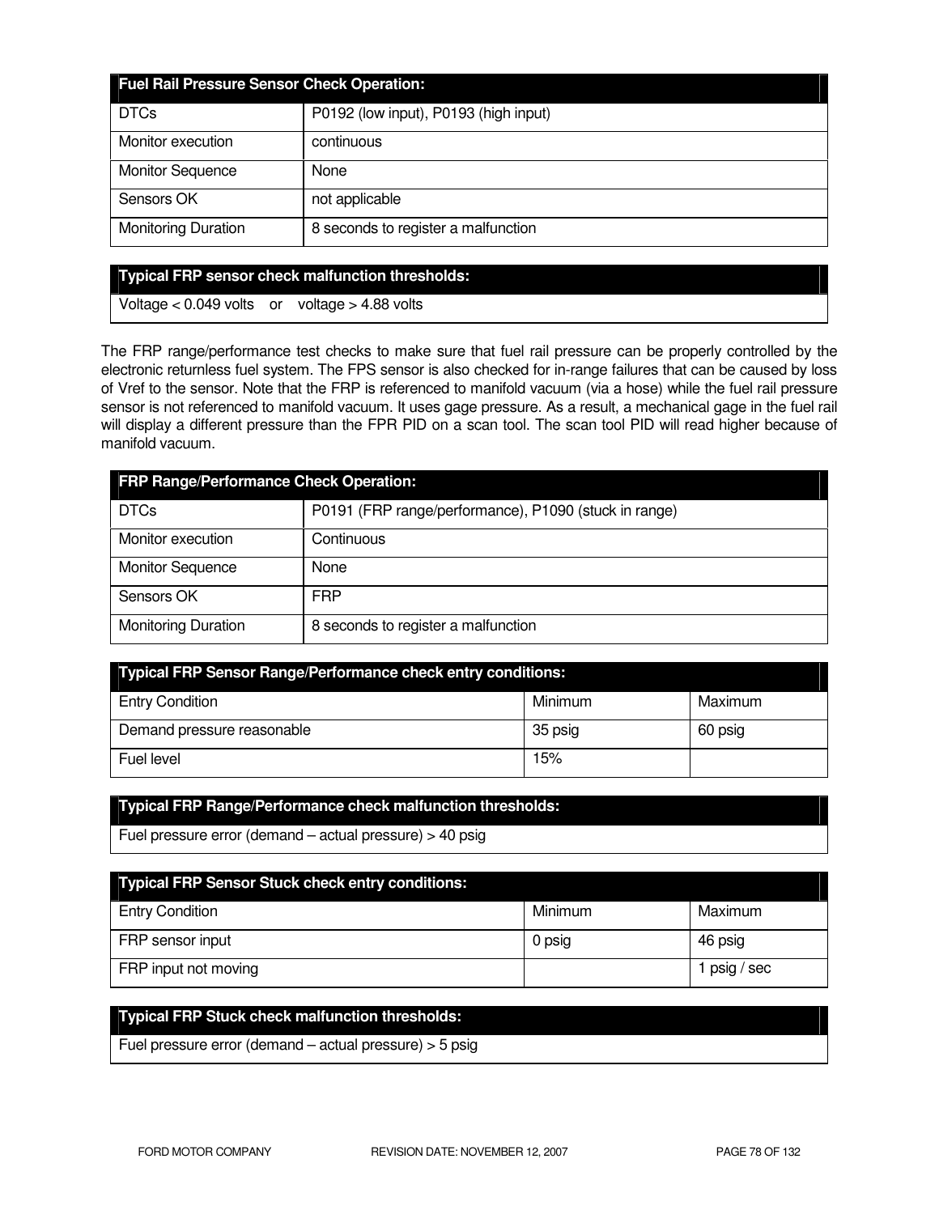| Fuel Rail Pressure Sensor Check Operation: | |
|---|---|
| DTCs | P0192 (low input), P0193 (high input) |
| Monitor execution | continuous |
| Monitor Sequence | None |
| Sensors OK | not applicable |
| Monitoring Duration | 8 seconds to register a malfunction |

| Typical FRP sensor check malfunction thresholds: |
|---|
| Voltage < 0.049 volts or voltage > 4.88 volts |

The FRP range/performance test checks to make sure that fuel rail pressure can be properly controlled by the electronic returnless fuel system. The FPS sensor is also checked for in-range failures that can be caused by loss of Vref to the sensor. Note that the FRP is referenced to manifold vacuum (via a hose) while the fuel rail pressure sensor is not referenced to manifold vacuum. It uses gage pressure. As a result, a mechanical gage in the fuel rail will display a different pressure than the FPR PID on a scan tool. The scan tool PID will read higher because of manifold vacuum.

| FRP Range/Performance Check Operation: | |
|---|---|
| DTCs | P0191 (FRP range/performance), P1090 (stuck in range) |
| Monitor execution | Continuous |
| Monitor Sequence | None |
| Sensors OK | FRP |
| Monitoring Duration | 8 seconds to register a malfunction |

| Typical FRP Sensor Range/Performance check entry conditions: | | |
|---|---|---|
| Entry Condition | Minimum | Maximum |
| Demand pressure reasonable | 35 psig | 60 psig |
| Fuel level | 15% | |

| Typical FRP Range/Performance check malfunction thresholds: |
|---|
| Fuel pressure error (demand – actual pressure) > 40 psig |

| Typical FRP Sensor Stuck check entry conditions: | | |
|---|---|---|
| Entry Condition | Minimum | Maximum |
| FRP sensor input | 0 psig | 46 psig |
| FRP input not moving | | 1 psig / sec |

| Typical FRP Stuck check malfunction thresholds: |
|---|
| Fuel pressure error (demand – actual pressure) > 5 psig |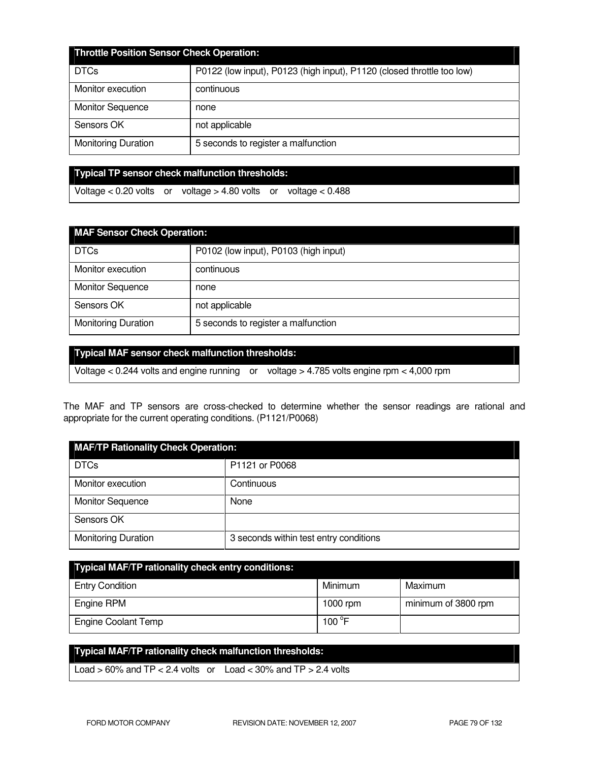| Throttle Position Sensor Check Operation: | |
|---|---|
| DTCs | P0122 (low input), P0123 (high input), P1120 (closed throttle too low) |
| Monitor execution | continuous |
| Monitor Sequence | none |
| Sensors OK | not applicable |
| Monitoring Duration | 5 seconds to register a malfunction |

| Typical TP sensor check malfunction thresholds: |
|---|
| Voltage < 0.20 volts or voltage > 4.80 volts or voltage < 0.488 |

| MAF Sensor Check Operation: | |
|---|---|
| DTCs | P0102 (low input), P0103 (high input) |
| Monitor execution | continuous |
| Monitor Sequence | none |
| Sensors OK | not applicable |
| Monitoring Duration | 5 seconds to register a malfunction |

| Typical MAF sensor check malfunction thresholds: |
|---|
| Voltage < 0.244 volts and engine running or voltage > 4.785 volts engine rpm < 4,000 rpm |

The MAF and TP sensors are cross-checked to determine whether the sensor readings are rational and appropriate for the current operating conditions. (P1121/P0068)

| MAF/TP Rationality Check Operation: | |
|---|---|
| DTCs | P1121 or P0068 |
| Monitor execution | Continuous |
| Monitor Sequence | None |
| Sensors OK | |
| Monitoring Duration | 3 seconds within test entry conditions |

| Typical MAF/TP rationality check entry conditions: | | |
|---|---|---|
| Entry Condition | Minimum | Maximum |
| Engine RPM | 1000 rpm | minimum of 3800 rpm |
| Engine Coolant Temp | 100 °F | |

| Typical MAF/TP rationality check malfunction thresholds: |
|---|
| Load > 60% and TP < 2.4 volts or Load < 30% and TP > 2.4 volts |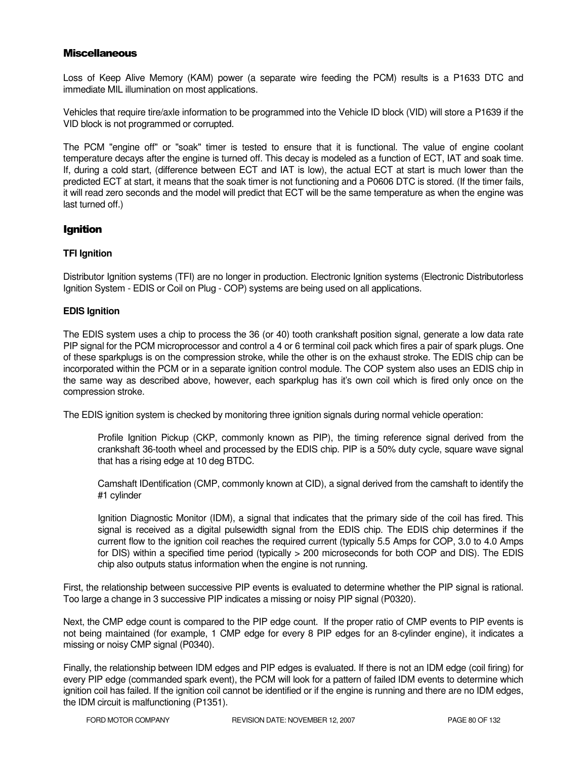## Miscellaneous

Loss of Keep Alive Memory (KAM) power (a separate wire feeding the PCM) results is a P1633 DTC and immediate MIL illumination on most applications.

Vehicles that require tire/axle information to be programmed into the Vehicle ID block (VID) will store a P1639 if the VID block is not programmed or corrupted.

The PCM "engine off" or "soak" timer is tested to ensure that it is functional. The value of engine coolant temperature decays after the engine is turned off. This decay is modeled as a function of ECT, IAT and soak time. If, during a cold start, (difference between ECT and IAT is low), the actual ECT at start is much lower than the predicted ECT at start, it means that the soak timer is not functioning and a P0606 DTC is stored. (If the timer fails, it will read zero seconds and the model will predict that ECT will be the same temperature as when the engine was last turned off.)

## Ignition

### TFI Ignition

Distributor Ignition systems (TFI) are no longer in production. Electronic Ignition systems (Electronic Distributorless Ignition System - EDIS or Coil on Plug - COP) systems are being used on all applications.

### EDIS Ignition

The EDIS system uses a chip to process the 36 (or 40) tooth crankshaft position signal, generate a low data rate PIP signal for the PCM microprocessor and control a 4 or 6 terminal coil pack which fires a pair of spark plugs. One of these sparkplugs is on the compression stroke, while the other is on the exhaust stroke. The EDIS chip can be incorporated within the PCM or in a separate ignition control module. The COP system also uses an EDIS chip in the same way as described above, however, each sparkplug has it's own coil which is fired only once on the compression stroke.

The EDIS ignition system is checked by monitoring three ignition signals during normal vehicle operation:

> Profile Ignition Pickup (CKP, commonly known as PIP), the timing reference signal derived from the crankshaft 36-tooth wheel and processed by the EDIS chip. PIP is a 50% duty cycle, square wave signal that has a rising edge at 10 deg BTDC.
>
> Camshaft IDentification (CMP, commonly known at CID), a signal derived from the camshaft to identify the #1 cylinder
>
> Ignition Diagnostic Monitor (IDM), a signal that indicates that the primary side of the coil has fired. This signal is received as a digital pulsewidth signal from the EDIS chip. The EDIS chip determines if the current flow to the ignition coil reaches the required current (typically 5.5 Amps for COP, 3.0 to 4.0 Amps for DIS) within a specified time period (typically > 200 microseconds for both COP and DIS). The EDIS chip also outputs status information when the engine is not running.

First, the relationship between successive PIP events is evaluated to determine whether the PIP signal is rational. Too large a change in 3 successive PIP indicates a missing or noisy PIP signal (P0320).

Next, the CMP edge count is compared to the PIP edge count. If the proper ratio of CMP events to PIP events is not being maintained (for example, 1 CMP edge for every 8 PIP edges for an 8-cylinder engine), it indicates a missing or noisy CMP signal (P0340).

Finally, the relationship between IDM edges and PIP edges is evaluated. If there is not an IDM edge (coil firing) for every PIP edge (commanded spark event), the PCM will look for a pattern of failed IDM events to determine which ignition coil has failed. If the ignition coil cannot be identified or if the engine is running and there are no IDM edges, the IDM circuit is malfunctioning (P1351).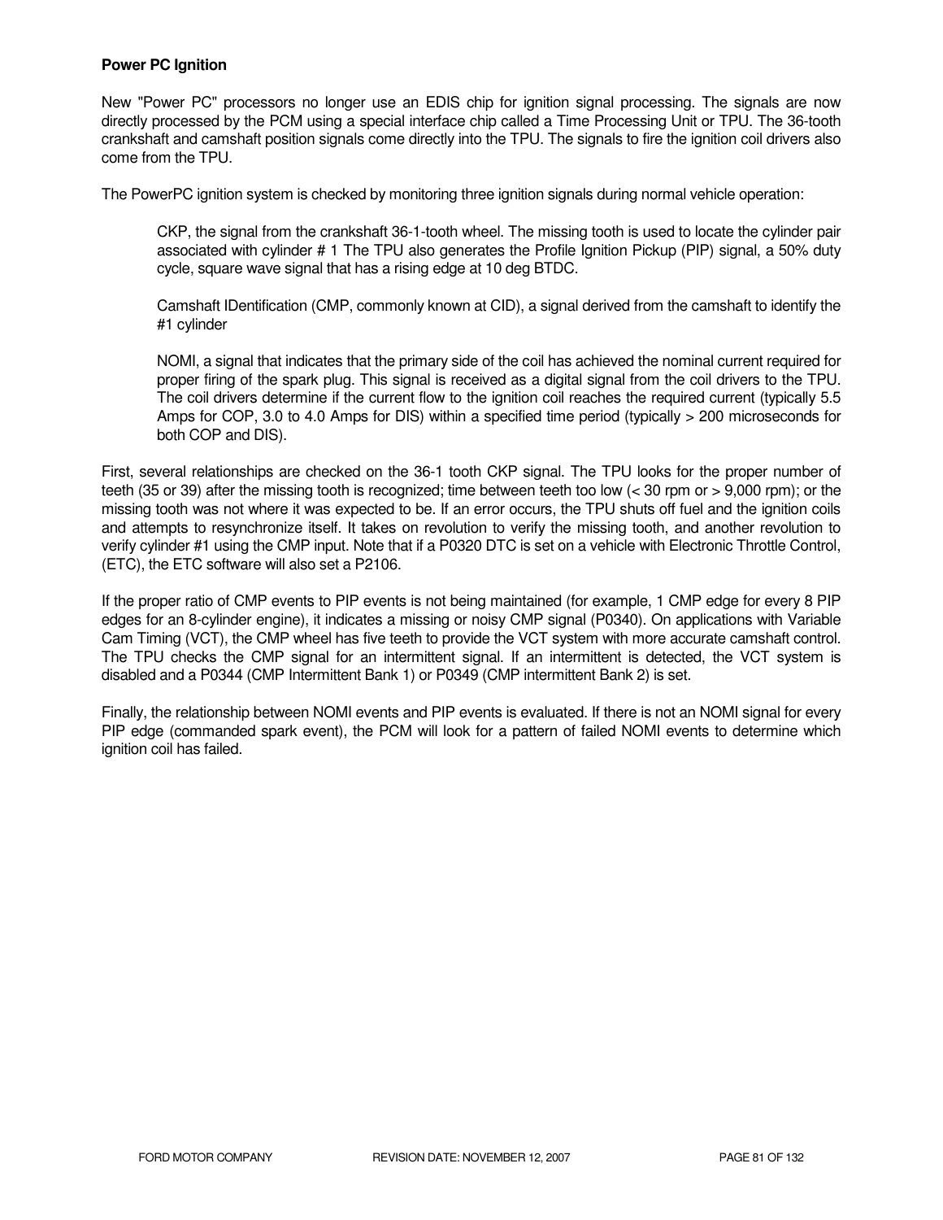**Power PC Ignition**

New "Power PC" processors no longer use an EDIS chip for ignition signal processing. The signals are now directly processed by the PCM using a special interface chip called a Time Processing Unit or TPU. The 36-tooth crankshaft and camshaft position signals come directly into the TPU. The signals to fire the ignition coil drivers also come from the TPU.

The PowerPC ignition system is checked by monitoring three ignition signals during normal vehicle operation:

> CKP, the signal from the crankshaft 36-1-tooth wheel. The missing tooth is used to locate the cylinder pair associated with cylinder # 1 The TPU also generates the Profile Ignition Pickup (PIP) signal, a 50% duty cycle, square wave signal that has a rising edge at 10 deg BTDC.
>
> Camshaft IDentification (CMP, commonly known at CID), a signal derived from the camshaft to identify the #1 cylinder
>
> NOMI, a signal that indicates that the primary side of the coil has achieved the nominal current required for proper firing of the spark plug. This signal is received as a digital signal from the coil drivers to the TPU. The coil drivers determine if the current flow to the ignition coil reaches the required current (typically 5.5 Amps for COP, 3.0 to 4.0 Amps for DIS) within a specified time period (typically > 200 microseconds for both COP and DIS).

First, several relationships are checked on the 36-1 tooth CKP signal. The TPU looks for the proper number of teeth (35 or 39) after the missing tooth is recognized; time between teeth too low (< 30 rpm or > 9,000 rpm); or the missing tooth was not where it was expected to be. If an error occurs, the TPU shuts off fuel and the ignition coils and attempts to resynchronize itself. It takes on revolution to verify the missing tooth, and another revolution to verify cylinder #1 using the CMP input. Note that if a P0320 DTC is set on a vehicle with Electronic Throttle Control, (ETC), the ETC software will also set a P2106.

If the proper ratio of CMP events to PIP events is not being maintained (for example, 1 CMP edge for every 8 PIP edges for an 8-cylinder engine), it indicates a missing or noisy CMP signal (P0340). On applications with Variable Cam Timing (VCT), the CMP wheel has five teeth to provide the VCT system with more accurate camshaft control. The TPU checks the CMP signal for an intermittent signal. If an intermittent is detected, the VCT system is disabled and a P0344 (CMP Intermittent Bank 1) or P0349 (CMP intermittent Bank 2) is set.

Finally, the relationship between NOMI events and PIP events is evaluated. If there is not an NOMI signal for every PIP edge (commanded spark event), the PCM will look for a pattern of failed NOMI events to determine which ignition coil has failed.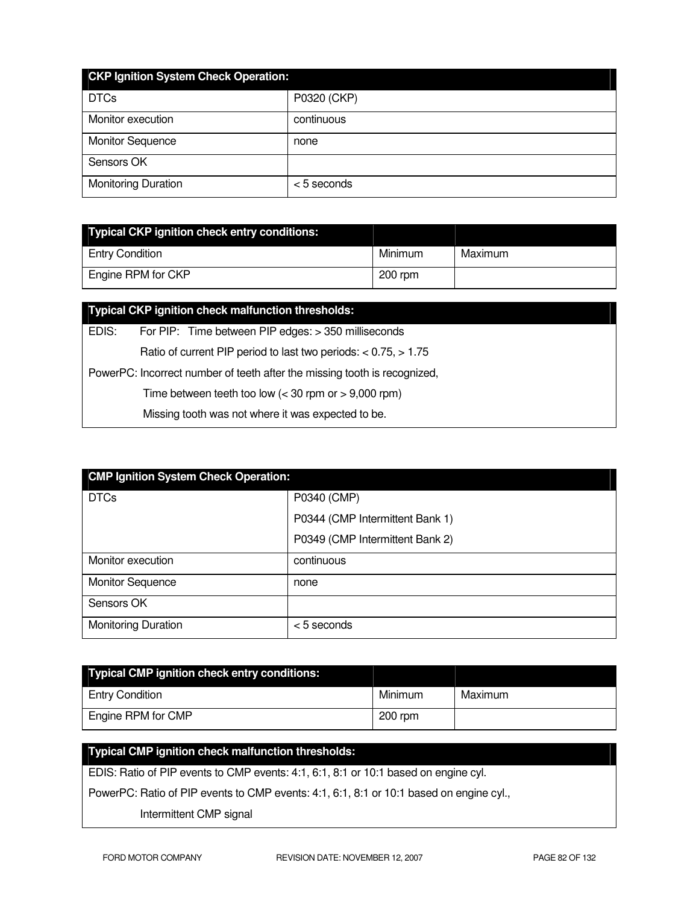| CKP Ignition System Check Operation: | |
|---|---|
| DTCs | P0320 (CKP) |
| Monitor execution | continuous |
| Monitor Sequence | none |
| Sensors OK | |
| Monitoring Duration | < 5 seconds |

| Typical CKP ignition check entry conditions: | | |
|---|---|---|
| Entry Condition | Minimum | Maximum |
| Engine RPM for CKP | 200 rpm | |

| Typical CKP ignition check malfunction thresholds: |
|---|
| EDIS: For PIP: Time between PIP edges: > 350 milliseconds |
| Ratio of current PIP period to last two periods: < 0.75, > 1.75 |
| PowerPC: Incorrect number of teeth after the missing tooth is recognized, |
| Time between teeth too low (< 30 rpm or > 9,000 rpm) |
| Missing tooth was not where it was expected to be. |

| CMP Ignition System Check Operation: | |
|---|---|
| DTCs | P0340 (CMP)<br>P0344 (CMP Intermittent Bank 1)<br>P0349 (CMP Intermittent Bank 2) |
| Monitor execution | continuous |
| Monitor Sequence | none |
| Sensors OK | |
| Monitoring Duration | < 5 seconds |

| Typical CMP ignition check entry conditions: | | |
|---|---|---|
| Entry Condition | Minimum | Maximum |
| Engine RPM for CMP | 200 rpm | |

| Typical CMP ignition check malfunction thresholds: |
|---|
| EDIS: Ratio of PIP events to CMP events: 4:1, 6:1, 8:1 or 10:1 based on engine cyl. |
| PowerPC: Ratio of PIP events to CMP events: 4:1, 6:1, 8:1 or 10:1 based on engine cyl., |
| Intermittent CMP signal |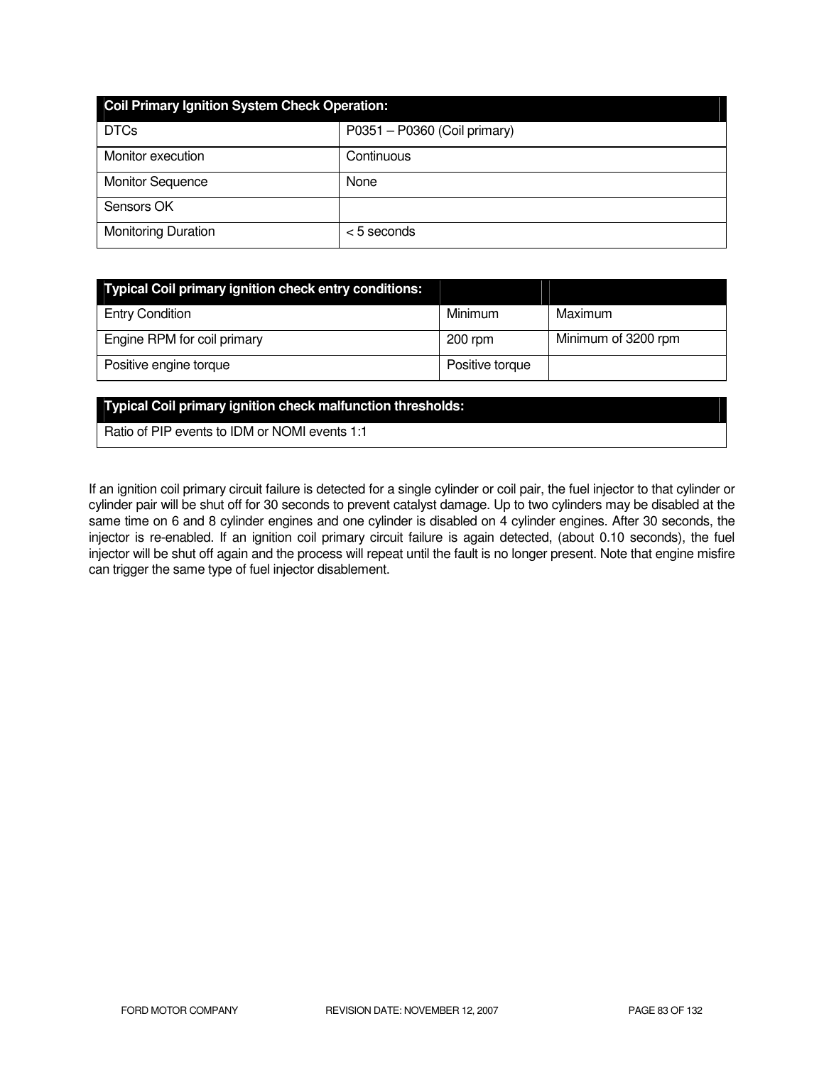| Coil Primary Ignition System Check Operation: | |
|---|---|
| DTCs | P0351 – P0360 (Coil primary) |
| Monitor execution | Continuous |
| Monitor Sequence | None |
| Sensors OK | |
| Monitoring Duration | < 5 seconds |

| Typical Coil primary ignition check entry conditions: | | |
|---|---|---|
| Entry Condition | Minimum | Maximum |
| Engine RPM for coil primary | 200 rpm | Minimum of 3200 rpm |
| Positive engine torque | Positive torque | |

| Typical Coil primary ignition check malfunction thresholds: |
|---|
| Ratio of PIP events to IDM or NOMI events 1:1 |

If an ignition coil primary circuit failure is detected for a single cylinder or coil pair, the fuel injector to that cylinder or cylinder pair will be shut off for 30 seconds to prevent catalyst damage. Up to two cylinders may be disabled at the same time on 6 and 8 cylinder engines and one cylinder is disabled on 4 cylinder engines. After 30 seconds, the injector is re-enabled. If an ignition coil primary circuit failure is again detected, (about 0.10 seconds), the fuel injector will be shut off again and the process will repeat until the fault is no longer present. Note that engine misfire can trigger the same type of fuel injector disablement.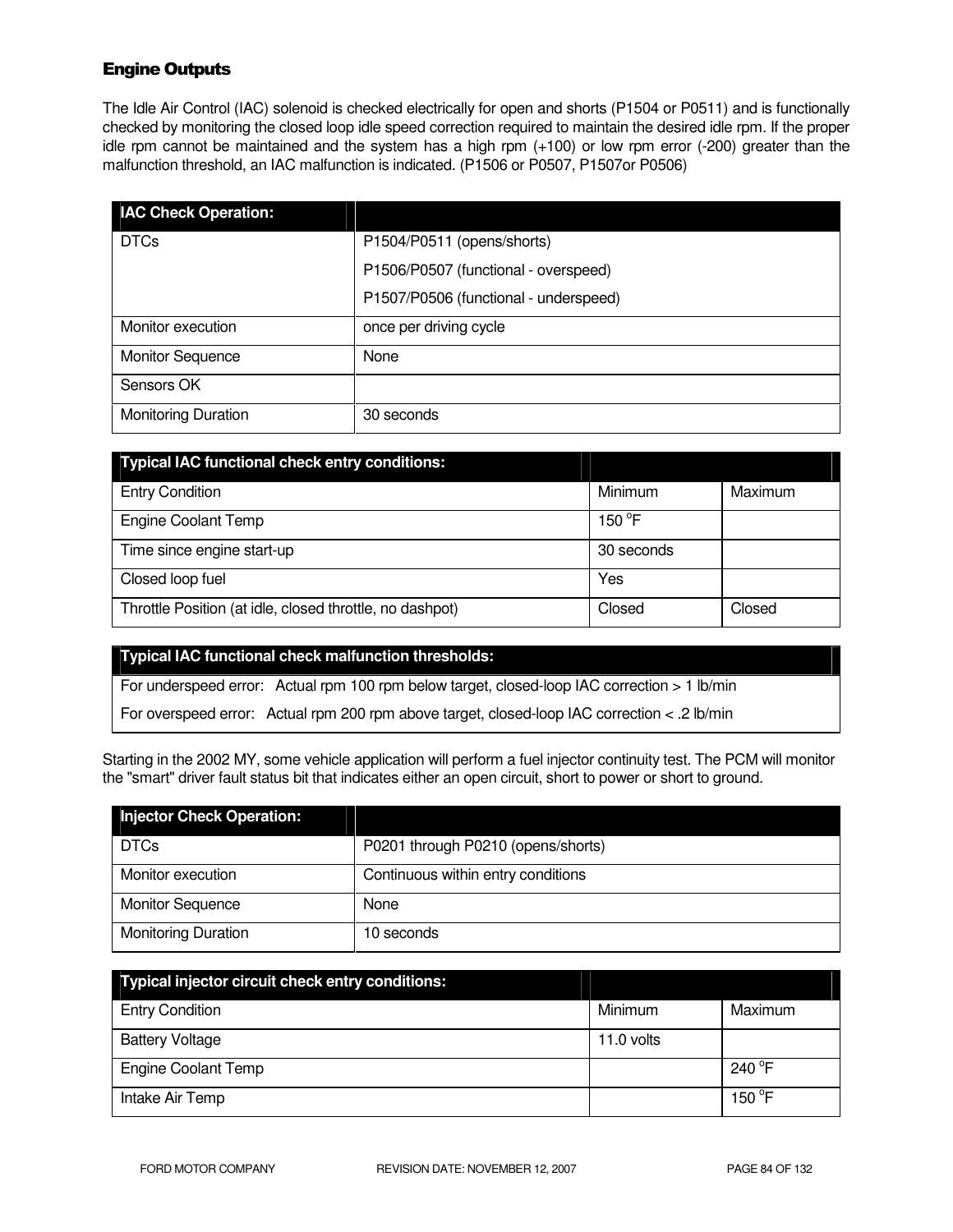## Engine Outputs

The Idle Air Control (IAC) solenoid is checked electrically for open and shorts (P1504 or P0511) and is functionally checked by monitoring the closed loop idle speed correction required to maintain the desired idle rpm. If the proper idle rpm cannot be maintained and the system has a high rpm (+100) or low rpm error (-200) greater than the malfunction threshold, an IAC malfunction is indicated. (P1506 or P0507, P1507or P0506)

| IAC Check Operation: | |
|---|---|
| DTCs | P1504/P0511 (opens/shorts)<br>P1506/P0507 (functional - overspeed)<br>P1507/P0506 (functional - underspeed) |
| Monitor execution | once per driving cycle |
| Monitor Sequence | None |
| Sensors OK | |
| Monitoring Duration | 30 seconds |

| Typical IAC functional check entry conditions: | | |
|---|---|---|
| Entry Condition | Minimum | Maximum |
| Engine Coolant Temp | 150 °F | |
| Time since engine start-up | 30 seconds | |
| Closed loop fuel | Yes | |
| Throttle Position (at idle, closed throttle, no dashpot) | Closed | Closed |

| Typical IAC functional check malfunction thresholds: |
|---|
| For underspeed error: Actual rpm 100 rpm below target, closed-loop IAC correction > 1 lb/min |
| For overspeed error: Actual rpm 200 rpm above target, closed-loop IAC correction < .2 lb/min |

Starting in the 2002 MY, some vehicle application will perform a fuel injector continuity test. The PCM will monitor the "smart" driver fault status bit that indicates either an open circuit, short to power or short to ground.

| Injector Check Operation: | |
|---|---|
| DTCs | P0201 through P0210 (opens/shorts) |
| Monitor execution | Continuous within entry conditions |
| Monitor Sequence | None |
| Monitoring Duration | 10 seconds |

| Typical injector circuit check entry conditions: | | |
|---|---|---|
| Entry Condition | Minimum | Maximum |
| Battery Voltage | 11.0 volts | |
| Engine Coolant Temp | | 240 °F |
| Intake Air Temp | | 150 °F |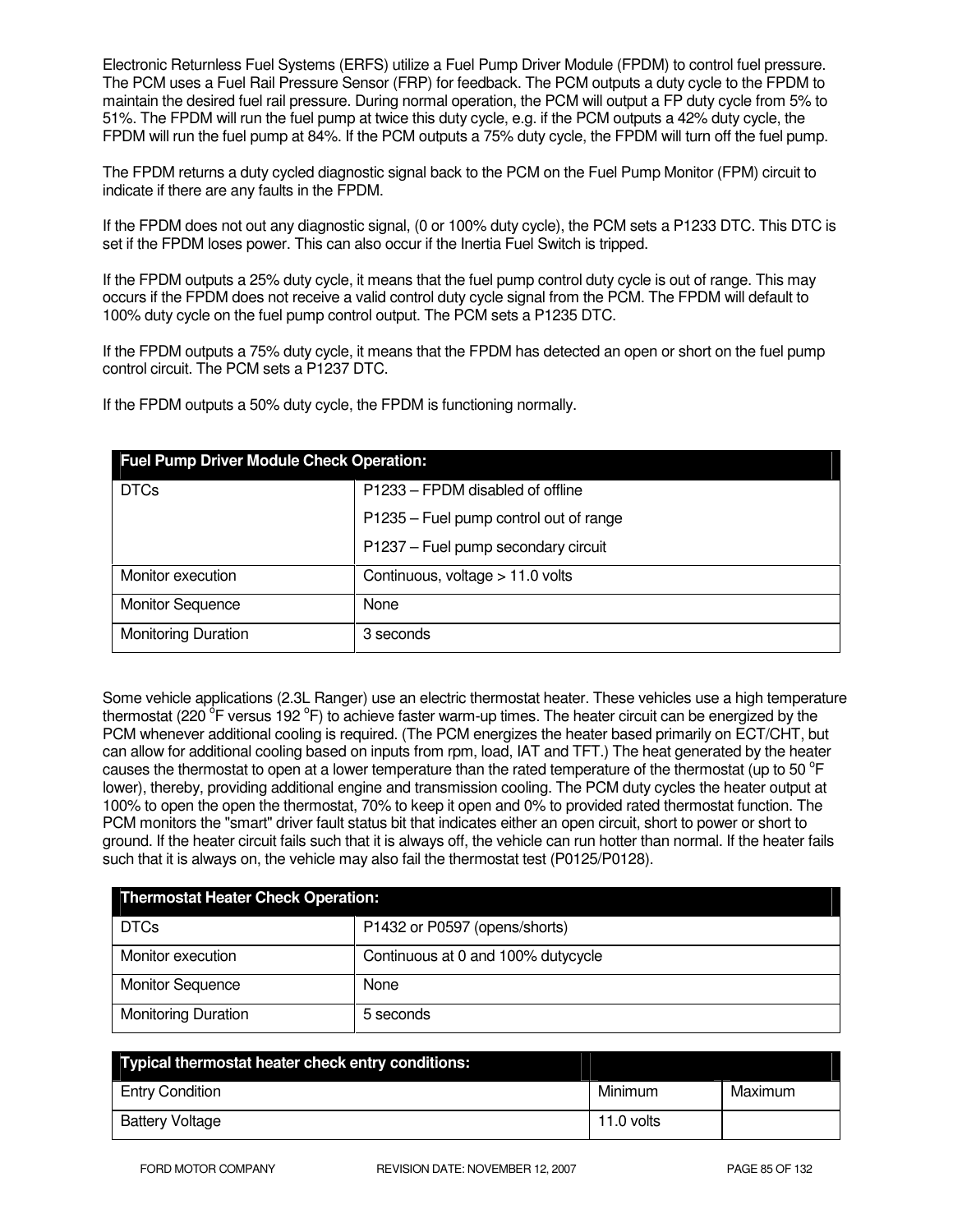Electronic Returnless Fuel Systems (ERFS) utilize a Fuel Pump Driver Module (FPDM) to control fuel pressure. The PCM uses a Fuel Rail Pressure Sensor (FRP) for feedback. The PCM outputs a duty cycle to the FPDM to maintain the desired fuel rail pressure. During normal operation, the PCM will output a FP duty cycle from 5% to 51%. The FPDM will run the fuel pump at twice this duty cycle, e.g. if the PCM outputs a 42% duty cycle, the FPDM will run the fuel pump at 84%. If the PCM outputs a 75% duty cycle, the FPDM will turn off the fuel pump.

The FPDM returns a duty cycled diagnostic signal back to the PCM on the Fuel Pump Monitor (FPM) circuit to indicate if there are any faults in the FPDM.

If the FPDM does not out any diagnostic signal, (0 or 100% duty cycle), the PCM sets a P1233 DTC. This DTC is set if the FPDM loses power. This can also occur if the Inertia Fuel Switch is tripped.

If the FPDM outputs a 25% duty cycle, it means that the fuel pump control duty cycle is out of range. This may occurs if the FPDM does not receive a valid control duty cycle signal from the PCM. The FPDM will default to 100% duty cycle on the fuel pump control output. The PCM sets a P1235 DTC.

If the FPDM outputs a 75% duty cycle, it means that the FPDM has detected an open or short on the fuel pump control circuit. The PCM sets a P1237 DTC.

If the FPDM outputs a 50% duty cycle, the FPDM is functioning normally.

| **Fuel Pump Driver Module Check Operation:** | |
|---|---|
| DTCs | P1233 – FPDM disabled of offline<br>P1235 – Fuel pump control out of range<br>P1237 – Fuel pump secondary circuit |
| Monitor execution | Continuous, voltage > 11.0 volts |
| Monitor Sequence | None |
| Monitoring Duration | 3 seconds |

Some vehicle applications (2.3L Ranger) use an electric thermostat heater. These vehicles use a high temperature thermostat (220 $^{o}$F versus 192 $^{o}$F) to achieve faster warm-up times. The heater circuit can be energized by the PCM whenever additional cooling is required. (The PCM energizes the heater based primarily on ECT/CHT, but can allow for additional cooling based on inputs from rpm, load, IAT and TFT.) The heat generated by the heater causes the thermostat to open at a lower temperature than the rated temperature of the thermostat (up to 50 $^{o}$F lower), thereby, providing additional engine and transmission cooling. The PCM duty cycles the heater output at 100% to open the open the thermostat, 70% to keep it open and 0% to provided rated thermostat function. The PCM monitors the "smart" driver fault status bit that indicates either an open circuit, short to power or short to ground. If the heater circuit fails such that it is always off, the vehicle can run hotter than normal. If the heater fails such that it is always on, the vehicle may also fail the thermostat test (P0125/P0128).

| **Thermostat Heater Check Operation:** | |
|---|---|
| DTCs | P1432 or P0597 (opens/shorts) |
| Monitor execution | Continuous at 0 and 100% dutycycle |
| Monitor Sequence | None |
| Monitoring Duration | 5 seconds |

| **Typical thermostat heater check entry conditions:** | | |
|---|---|---|
| Entry Condition | Minimum | Maximum |
| Battery Voltage | 11.0 volts | |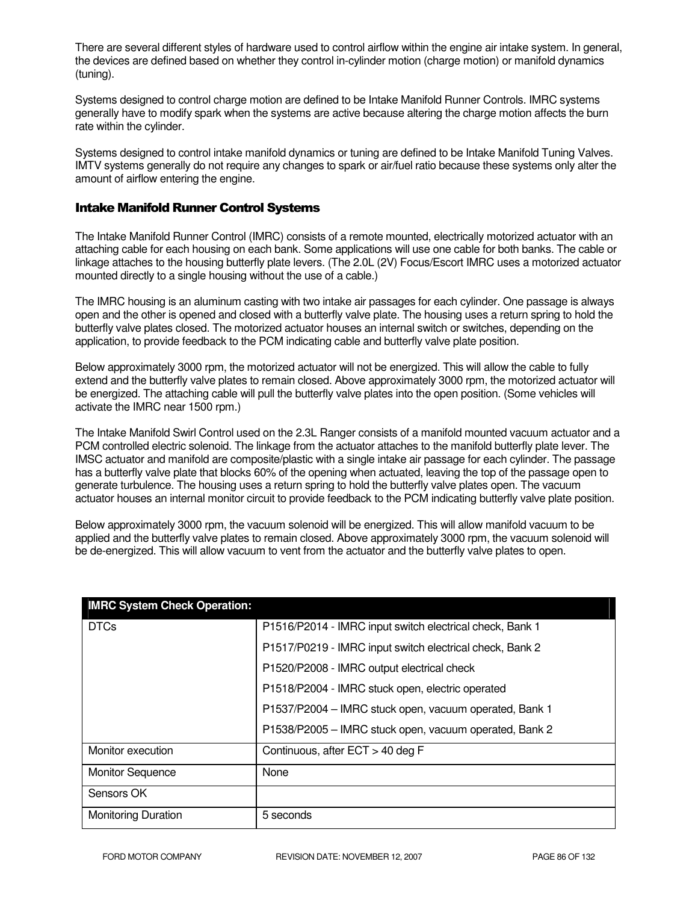There are several different styles of hardware used to control airflow within the engine air intake system. In general, the devices are defined based on whether they control in-cylinder motion (charge motion) or manifold dynamics (tuning).

Systems designed to control charge motion are defined to be Intake Manifold Runner Controls. IMRC systems generally have to modify spark when the systems are active because altering the charge motion affects the burn rate within the cylinder.

Systems designed to control intake manifold dynamics or tuning are defined to be Intake Manifold Tuning Valves. IMTV systems generally do not require any changes to spark or air/fuel ratio because these systems only alter the amount of airflow entering the engine.

## Intake Manifold Runner Control Systems

The Intake Manifold Runner Control (IMRC) consists of a remote mounted, electrically motorized actuator with an attaching cable for each housing on each bank. Some applications will use one cable for both banks. The cable or linkage attaches to the housing butterfly plate levers. (The 2.0L (2V) Focus/Escort IMRC uses a motorized actuator mounted directly to a single housing without the use of a cable.)

The IMRC housing is an aluminum casting with two intake air passages for each cylinder. One passage is always open and the other is opened and closed with a butterfly valve plate. The housing uses a return spring to hold the butterfly valve plates closed. The motorized actuator houses an internal switch or switches, depending on the application, to provide feedback to the PCM indicating cable and butterfly valve plate position.

Below approximately 3000 rpm, the motorized actuator will not be energized. This will allow the cable to fully extend and the butterfly valve plates to remain closed. Above approximately 3000 rpm, the motorized actuator will be energized. The attaching cable will pull the butterfly valve plates into the open position. (Some vehicles will activate the IMRC near 1500 rpm.)

The Intake Manifold Swirl Control used on the 2.3L Ranger consists of a manifold mounted vacuum actuator and a PCM controlled electric solenoid. The linkage from the actuator attaches to the manifold butterfly plate lever. The IMSC actuator and manifold are composite/plastic with a single intake air passage for each cylinder. The passage has a butterfly valve plate that blocks 60% of the opening when actuated, leaving the top of the passage open to generate turbulence. The housing uses a return spring to hold the butterfly valve plates open. The vacuum actuator houses an internal monitor circuit to provide feedback to the PCM indicating butterfly valve plate position.

Below approximately 3000 rpm, the vacuum solenoid will be energized. This will allow manifold vacuum to be applied and the butterfly valve plates to remain closed. Above approximately 3000 rpm, the vacuum solenoid will be de-energized. This will allow vacuum to vent from the actuator and the butterfly valve plates to open.

| IMRC System Check Operation: | |
|---|---|
| DTCs | P1516/P2014 - IMRC input switch electrical check, Bank 1<br>P1517/P0219 - IMRC input switch electrical check, Bank 2<br>P1520/P2008 - IMRC output electrical check<br>P1518/P2004 - IMRC stuck open, electric operated<br>P1537/P2004 – IMRC stuck open, vacuum operated, Bank 1<br>P1538/P2005 – IMRC stuck open, vacuum operated, Bank 2 |
| Monitor execution | Continuous, after ECT > 40 deg F |
| Monitor Sequence | None |
| Sensors OK | |
| Monitoring Duration | 5 seconds |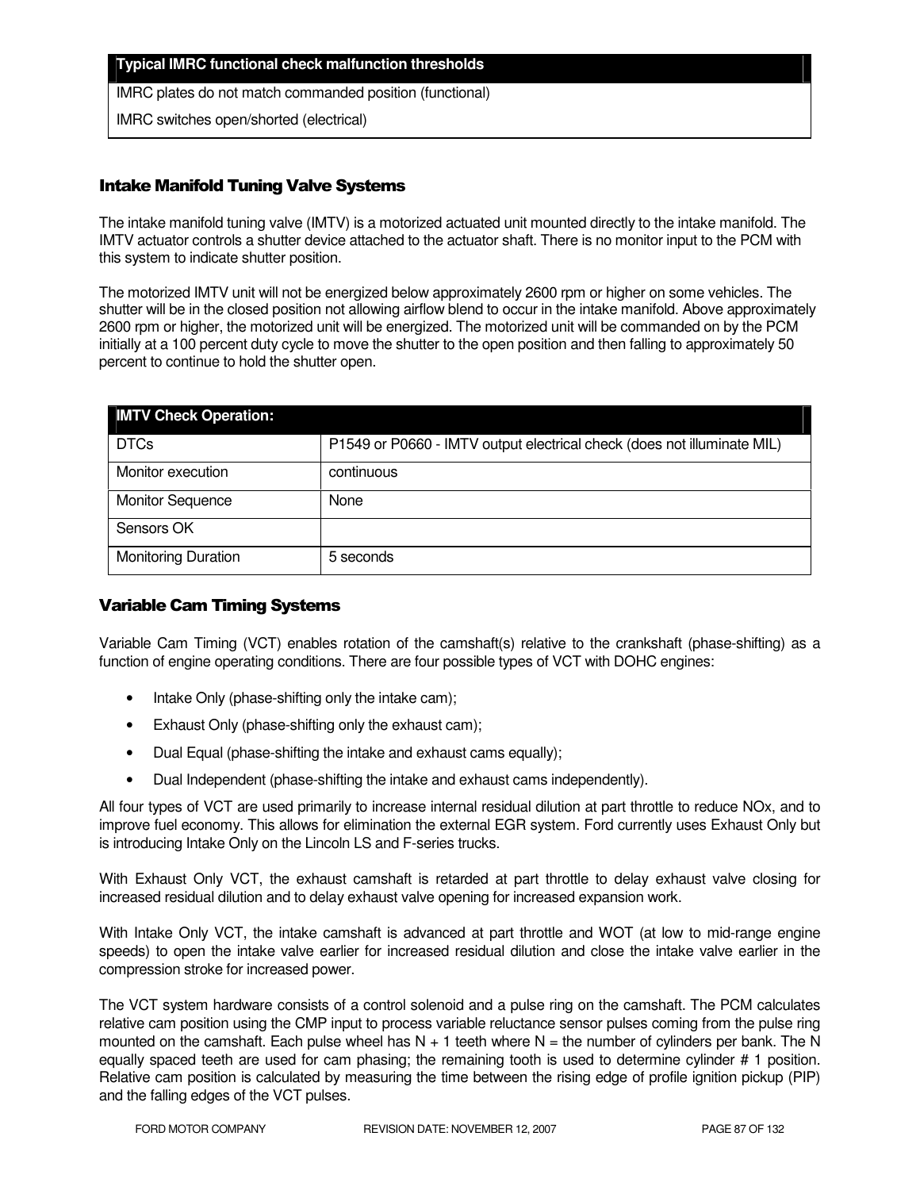| Typical IMRC functional check malfunction thresholds |
| --- |
| IMRC plates do not match commanded position (functional) |
| IMRC switches open/shorted (electrical) |

## Intake Manifold Tuning Valve Systems

The intake manifold tuning valve (IMTV) is a motorized actuated unit mounted directly to the intake manifold. The IMTV actuator controls a shutter device attached to the actuator shaft. There is no monitor input to the PCM with this system to indicate shutter position.

The motorized IMTV unit will not be energized below approximately 2600 rpm or higher on some vehicles. The shutter will be in the closed position not allowing airflow blend to occur in the intake manifold. Above approximately 2600 rpm or higher, the motorized unit will be energized. The motorized unit will be commanded on by the PCM initially at a 100 percent duty cycle to move the shutter to the open position and then falling to approximately 50 percent to continue to hold the shutter open.

| IMTV Check Operation: | |
| --- | --- |
| DTCs | P1549 or P0660 - IMTV output electrical check (does not illuminate MIL) |
| Monitor execution | continuous |
| Monitor Sequence | None |
| Sensors OK | |
| Monitoring Duration | 5 seconds |

## Variable Cam Timing Systems

Variable Cam Timing (VCT) enables rotation of the camshaft(s) relative to the crankshaft (phase-shifting) as a function of engine operating conditions. There are four possible types of VCT with DOHC engines:

- Intake Only (phase-shifting only the intake cam);
- Exhaust Only (phase-shifting only the exhaust cam);
- Dual Equal (phase-shifting the intake and exhaust cams equally);
- Dual Independent (phase-shifting the intake and exhaust cams independently).

All four types of VCT are used primarily to increase internal residual dilution at part throttle to reduce NOx, and to improve fuel economy. This allows for elimination the external EGR system. Ford currently uses Exhaust Only but is introducing Intake Only on the Lincoln LS and F-series trucks.

With Exhaust Only VCT, the exhaust camshaft is retarded at part throttle to delay exhaust valve closing for increased residual dilution and to delay exhaust valve opening for increased expansion work.

With Intake Only VCT, the intake camshaft is advanced at part throttle and WOT (at low to mid-range engine speeds) to open the intake valve earlier for increased residual dilution and close the intake valve earlier in the compression stroke for increased power.

The VCT system hardware consists of a control solenoid and a pulse ring on the camshaft. The PCM calculates relative cam position using the CMP input to process variable reluctance sensor pulses coming from the pulse ring mounted on the camshaft. Each pulse wheel has N + 1 teeth where N = the number of cylinders per bank. The N equally spaced teeth are used for cam phasing; the remaining tooth is used to determine cylinder # 1 position. Relative cam position is calculated by measuring the time between the rising edge of profile ignition pickup (PIP) and the falling edges of the VCT pulses.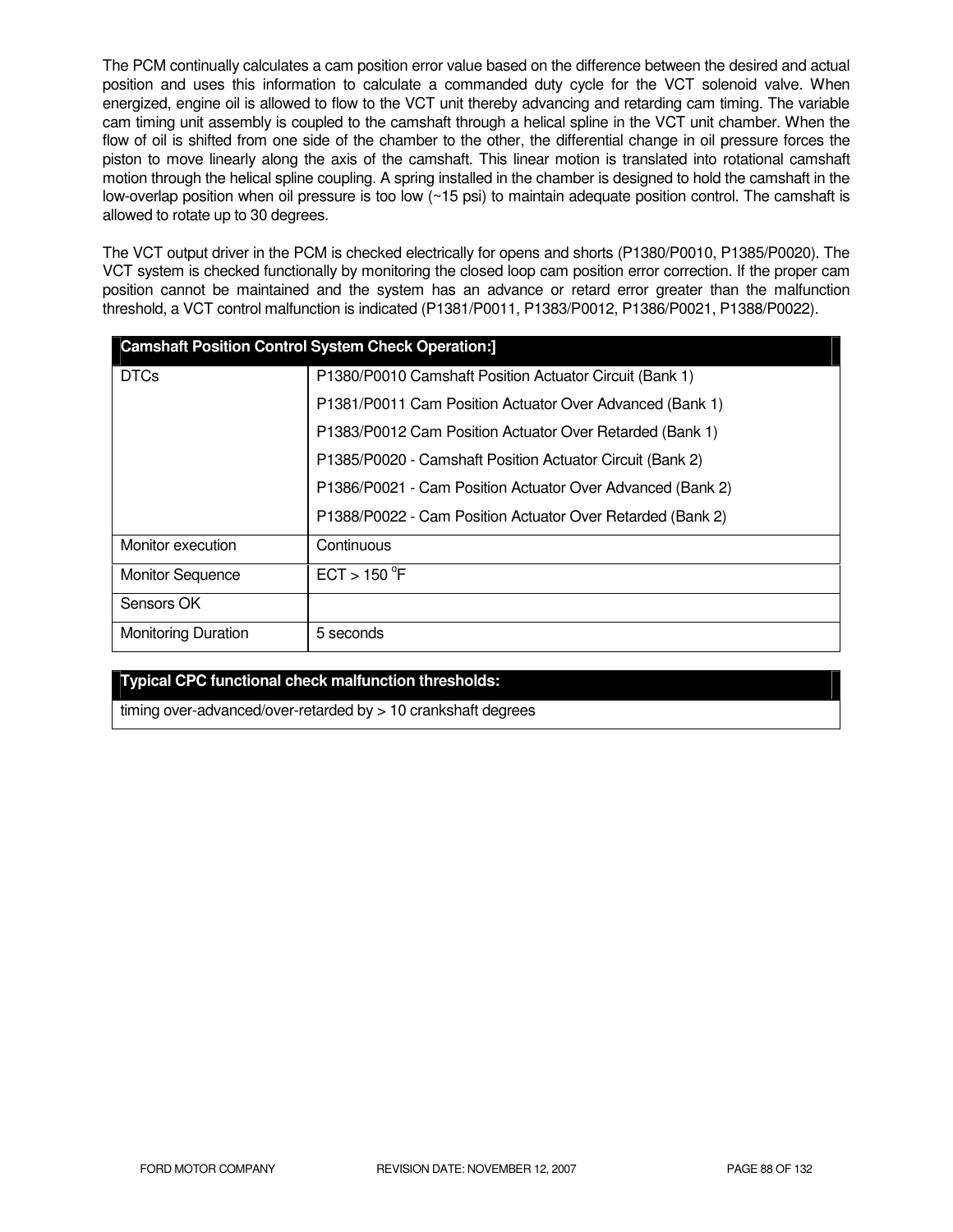The PCM continually calculates a cam position error value based on the difference between the desired and actual position and uses this information to calculate a commanded duty cycle for the VCT solenoid valve. When energized, engine oil is allowed to flow to the VCT unit thereby advancing and retarding cam timing. The variable cam timing unit assembly is coupled to the camshaft through a helical spline in the VCT unit chamber. When the flow of oil is shifted from one side of the chamber to the other, the differential change in oil pressure forces the piston to move linearly along the axis of the camshaft. This linear motion is translated into rotational camshaft motion through the helical spline coupling. A spring installed in the chamber is designed to hold the camshaft in the low-overlap position when oil pressure is too low (~15 psi) to maintain adequate position control. The camshaft is allowed to rotate up to 30 degrees.

The VCT output driver in the PCM is checked electrically for opens and shorts (P1380/P0010, P1385/P0020). The VCT system is checked functionally by monitoring the closed loop cam position error correction. If the proper cam position cannot be maintained and the system has an advance or retard error greater than the malfunction threshold, a VCT control malfunction is indicated (P1381/P0011, P1383/P0012, P1386/P0021, P1388/P0022).

| Camshaft Position Control System Check Operation:] | |
|---|---|
| DTCs | P1380/P0010 Camshaft Position Actuator Circuit (Bank 1)<br>P1381/P0011 Cam Position Actuator Over Advanced (Bank 1)<br>P1383/P0012 Cam Position Actuator Over Retarded (Bank 1)<br>P1385/P0020 - Camshaft Position Actuator Circuit (Bank 2)<br>P1386/P0021 - Cam Position Actuator Over Advanced (Bank 2)<br>P1388/P0022 - Cam Position Actuator Over Retarded (Bank 2) |
| Monitor execution | Continuous |
| Monitor Sequence | ECT > 150 $^{o}$F |
| Sensors OK | |
| Monitoring Duration | 5 seconds |

| Typical CPC functional check malfunction thresholds: |
|---|
| timing over-advanced/over-retarded by > 10 crankshaft degrees |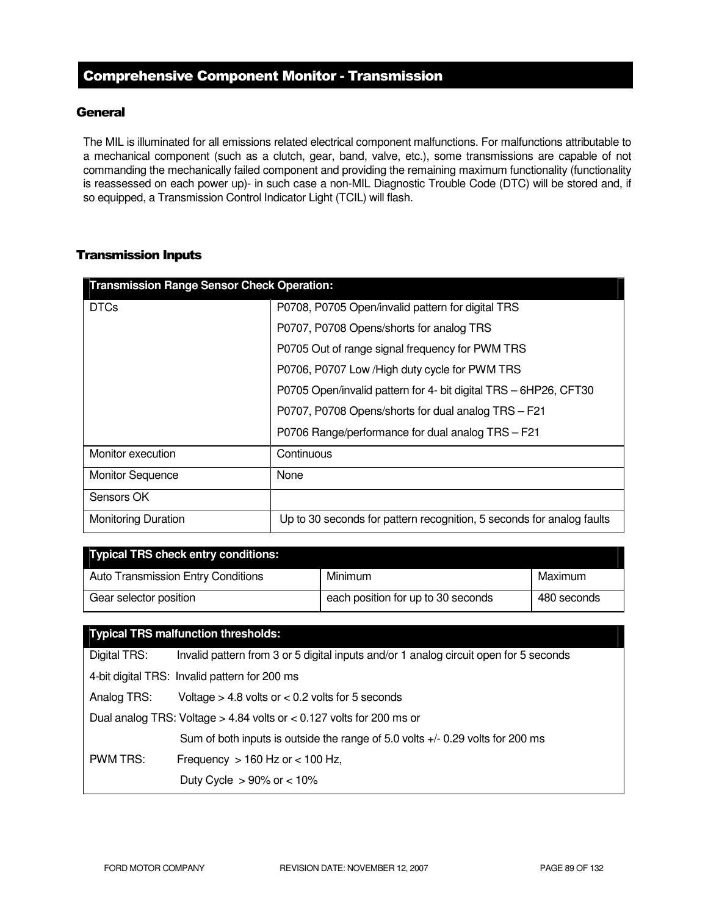## Comprehensive Component Monitor - Transmission

### General

The MIL is illuminated for all emissions related electrical component malfunctions. For malfunctions attributable to a mechanical component (such as a clutch, gear, band, valve, etc.), some transmissions are capable of not commanding the mechanically failed component and providing the remaining maximum functionality (functionality is reassessed on each power up)- in such case a non-MIL Diagnostic Trouble Code (DTC) will be stored and, if so equipped, a Transmission Control Indicator Light (TCIL) will flash.

### Transmission Inputs

| Transmission Range Sensor Check Operation: | |
|---|---|
| DTCs | P0708, P0705 Open/invalid pattern for digital TRS<br>P0707, P0708 Opens/shorts for analog TRS<br>P0705 Out of range signal frequency for PWM TRS<br>P0706, P0707 Low /High duty cycle for PWM TRS<br>P0705 Open/invalid pattern for 4- bit digital TRS – 6HP26, CFT30<br>P0707, P0708 Opens/shorts for dual analog TRS – F21<br>P0706 Range/performance for dual analog TRS – F21 |
| Monitor execution | Continuous |
| Monitor Sequence | None |
| Sensors OK | |
| Monitoring Duration | Up to 30 seconds for pattern recognition, 5 seconds for analog faults |

| Typical TRS check entry conditions: | | |
|---|---|---|
| Auto Transmission Entry Conditions | Minimum | Maximum |
| Gear selector position | each position for up to 30 seconds | 480 seconds |

| Typical TRS malfunction thresholds: |
|---|
| Digital TRS: Invalid pattern from 3 or 5 digital inputs and/or 1 analog circuit open for 5 seconds |
| 4-bit digital TRS: Invalid pattern for 200 ms |
| Analog TRS: Voltage > 4.8 volts or < 0.2 volts for 5 seconds |
| Dual analog TRS: Voltage > 4.84 volts or < 0.127 volts for 200 ms or |
| Sum of both inputs is outside the range of 5.0 volts +/- 0.29 volts for 200 ms |
| PWM TRS: Frequency > 160 Hz or < 100 Hz, |
| Duty Cycle > 90% or < 10% |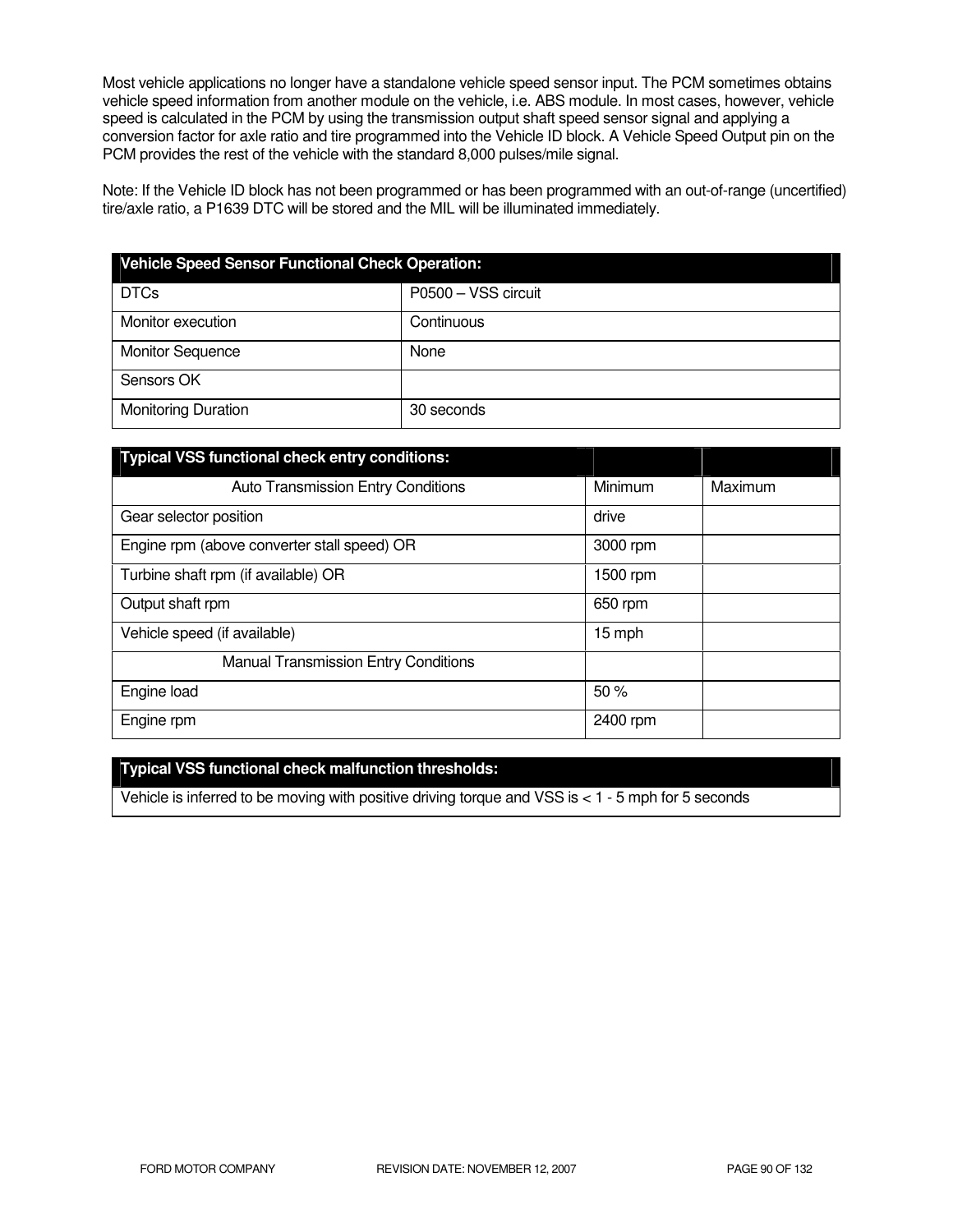Most vehicle applications no longer have a standalone vehicle speed sensor input. The PCM sometimes obtains vehicle speed information from another module on the vehicle, i.e. ABS module. In most cases, however, vehicle speed is calculated in the PCM by using the transmission output shaft speed sensor signal and applying a conversion factor for axle ratio and tire programmed into the Vehicle ID block. A Vehicle Speed Output pin on the PCM provides the rest of the vehicle with the standard 8,000 pulses/mile signal.

Note: If the Vehicle ID block has not been programmed or has been programmed with an out-of-range (uncertified) tire/axle ratio, a P1639 DTC will be stored and the MIL will be illuminated immediately.

| Vehicle Speed Sensor Functional Check Operation: | |
|---|---|
| DTCs | P0500 – VSS circuit |
| Monitor execution | Continuous |
| Monitor Sequence | None |
| Sensors OK | |
| Monitoring Duration | 30 seconds |

| Typical VSS functional check entry conditions: | | |
|---|---|---|
| Auto Transmission Entry Conditions | Minimum | Maximum |
| Gear selector position | drive | |
| Engine rpm (above converter stall speed) OR | 3000 rpm | |
| Turbine shaft rpm (if available) OR | 1500 rpm | |
| Output shaft rpm | 650 rpm | |
| Vehicle speed (if available) | 15 mph | |
| Manual Transmission Entry Conditions | | |
| Engine load | 50 % | |
| Engine rpm | 2400 rpm | |

| Typical VSS functional check malfunction thresholds: |
|---|
| Vehicle is inferred to be moving with positive driving torque and VSS is < 1 - 5 mph for 5 seconds |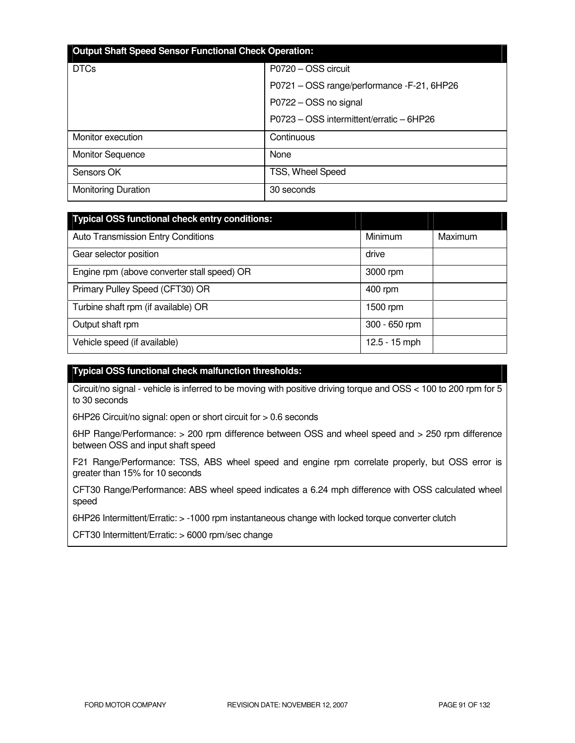| Output Shaft Speed Sensor Functional Check Operation: | |
|---|---|
| DTCs | P0720 – OSS circuit<br>P0721 – OSS range/performance -F-21, 6HP26<br>P0722 – OSS no signal<br>P0723 – OSS intermittent/erratic – 6HP26 |
| Monitor execution | Continuous |
| Monitor Sequence | None |
| Sensors OK | TSS, Wheel Speed |
| Monitoring Duration | 30 seconds |

| Typical OSS functional check entry conditions: | | |
|---|---|---|
| Auto Transmission Entry Conditions | Minimum | Maximum |
| Gear selector position | drive | |
| Engine rpm (above converter stall speed) OR | 3000 rpm | |
| Primary Pulley Speed (CFT30) OR | 400 rpm | |
| Turbine shaft rpm (if available) OR | 1500 rpm | |
| Output shaft rpm | 300 - 650 rpm | |
| Vehicle speed (if available) | 12.5 - 15 mph | |

| Typical OSS functional check malfunction thresholds: |
|---|
| Circuit/no signal - vehicle is inferred to be moving with positive driving torque and OSS < 100 to 200 rpm for 5 to 30 seconds<br>6HP26 Circuit/no signal: open or short circuit for > 0.6 seconds<br>6HP Range/Performance: > 200 rpm difference between OSS and wheel speed and > 250 rpm difference between OSS and input shaft speed<br>F21 Range/Performance: TSS, ABS wheel speed and engine rpm correlate properly, but OSS error is greater than 15% for 10 seconds<br>CFT30 Range/Performance: ABS wheel speed indicates a 6.24 mph difference with OSS calculated wheel speed<br>6HP26 Intermittent/Erratic: > -1000 rpm instantaneous change with locked torque converter clutch<br>CFT30 Intermittent/Erratic: > 6000 rpm/sec change |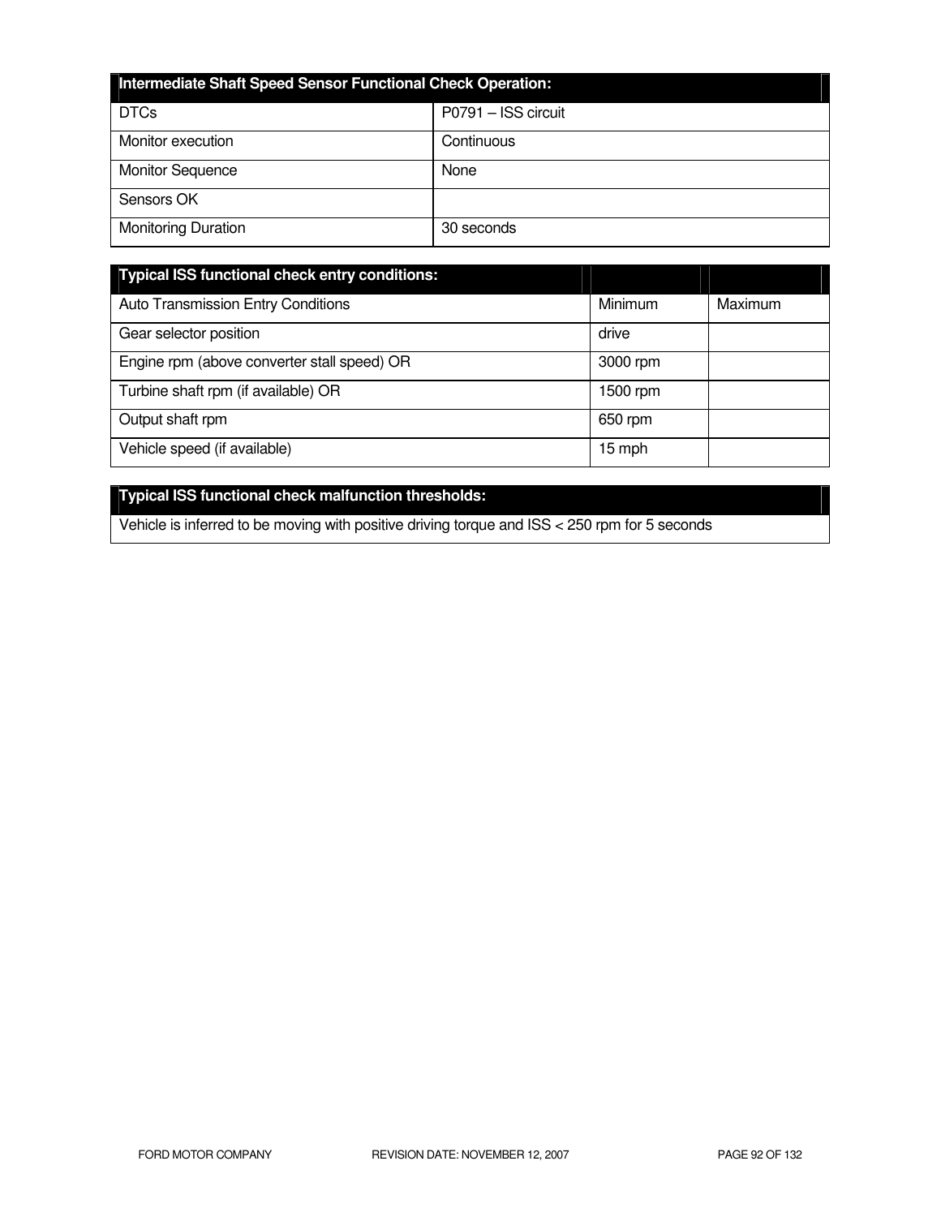| Intermediate Shaft Speed Sensor Functional Check Operation: | |
| --- | --- |
| DTCs | P0791 – ISS circuit |
| Monitor execution | Continuous |
| Monitor Sequence | None |
| Sensors OK | |
| Monitoring Duration | 30 seconds |

| Typical ISS functional check entry conditions: | | |
| --- | --- | --- |
| Auto Transmission Entry Conditions | Minimum | Maximum |
| Gear selector position | drive | |
| Engine rpm (above converter stall speed) OR | 3000 rpm | |
| Turbine shaft rpm (if available) OR | 1500 rpm | |
| Output shaft rpm | 650 rpm | |
| Vehicle speed (if available) | 15 mph | |

| Typical ISS functional check malfunction thresholds: |
| --- |
| Vehicle is inferred to be moving with positive driving torque and ISS < 250 rpm for 5 seconds |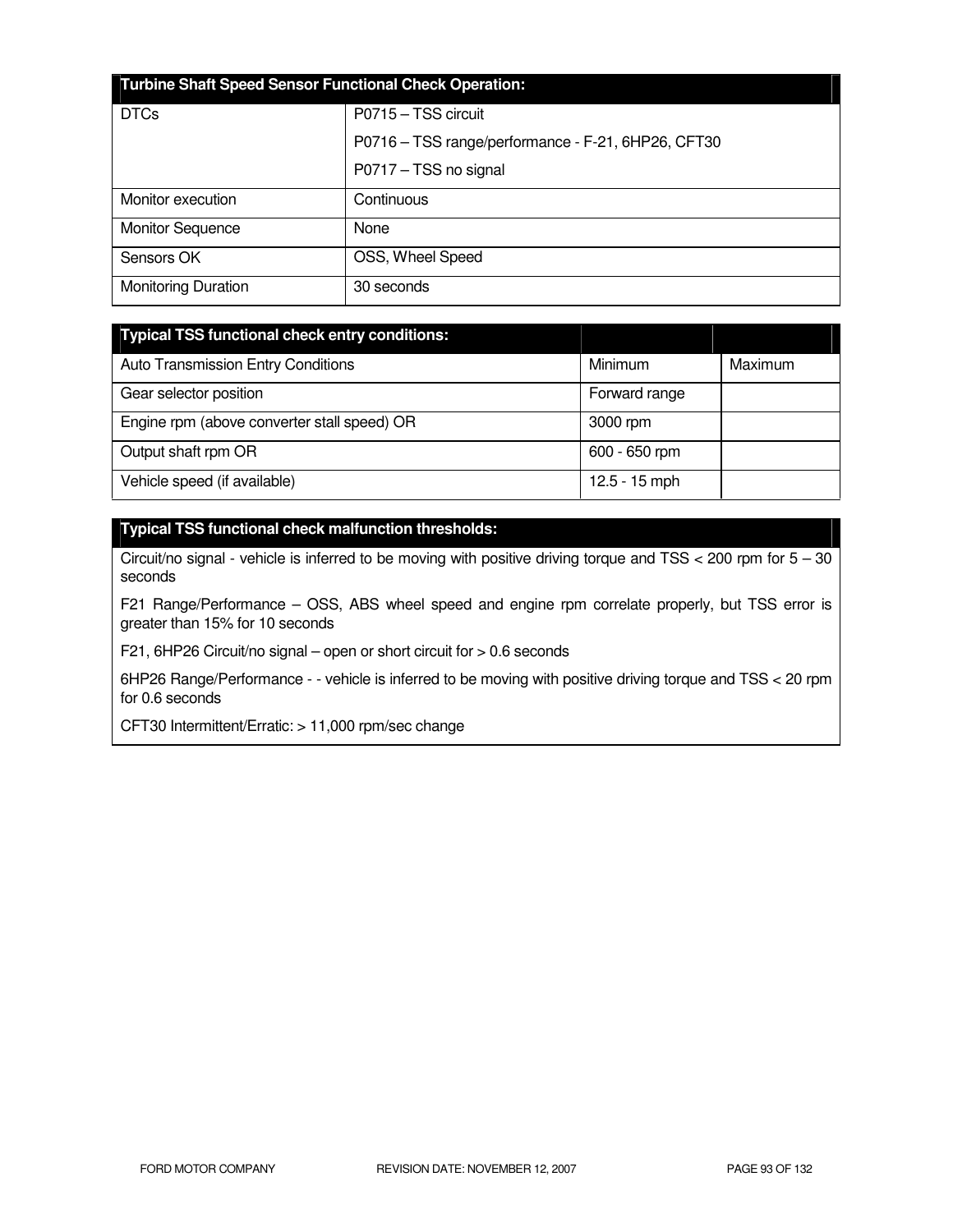| Turbine Shaft Speed Sensor Functional Check Operation: | |
|---|---|
| DTCs | P0715 – TSS circuit<br>P0716 – TSS range/performance - F-21, 6HP26, CFT30<br>P0717 – TSS no signal |
| Monitor execution | Continuous |
| Monitor Sequence | None |
| Sensors OK | OSS, Wheel Speed |
| Monitoring Duration | 30 seconds |

| Typical TSS functional check entry conditions: | | |
|---|---|---|
| Auto Transmission Entry Conditions | Minimum | Maximum |
| Gear selector position | Forward range | |
| Engine rpm (above converter stall speed) OR | 3000 rpm | |
| Output shaft rpm OR | 600 - 650 rpm | |
| Vehicle speed (if available) | 12.5 - 15 mph | |

| Typical TSS functional check malfunction thresholds: |
|---|
| Circuit/no signal - vehicle is inferred to be moving with positive driving torque and TSS < 200 rpm for 5 – 30 seconds<br>F21 Range/Performance – OSS, ABS wheel speed and engine rpm correlate properly, but TSS error is greater than 15% for 10 seconds<br>F21, 6HP26 Circuit/no signal – open or short circuit for > 0.6 seconds<br>6HP26 Range/Performance - - vehicle is inferred to be moving with positive driving torque and TSS < 20 rpm for 0.6 seconds<br>CFT30 Intermittent/Erratic: > 11,000 rpm/sec change |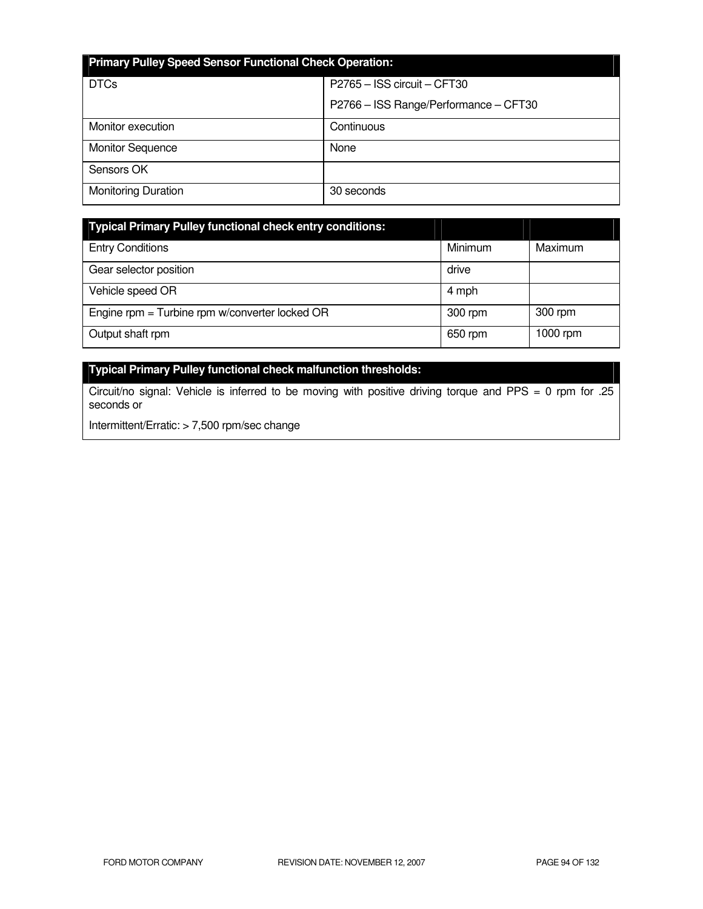| Primary Pulley Speed Sensor Functional Check Operation: | |
|---|---|
| DTCs | P2765 – ISS circuit – CFT30<br>P2766 – ISS Range/Performance – CFT30 |
| Monitor execution | Continuous |
| Monitor Sequence | None |
| Sensors OK | |
| Monitoring Duration | 30 seconds |

| Typical Primary Pulley functional check entry conditions: | | |
|---|---|---|
| Entry Conditions | Minimum | Maximum |
| Gear selector position | drive | |
| Vehicle speed OR | 4 mph | |
| Engine rpm = Turbine rpm w/converter locked OR | 300 rpm | 300 rpm |
| Output shaft rpm | 650 rpm | 1000 rpm |

| Typical Primary Pulley functional check malfunction thresholds: |
|---|
| Circuit/no signal: Vehicle is inferred to be moving with positive driving torque and PPS = 0 rpm for .25 seconds or<br>Intermittent/Erratic: > 7,500 rpm/sec change |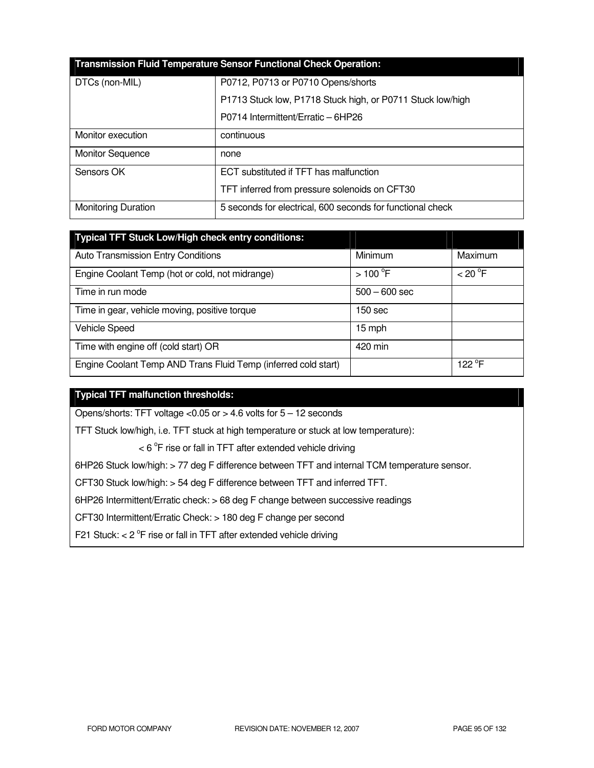| Transmission Fluid Temperature Sensor Functional Check Operation: | |
|---|---|
| DTCs (non-MIL) | P0712, P0713 or P0710 Opens/shorts<br>P1713 Stuck low, P1718 Stuck high, or P0711 Stuck low/high<br>P0714 Intermittent/Erratic – 6HP26 |
| Monitor execution | continuous |
| Monitor Sequence | none |
| Sensors OK | ECT substituted if TFT has malfunction<br>TFT inferred from pressure solenoids on CFT30 |
| Monitoring Duration | 5 seconds for electrical, 600 seconds for functional check |

| Typical TFT Stuck Low/High check entry conditions: | | |
|---|---|---|
| Auto Transmission Entry Conditions | Minimum | Maximum |
| Engine Coolant Temp (hot or cold, not midrange) | > 100 °F | < 20 °F |
| Time in run mode | 500 – 600 sec | |
| Time in gear, vehicle moving, positive torque | 150 sec | |
| Vehicle Speed | 15 mph | |
| Time with engine off (cold start) OR | 420 min | |
| Engine Coolant Temp AND Trans Fluid Temp (inferred cold start) | | 122 °F |

| Typical TFT malfunction thresholds: |
|---|
| Opens/shorts: TFT voltage <0.05 or > 4.6 volts for 5 – 12 seconds |
| TFT Stuck low/high, i.e. TFT stuck at high temperature or stuck at low temperature):<br>< 6 °F rise or fall in TFT after extended vehicle driving |
| 6HP26 Stuck low/high: > 77 deg F difference between TFT and internal TCM temperature sensor. |
| CFT30 Stuck low/high: > 54 deg F difference between TFT and inferred TFT. |
| 6HP26 Intermittent/Erratic check: > 68 deg F change between successive readings |
| CFT30 Intermittent/Erratic Check: > 180 deg F change per second |
| F21 Stuck: < 2 °F rise or fall in TFT after extended vehicle driving |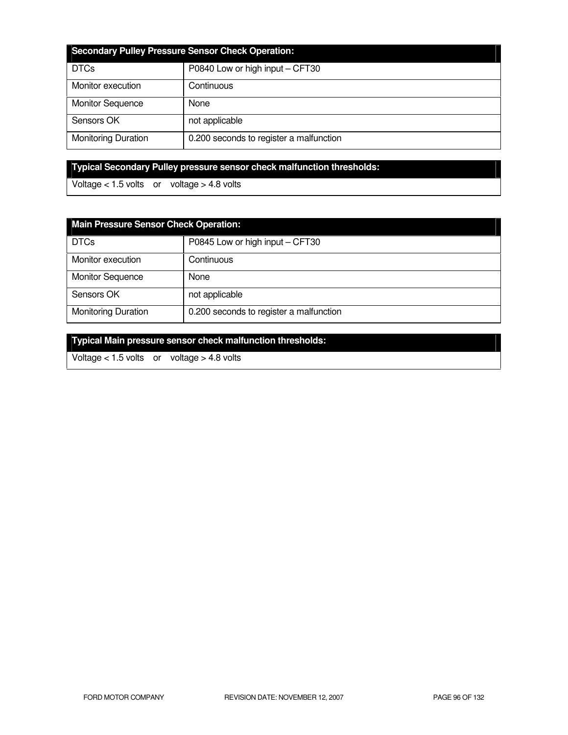| Secondary Pulley Pressure Sensor Check Operation: | |
|---|---|
| DTCs | P0840 Low or high input – CFT30 |
| Monitor execution | Continuous |
| Monitor Sequence | None |
| Sensors OK | not applicable |
| Monitoring Duration | 0.200 seconds to register a malfunction |

| Typical Secondary Pulley pressure sensor check malfunction thresholds: |
|---|
| Voltage < 1.5 volts or voltage > 4.8 volts |

| Main Pressure Sensor Check Operation: | |
|---|---|
| DTCs | P0845 Low or high input – CFT30 |
| Monitor execution | Continuous |
| Monitor Sequence | None |
| Sensors OK | not applicable |
| Monitoring Duration | 0.200 seconds to register a malfunction |

| Typical Main pressure sensor check malfunction thresholds: |
|---|
| Voltage < 1.5 volts or voltage > 4.8 volts |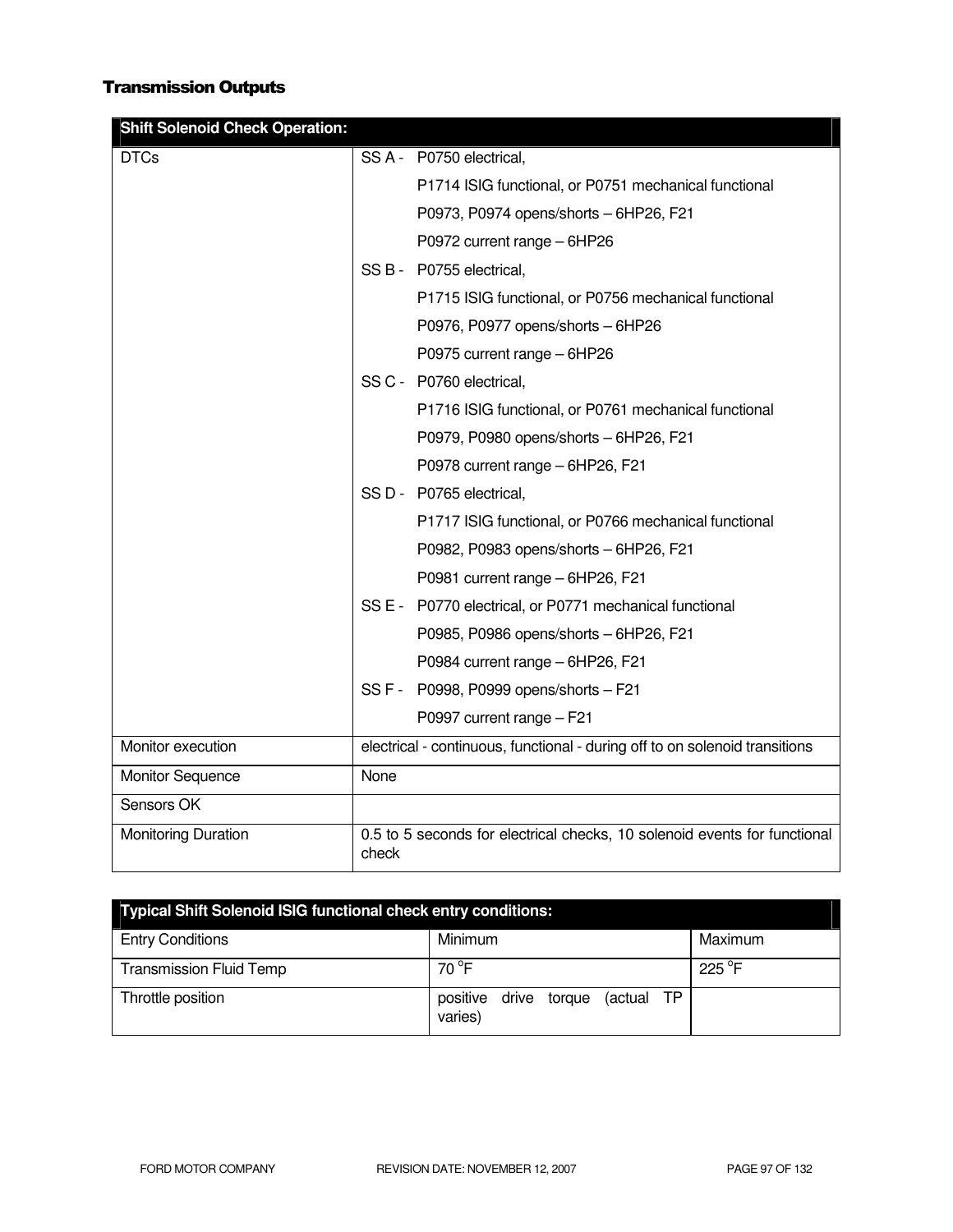## Transmission Outputs

| Shift Solenoid Check Operation: | |
|---|---|
| DTCs | SS A - P0750 electrical,<br>P1714 ISIG functional, or P0751 mechanical functional<br>P0973, P0974 opens/shorts – 6HP26, F21<br>P0972 current range – 6HP26<br>SS B - P0755 electrical,<br>P1715 ISIG functional, or P0756 mechanical functional<br>P0976, P0977 opens/shorts – 6HP26<br>P0975 current range – 6HP26<br>SS C - P0760 electrical,<br>P1716 ISIG functional, or P0761 mechanical functional<br>P0979, P0980 opens/shorts – 6HP26, F21<br>P0978 current range – 6HP26, F21<br>SS D - P0765 electrical,<br>P1717 ISIG functional, or P0766 mechanical functional<br>P0982, P0983 opens/shorts – 6HP26, F21<br>P0981 current range – 6HP26, F21<br>SS E - P0770 electrical, or P0771 mechanical functional<br>P0985, P0986 opens/shorts – 6HP26, F21<br>P0984 current range – 6HP26, F21<br>SS F - P0998, P0999 opens/shorts – F21<br>P0997 current range – F21 |
| Monitor execution | electrical - continuous, functional - during off to on solenoid transitions |
| Monitor Sequence | None |
| Sensors OK | |
| Monitoring Duration | 0.5 to 5 seconds for electrical checks, 10 solenoid events for functional check |

| Typical Shift Solenoid ISIG functional check entry conditions: | | |
|---|---|---|
| Entry Conditions | Minimum | Maximum |
| Transmission Fluid Temp | 70 °F | 225 °F |
| Throttle position | positive drive torque (actual TP varies) | |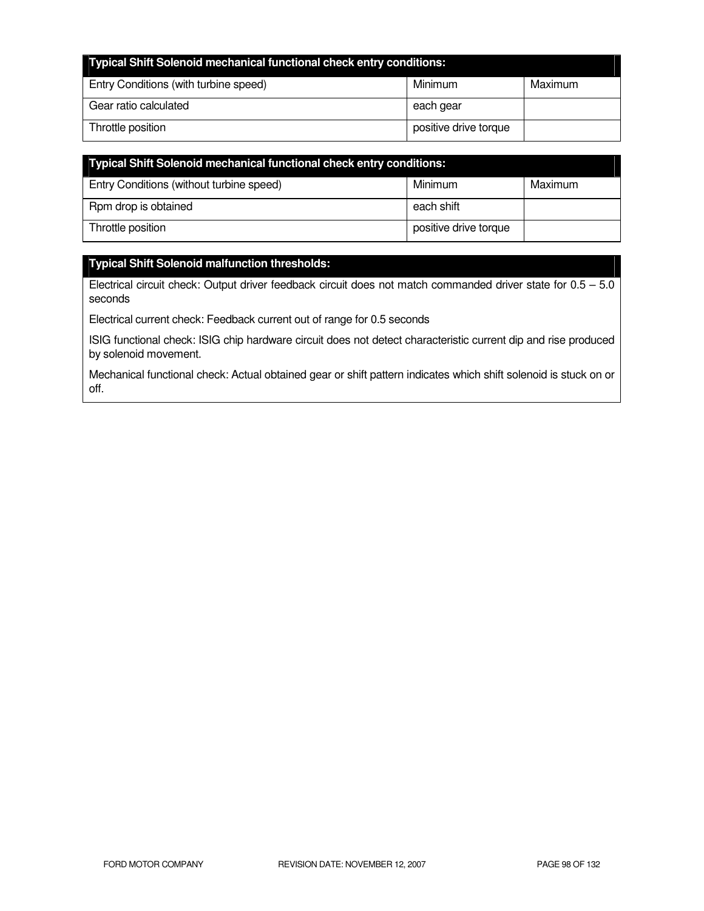| Typical Shift Solenoid mechanical functional check entry conditions: | | |
|---|---|---|
| Entry Conditions (with turbine speed) | Minimum | Maximum |
| Gear ratio calculated | each gear | |
| Throttle position | positive drive torque | |

| Typical Shift Solenoid mechanical functional check entry conditions: | | |
|---|---|---|
| Entry Conditions (without turbine speed) | Minimum | Maximum |
| Rpm drop is obtained | each shift | |
| Throttle position | positive drive torque | |

| Typical Shift Solenoid malfunction thresholds: |
|---|
| Electrical circuit check: Output driver feedback circuit does not match commanded driver state for 0.5 – 5.0 seconds<br><br>Electrical current check: Feedback current out of range for 0.5 seconds<br><br>ISIG functional check: ISIG chip hardware circuit does not detect characteristic current dip and rise produced by solenoid movement.<br><br>Mechanical functional check: Actual obtained gear or shift pattern indicates which shift solenoid is stuck on or off. |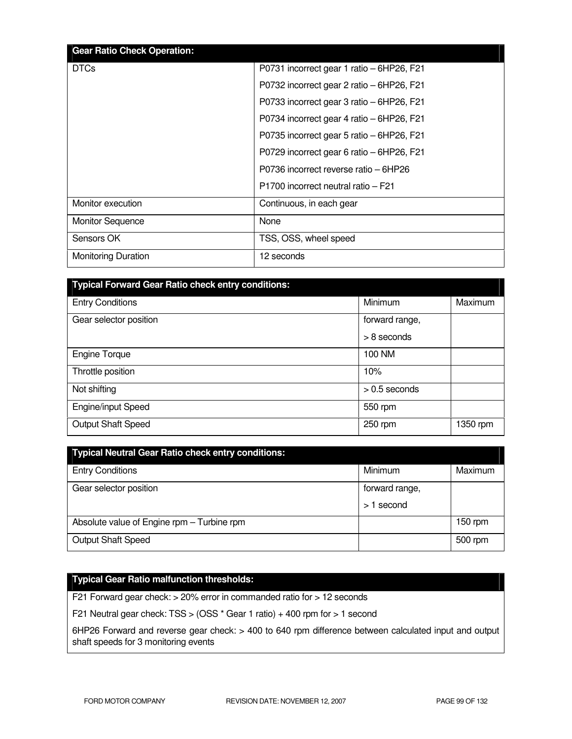| Gear Ratio Check Operation: | |
|---|---|
| DTCs | P0731 incorrect gear 1 ratio – 6HP26, F21 |
| | P0732 incorrect gear 2 ratio – 6HP26, F21 |
| | P0733 incorrect gear 3 ratio – 6HP26, F21 |
| | P0734 incorrect gear 4 ratio – 6HP26, F21 |
| | P0735 incorrect gear 5 ratio – 6HP26, F21 |
| | P0729 incorrect gear 6 ratio – 6HP26, F21 |
| | P0736 incorrect reverse ratio – 6HP26 |
| | P1700 incorrect neutral ratio – F21 |
| Monitor execution | Continuous, in each gear |
| Monitor Sequence | None |
| Sensors OK | TSS, OSS, wheel speed |
| Monitoring Duration | 12 seconds |

| Typical Forward Gear Ratio check entry conditions: | | |
|---|---|---|
| Entry Conditions | Minimum | Maximum |
| Gear selector position | forward range, > 8 seconds | |
| Engine Torque | 100 NM | |
| Throttle position | 10% | |
| Not shifting | > 0.5 seconds | |
| Engine/input Speed | 550 rpm | |
| Output Shaft Speed | 250 rpm | 1350 rpm |

| Typical Neutral Gear Ratio check entry conditions: | | |
|---|---|---|
| Entry Conditions | Minimum | Maximum |
| Gear selector position | forward range, > 1 second | |
| Absolute value of Engine rpm – Turbine rpm | | 150 rpm |
| Output Shaft Speed | | 500 rpm |

| Typical Gear Ratio malfunction thresholds: |
|---|
| F21 Forward gear check: > 20% error in commanded ratio for > 12 seconds |
| F21 Neutral gear check: TSS > (OSS * Gear 1 ratio) + 400 rpm for > 1 second |
| 6HP26 Forward and reverse gear check: > 400 to 640 rpm difference between calculated input and output shaft speeds for 3 monitoring events |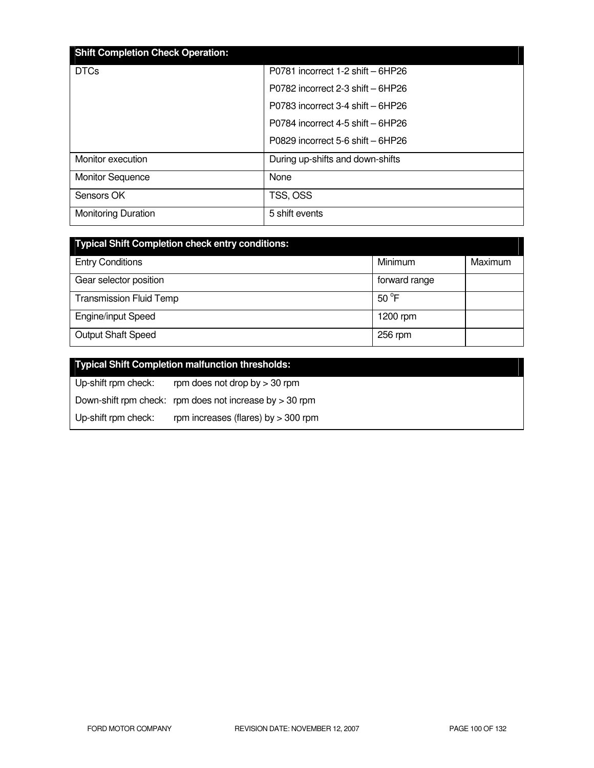| Shift Completion Check Operation: | |
|---|---|
| DTCs | P0781 incorrect 1-2 shift – 6HP26<br>P0782 incorrect 2-3 shift – 6HP26<br>P0783 incorrect 3-4 shift – 6HP26<br>P0784 incorrect 4-5 shift – 6HP26<br>P0829 incorrect 5-6 shift – 6HP26 |
| Monitor execution | During up-shifts and down-shifts |
| Monitor Sequence | None |
| Sensors OK | TSS, OSS |
| Monitoring Duration | 5 shift events |

| Typical Shift Completion check entry conditions: | | |
|---|---|---|
| Entry Conditions | Minimum | Maximum |
| Gear selector position | forward range | |
| Transmission Fluid Temp | 50 °F | |
| Engine/input Speed | 1200 rpm | |
| Output Shaft Speed | 256 rpm | |

| Typical Shift Completion malfunction thresholds: |
|---|
| Up-shift rpm check: rpm does not drop by > 30 rpm |
| Down-shift rpm check: rpm does not increase by > 30 rpm |
| Up-shift rpm check: rpm increases (flares) by > 300 rpm |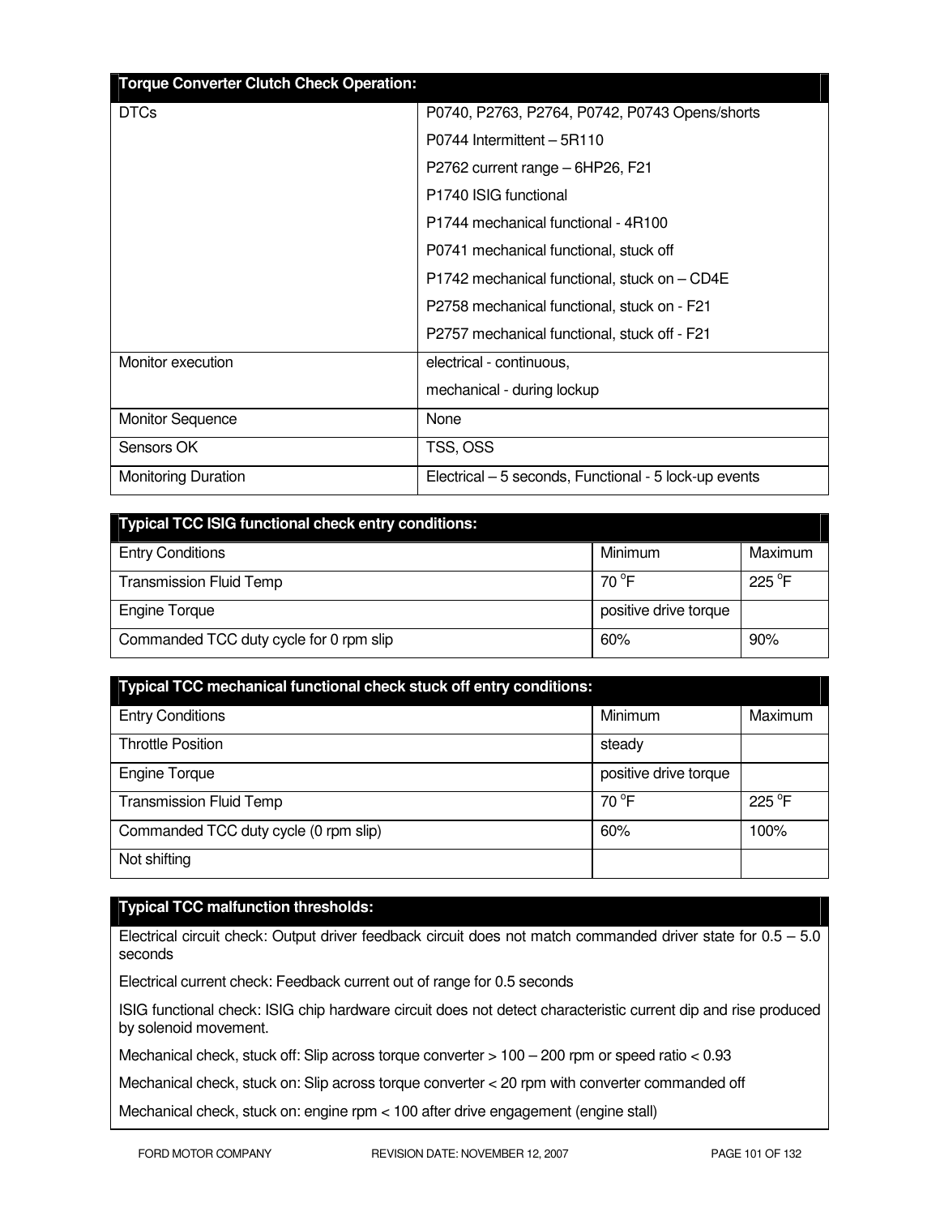| Torque Converter Clutch Check Operation: | |
|---|---|
| DTCs | P0740, P2763, P2764, P0742, P0743 Opens/shorts<br>P0744 Intermittent – 5R110<br>P2762 current range – 6HP26, F21<br>P1740 ISIG functional<br>P1744 mechanical functional - 4R100<br>P0741 mechanical functional, stuck off<br>P1742 mechanical functional, stuck on – CD4E<br>P2758 mechanical functional, stuck on - F21<br>P2757 mechanical functional, stuck off - F21 |
| Monitor execution | electrical - continuous,<br>mechanical - during lockup |
| Monitor Sequence | None |
| Sensors OK | TSS, OSS |
| Monitoring Duration | Electrical – 5 seconds, Functional - 5 lock-up events |

| Typical TCC ISIG functional check entry conditions: | | |
|---|---|---|
| Entry Conditions | Minimum | Maximum |
| Transmission Fluid Temp | 70 °F | 225 °F |
| Engine Torque | positive drive torque | |
| Commanded TCC duty cycle for 0 rpm slip | 60% | 90% |

| Typical TCC mechanical functional check stuck off entry conditions: | | |
|---|---|---|
| Entry Conditions | Minimum | Maximum |
| Throttle Position | steady | |
| Engine Torque | positive drive torque | |
| Transmission Fluid Temp | 70 °F | 225 °F |
| Commanded TCC duty cycle (0 rpm slip) | 60% | 100% |
| Not shifting | | |

| Typical TCC malfunction thresholds: |
|---|
| Electrical circuit check: Output driver feedback circuit does not match commanded driver state for 0.5 – 5.0 seconds |
| Electrical current check: Feedback current out of range for 0.5 seconds |
| ISIG functional check: ISIG chip hardware circuit does not detect characteristic current dip and rise produced by solenoid movement. |
| Mechanical check, stuck off: Slip across torque converter > 100 – 200 rpm or speed ratio < 0.93 |
| Mechanical check, stuck on: Slip across torque converter < 20 rpm with converter commanded off |
| Mechanical check, stuck on: engine rpm < 100 after drive engagement (engine stall) |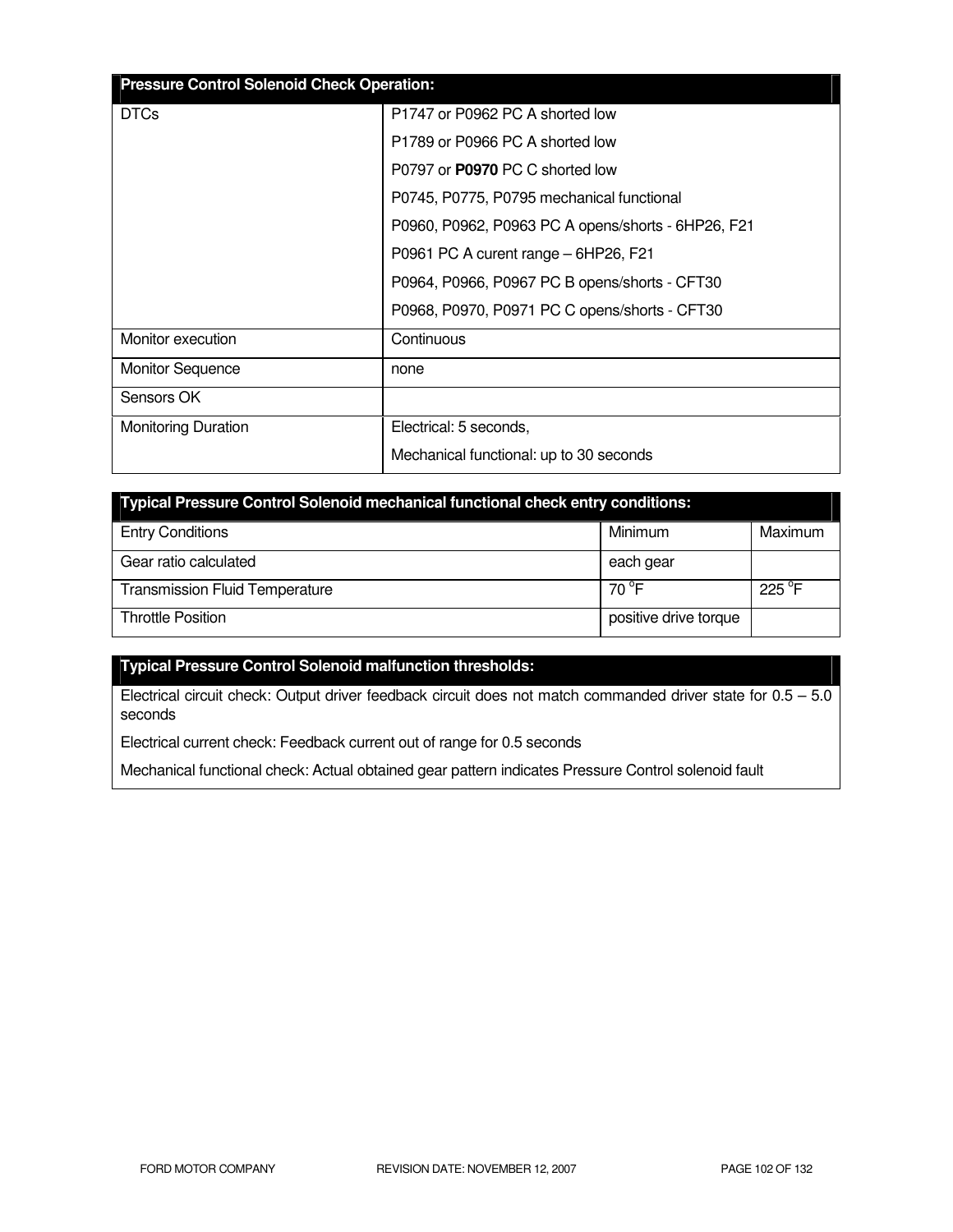| Pressure Control Solenoid Check Operation: | |
|---|---|
| DTCs | P1747 or P0962 PC A shorted low<br>P1789 or P0966 PC A shorted low<br>P0797 or **P0970** PC C shorted low<br>P0745, P0775, P0795 mechanical functional<br>P0960, P0962, P0963 PC A opens/shorts - 6HP26, F21<br>P0961 PC A curent range – 6HP26, F21<br>P0964, P0966, P0967 PC B opens/shorts - CFT30<br>P0968, P0970, P0971 PC C opens/shorts - CFT30 |
| Monitor execution | Continuous |
| Monitor Sequence | none |
| Sensors OK | |
| Monitoring Duration | Electrical: 5 seconds,<br>Mechanical functional: up to 30 seconds |

| Typical Pressure Control Solenoid mechanical functional check entry conditions: | | |
|---|---|---|
| Entry Conditions | Minimum | Maximum |
| Gear ratio calculated | each gear | |
| Transmission Fluid Temperature | 70 °F | 225 °F |
| Throttle Position | positive drive torque | |

| Typical Pressure Control Solenoid malfunction thresholds: |
|---|
| Electrical circuit check: Output driver feedback circuit does not match commanded driver state for 0.5 – 5.0 seconds<br>Electrical current check: Feedback current out of range for 0.5 seconds<br>Mechanical functional check: Actual obtained gear pattern indicates Pressure Control solenoid fault |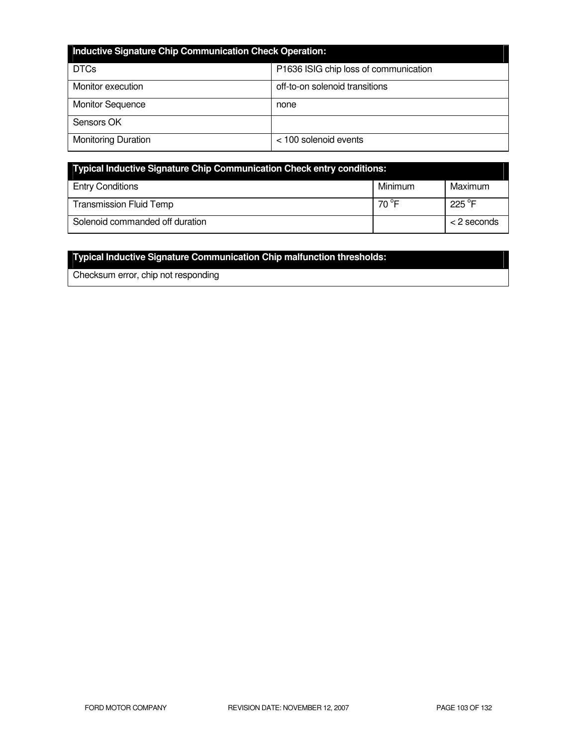| **Inductive Signature Chip Communication Check Operation:** | |
|---|---|
| DTCs | P1636 ISIG chip loss of communication |
| Monitor execution | off-to-on solenoid transitions |
| Monitor Sequence | none |
| Sensors OK | |
| Monitoring Duration | < 100 solenoid events |

| **Typical Inductive Signature Chip Communication Check entry conditions:** | | |
|---|---|---|
| Entry Conditions | Minimum | Maximum |
| Transmission Fluid Temp | 70 $^{o}$F | 225 $^{o}$F |
| Solenoid commanded off duration | | < 2 seconds |

| **Typical Inductive Signature Communication Chip malfunction thresholds:** |
|---|
| Checksum error, chip not responding |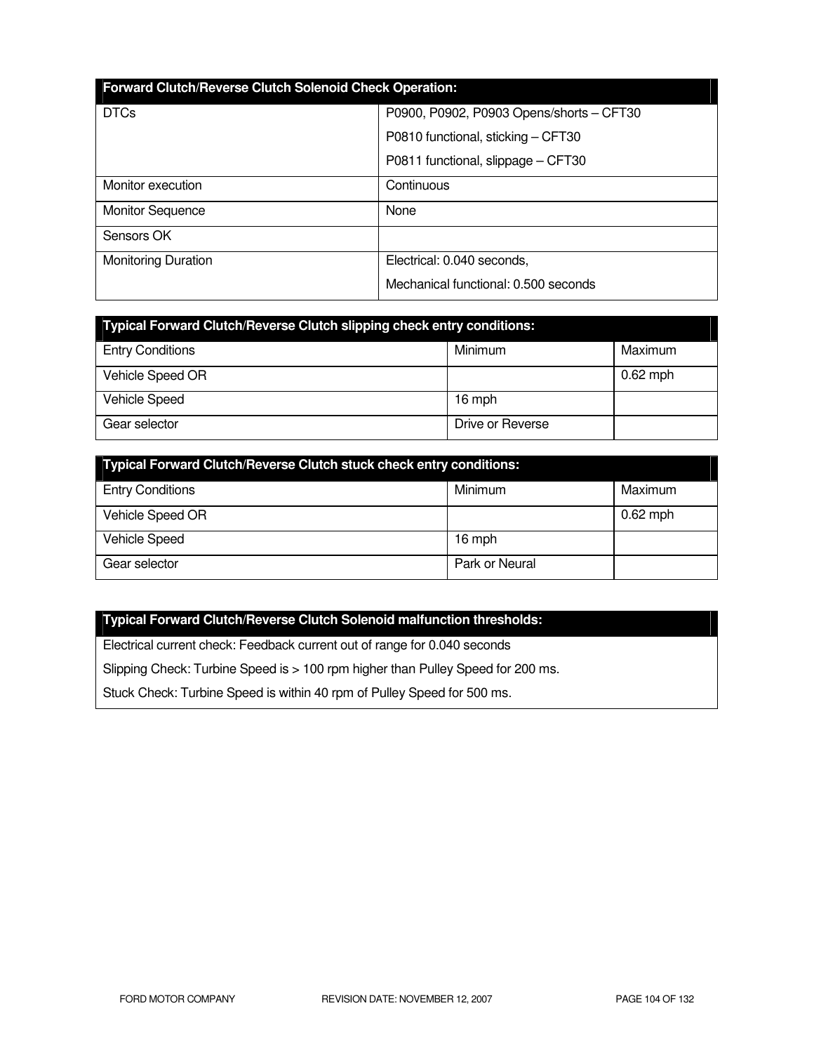| Forward Clutch/Reverse Clutch Solenoid Check Operation: | |
|---|---|
| DTCs | P0900, P0902, P0903 Opens/shorts – CFT30<br>P0810 functional, sticking – CFT30<br>P0811 functional, slippage – CFT30 |
| Monitor execution | Continuous |
| Monitor Sequence | None |
| Sensors OK | |
| Monitoring Duration | Electrical: 0.040 seconds,<br>Mechanical functional: 0.500 seconds |

| Typical Forward Clutch/Reverse Clutch slipping check entry conditions: | | |
|---|---|---|
| Entry Conditions | Minimum | Maximum |
| Vehicle Speed OR | | 0.62 mph |
| Vehicle Speed | 16 mph | |
| Gear selector | Drive or Reverse | |

| Typical Forward Clutch/Reverse Clutch stuck check entry conditions: | | |
|---|---|---|
| Entry Conditions | Minimum | Maximum |
| Vehicle Speed OR | | 0.62 mph |
| Vehicle Speed | 16 mph | |
| Gear selector | Park or Neural | |

| Typical Forward Clutch/Reverse Clutch Solenoid malfunction thresholds: |
|---|
| Electrical current check: Feedback current out of range for 0.040 seconds |
| Slipping Check: Turbine Speed is > 100 rpm higher than Pulley Speed for 200 ms. |
| Stuck Check: Turbine Speed is within 40 rpm of Pulley Speed for 500 ms. |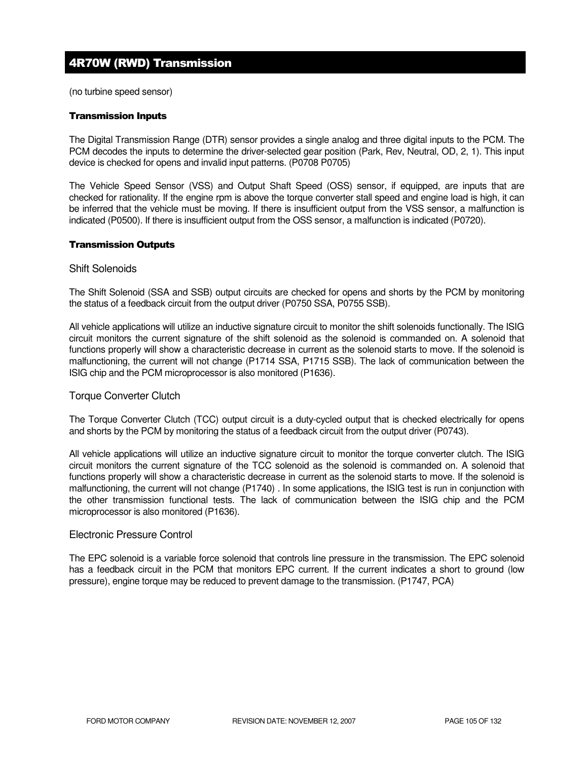# 4R70W (RWD) Transmission

(no turbine speed sensor)

### Transmission Inputs

The Digital Transmission Range (DTR) sensor provides a single analog and three digital inputs to the PCM. The PCM decodes the inputs to determine the driver-selected gear position (Park, Rev, Neutral, OD, 2, 1). This input device is checked for opens and invalid input patterns. (P0708 P0705)

The Vehicle Speed Sensor (VSS) and Output Shaft Speed (OSS) sensor, if equipped, are inputs that are checked for rationality. If the engine rpm is above the torque converter stall speed and engine load is high, it can be inferred that the vehicle must be moving. If there is insufficient output from the VSS sensor, a malfunction is indicated (P0500). If there is insufficient output from the OSS sensor, a malfunction is indicated (P0720).

### Transmission Outputs

#### Shift Solenoids

The Shift Solenoid (SSA and SSB) output circuits are checked for opens and shorts by the PCM by monitoring the status of a feedback circuit from the output driver (P0750 SSA, P0755 SSB).

All vehicle applications will utilize an inductive signature circuit to monitor the shift solenoids functionally. The ISIG circuit monitors the current signature of the shift solenoid as the solenoid is commanded on. A solenoid that functions properly will show a characteristic decrease in current as the solenoid starts to move. If the solenoid is malfunctioning, the current will not change (P1714 SSA, P1715 SSB). The lack of communication between the ISIG chip and the PCM microprocessor is also monitored (P1636).

#### Torque Converter Clutch

The Torque Converter Clutch (TCC) output circuit is a duty-cycled output that is checked electrically for opens and shorts by the PCM by monitoring the status of a feedback circuit from the output driver (P0743).

All vehicle applications will utilize an inductive signature circuit to monitor the torque converter clutch. The ISIG circuit monitors the current signature of the TCC solenoid as the solenoid is commanded on. A solenoid that functions properly will show a characteristic decrease in current as the solenoid starts to move. If the solenoid is malfunctioning, the current will not change (P1740) . In some applications, the ISIG test is run in conjunction with the other transmission functional tests. The lack of communication between the ISIG chip and the PCM microprocessor is also monitored (P1636).

#### Electronic Pressure Control

The EPC solenoid is a variable force solenoid that controls line pressure in the transmission. The EPC solenoid has a feedback circuit in the PCM that monitors EPC current. If the current indicates a short to ground (low pressure), engine torque may be reduced to prevent damage to the transmission. (P1747, PCA)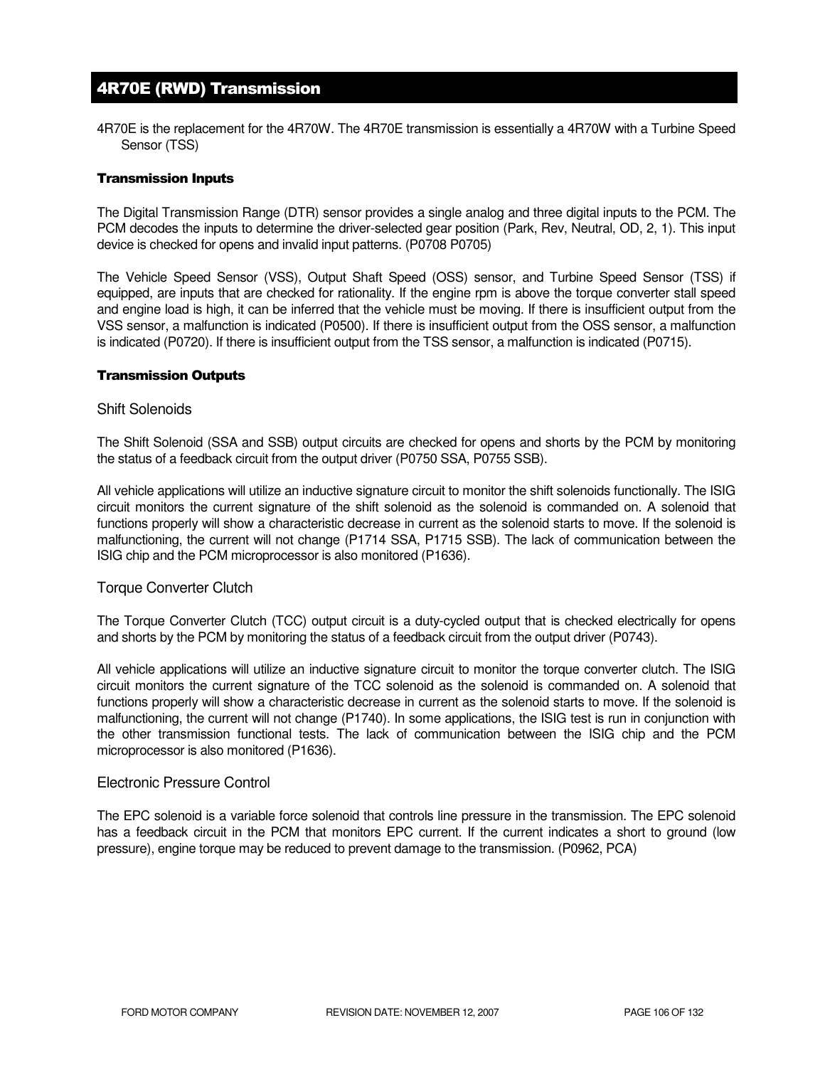## 4R70E (RWD) Transmission

4R70E is the replacement for the 4R70W. The 4R70E transmission is essentially a 4R70W with a Turbine Speed Sensor (TSS)

### Transmission Inputs

The Digital Transmission Range (DTR) sensor provides a single analog and three digital inputs to the PCM. The PCM decodes the inputs to determine the driver-selected gear position (Park, Rev, Neutral, OD, 2, 1). This input device is checked for opens and invalid input patterns. (P0708 P0705)

The Vehicle Speed Sensor (VSS), Output Shaft Speed (OSS) sensor, and Turbine Speed Sensor (TSS) if equipped, are inputs that are checked for rationality. If the engine rpm is above the torque converter stall speed and engine load is high, it can be inferred that the vehicle must be moving. If there is insufficient output from the VSS sensor, a malfunction is indicated (P0500). If there is insufficient output from the OSS sensor, a malfunction is indicated (P0720). If there is insufficient output from the TSS sensor, a malfunction is indicated (P0715).

### Transmission Outputs

#### Shift Solenoids

The Shift Solenoid (SSA and SSB) output circuits are checked for opens and shorts by the PCM by monitoring the status of a feedback circuit from the output driver (P0750 SSA, P0755 SSB).

All vehicle applications will utilize an inductive signature circuit to monitor the shift solenoids functionally. The ISIG circuit monitors the current signature of the shift solenoid as the solenoid is commanded on. A solenoid that functions properly will show a characteristic decrease in current as the solenoid starts to move. If the solenoid is malfunctioning, the current will not change (P1714 SSA, P1715 SSB). The lack of communication between the ISIG chip and the PCM microprocessor is also monitored (P1636).

#### Torque Converter Clutch

The Torque Converter Clutch (TCC) output circuit is a duty-cycled output that is checked electrically for opens and shorts by the PCM by monitoring the status of a feedback circuit from the output driver (P0743).

All vehicle applications will utilize an inductive signature circuit to monitor the torque converter clutch. The ISIG circuit monitors the current signature of the TCC solenoid as the solenoid is commanded on. A solenoid that functions properly will show a characteristic decrease in current as the solenoid starts to move. If the solenoid is malfunctioning, the current will not change (P1740). In some applications, the ISIG test is run in conjunction with the other transmission functional tests. The lack of communication between the ISIG chip and the PCM microprocessor is also monitored (P1636).

#### Electronic Pressure Control

The EPC solenoid is a variable force solenoid that controls line pressure in the transmission. The EPC solenoid has a feedback circuit in the PCM that monitors EPC current. If the current indicates a short to ground (low pressure), engine torque may be reduced to prevent damage to the transmission. (P0962, PCA)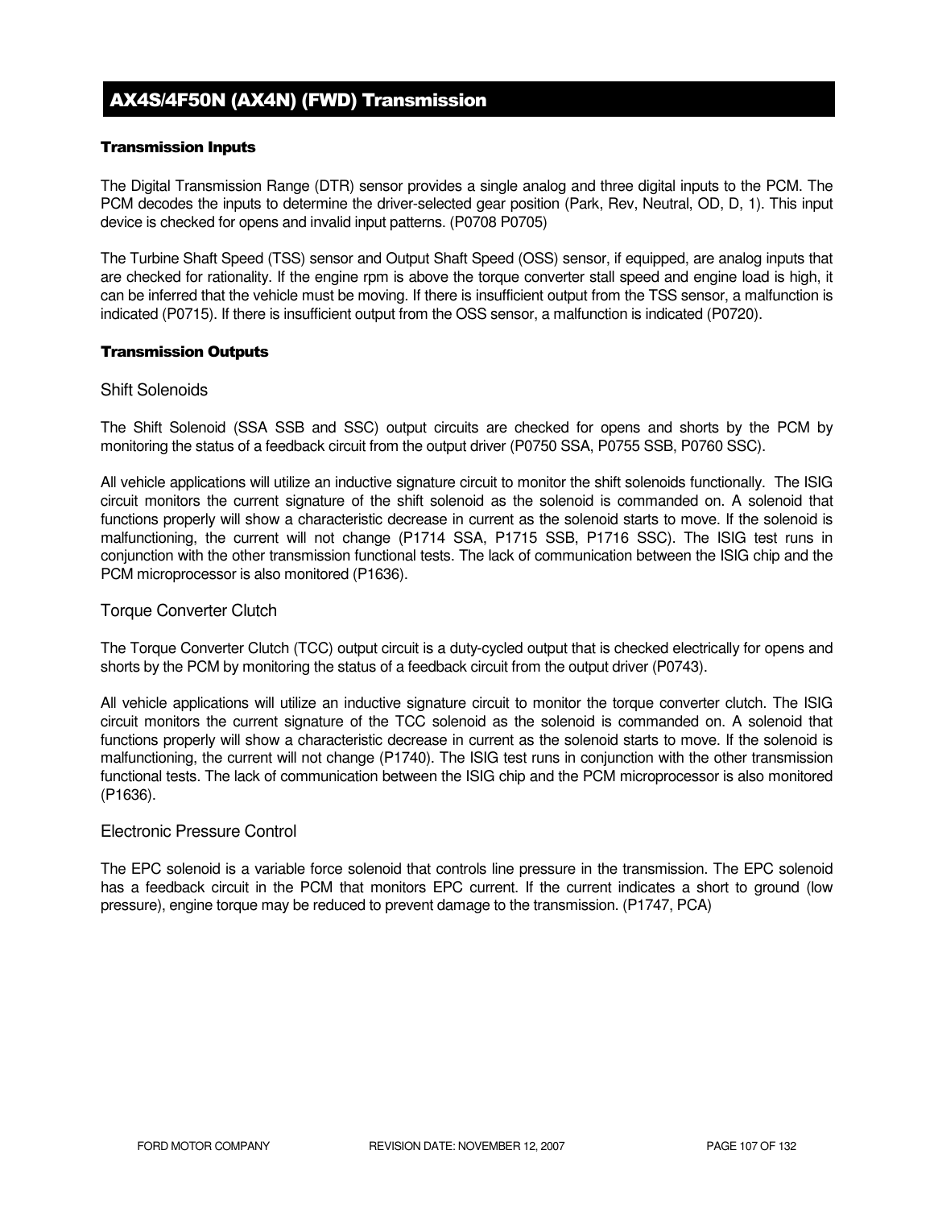# AX4S/4F50N (AX4N) (FWD) Transmission

### Transmission Inputs

The Digital Transmission Range (DTR) sensor provides a single analog and three digital inputs to the PCM. The PCM decodes the inputs to determine the driver-selected gear position (Park, Rev, Neutral, OD, D, 1). This input device is checked for opens and invalid input patterns. (P0708 P0705)

The Turbine Shaft Speed (TSS) sensor and Output Shaft Speed (OSS) sensor, if equipped, are analog inputs that are checked for rationality. If the engine rpm is above the torque converter stall speed and engine load is high, it can be inferred that the vehicle must be moving. If there is insufficient output from the TSS sensor, a malfunction is indicated (P0715). If there is insufficient output from the OSS sensor, a malfunction is indicated (P0720).

### Transmission Outputs

#### Shift Solenoids

The Shift Solenoid (SSA SSB and SSC) output circuits are checked for opens and shorts by the PCM by monitoring the status of a feedback circuit from the output driver (P0750 SSA, P0755 SSB, P0760 SSC).

All vehicle applications will utilize an inductive signature circuit to monitor the shift solenoids functionally. The ISIG circuit monitors the current signature of the shift solenoid as the solenoid is commanded on. A solenoid that functions properly will show a characteristic decrease in current as the solenoid starts to move. If the solenoid is malfunctioning, the current will not change (P1714 SSA, P1715 SSB, P1716 SSC). The ISIG test runs in conjunction with the other transmission functional tests. The lack of communication between the ISIG chip and the PCM microprocessor is also monitored (P1636).

#### Torque Converter Clutch

The Torque Converter Clutch (TCC) output circuit is a duty-cycled output that is checked electrically for opens and shorts by the PCM by monitoring the status of a feedback circuit from the output driver (P0743).

All vehicle applications will utilize an inductive signature circuit to monitor the torque converter clutch. The ISIG circuit monitors the current signature of the TCC solenoid as the solenoid is commanded on. A solenoid that functions properly will show a characteristic decrease in current as the solenoid starts to move. If the solenoid is malfunctioning, the current will not change (P1740). The ISIG test runs in conjunction with the other transmission functional tests. The lack of communication between the ISIG chip and the PCM microprocessor is also monitored (P1636).

#### Electronic Pressure Control

The EPC solenoid is a variable force solenoid that controls line pressure in the transmission. The EPC solenoid has a feedback circuit in the PCM that monitors EPC current. If the current indicates a short to ground (low pressure), engine torque may be reduced to prevent damage to the transmission. (P1747, PCA)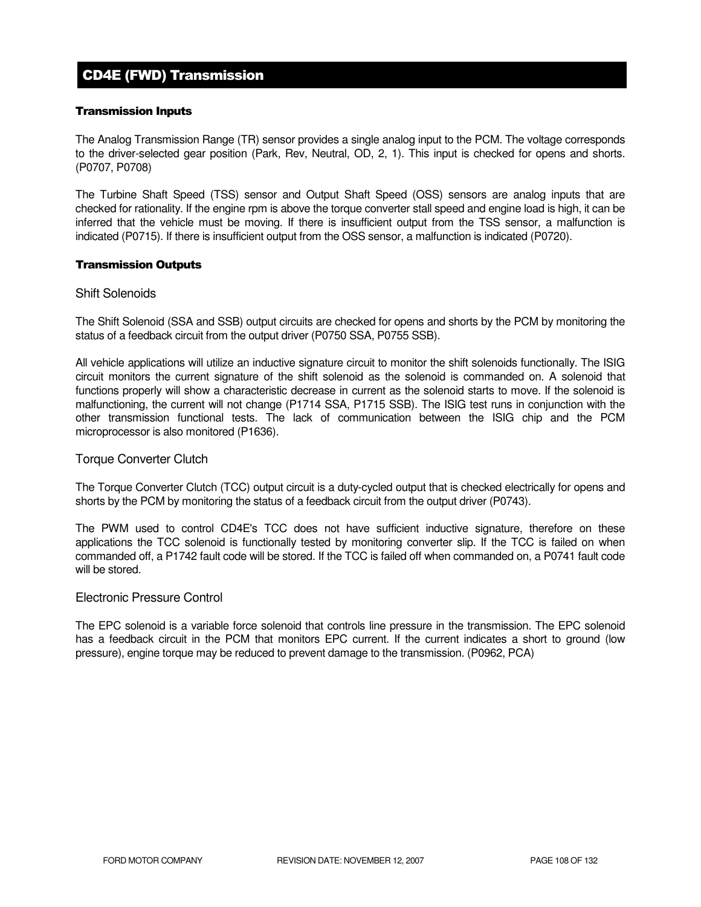# CD4E (FWD) Transmission

## Transmission Inputs

The Analog Transmission Range (TR) sensor provides a single analog input to the PCM. The voltage corresponds to the driver-selected gear position (Park, Rev, Neutral, OD, 2, 1). This input is checked for opens and shorts. (P0707, P0708)

The Turbine Shaft Speed (TSS) sensor and Output Shaft Speed (OSS) sensors are analog inputs that are checked for rationality. If the engine rpm is above the torque converter stall speed and engine load is high, it can be inferred that the vehicle must be moving. If there is insufficient output from the TSS sensor, a malfunction is indicated (P0715). If there is insufficient output from the OSS sensor, a malfunction is indicated (P0720).

## Transmission Outputs

### Shift Solenoids

The Shift Solenoid (SSA and SSB) output circuits are checked for opens and shorts by the PCM by monitoring the status of a feedback circuit from the output driver (P0750 SSA, P0755 SSB).

All vehicle applications will utilize an inductive signature circuit to monitor the shift solenoids functionally. The ISIG circuit monitors the current signature of the shift solenoid as the solenoid is commanded on. A solenoid that functions properly will show a characteristic decrease in current as the solenoid starts to move. If the solenoid is malfunctioning, the current will not change (P1714 SSA, P1715 SSB). The ISIG test runs in conjunction with the other transmission functional tests. The lack of communication between the ISIG chip and the PCM microprocessor is also monitored (P1636).

### Torque Converter Clutch

The Torque Converter Clutch (TCC) output circuit is a duty-cycled output that is checked electrically for opens and shorts by the PCM by monitoring the status of a feedback circuit from the output driver (P0743).

The PWM used to control CD4E's TCC does not have sufficient inductive signature, therefore on these applications the TCC solenoid is functionally tested by monitoring converter slip. If the TCC is failed on when commanded off, a P1742 fault code will be stored. If the TCC is failed off when commanded on, a P0741 fault code will be stored.

### Electronic Pressure Control

The EPC solenoid is a variable force solenoid that controls line pressure in the transmission. The EPC solenoid has a feedback circuit in the PCM that monitors EPC current. If the current indicates a short to ground (low pressure), engine torque may be reduced to prevent damage to the transmission. (P0962, PCA)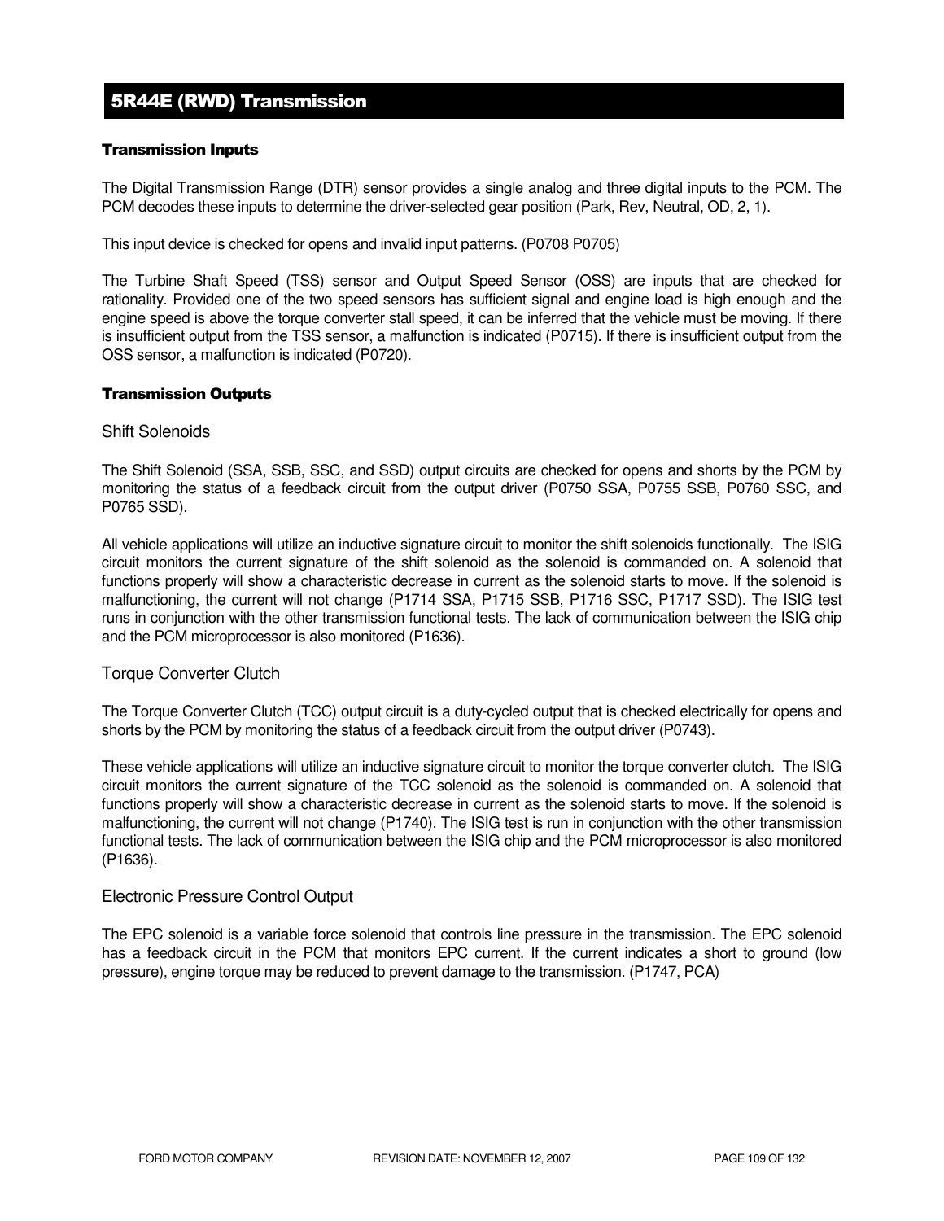## 5R44E (RWD) Transmission

**Transmission Inputs**

The Digital Transmission Range (DTR) sensor provides a single analog and three digital inputs to the PCM. The PCM decodes these inputs to determine the driver-selected gear position (Park, Rev, Neutral, OD, 2, 1).

This input device is checked for opens and invalid input patterns. (P0708 P0705)

The Turbine Shaft Speed (TSS) sensor and Output Speed Sensor (OSS) are inputs that are checked for rationality. Provided one of the two speed sensors has sufficient signal and engine load is high enough and the engine speed is above the torque converter stall speed, it can be inferred that the vehicle must be moving. If there is insufficient output from the TSS sensor, a malfunction is indicated (P0715). If there is insufficient output from the OSS sensor, a malfunction is indicated (P0720).

**Transmission Outputs**

### Shift Solenoids

The Shift Solenoid (SSA, SSB, SSC, and SSD) output circuits are checked for opens and shorts by the PCM by monitoring the status of a feedback circuit from the output driver (P0750 SSA, P0755 SSB, P0760 SSC, and P0765 SSD).

All vehicle applications will utilize an inductive signature circuit to monitor the shift solenoids functionally. The ISIG circuit monitors the current signature of the shift solenoid as the solenoid is commanded on. A solenoid that functions properly will show a characteristic decrease in current as the solenoid starts to move. If the solenoid is malfunctioning, the current will not change (P1714 SSA, P1715 SSB, P1716 SSC, P1717 SSD). The ISIG test runs in conjunction with the other transmission functional tests. The lack of communication between the ISIG chip and the PCM microprocessor is also monitored (P1636).

### Torque Converter Clutch

The Torque Converter Clutch (TCC) output circuit is a duty-cycled output that is checked electrically for opens and shorts by the PCM by monitoring the status of a feedback circuit from the output driver (P0743).

These vehicle applications will utilize an inductive signature circuit to monitor the torque converter clutch. The ISIG circuit monitors the current signature of the TCC solenoid as the solenoid is commanded on. A solenoid that functions properly will show a characteristic decrease in current as the solenoid starts to move. If the solenoid is malfunctioning, the current will not change (P1740). The ISIG test is run in conjunction with the other transmission functional tests. The lack of communication between the ISIG chip and the PCM microprocessor is also monitored (P1636).

### Electronic Pressure Control Output

The EPC solenoid is a variable force solenoid that controls line pressure in the transmission. The EPC solenoid has a feedback circuit in the PCM that monitors EPC current. If the current indicates a short to ground (low pressure), engine torque may be reduced to prevent damage to the transmission. (P1747, PCA)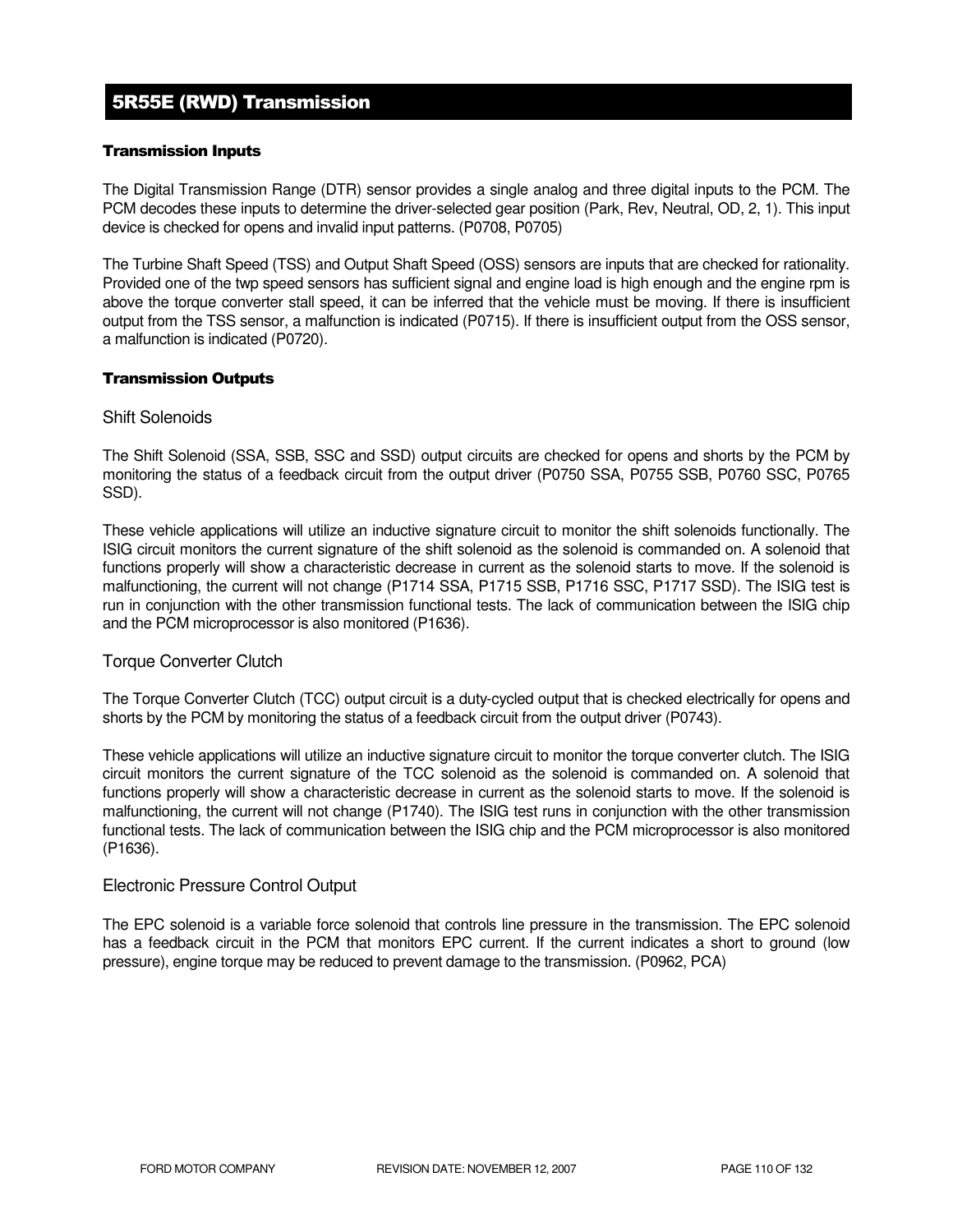# 5R55E (RWD) Transmission

### Transmission Inputs

The Digital Transmission Range (DTR) sensor provides a single analog and three digital inputs to the PCM. The PCM decodes these inputs to determine the driver-selected gear position (Park, Rev, Neutral, OD, 2, 1). This input device is checked for opens and invalid input patterns. (P0708, P0705)

The Turbine Shaft Speed (TSS) and Output Shaft Speed (OSS) sensors are inputs that are checked for rationality. Provided one of the twp speed sensors has sufficient signal and engine load is high enough and the engine rpm is above the torque converter stall speed, it can be inferred that the vehicle must be moving. If there is insufficient output from the TSS sensor, a malfunction is indicated (P0715). If there is insufficient output from the OSS sensor, a malfunction is indicated (P0720).

### Transmission Outputs

#### Shift Solenoids

The Shift Solenoid (SSA, SSB, SSC and SSD) output circuits are checked for opens and shorts by the PCM by monitoring the status of a feedback circuit from the output driver (P0750 SSA, P0755 SSB, P0760 SSC, P0765 SSD).

These vehicle applications will utilize an inductive signature circuit to monitor the shift solenoids functionally. The ISIG circuit monitors the current signature of the shift solenoid as the solenoid is commanded on. A solenoid that functions properly will show a characteristic decrease in current as the solenoid starts to move. If the solenoid is malfunctioning, the current will not change (P1714 SSA, P1715 SSB, P1716 SSC, P1717 SSD). The ISIG test is run in conjunction with the other transmission functional tests. The lack of communication between the ISIG chip and the PCM microprocessor is also monitored (P1636).

#### Torque Converter Clutch

The Torque Converter Clutch (TCC) output circuit is a duty-cycled output that is checked electrically for opens and shorts by the PCM by monitoring the status of a feedback circuit from the output driver (P0743).

These vehicle applications will utilize an inductive signature circuit to monitor the torque converter clutch. The ISIG circuit monitors the current signature of the TCC solenoid as the solenoid is commanded on. A solenoid that functions properly will show a characteristic decrease in current as the solenoid starts to move. If the solenoid is malfunctioning, the current will not change (P1740). The ISIG test runs in conjunction with the other transmission functional tests. The lack of communication between the ISIG chip and the PCM microprocessor is also monitored (P1636).

#### Electronic Pressure Control Output

The EPC solenoid is a variable force solenoid that controls line pressure in the transmission. The EPC solenoid has a feedback circuit in the PCM that monitors EPC current. If the current indicates a short to ground (low pressure), engine torque may be reduced to prevent damage to the transmission. (P0962, PCA)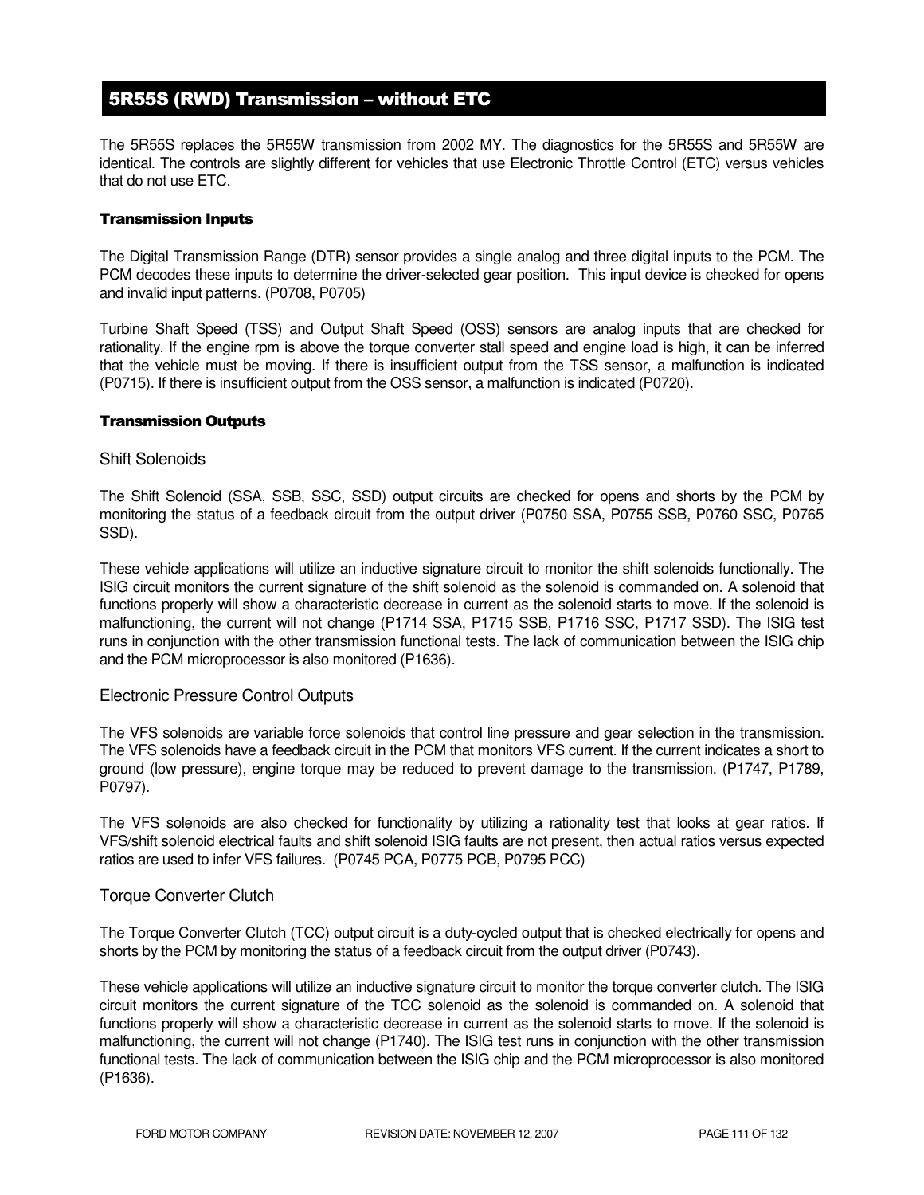## 5R55S (RWD) Transmission – without ETC

The 5R55S replaces the 5R55W transmission from 2002 MY. The diagnostics for the 5R55S and 5R55W are identical. The controls are slightly different for vehicles that use Electronic Throttle Control (ETC) versus vehicles that do not use ETC.

#### Transmission Inputs

The Digital Transmission Range (DTR) sensor provides a single analog and three digital inputs to the PCM. The PCM decodes these inputs to determine the driver-selected gear position. This input device is checked for opens and invalid input patterns. (P0708, P0705)

Turbine Shaft Speed (TSS) and Output Shaft Speed (OSS) sensors are analog inputs that are checked for rationality. If the engine rpm is above the torque converter stall speed and engine load is high, it can be inferred that the vehicle must be moving. If there is insufficient output from the TSS sensor, a malfunction is indicated (P0715). If there is insufficient output from the OSS sensor, a malfunction is indicated (P0720).

#### Transmission Outputs

### Shift Solenoids

The Shift Solenoid (SSA, SSB, SSC, SSD) output circuits are checked for opens and shorts by the PCM by monitoring the status of a feedback circuit from the output driver (P0750 SSA, P0755 SSB, P0760 SSC, P0765 SSD).

These vehicle applications will utilize an inductive signature circuit to monitor the shift solenoids functionally. The ISIG circuit monitors the current signature of the shift solenoid as the solenoid is commanded on. A solenoid that functions properly will show a characteristic decrease in current as the solenoid starts to move. If the solenoid is malfunctioning, the current will not change (P1714 SSA, P1715 SSB, P1716 SSC, P1717 SSD). The ISIG test runs in conjunction with the other transmission functional tests. The lack of communication between the ISIG chip and the PCM microprocessor is also monitored (P1636).

### Electronic Pressure Control Outputs

The VFS solenoids are variable force solenoids that control line pressure and gear selection in the transmission. The VFS solenoids have a feedback circuit in the PCM that monitors VFS current. If the current indicates a short to ground (low pressure), engine torque may be reduced to prevent damage to the transmission. (P1747, P1789, P0797).

The VFS solenoids are also checked for functionality by utilizing a rationality test that looks at gear ratios. If VFS/shift solenoid electrical faults and shift solenoid ISIG faults are not present, then actual ratios versus expected ratios are used to infer VFS failures. (P0745 PCA, P0775 PCB, P0795 PCC)

### Torque Converter Clutch

The Torque Converter Clutch (TCC) output circuit is a duty-cycled output that is checked electrically for opens and shorts by the PCM by monitoring the status of a feedback circuit from the output driver (P0743).

These vehicle applications will utilize an inductive signature circuit to monitor the torque converter clutch. The ISIG circuit monitors the current signature of the TCC solenoid as the solenoid is commanded on. A solenoid that functions properly will show a characteristic decrease in current as the solenoid starts to move. If the solenoid is malfunctioning, the current will not change (P1740). The ISIG test runs in conjunction with the other transmission functional tests. The lack of communication between the ISIG chip and the PCM microprocessor is also monitored (P1636).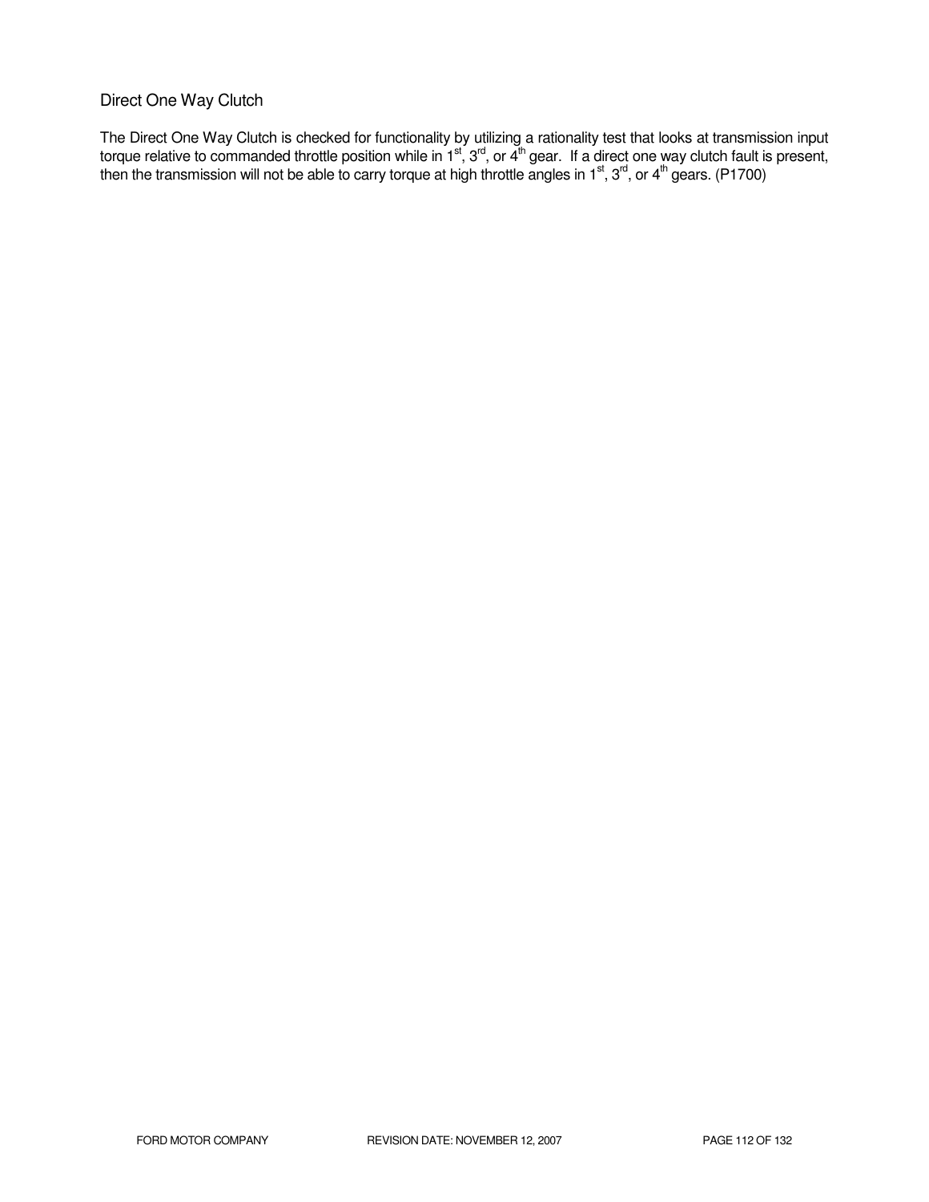## Direct One Way Clutch

The Direct One Way Clutch is checked for functionality by utilizing a rationality test that looks at transmission input torque relative to commanded throttle position while in 1st, 3rd, or 4th gear. If a direct one way clutch fault is present, then the transmission will not be able to carry torque at high throttle angles in 1st, 3rd, or 4th gears. (P1700)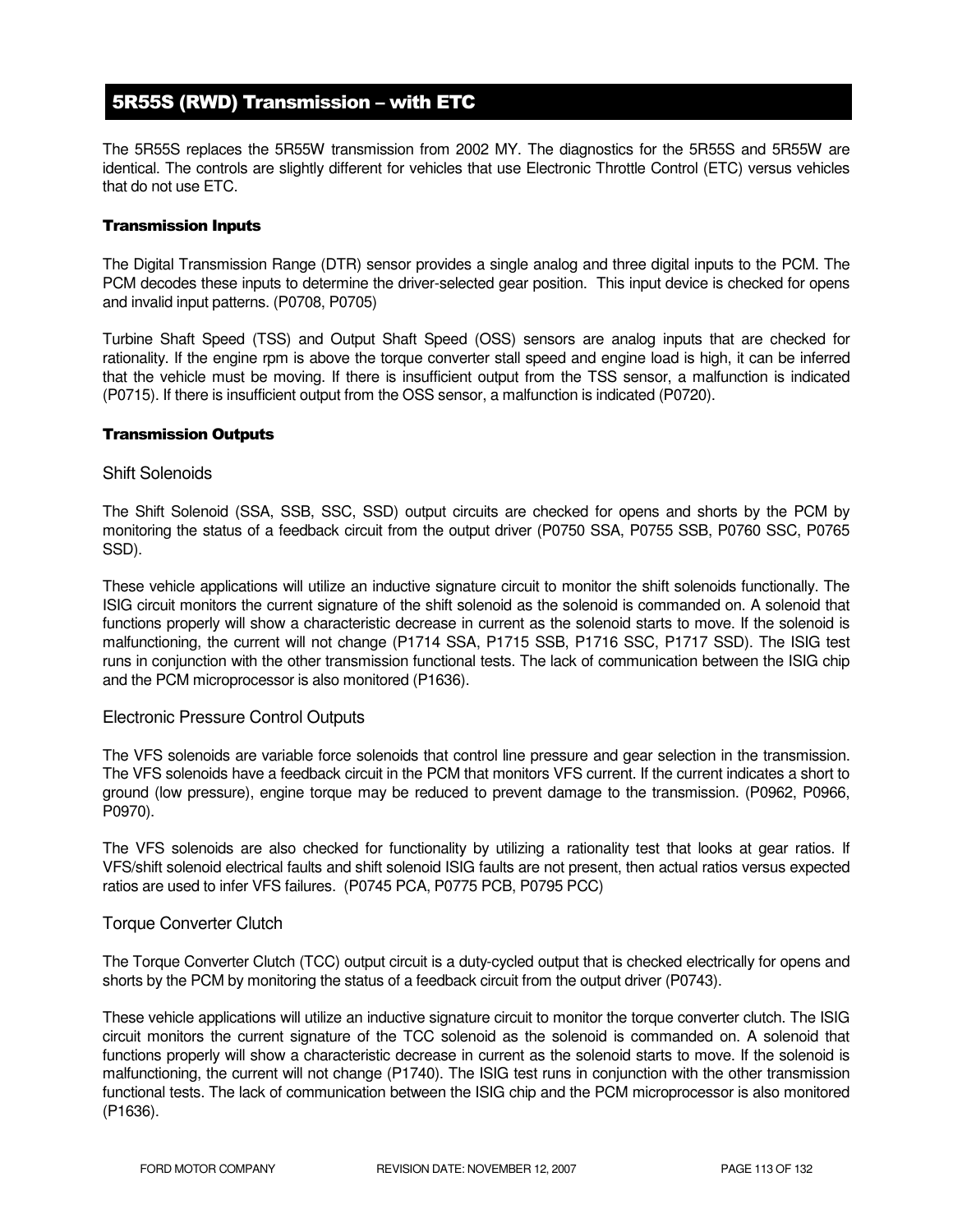## 5R55S (RWD) Transmission – with ETC

The 5R55S replaces the 5R55W transmission from 2002 MY. The diagnostics for the 5R55S and 5R55W are identical. The controls are slightly different for vehicles that use Electronic Throttle Control (ETC) versus vehicles that do not use ETC.

#### Transmission Inputs

The Digital Transmission Range (DTR) sensor provides a single analog and three digital inputs to the PCM. The PCM decodes these inputs to determine the driver-selected gear position. This input device is checked for opens and invalid input patterns. (P0708, P0705)

Turbine Shaft Speed (TSS) and Output Shaft Speed (OSS) sensors are analog inputs that are checked for rationality. If the engine rpm is above the torque converter stall speed and engine load is high, it can be inferred that the vehicle must be moving. If there is insufficient output from the TSS sensor, a malfunction is indicated (P0715). If there is insufficient output from the OSS sensor, a malfunction is indicated (P0720).

#### Transmission Outputs

### Shift Solenoids

The Shift Solenoid (SSA, SSB, SSC, SSD) output circuits are checked for opens and shorts by the PCM by monitoring the status of a feedback circuit from the output driver (P0750 SSA, P0755 SSB, P0760 SSC, P0765 SSD).

These vehicle applications will utilize an inductive signature circuit to monitor the shift solenoids functionally. The ISIG circuit monitors the current signature of the shift solenoid as the solenoid is commanded on. A solenoid that functions properly will show a characteristic decrease in current as the solenoid starts to move. If the solenoid is malfunctioning, the current will not change (P1714 SSA, P1715 SSB, P1716 SSC, P1717 SSD). The ISIG test runs in conjunction with the other transmission functional tests. The lack of communication between the ISIG chip and the PCM microprocessor is also monitored (P1636).

### Electronic Pressure Control Outputs

The VFS solenoids are variable force solenoids that control line pressure and gear selection in the transmission. The VFS solenoids have a feedback circuit in the PCM that monitors VFS current. If the current indicates a short to ground (low pressure), engine torque may be reduced to prevent damage to the transmission. (P0962, P0966, P0970).

The VFS solenoids are also checked for functionality by utilizing a rationality test that looks at gear ratios. If VFS/shift solenoid electrical faults and shift solenoid ISIG faults are not present, then actual ratios versus expected ratios are used to infer VFS failures. (P0745 PCA, P0775 PCB, P0795 PCC)

### Torque Converter Clutch

The Torque Converter Clutch (TCC) output circuit is a duty-cycled output that is checked electrically for opens and shorts by the PCM by monitoring the status of a feedback circuit from the output driver (P0743).

These vehicle applications will utilize an inductive signature circuit to monitor the torque converter clutch. The ISIG circuit monitors the current signature of the TCC solenoid as the solenoid is commanded on. A solenoid that functions properly will show a characteristic decrease in current as the solenoid starts to move. If the solenoid is malfunctioning, the current will not change (P1740). The ISIG test runs in conjunction with the other transmission functional tests. The lack of communication between the ISIG chip and the PCM microprocessor is also monitored (P1636).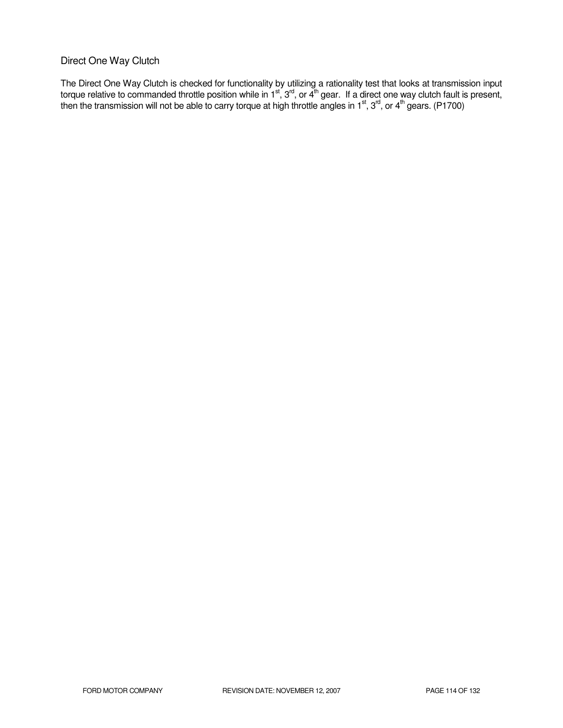## Direct One Way Clutch

The Direct One Way Clutch is checked for functionality by utilizing a rationality test that looks at transmission input torque relative to commanded throttle position while in 1st, 3rd, or 4th gear. If a direct one way clutch fault is present, then the transmission will not be able to carry torque at high throttle angles in 1st, 3rd, or 4th gears. (P1700)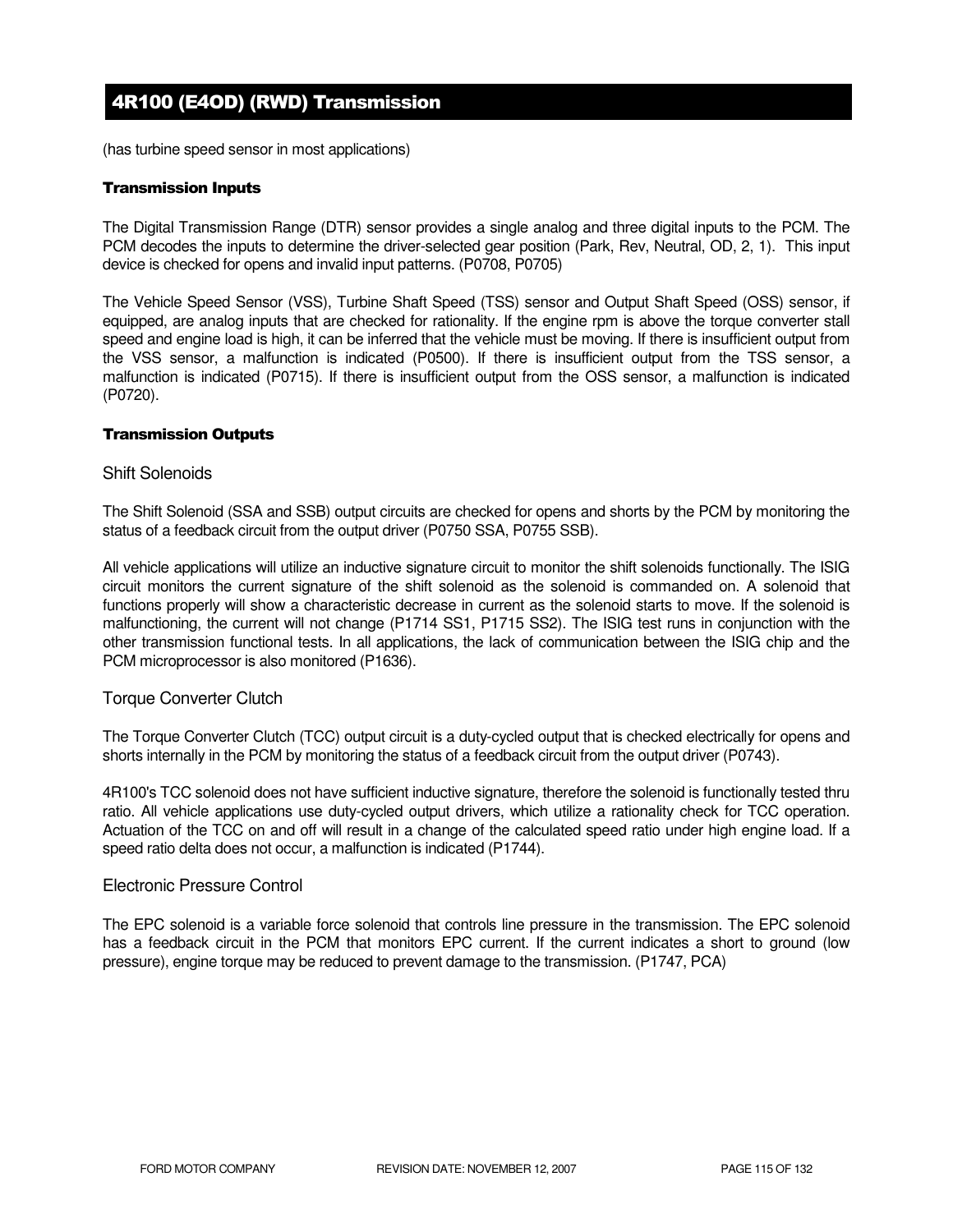# 4R100 (E4OD) (RWD) Transmission

(has turbine speed sensor in most applications)

### Transmission Inputs

The Digital Transmission Range (DTR) sensor provides a single analog and three digital inputs to the PCM. The PCM decodes the inputs to determine the driver-selected gear position (Park, Rev, Neutral, OD, 2, 1). This input device is checked for opens and invalid input patterns. (P0708, P0705)

The Vehicle Speed Sensor (VSS), Turbine Shaft Speed (TSS) sensor and Output Shaft Speed (OSS) sensor, if equipped, are analog inputs that are checked for rationality. If the engine rpm is above the torque converter stall speed and engine load is high, it can be inferred that the vehicle must be moving. If there is insufficient output from the VSS sensor, a malfunction is indicated (P0500). If there is insufficient output from the TSS sensor, a malfunction is indicated (P0715). If there is insufficient output from the OSS sensor, a malfunction is indicated (P0720).

### Transmission Outputs

#### Shift Solenoids

The Shift Solenoid (SSA and SSB) output circuits are checked for opens and shorts by the PCM by monitoring the status of a feedback circuit from the output driver (P0750 SSA, P0755 SSB).

All vehicle applications will utilize an inductive signature circuit to monitor the shift solenoids functionally. The ISIG circuit monitors the current signature of the shift solenoid as the solenoid is commanded on. A solenoid that functions properly will show a characteristic decrease in current as the solenoid starts to move. If the solenoid is malfunctioning, the current will not change (P1714 SS1, P1715 SS2). The ISIG test runs in conjunction with the other transmission functional tests. In all applications, the lack of communication between the ISIG chip and the PCM microprocessor is also monitored (P1636).

#### Torque Converter Clutch

The Torque Converter Clutch (TCC) output circuit is a duty-cycled output that is checked electrically for opens and shorts internally in the PCM by monitoring the status of a feedback circuit from the output driver (P0743).

4R100's TCC solenoid does not have sufficient inductive signature, therefore the solenoid is functionally tested thru ratio. All vehicle applications use duty-cycled output drivers, which utilize a rationality check for TCC operation. Actuation of the TCC on and off will result in a change of the calculated speed ratio under high engine load. If a speed ratio delta does not occur, a malfunction is indicated (P1744).

#### Electronic Pressure Control

The EPC solenoid is a variable force solenoid that controls line pressure in the transmission. The EPC solenoid has a feedback circuit in the PCM that monitors EPC current. If the current indicates a short to ground (low pressure), engine torque may be reduced to prevent damage to the transmission. (P1747, PCA)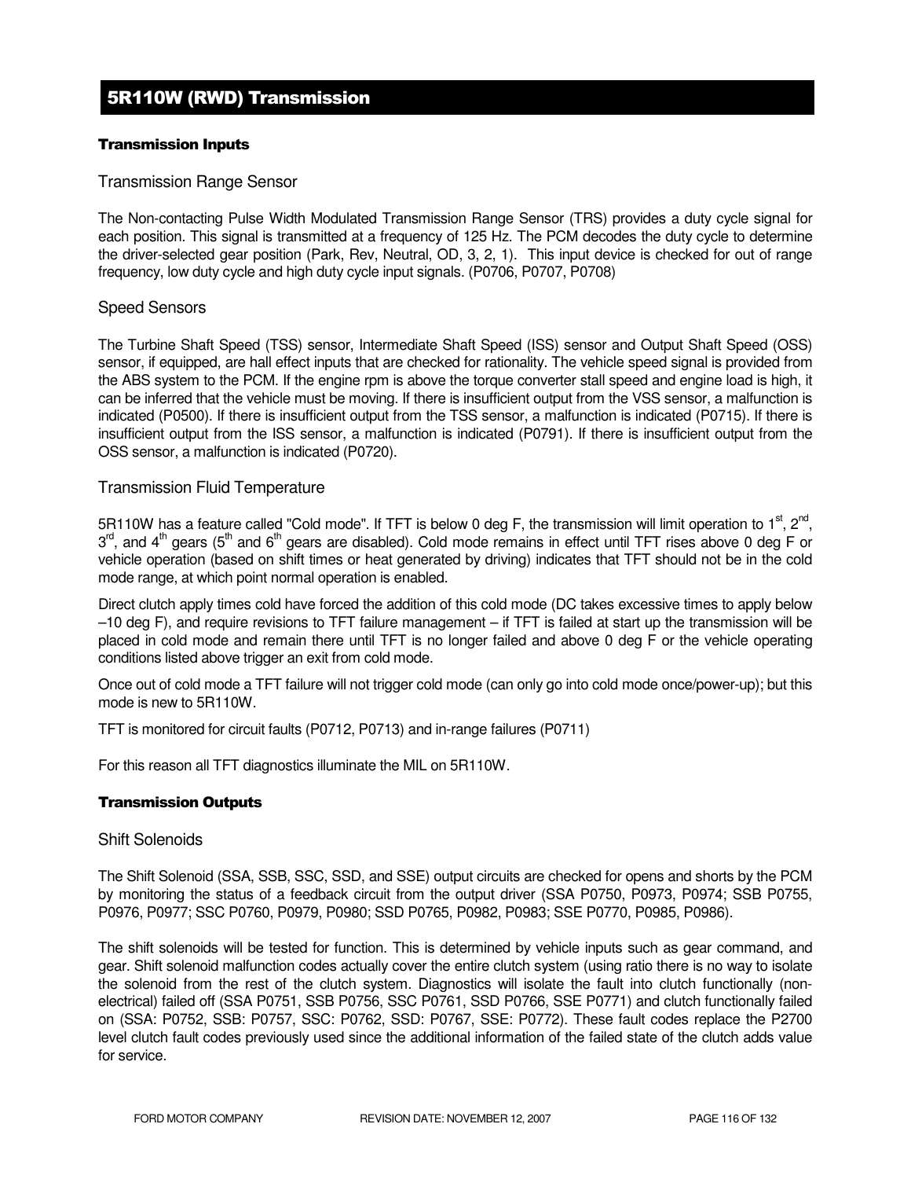# 5R110W (RWD) Transmission

**Transmission Inputs**

## Transmission Range Sensor

The Non-contacting Pulse Width Modulated Transmission Range Sensor (TRS) provides a duty cycle signal for each position. This signal is transmitted at a frequency of 125 Hz. The PCM decodes the duty cycle to determine the driver-selected gear position (Park, Rev, Neutral, OD, 3, 2, 1). This input device is checked for out of range frequency, low duty cycle and high duty cycle input signals. (P0706, P0707, P0708)

## Speed Sensors

The Turbine Shaft Speed (TSS) sensor, Intermediate Shaft Speed (ISS) sensor and Output Shaft Speed (OSS) sensor, if equipped, are hall effect inputs that are checked for rationality. The vehicle speed signal is provided from the ABS system to the PCM. If the engine rpm is above the torque converter stall speed and engine load is high, it can be inferred that the vehicle must be moving. If there is insufficient output from the VSS sensor, a malfunction is indicated (P0500). If there is insufficient output from the TSS sensor, a malfunction is indicated (P0715). If there is insufficient output from the ISS sensor, a malfunction is indicated (P0791). If there is insufficient output from the OSS sensor, a malfunction is indicated (P0720).

## Transmission Fluid Temperature

5R110W has a feature called "Cold mode". If TFT is below 0 deg F, the transmission will limit operation to 1st, 2nd, 3rd, and 4th gears (5th and 6th gears are disabled). Cold mode remains in effect until TFT rises above 0 deg F or vehicle operation (based on shift times or heat generated by driving) indicates that TFT should not be in the cold mode range, at which point normal operation is enabled.

Direct clutch apply times cold have forced the addition of this cold mode (DC takes excessive times to apply below –10 deg F), and require revisions to TFT failure management – if TFT is failed at start up the transmission will be placed in cold mode and remain there until TFT is no longer failed and above 0 deg F or the vehicle operating conditions listed above trigger an exit from cold mode.

Once out of cold mode a TFT failure will not trigger cold mode (can only go into cold mode once/power-up); but this mode is new to 5R110W.

TFT is monitored for circuit faults (P0712, P0713) and in-range failures (P0711)

For this reason all TFT diagnostics illuminate the MIL on 5R110W.

**Transmission Outputs**

## Shift Solenoids

The Shift Solenoid (SSA, SSB, SSC, SSD, and SSE) output circuits are checked for opens and shorts by the PCM by monitoring the status of a feedback circuit from the output driver (SSA P0750, P0973, P0974; SSB P0755, P0976, P0977; SSC P0760, P0979, P0980; SSD P0765, P0982, P0983; SSE P0770, P0985, P0986).

The shift solenoids will be tested for function. This is determined by vehicle inputs such as gear command, and gear. Shift solenoid malfunction codes actually cover the entire clutch system (using ratio there is no way to isolate the solenoid from the rest of the clutch system. Diagnostics will isolate the fault into clutch functionally (non-electrical) failed off (SSA P0751, SSB P0756, SSC P0761, SSD P0766, SSE P0771) and clutch functionally failed on (SSA: P0752, SSB: P0757, SSC: P0762, SSD: P0767, SSE: P0772). These fault codes replace the P2700 level clutch fault codes previously used since the additional information of the failed state of the clutch adds value for service.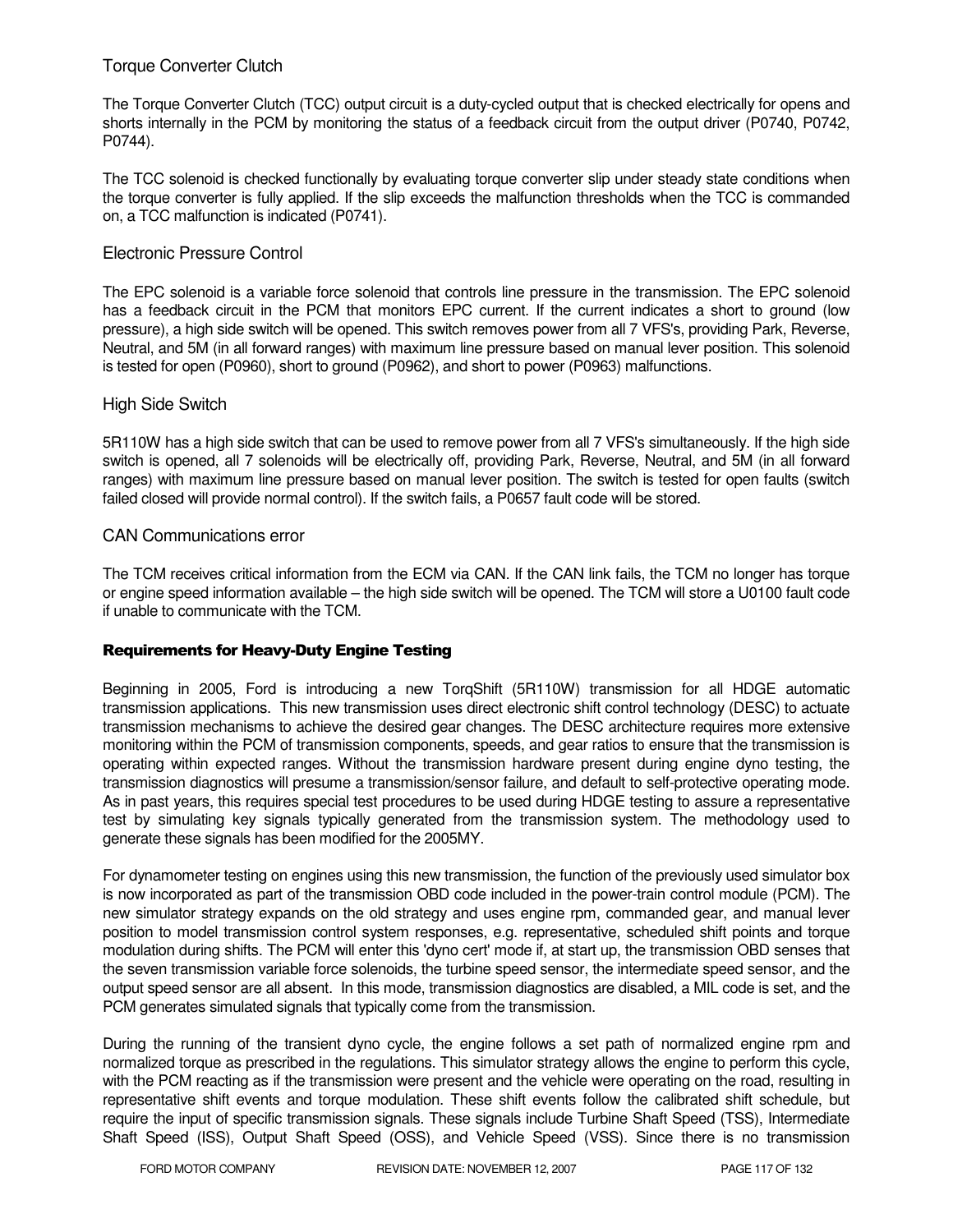### Torque Converter Clutch

The Torque Converter Clutch (TCC) output circuit is a duty-cycled output that is checked electrically for opens and shorts internally in the PCM by monitoring the status of a feedback circuit from the output driver (P0740, P0742, P0744).

The TCC solenoid is checked functionally by evaluating torque converter slip under steady state conditions when the torque converter is fully applied. If the slip exceeds the malfunction thresholds when the TCC is commanded on, a TCC malfunction is indicated (P0741).

### Electronic Pressure Control

The EPC solenoid is a variable force solenoid that controls line pressure in the transmission. The EPC solenoid has a feedback circuit in the PCM that monitors EPC current. If the current indicates a short to ground (low pressure), a high side switch will be opened. This switch removes power from all 7 VFS's, providing Park, Reverse, Neutral, and 5M (in all forward ranges) with maximum line pressure based on manual lever position. This solenoid is tested for open (P0960), short to ground (P0962), and short to power (P0963) malfunctions.

### High Side Switch

5R110W has a high side switch that can be used to remove power from all 7 VFS's simultaneously. If the high side switch is opened, all 7 solenoids will be electrically off, providing Park, Reverse, Neutral, and 5M (in all forward ranges) with maximum line pressure based on manual lever position. The switch is tested for open faults (switch failed closed will provide normal control). If the switch fails, a P0657 fault code will be stored.

### CAN Communications error

The TCM receives critical information from the ECM via CAN. If the CAN link fails, the TCM no longer has torque or engine speed information available – the high side switch will be opened. The TCM will store a U0100 fault code if unable to communicate with the TCM.

**Requirements for Heavy-Duty Engine Testing**

Beginning in 2005, Ford is introducing a new TorqShift (5R110W) transmission for all HDGE automatic transmission applications. This new transmission uses direct electronic shift control technology (DESC) to actuate transmission mechanisms to achieve the desired gear changes. The DESC architecture requires more extensive monitoring within the PCM of transmission components, speeds, and gear ratios to ensure that the transmission is operating within expected ranges. Without the transmission hardware present during engine dyno testing, the transmission diagnostics will presume a transmission/sensor failure, and default to self-protective operating mode. As in past years, this requires special test procedures to be used during HDGE testing to assure a representative test by simulating key signals typically generated from the transmission system. The methodology used to generate these signals has been modified for the 2005MY.

For dynamometer testing on engines using this new transmission, the function of the previously used simulator box is now incorporated as part of the transmission OBD code included in the power-train control module (PCM). The new simulator strategy expands on the old strategy and uses engine rpm, commanded gear, and manual lever position to model transmission control system responses, e.g. representative, scheduled shift points and torque modulation during shifts. The PCM will enter this 'dyno cert' mode if, at start up, the transmission OBD senses that the seven transmission variable force solenoids, the turbine speed sensor, the intermediate speed sensor, and the output speed sensor are all absent. In this mode, transmission diagnostics are disabled, a MIL code is set, and the PCM generates simulated signals that typically come from the transmission.

During the running of the transient dyno cycle, the engine follows a set path of normalized engine rpm and normalized torque as prescribed in the regulations. This simulator strategy allows the engine to perform this cycle, with the PCM reacting as if the transmission were present and the vehicle were operating on the road, resulting in representative shift events and torque modulation. These shift events follow the calibrated shift schedule, but require the input of specific transmission signals. These signals include Turbine Shaft Speed (TSS), Intermediate Shaft Speed (ISS), Output Shaft Speed (OSS), and Vehicle Speed (VSS). Since there is no transmission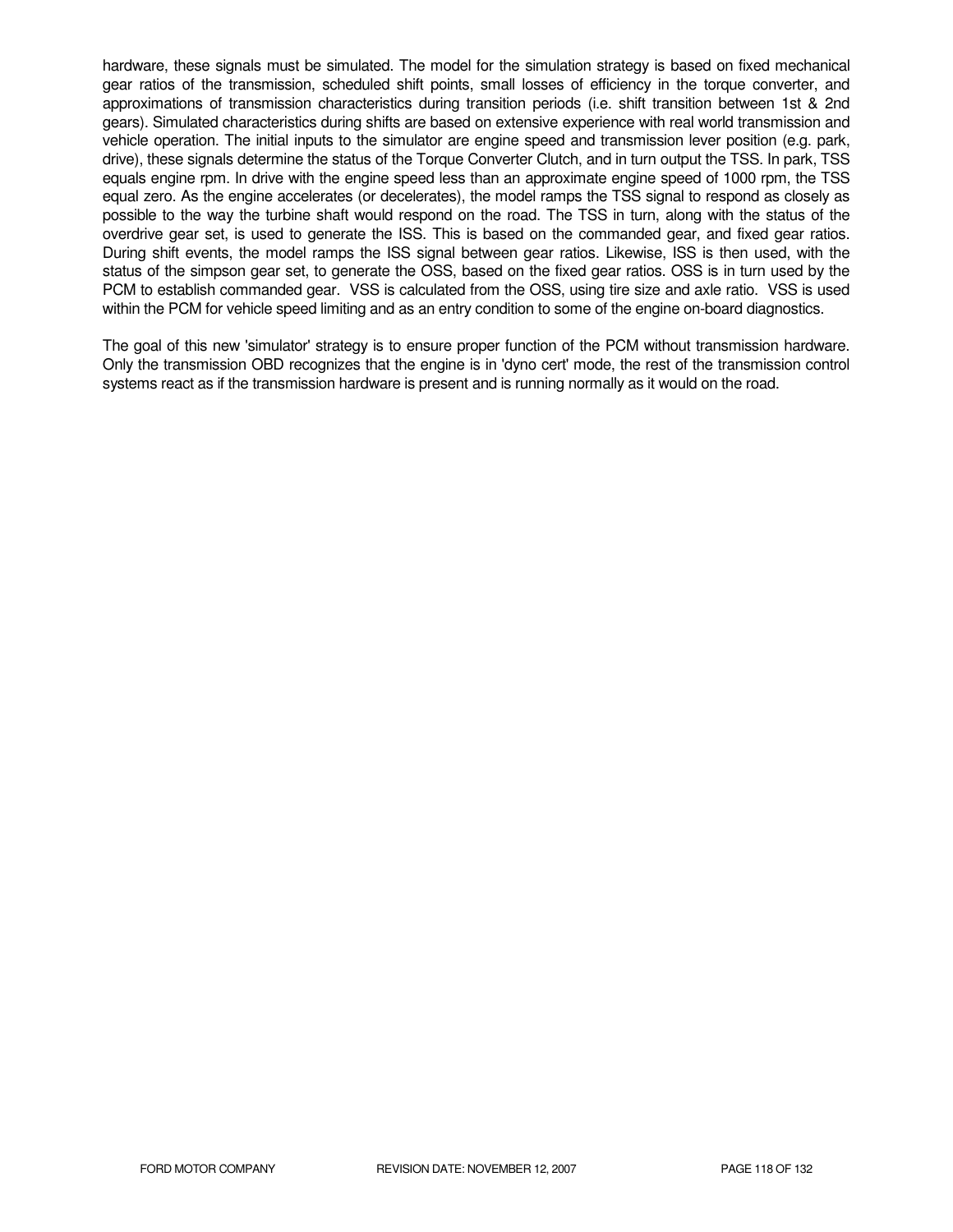hardware, these signals must be simulated. The model for the simulation strategy is based on fixed mechanical gear ratios of the transmission, scheduled shift points, small losses of efficiency in the torque converter, and approximations of transmission characteristics during transition periods (i.e. shift transition between 1st & 2nd gears). Simulated characteristics during shifts are based on extensive experience with real world transmission and vehicle operation. The initial inputs to the simulator are engine speed and transmission lever position (e.g. park, drive), these signals determine the status of the Torque Converter Clutch, and in turn output the TSS. In park, TSS equals engine rpm. In drive with the engine speed less than an approximate engine speed of 1000 rpm, the TSS equal zero. As the engine accelerates (or decelerates), the model ramps the TSS signal to respond as closely as possible to the way the turbine shaft would respond on the road. The TSS in turn, along with the status of the overdrive gear set, is used to generate the ISS. This is based on the commanded gear, and fixed gear ratios. During shift events, the model ramps the ISS signal between gear ratios. Likewise, ISS is then used, with the status of the simpson gear set, to generate the OSS, based on the fixed gear ratios. OSS is in turn used by the PCM to establish commanded gear. VSS is calculated from the OSS, using tire size and axle ratio. VSS is used within the PCM for vehicle speed limiting and as an entry condition to some of the engine on-board diagnostics.

The goal of this new 'simulator' strategy is to ensure proper function of the PCM without transmission hardware. Only the transmission OBD recognizes that the engine is in 'dyno cert' mode, the rest of the transmission control systems react as if the transmission hardware is present and is running normally as it would on the road.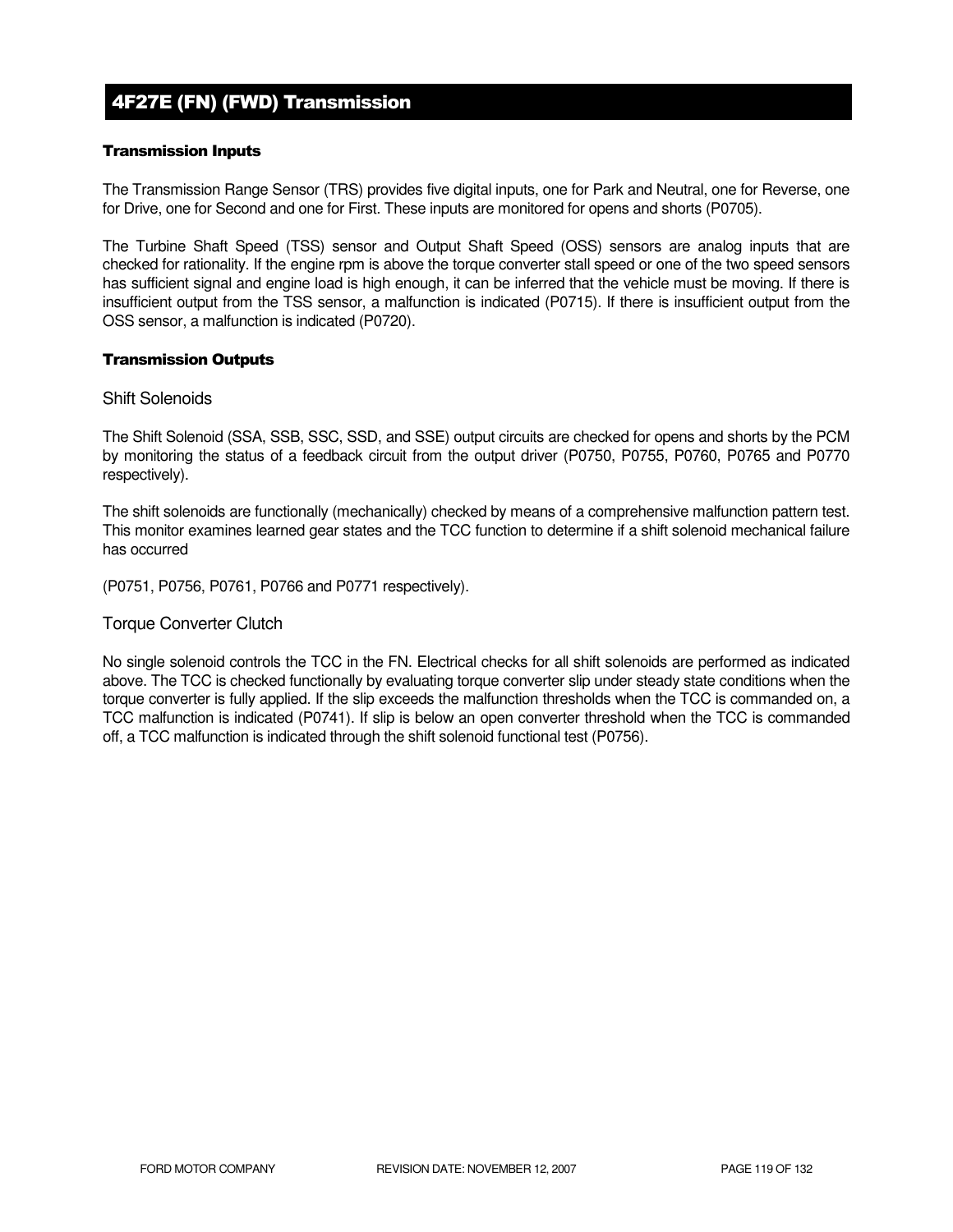## 4F27E (FN) (FWD) Transmission

### Transmission Inputs

The Transmission Range Sensor (TRS) provides five digital inputs, one for Park and Neutral, one for Reverse, one for Drive, one for Second and one for First. These inputs are monitored for opens and shorts (P0705).

The Turbine Shaft Speed (TSS) sensor and Output Shaft Speed (OSS) sensors are analog inputs that are checked for rationality. If the engine rpm is above the torque converter stall speed or one of the two speed sensors has sufficient signal and engine load is high enough, it can be inferred that the vehicle must be moving. If there is insufficient output from the TSS sensor, a malfunction is indicated (P0715). If there is insufficient output from the OSS sensor, a malfunction is indicated (P0720).

### Transmission Outputs

#### Shift Solenoids

The Shift Solenoid (SSA, SSB, SSC, SSD, and SSE) output circuits are checked for opens and shorts by the PCM by monitoring the status of a feedback circuit from the output driver (P0750, P0755, P0760, P0765 and P0770 respectively).

The shift solenoids are functionally (mechanically) checked by means of a comprehensive malfunction pattern test. This monitor examines learned gear states and the TCC function to determine if a shift solenoid mechanical failure has occurred

(P0751, P0756, P0761, P0766 and P0771 respectively).

#### Torque Converter Clutch

No single solenoid controls the TCC in the FN. Electrical checks for all shift solenoids are performed as indicated above. The TCC is checked functionally by evaluating torque converter slip under steady state conditions when the torque converter is fully applied. If the slip exceeds the malfunction thresholds when the TCC is commanded on, a TCC malfunction is indicated (P0741). If slip is below an open converter threshold when the TCC is commanded off, a TCC malfunction is indicated through the shift solenoid functional test (P0756).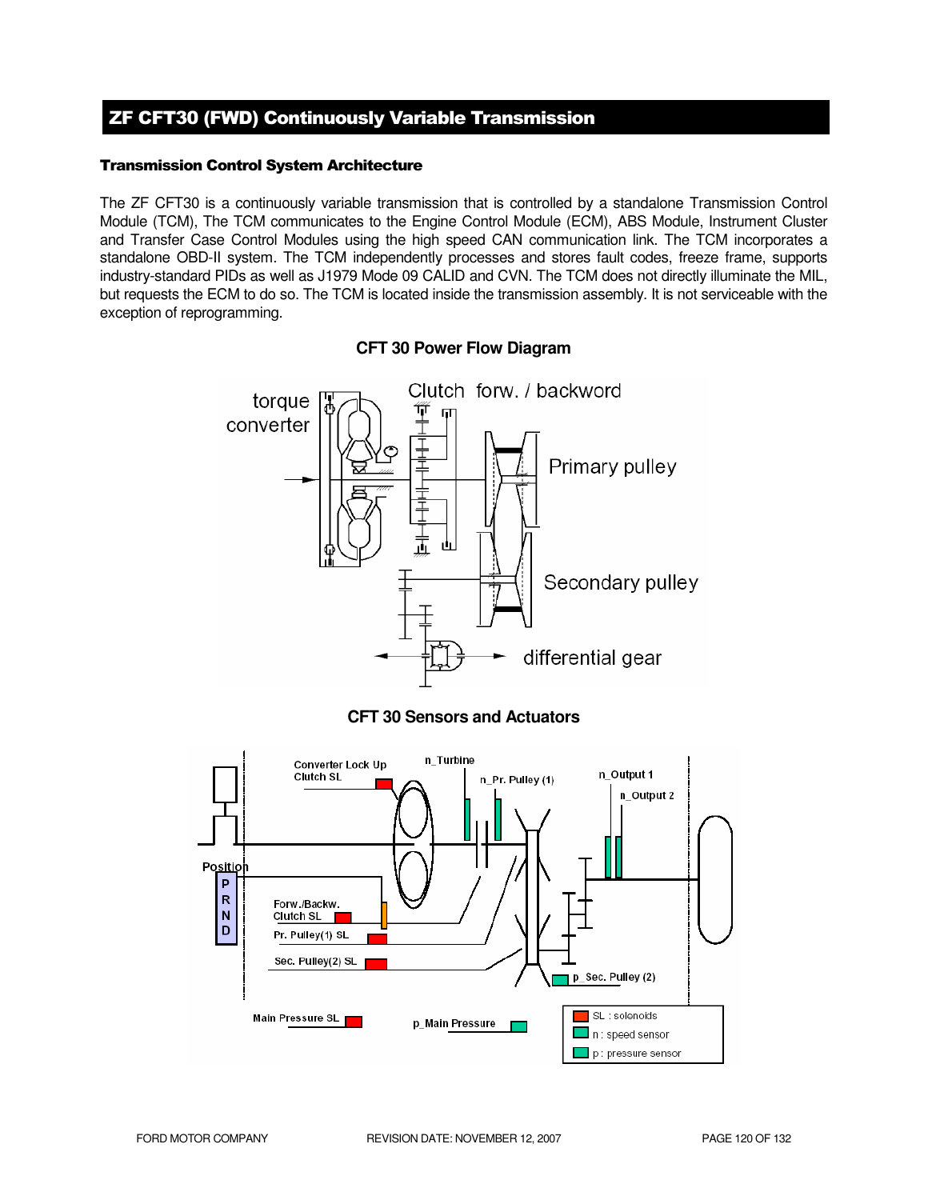# ZF CFT30 (FWD) Continuously Variable Transmission

### Transmission Control System Architecture

The ZF CFT30 is a continuously variable transmission that is controlled by a standalone Transmission Control Module (TCM), The TCM communicates to the Engine Control Module (ECM), ABS Module, Instrument Cluster and Transfer Case Control Modules using the high speed CAN communication link. The TCM incorporates a standalone OBD-II system. The TCM independently processes and stores fault codes, freeze frame, supports industry-standard PIDs as well as J1979 Mode 09 CALID and CVN. The TCM does not directly illuminate the MIL, but requests the ECM to do so. The TCM is located inside the transmission assembly. It is not serviceable with the exception of reprogramming.

**CFT 30 Power Flow Diagram**

**CFT 30 Sensors and Actuators**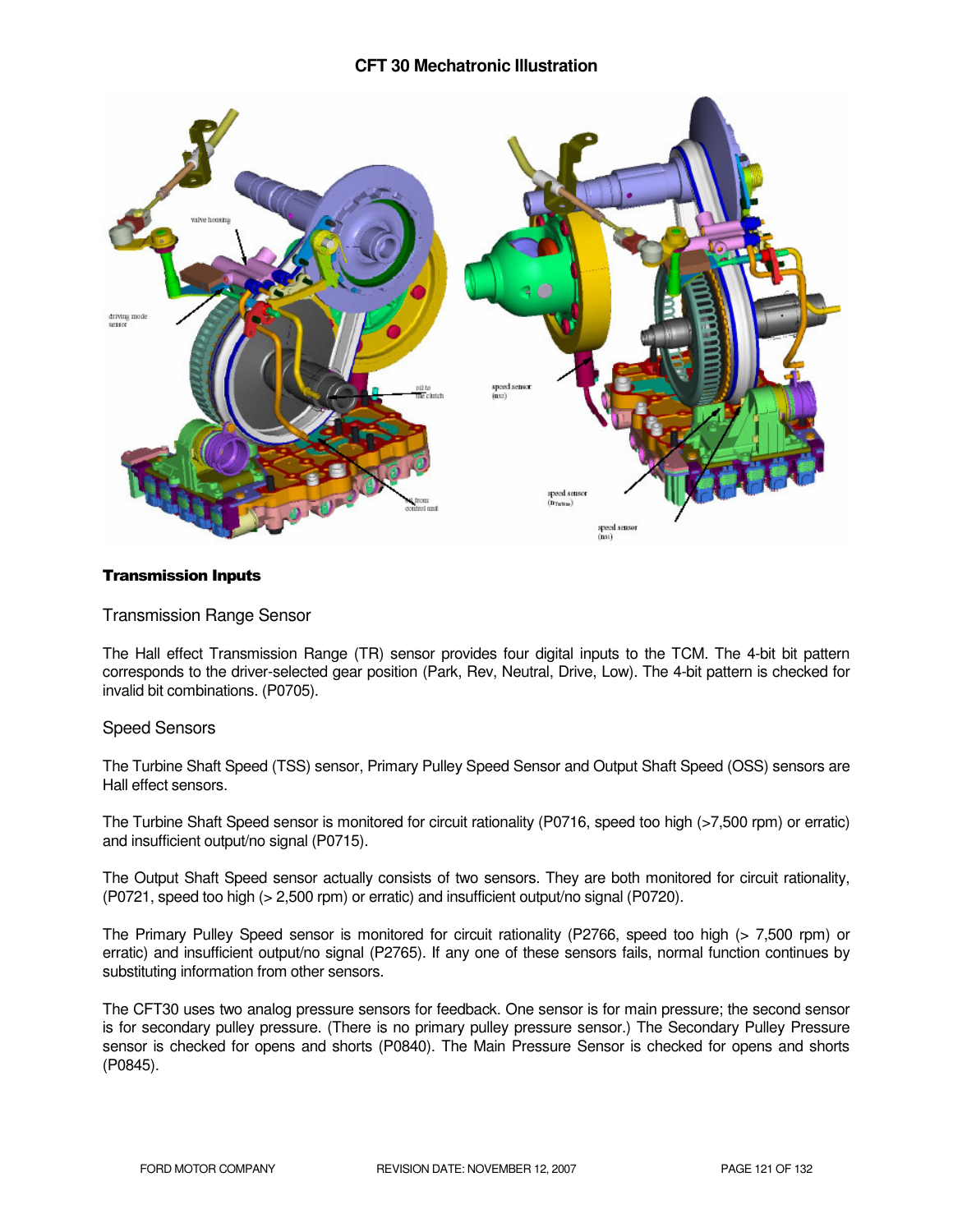## CFT 30 Mechatronic Illustration

### Transmission Inputs

#### Transmission Range Sensor

The Hall effect Transmission Range (TR) sensor provides four digital inputs to the TCM. The 4-bit bit pattern corresponds to the driver-selected gear position (Park, Rev, Neutral, Drive, Low). The 4-bit pattern is checked for invalid bit combinations. (P0705).

#### Speed Sensors

The Turbine Shaft Speed (TSS) sensor, Primary Pulley Speed Sensor and Output Shaft Speed (OSS) sensors are Hall effect sensors.

The Turbine Shaft Speed sensor is monitored for circuit rationality (P0716, speed too high (>7,500 rpm) or erratic) and insufficient output/no signal (P0715).

The Output Shaft Speed sensor actually consists of two sensors. They are both monitored for circuit rationality, (P0721, speed too high (> 2,500 rpm) or erratic) and insufficient output/no signal (P0720).

The Primary Pulley Speed sensor is monitored for circuit rationality (P2766, speed too high (> 7,500 rpm) or erratic) and insufficient output/no signal (P2765). If any one of these sensors fails, normal function continues by substituting information from other sensors.

The CFT30 uses two analog pressure sensors for feedback. One sensor is for main pressure; the second sensor is for secondary pulley pressure. (There is no primary pulley pressure sensor.) The Secondary Pulley Pressure sensor is checked for opens and shorts (P0840). The Main Pressure Sensor is checked for opens and shorts (P0845).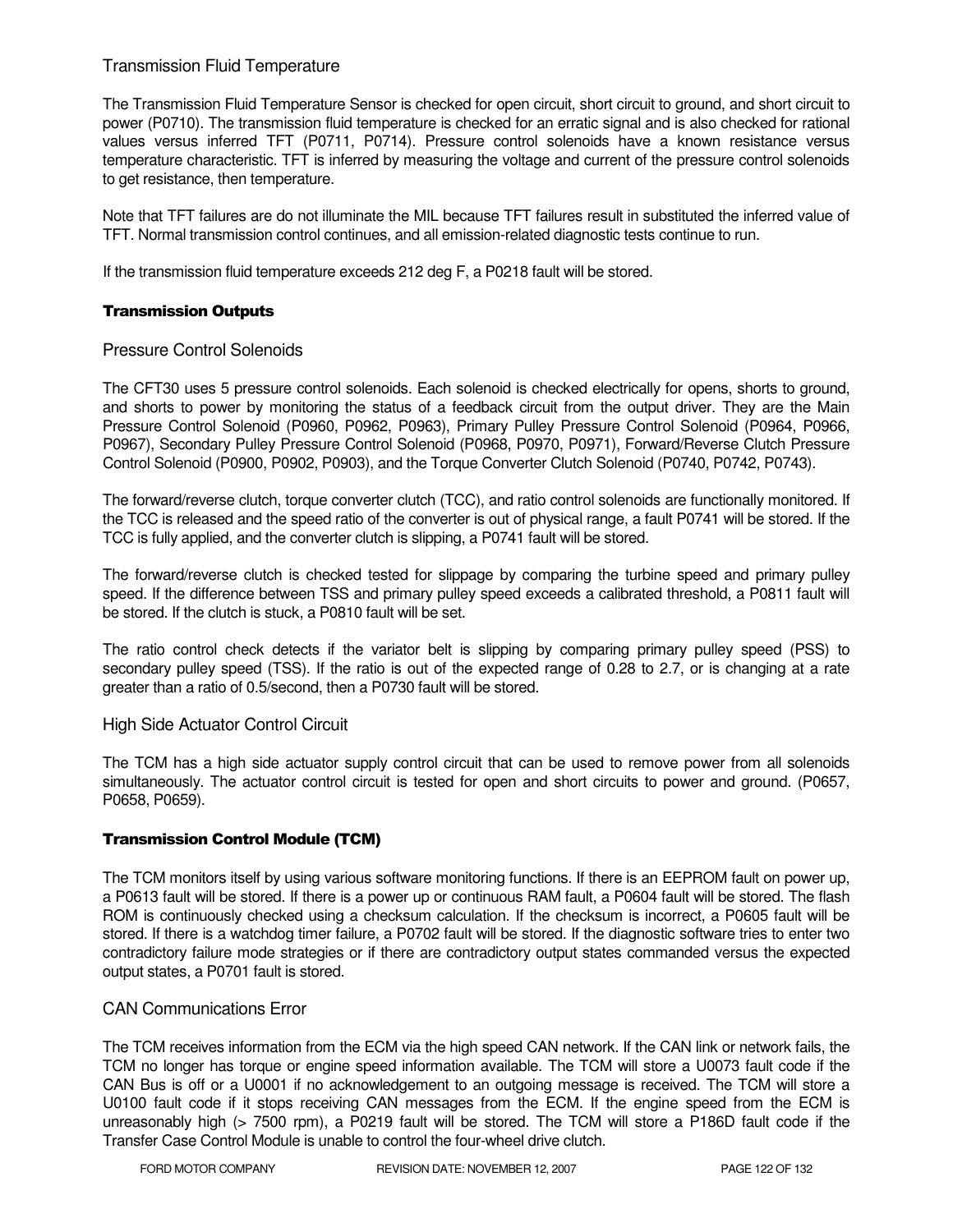## Transmission Fluid Temperature

The Transmission Fluid Temperature Sensor is checked for open circuit, short circuit to ground, and short circuit to power (P0710). The transmission fluid temperature is checked for an erratic signal and is also checked for rational values versus inferred TFT (P0711, P0714). Pressure control solenoids have a known resistance versus temperature characteristic. TFT is inferred by measuring the voltage and current of the pressure control solenoids to get resistance, then temperature.

Note that TFT failures are do not illuminate the MIL because TFT failures result in substituted the inferred value of TFT. Normal transmission control continues, and all emission-related diagnostic tests continue to run.

If the transmission fluid temperature exceeds 212 deg F, a P0218 fault will be stored.

### Transmission Outputs

## Pressure Control Solenoids

The CFT30 uses 5 pressure control solenoids. Each solenoid is checked electrically for opens, shorts to ground, and shorts to power by monitoring the status of a feedback circuit from the output driver. They are the Main Pressure Control Solenoid (P0960, P0962, P0963), Primary Pulley Pressure Control Solenoid (P0964, P0966, P0967), Secondary Pulley Pressure Control Solenoid (P0968, P0970, P0971), Forward/Reverse Clutch Pressure Control Solenoid (P0900, P0902, P0903), and the Torque Converter Clutch Solenoid (P0740, P0742, P0743).

The forward/reverse clutch, torque converter clutch (TCC), and ratio control solenoids are functionally monitored. If the TCC is released and the speed ratio of the converter is out of physical range, a fault P0741 will be stored. If the TCC is fully applied, and the converter clutch is slipping, a P0741 fault will be stored.

The forward/reverse clutch is checked tested for slippage by comparing the turbine speed and primary pulley speed. If the difference between TSS and primary pulley speed exceeds a calibrated threshold, a P0811 fault will be stored. If the clutch is stuck, a P0810 fault will be set.

The ratio control check detects if the variator belt is slipping by comparing primary pulley speed (PSS) to secondary pulley speed (TSS). If the ratio is out of the expected range of 0.28 to 2.7, or is changing at a rate greater than a ratio of 0.5/second, then a P0730 fault will be stored.

## High Side Actuator Control Circuit

The TCM has a high side actuator supply control circuit that can be used to remove power from all solenoids simultaneously. The actuator control circuit is tested for open and short circuits to power and ground. (P0657, P0658, P0659).

### Transmission Control Module (TCM)

The TCM monitors itself by using various software monitoring functions. If there is an EEPROM fault on power up, a P0613 fault will be stored. If there is a power up or continuous RAM fault, a P0604 fault will be stored. The flash ROM is continuously checked using a checksum calculation. If the checksum is incorrect, a P0605 fault will be stored. If there is a watchdog timer failure, a P0702 fault will be stored. If the diagnostic software tries to enter two contradictory failure mode strategies or if there are contradictory output states commanded versus the expected output states, a P0701 fault is stored.

## CAN Communications Error

The TCM receives information from the ECM via the high speed CAN network. If the CAN link or network fails, the TCM no longer has torque or engine speed information available. The TCM will store a U0073 fault code if the CAN Bus is off or a U0001 if no acknowledgement to an outgoing message is received. The TCM will store a U0100 fault code if it stops receiving CAN messages from the ECM. If the engine speed from the ECM is unreasonably high (> 7500 rpm), a P0219 fault will be stored. The TCM will store a P186D fault code if the Transfer Case Control Module is unable to control the four-wheel drive clutch.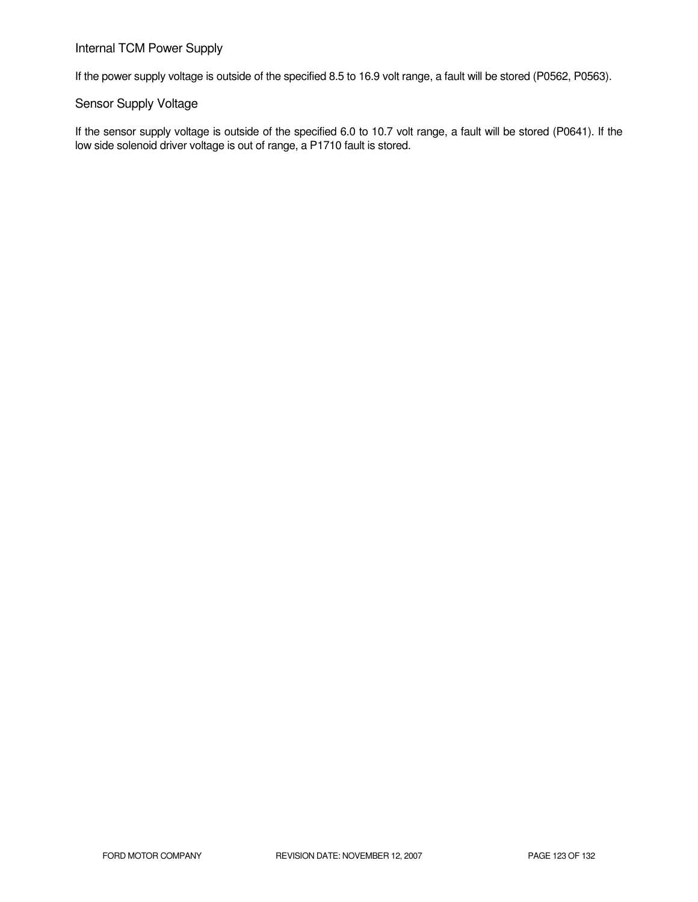### Internal TCM Power Supply

If the power supply voltage is outside of the specified 8.5 to 16.9 volt range, a fault will be stored (P0562, P0563).

### Sensor Supply Voltage

If the sensor supply voltage is outside of the specified 6.0 to 10.7 volt range, a fault will be stored (P0641). If the low side solenoid driver voltage is out of range, a P1710 fault is stored.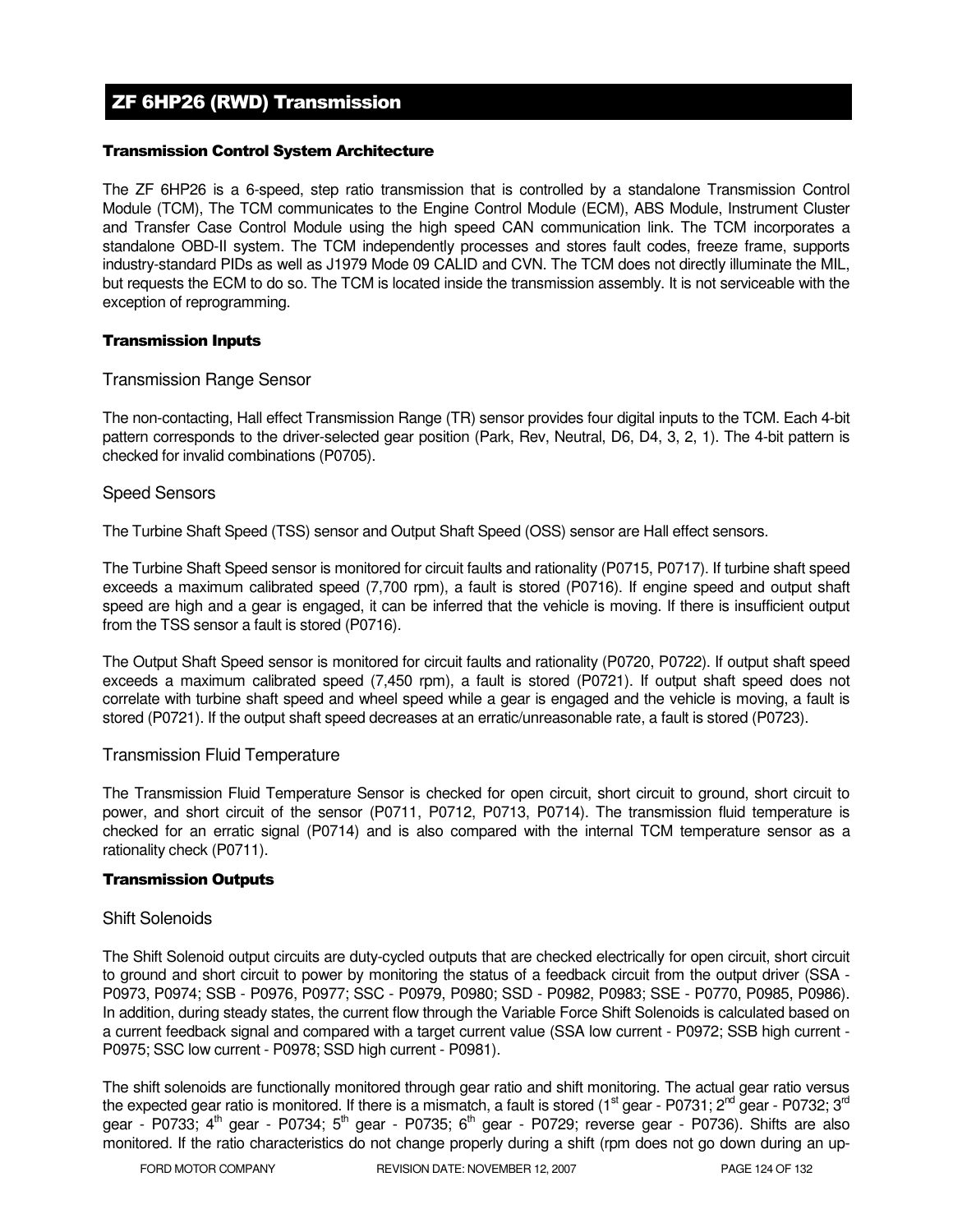# ZF 6HP26 (RWD) Transmission

### Transmission Control System Architecture

The ZF 6HP26 is a 6-speed, step ratio transmission that is controlled by a standalone Transmission Control Module (TCM), The TCM communicates to the Engine Control Module (ECM), ABS Module, Instrument Cluster and Transfer Case Control Module using the high speed CAN communication link. The TCM incorporates a standalone OBD-II system. The TCM independently processes and stores fault codes, freeze frame, supports industry-standard PIDs as well as J1979 Mode 09 CALID and CVN. The TCM does not directly illuminate the MIL, but requests the ECM to do so. The TCM is located inside the transmission assembly. It is not serviceable with the exception of reprogramming.

### Transmission Inputs

#### Transmission Range Sensor

The non-contacting, Hall effect Transmission Range (TR) sensor provides four digital inputs to the TCM. Each 4-bit pattern corresponds to the driver-selected gear position (Park, Rev, Neutral, D6, D4, 3, 2, 1). The 4-bit pattern is checked for invalid combinations (P0705).

#### Speed Sensors

The Turbine Shaft Speed (TSS) sensor and Output Shaft Speed (OSS) sensor are Hall effect sensors.

The Turbine Shaft Speed sensor is monitored for circuit faults and rationality (P0715, P0717). If turbine shaft speed exceeds a maximum calibrated speed (7,700 rpm), a fault is stored (P0716). If engine speed and output shaft speed are high and a gear is engaged, it can be inferred that the vehicle is moving. If there is insufficient output from the TSS sensor a fault is stored (P0716).

The Output Shaft Speed sensor is monitored for circuit faults and rationality (P0720, P0722). If output shaft speed exceeds a maximum calibrated speed (7,450 rpm), a fault is stored (P0721). If output shaft speed does not correlate with turbine shaft speed and wheel speed while a gear is engaged and the vehicle is moving, a fault is stored (P0721). If the output shaft speed decreases at an erratic/unreasonable rate, a fault is stored (P0723).

#### Transmission Fluid Temperature

The Transmission Fluid Temperature Sensor is checked for open circuit, short circuit to ground, short circuit to power, and short circuit of the sensor (P0711, P0712, P0713, P0714). The transmission fluid temperature is checked for an erratic signal (P0714) and is also compared with the internal TCM temperature sensor as a rationality check (P0711).

### Transmission Outputs

#### Shift Solenoids

The Shift Solenoid output circuits are duty-cycled outputs that are checked electrically for open circuit, short circuit to ground and short circuit to power by monitoring the status of a feedback circuit from the output driver (SSA - P0973, P0974; SSB - P0976, P0977; SSC - P0979, P0980; SSD - P0982, P0983; SSE - P0770, P0985, P0986). In addition, during steady states, the current flow through the Variable Force Shift Solenoids is calculated based on a current feedback signal and compared with a target current value (SSA low current - P0972; SSB high current - P0975; SSC low current - P0978; SSD high current - P0981).

The shift solenoids are functionally monitored through gear ratio and shift monitoring. The actual gear ratio versus the expected gear ratio is monitored. If there is a mismatch, a fault is stored (1st gear - P0731; 2nd gear - P0732; 3rd gear - P0733; 4th gear - P0734; 5th gear - P0735; 6th gear - P0729; reverse gear - P0736). Shifts are also monitored. If the ratio characteristics do not change properly during a shift (rpm does not go down during an up-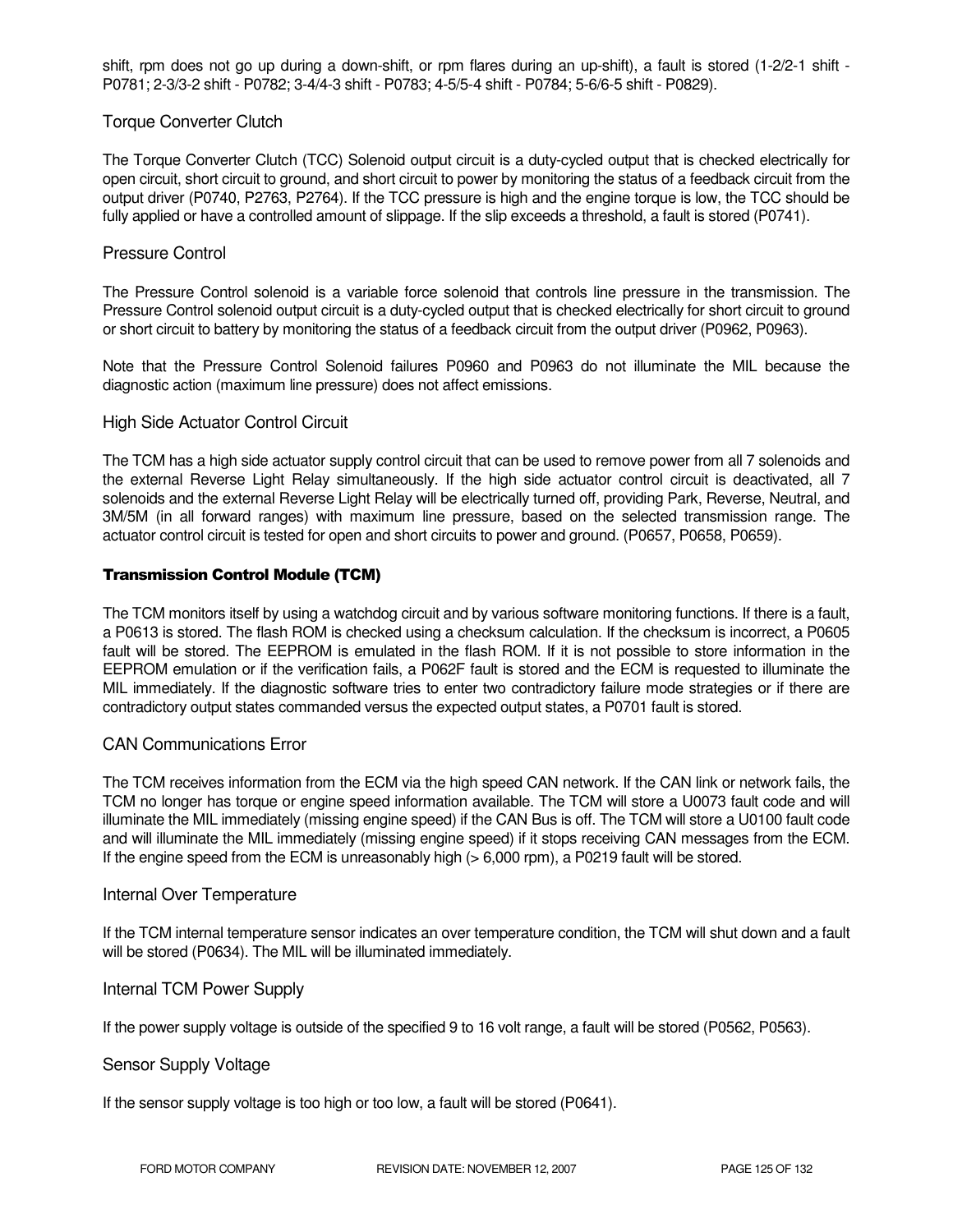shift, rpm does not go up during a down-shift, or rpm flares during an up-shift), a fault is stored (1-2/2-1 shift - P0781; 2-3/3-2 shift - P0782; 3-4/4-3 shift - P0783; 4-5/5-4 shift - P0784; 5-6/6-5 shift - P0829).

### Torque Converter Clutch

The Torque Converter Clutch (TCC) Solenoid output circuit is a duty-cycled output that is checked electrically for open circuit, short circuit to ground, and short circuit to power by monitoring the status of a feedback circuit from the output driver (P0740, P2763, P2764). If the TCC pressure is high and the engine torque is low, the TCC should be fully applied or have a controlled amount of slippage. If the slip exceeds a threshold, a fault is stored (P0741).

### Pressure Control

The Pressure Control solenoid is a variable force solenoid that controls line pressure in the transmission. The Pressure Control solenoid output circuit is a duty-cycled output that is checked electrically for short circuit to ground or short circuit to battery by monitoring the status of a feedback circuit from the output driver (P0962, P0963).

Note that the Pressure Control Solenoid failures P0960 and P0963 do not illuminate the MIL because the diagnostic action (maximum line pressure) does not affect emissions.

### High Side Actuator Control Circuit

The TCM has a high side actuator supply control circuit that can be used to remove power from all 7 solenoids and the external Reverse Light Relay simultaneously. If the high side actuator control circuit is deactivated, all 7 solenoids and the external Reverse Light Relay will be electrically turned off, providing Park, Reverse, Neutral, and 3M/5M (in all forward ranges) with maximum line pressure, based on the selected transmission range. The actuator control circuit is tested for open and short circuits to power and ground. (P0657, P0658, P0659).

#### Transmission Control Module (TCM)

The TCM monitors itself by using a watchdog circuit and by various software monitoring functions. If there is a fault, a P0613 is stored. The flash ROM is checked using a checksum calculation. If the checksum is incorrect, a P0605 fault will be stored. The EEPROM is emulated in the flash ROM. If it is not possible to store information in the EEPROM emulation or if the verification fails, a P062F fault is stored and the ECM is requested to illuminate the MIL immediately. If the diagnostic software tries to enter two contradictory failure mode strategies or if there are contradictory output states commanded versus the expected output states, a P0701 fault is stored.

### CAN Communications Error

The TCM receives information from the ECM via the high speed CAN network. If the CAN link or network fails, the TCM no longer has torque or engine speed information available. The TCM will store a U0073 fault code and will illuminate the MIL immediately (missing engine speed) if the CAN Bus is off. The TCM will store a U0100 fault code and will illuminate the MIL immediately (missing engine speed) if it stops receiving CAN messages from the ECM. If the engine speed from the ECM is unreasonably high (> 6,000 rpm), a P0219 fault will be stored.

### Internal Over Temperature

If the TCM internal temperature sensor indicates an over temperature condition, the TCM will shut down and a fault will be stored (P0634). The MIL will be illuminated immediately.

### Internal TCM Power Supply

If the power supply voltage is outside of the specified 9 to 16 volt range, a fault will be stored (P0562, P0563).

### Sensor Supply Voltage

If the sensor supply voltage is too high or too low, a fault will be stored (P0641).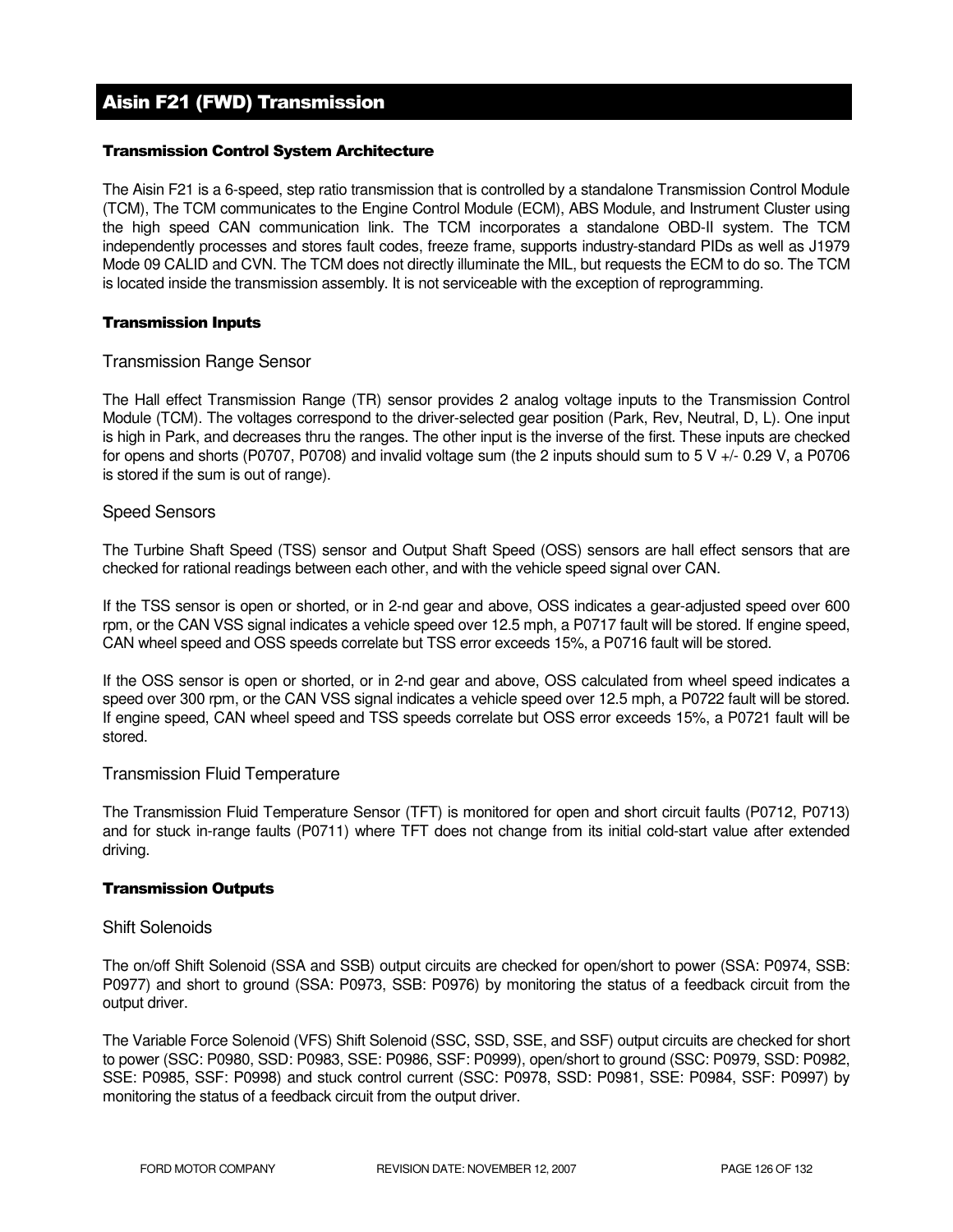# Aisin F21 (FWD) Transmission

### Transmission Control System Architecture

The Aisin F21 is a 6-speed, step ratio transmission that is controlled by a standalone Transmission Control Module (TCM), The TCM communicates to the Engine Control Module (ECM), ABS Module, and Instrument Cluster using the high speed CAN communication link. The TCM incorporates a standalone OBD-II system. The TCM independently processes and stores fault codes, freeze frame, supports industry-standard PIDs as well as J1979 Mode 09 CALID and CVN. The TCM does not directly illuminate the MIL, but requests the ECM to do so. The TCM is located inside the transmission assembly. It is not serviceable with the exception of reprogramming.

### Transmission Inputs

#### Transmission Range Sensor

The Hall effect Transmission Range (TR) sensor provides 2 analog voltage inputs to the Transmission Control Module (TCM). The voltages correspond to the driver-selected gear position (Park, Rev, Neutral, D, L). One input is high in Park, and decreases thru the ranges. The other input is the inverse of the first. These inputs are checked for opens and shorts (P0707, P0708) and invalid voltage sum (the 2 inputs should sum to 5 V +/- 0.29 V, a P0706 is stored if the sum is out of range).

#### Speed Sensors

The Turbine Shaft Speed (TSS) sensor and Output Shaft Speed (OSS) sensors are hall effect sensors that are checked for rational readings between each other, and with the vehicle speed signal over CAN.

If the TSS sensor is open or shorted, or in 2-nd gear and above, OSS indicates a gear-adjusted speed over 600 rpm, or the CAN VSS signal indicates a vehicle speed over 12.5 mph, a P0717 fault will be stored. If engine speed, CAN wheel speed and OSS speeds correlate but TSS error exceeds 15%, a P0716 fault will be stored.

If the OSS sensor is open or shorted, or in 2-nd gear and above, OSS calculated from wheel speed indicates a speed over 300 rpm, or the CAN VSS signal indicates a vehicle speed over 12.5 mph, a P0722 fault will be stored. If engine speed, CAN wheel speed and TSS speeds correlate but OSS error exceeds 15%, a P0721 fault will be stored.

#### Transmission Fluid Temperature

The Transmission Fluid Temperature Sensor (TFT) is monitored for open and short circuit faults (P0712, P0713) and for stuck in-range faults (P0711) where TFT does not change from its initial cold-start value after extended driving.

### Transmission Outputs

#### Shift Solenoids

The on/off Shift Solenoid (SSA and SSB) output circuits are checked for open/short to power (SSA: P0974, SSB: P0977) and short to ground (SSA: P0973, SSB: P0976) by monitoring the status of a feedback circuit from the output driver.

The Variable Force Solenoid (VFS) Shift Solenoid (SSC, SSD, SSE, and SSF) output circuits are checked for short to power (SSC: P0980, SSD: P0983, SSE: P0986, SSF: P0999), open/short to ground (SSC: P0979, SSD: P0982, SSE: P0985, SSF: P0998) and stuck control current (SSC: P0978, SSD: P0981, SSE: P0984, SSF: P0997) by monitoring the status of a feedback circuit from the output driver.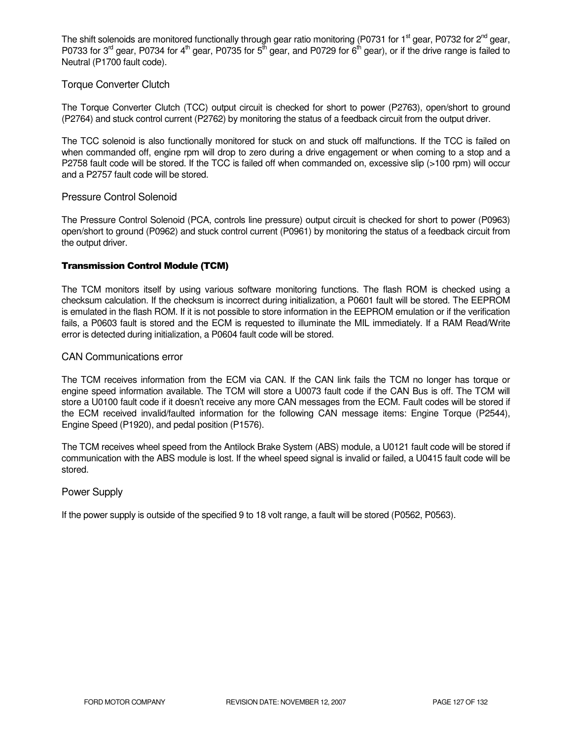The shift solenoids are monitored functionally through gear ratio monitoring (P0731 for 1st gear, P0732 for 2nd gear, P0733 for 3rd gear, P0734 for 4th gear, P0735 for 5th gear, and P0729 for 6th gear), or if the drive range is failed to Neutral (P1700 fault code).

## Torque Converter Clutch

The Torque Converter Clutch (TCC) output circuit is checked for short to power (P2763), open/short to ground (P2764) and stuck control current (P2762) by monitoring the status of a feedback circuit from the output driver.

The TCC solenoid is also functionally monitored for stuck on and stuck off malfunctions. If the TCC is failed on when commanded off, engine rpm will drop to zero during a drive engagement or when coming to a stop and a P2758 fault code will be stored. If the TCC is failed off when commanded on, excessive slip (>100 rpm) will occur and a P2757 fault code will be stored.

## Pressure Control Solenoid

The Pressure Control Solenoid (PCA, controls line pressure) output circuit is checked for short to power (P0963) open/short to ground (P0962) and stuck control current (P0961) by monitoring the status of a feedback circuit from the output driver.

### Transmission Control Module (TCM)

The TCM monitors itself by using various software monitoring functions. The flash ROM is checked using a checksum calculation. If the checksum is incorrect during initialization, a P0601 fault will be stored. The EEPROM is emulated in the flash ROM. If it is not possible to store information in the EEPROM emulation or if the verification fails, a P0603 fault is stored and the ECM is requested to illuminate the MIL immediately. If a RAM Read/Write error is detected during initialization, a P0604 fault code will be stored.

## CAN Communications error

The TCM receives information from the ECM via CAN. If the CAN link fails the TCM no longer has torque or engine speed information available. The TCM will store a U0073 fault code if the CAN Bus is off. The TCM will store a U0100 fault code if it doesn't receive any more CAN messages from the ECM. Fault codes will be stored if the ECM received invalid/faulted information for the following CAN message items: Engine Torque (P2544), Engine Speed (P1920), and pedal position (P1576).

The TCM receives wheel speed from the Antilock Brake System (ABS) module, a U0121 fault code will be stored if communication with the ABS module is lost. If the wheel speed signal is invalid or failed, a U0415 fault code will be stored.

## Power Supply

If the power supply is outside of the specified 9 to 18 volt range, a fault will be stored (P0562, P0563).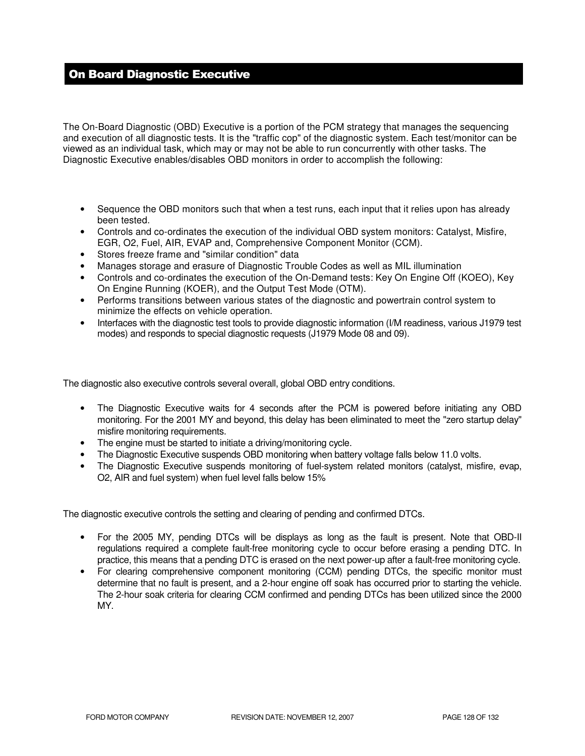# On Board Diagnostic Executive

The On-Board Diagnostic (OBD) Executive is a portion of the PCM strategy that manages the sequencing and execution of all diagnostic tests. It is the "traffic cop" of the diagnostic system. Each test/monitor can be viewed as an individual task, which may or may not be able to run concurrently with other tasks. The Diagnostic Executive enables/disables OBD monitors in order to accomplish the following:

- Sequence the OBD monitors such that when a test runs, each input that it relies upon has already been tested.
- Controls and co-ordinates the execution of the individual OBD system monitors: Catalyst, Misfire, EGR, O2, Fuel, AIR, EVAP and, Comprehensive Component Monitor (CCM).
- Stores freeze frame and "similar condition" data
- Manages storage and erasure of Diagnostic Trouble Codes as well as MIL illumination
- Controls and co-ordinates the execution of the On-Demand tests: Key On Engine Off (KOEO), Key On Engine Running (KOER), and the Output Test Mode (OTM).
- Performs transitions between various states of the diagnostic and powertrain control system to minimize the effects on vehicle operation.
- Interfaces with the diagnostic test tools to provide diagnostic information (I/M readiness, various J1979 test modes) and responds to special diagnostic requests (J1979 Mode 08 and 09).

The diagnostic also executive controls several overall, global OBD entry conditions.

- The Diagnostic Executive waits for 4 seconds after the PCM is powered before initiating any OBD monitoring. For the 2001 MY and beyond, this delay has been eliminated to meet the "zero startup delay" misfire monitoring requirements.
- The engine must be started to initiate a driving/monitoring cycle.
- The Diagnostic Executive suspends OBD monitoring when battery voltage falls below 11.0 volts.
- The Diagnostic Executive suspends monitoring of fuel-system related monitors (catalyst, misfire, evap, O2, AIR and fuel system) when fuel level falls below 15%

The diagnostic executive controls the setting and clearing of pending and confirmed DTCs.

- For the 2005 MY, pending DTCs will be displays as long as the fault is present. Note that OBD-II regulations required a complete fault-free monitoring cycle to occur before erasing a pending DTC. In practice, this means that a pending DTC is erased on the next power-up after a fault-free monitoring cycle.
- For clearing comprehensive component monitoring (CCM) pending DTCs, the specific monitor must determine that no fault is present, and a 2-hour engine off soak has occurred prior to starting the vehicle. The 2-hour soak criteria for clearing CCM confirmed and pending DTCs has been utilized since the 2000 MY.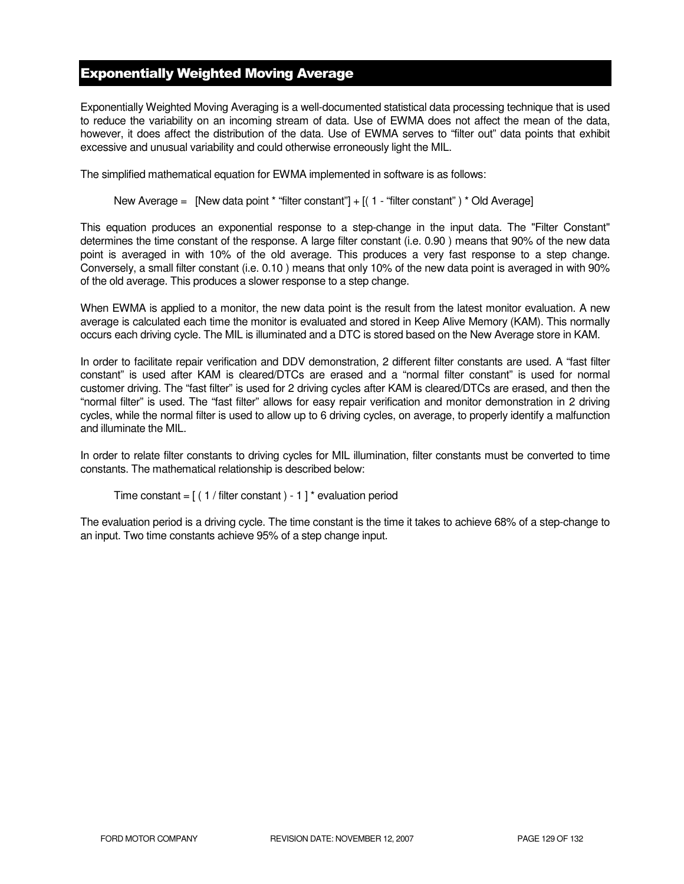## Exponentially Weighted Moving Average

Exponentially Weighted Moving Averaging is a well-documented statistical data processing technique that is used to reduce the variability on an incoming stream of data. Use of EWMA does not affect the mean of the data, however, it does affect the distribution of the data. Use of EWMA serves to “filter out” data points that exhibit excessive and unusual variability and could otherwise erroneously light the MIL.

The simplified mathematical equation for EWMA implemented in software is as follows:

New Average = [New data point * “filter constant”] + [( 1 - “filter constant” ) * Old Average]

This equation produces an exponential response to a step-change in the input data. The "Filter Constant" determines the time constant of the response. A large filter constant (i.e. 0.90 ) means that 90% of the new data point is averaged in with 10% of the old average. This produces a very fast response to a step change. Conversely, a small filter constant (i.e. 0.10 ) means that only 10% of the new data point is averaged in with 90% of the old average. This produces a slower response to a step change.

When EWMA is applied to a monitor, the new data point is the result from the latest monitor evaluation. A new average is calculated each time the monitor is evaluated and stored in Keep Alive Memory (KAM). This normally occurs each driving cycle. The MIL is illuminated and a DTC is stored based on the New Average store in KAM.

In order to facilitate repair verification and DDV demonstration, 2 different filter constants are used. A “fast filter constant” is used after KAM is cleared/DTCs are erased and a “normal filter constant” is used for normal customer driving. The “fast filter” is used for 2 driving cycles after KAM is cleared/DTCs are erased, and then the “normal filter” is used. The “fast filter” allows for easy repair verification and monitor demonstration in 2 driving cycles, while the normal filter is used to allow up to 6 driving cycles, on average, to properly identify a malfunction and illuminate the MIL.

In order to relate filter constants to driving cycles for MIL illumination, filter constants must be converted to time constants. The mathematical relationship is described below:

Time constant = [ ( 1 / filter constant ) - 1 ] * evaluation period

The evaluation period is a driving cycle. The time constant is the time it takes to achieve 68% of a step-change to an input. Two time constants achieve 95% of a step change input.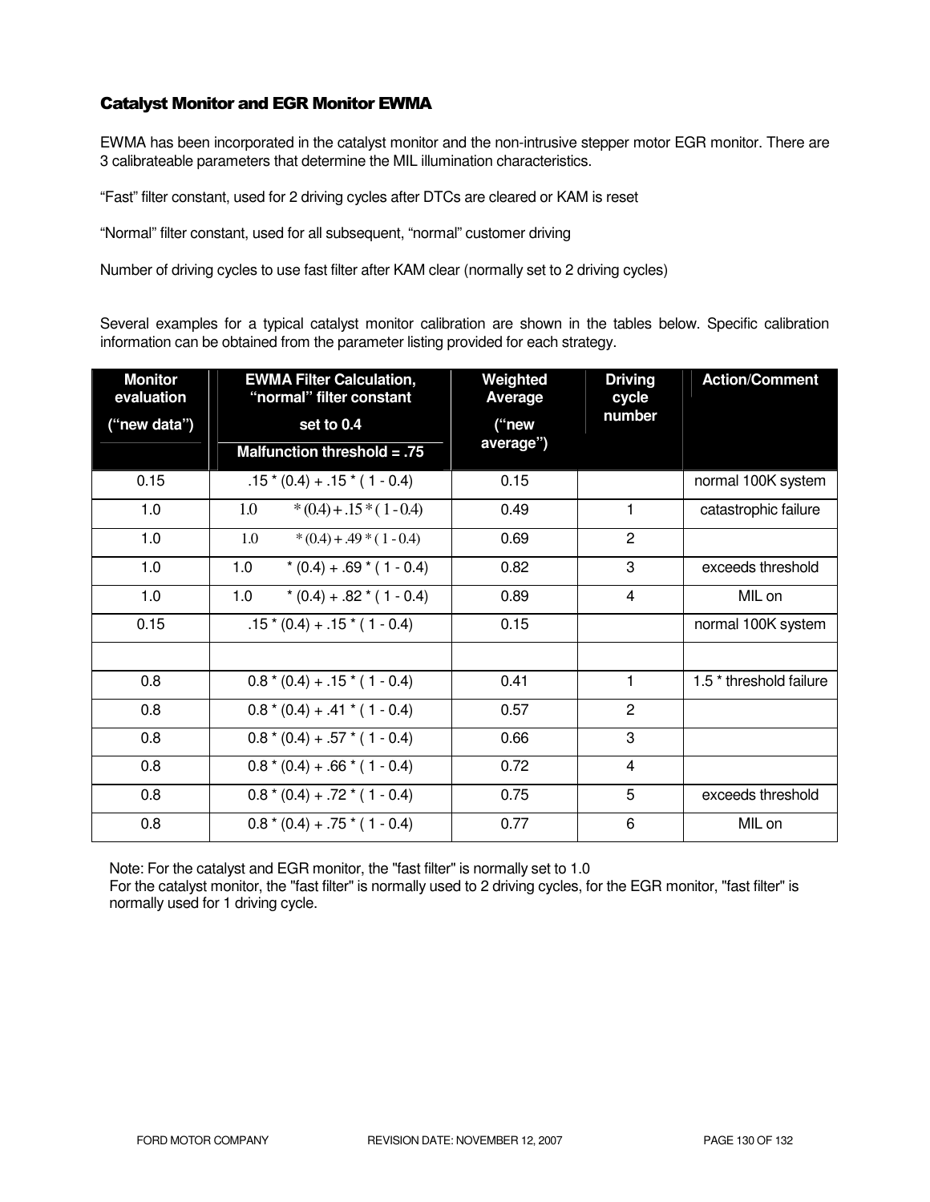### Catalyst Monitor and EGR Monitor EWMA

EWMA has been incorporated in the catalyst monitor and the non-intrusive stepper motor EGR monitor. There are 3 calibrateable parameters that determine the MIL illumination characteristics.

"Fast" filter constant, used for 2 driving cycles after DTCs are cleared or KAM is reset

"Normal" filter constant, used for all subsequent, "normal" customer driving

Number of driving cycles to use fast filter after KAM clear (normally set to 2 driving cycles)

Several examples for a typical catalyst monitor calibration are shown in the tables below. Specific calibration information can be obtained from the parameter listing provided for each strategy.

| Monitor evaluation ("new data") | EWMA Filter Calculation, "normal" filter constant set to 0.4 Malfunction threshold = .75 | Weighted Average ("new average") | Driving cycle number | Action/Comment |
|---|---|---|---|---|
| 0.15 | .15 * (0.4) + .15 * ( 1 - 0.4) | 0.15 | | normal 100K system |
| 1.0 | 1.0 * (0.4) + .15 * ( 1 - 0.4) | 0.49 | 1 | catastrophic failure |
| 1.0 | 1.0 * (0.4) + .49 * ( 1 - 0.4) | 0.69 | 2 | |
| 1.0 | 1.0 * (0.4) + .69 * ( 1 - 0.4) | 0.82 | 3 | exceeds threshold |
| 1.0 | 1.0 * (0.4) + .82 * ( 1 - 0.4) | 0.89 | 4 | MIL on |
| 0.15 | .15 * (0.4) + .15 * ( 1 - 0.4) | 0.15 | | normal 100K system |
| | | | | |
| 0.8 | 0.8 * (0.4) + .15 * ( 1 - 0.4) | 0.41 | 1 | 1.5 * threshold failure |
| 0.8 | 0.8 * (0.4) + .41 * ( 1 - 0.4) | 0.57 | 2 | |
| 0.8 | 0.8 * (0.4) + .57 * ( 1 - 0.4) | 0.66 | 3 | |
| 0.8 | 0.8 * (0.4) + .66 * ( 1 - 0.4) | 0.72 | 4 | |
| 0.8 | 0.8 * (0.4) + .72 * ( 1 - 0.4) | 0.75 | 5 | exceeds threshold |
| 0.8 | 0.8 * (0.4) + .75 * ( 1 - 0.4) | 0.77 | 6 | MIL on |

Note: For the catalyst and EGR monitor, the "fast filter" is normally set to 1.0
For the catalyst monitor, the "fast filter" is normally used to 2 driving cycles, for the EGR monitor, "fast filter" is normally used for 1 driving cycle.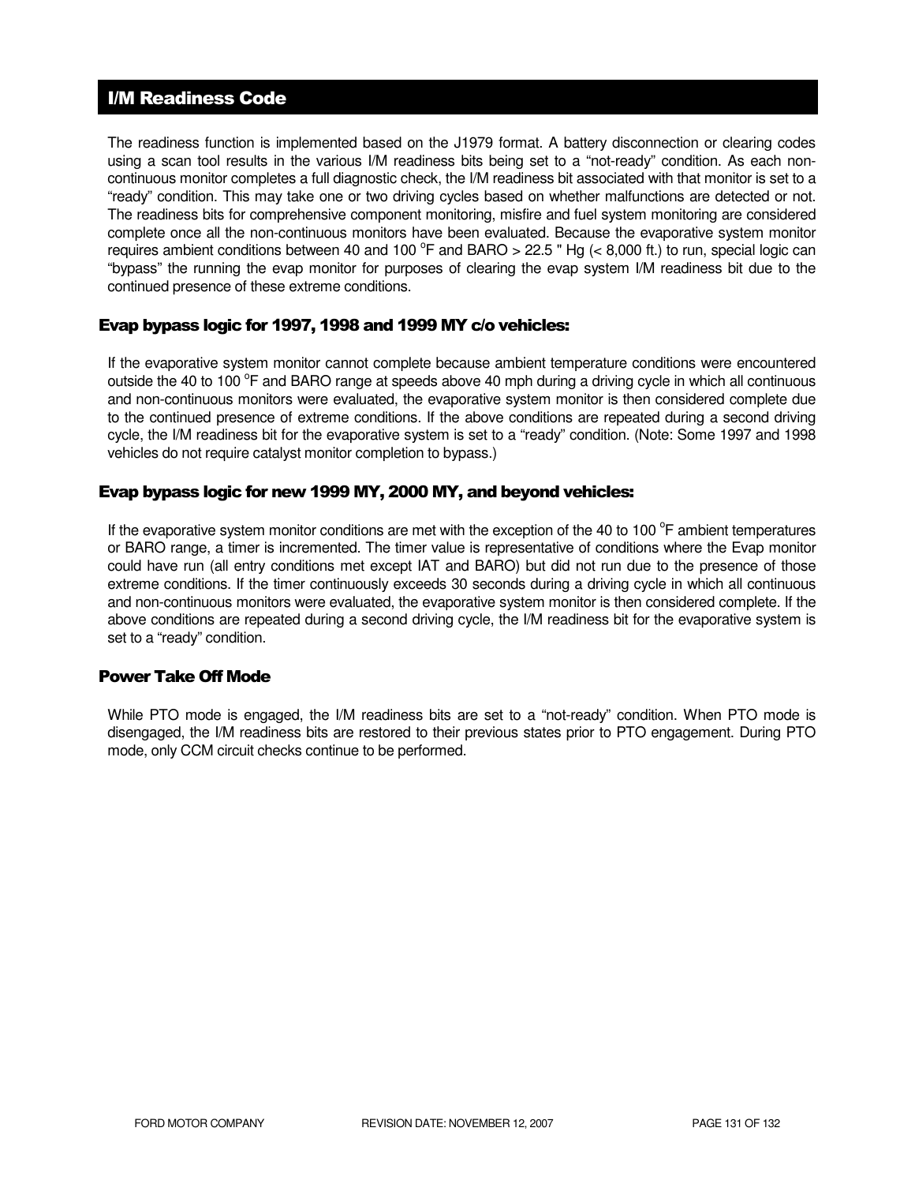## I/M Readiness Code

The readiness function is implemented based on the J1979 format. A battery disconnection or clearing codes using a scan tool results in the various I/M readiness bits being set to a "not-ready" condition. As each non-continuous monitor completes a full diagnostic check, the I/M readiness bit associated with that monitor is set to a "ready" condition. This may take one or two driving cycles based on whether malfunctions are detected or not. The readiness bits for comprehensive component monitoring, misfire and fuel system monitoring are considered complete once all the non-continuous monitors have been evaluated. Because the evaporative system monitor requires ambient conditions between 40 and 100 $^oF$ and BARO > 22.5 " Hg (< 8,000 ft.) to run, special logic can "bypass" the running the evap monitor for purposes of clearing the evap system I/M readiness bit due to the continued presence of these extreme conditions.

### Evap bypass logic for 1997, 1998 and 1999 MY c/o vehicles:

If the evaporative system monitor cannot complete because ambient temperature conditions were encountered outside the 40 to 100 $^oF$ and BARO range at speeds above 40 mph during a driving cycle in which all continuous and non-continuous monitors were evaluated, the evaporative system monitor is then considered complete due to the continued presence of extreme conditions. If the above conditions are repeated during a second driving cycle, the I/M readiness bit for the evaporative system is set to a "ready" condition. (Note: Some 1997 and 1998 vehicles do not require catalyst monitor completion to bypass.)

### Evap bypass logic for new 1999 MY, 2000 MY, and beyond vehicles:

If the evaporative system monitor conditions are met with the exception of the 40 to 100 $^oF$ ambient temperatures or BARO range, a timer is incremented. The timer value is representative of conditions where the Evap monitor could have run (all entry conditions met except IAT and BARO) but did not run due to the presence of those extreme conditions. If the timer continuously exceeds 30 seconds during a driving cycle in which all continuous and non-continuous monitors were evaluated, the evaporative system monitor is then considered complete. If the above conditions are repeated during a second driving cycle, the I/M readiness bit for the evaporative system is set to a "ready" condition.

### Power Take Off Mode

While PTO mode is engaged, the I/M readiness bits are set to a "not-ready" condition. When PTO mode is disengaged, the I/M readiness bits are restored to their previous states prior to PTO engagement. During PTO mode, only CCM circuit checks continue to be performed.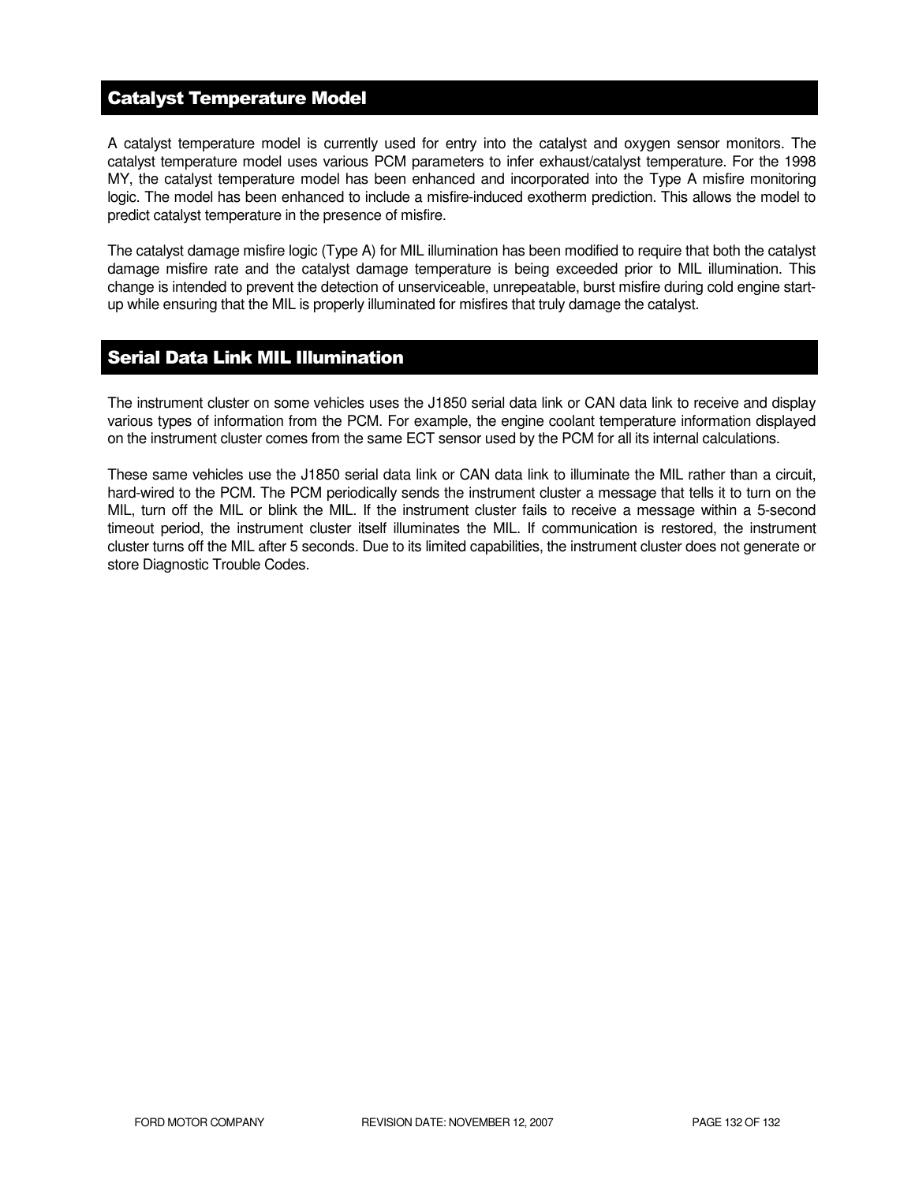## Catalyst Temperature Model

A catalyst temperature model is currently used for entry into the catalyst and oxygen sensor monitors. The catalyst temperature model uses various PCM parameters to infer exhaust/catalyst temperature. For the 1998 MY, the catalyst temperature model has been enhanced and incorporated into the Type A misfire monitoring logic. The model has been enhanced to include a misfire-induced exotherm prediction. This allows the model to predict catalyst temperature in the presence of misfire.

The catalyst damage misfire logic (Type A) for MIL illumination has been modified to require that both the catalyst damage misfire rate and the catalyst damage temperature is being exceeded prior to MIL illumination. This change is intended to prevent the detection of unserviceable, unrepeatable, burst misfire during cold engine start-up while ensuring that the MIL is properly illuminated for misfires that truly damage the catalyst.

## Serial Data Link MIL Illumination

The instrument cluster on some vehicles uses the J1850 serial data link or CAN data link to receive and display various types of information from the PCM. For example, the engine coolant temperature information displayed on the instrument cluster comes from the same ECT sensor used by the PCM for all its internal calculations.

These same vehicles use the J1850 serial data link or CAN data link to illuminate the MIL rather than a circuit, hard-wired to the PCM. The PCM periodically sends the instrument cluster a message that tells it to turn on the MIL, turn off the MIL or blink the MIL. If the instrument cluster fails to receive a message within a 5-second timeout period, the instrument cluster itself illuminates the MIL. If communication is restored, the instrument cluster turns off the MIL after 5 seconds. Due to its limited capabilities, the instrument cluster does not generate or store Diagnostic Trouble Codes.